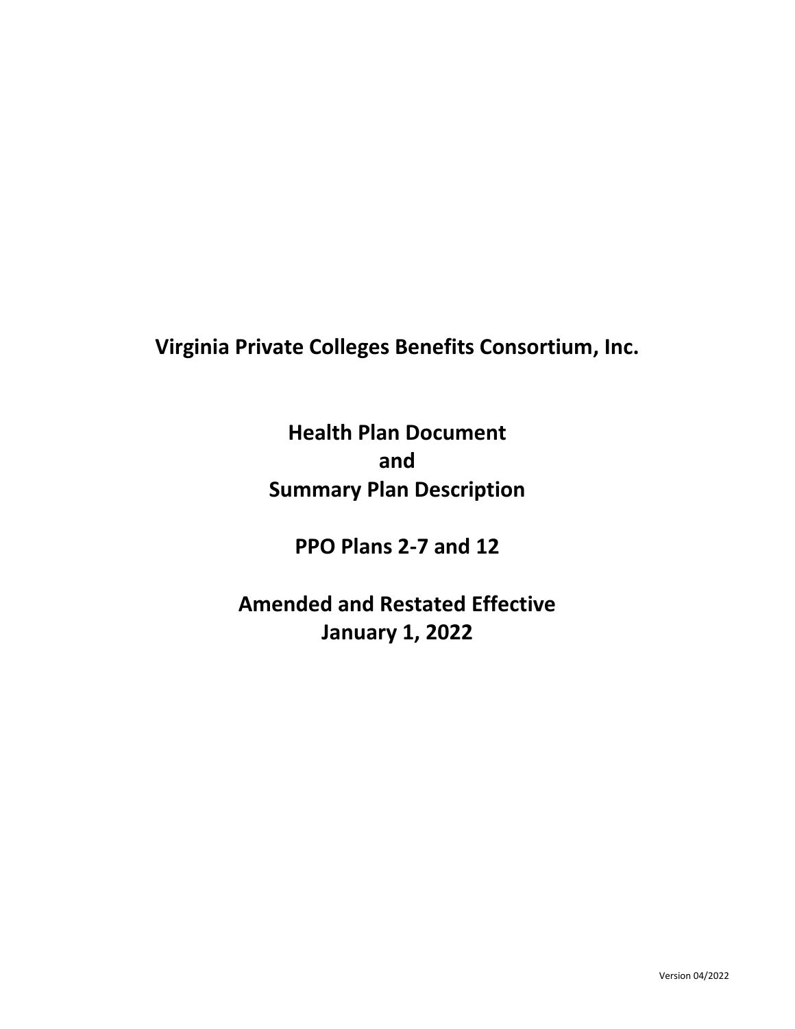# Virginia Private Colleges Benefits Consortium, Inc.

## Health Plan Document and Summary Plan Description

## PPO Plans 2-7 and 12

## Amended and Restated Effective January 1, 2022

Version 04/2022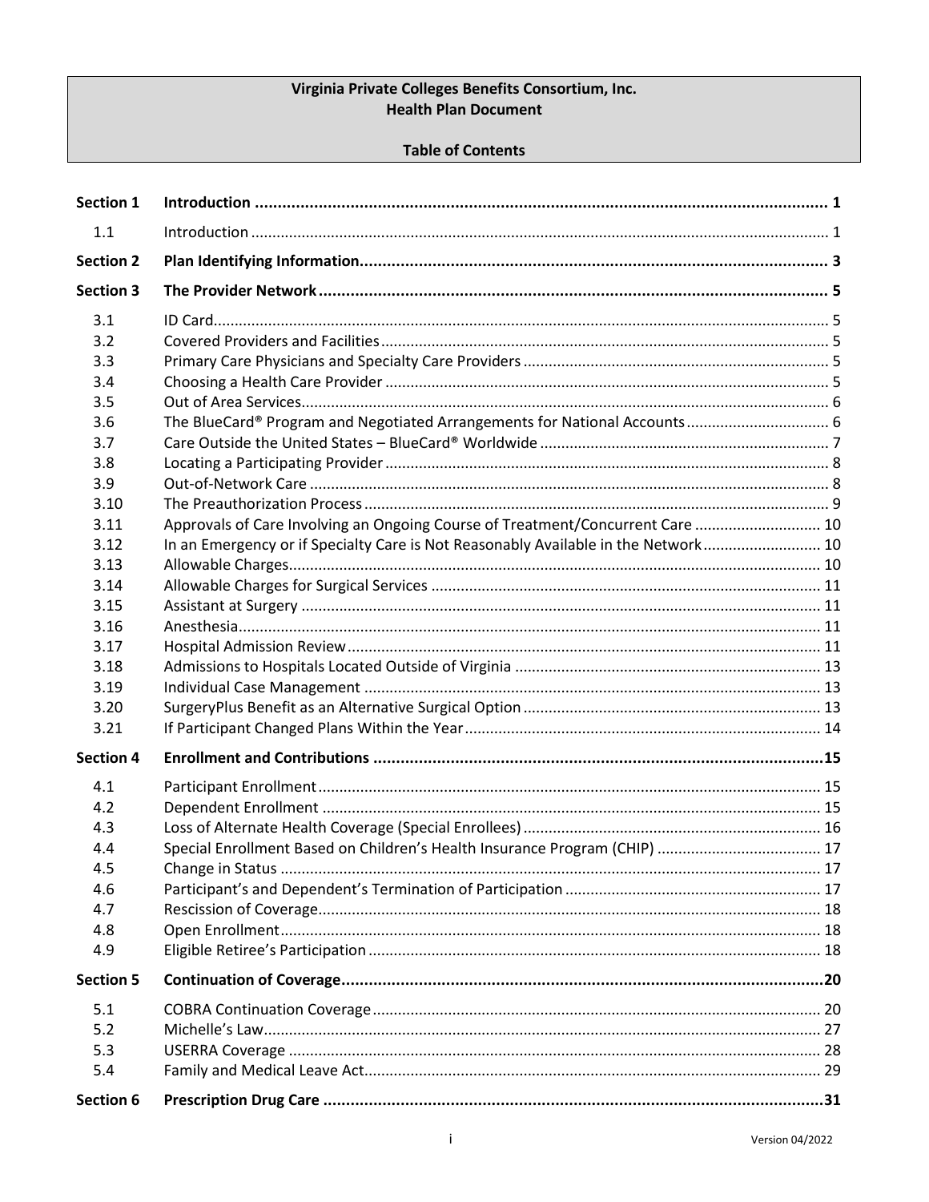**Virginia Private Colleges Benefits Consortium, Inc.**
**Health Plan Document**

**Table of Contents**

| | | |
|---|---|---|
| **Section 1** | **Introduction** | **1** |
| 1.1 | Introduction | 1 |
| **Section 2** | **Plan Identifying Information** | **3** |
| **Section 3** | **The Provider Network** | **5** |
| 3.1 | ID Card | 5 |
| 3.2 | Covered Providers and Facilities | 5 |
| 3.3 | Primary Care Physicians and Specialty Care Providers | 5 |
| 3.4 | Choosing a Health Care Provider | 5 |
| 3.5 | Out of Area Services | 6 |
| 3.6 | The BlueCard® Program and Negotiated Arrangements for National Accounts | 6 |
| 3.7 | Care Outside the United States – BlueCard® Worldwide | 7 |
| 3.8 | Locating a Participating Provider | 8 |
| 3.9 | Out-of-Network Care | 8 |
| 3.10 | The Preauthorization Process | 9 |
| 3.11 | Approvals of Care Involving an Ongoing Course of Treatment/Concurrent Care | 10 |
| 3.12 | In an Emergency or if Specialty Care is Not Reasonably Available in the Network | 10 |
| 3.13 | Allowable Charges | 10 |
| 3.14 | Allowable Charges for Surgical Services | 11 |
| 3.15 | Assistant at Surgery | 11 |
| 3.16 | Anesthesia | 11 |
| 3.17 | Hospital Admission Review | 11 |
| 3.18 | Admissions to Hospitals Located Outside of Virginia | 13 |
| 3.19 | Individual Case Management | 13 |
| 3.20 | SurgeryPlus Benefit as an Alternative Surgical Option | 13 |
| 3.21 | If Participant Changed Plans Within the Year | 14 |
| **Section 4** | **Enrollment and Contributions** | **15** |
| 4.1 | Participant Enrollment | 15 |
| 4.2 | Dependent Enrollment | 15 |
| 4.3 | Loss of Alternate Health Coverage (Special Enrollees) | 16 |
| 4.4 | Special Enrollment Based on Children's Health Insurance Program (CHIP) | 17 |
| 4.5 | Change in Status | 17 |
| 4.6 | Participant's and Dependent's Termination of Participation | 17 |
| 4.7 | Rescission of Coverage | 18 |
| 4.8 | Open Enrollment | 18 |
| 4.9 | Eligible Retiree's Participation | 18 |
| **Section 5** | **Continuation of Coverage** | **20** |
| 5.1 | COBRA Continuation Coverage | 20 |
| 5.2 | Michelle's Law | 27 |
| 5.3 | USERRA Coverage | 28 |
| 5.4 | Family and Medical Leave Act | 29 |
| **Section 6** | **Prescription Drug Care** | **31** |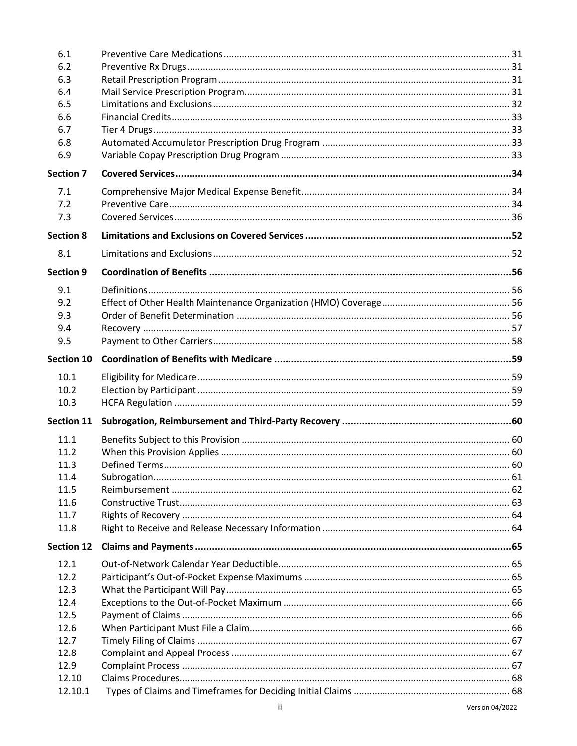| | | |
|---|---|---|
| 6.1 | Preventive Care Medications | 31 |
| 6.2 | Preventive Rx Drugs | 31 |
| 6.3 | Retail Prescription Program | 31 |
| 6.4 | Mail Service Prescription Program | 31 |
| 6.5 | Limitations and Exclusions | 32 |
| 6.6 | Financial Credits | 33 |
| 6.7 | Tier 4 Drugs | 33 |
| 6.8 | Automated Accumulator Prescription Drug Program | 33 |
| 6.9 | Variable Copay Prescription Drug Program | 33 |
| **Section 7** | **Covered Services** | **34** |
| 7.1 | Comprehensive Major Medical Expense Benefit | 34 |
| 7.2 | Preventive Care | 34 |
| 7.3 | Covered Services | 36 |
| **Section 8** | **Limitations and Exclusions on Covered Services** | **52** |
| 8.1 | Limitations and Exclusions | 52 |
| **Section 9** | **Coordination of Benefits** | **56** |
| 9.1 | Definitions | 56 |
| 9.2 | Effect of Other Health Maintenance Organization (HMO) Coverage | 56 |
| 9.3 | Order of Benefit Determination | 56 |
| 9.4 | Recovery | 57 |
| 9.5 | Payment to Other Carriers | 58 |
| **Section 10** | **Coordination of Benefits with Medicare** | **59** |
| 10.1 | Eligibility for Medicare | 59 |
| 10.2 | Election by Participant | 59 |
| 10.3 | HCFA Regulation | 59 |
| **Section 11** | **Subrogation, Reimbursement and Third-Party Recovery** | **60** |
| 11.1 | Benefits Subject to this Provision | 60 |
| 11.2 | When this Provision Applies | 60 |
| 11.3 | Defined Terms | 60 |
| 11.4 | Subrogation | 61 |
| 11.5 | Reimbursement | 62 |
| 11.6 | Constructive Trust | 63 |
| 11.7 | Rights of Recovery | 64 |
| 11.8 | Right to Receive and Release Necessary Information | 64 |
| **Section 12** | **Claims and Payments** | **65** |
| 12.1 | Out-of-Network Calendar Year Deductible | 65 |
| 12.2 | Participant's Out-of-Pocket Expense Maximums | 65 |
| 12.3 | What the Participant Will Pay | 65 |
| 12.4 | Exceptions to the Out-of-Pocket Maximum | 66 |
| 12.5 | Payment of Claims | 66 |
| 12.6 | When Participant Must File a Claim | 66 |
| 12.7 | Timely Filing of Claims | 67 |
| 12.8 | Complaint and Appeal Process | 67 |
| 12.9 | Complaint Process | 67 |
| 12.10 | Claims Procedures | 68 |
| 12.10.1 | Types of Claims and Timeframes for Deciding Initial Claims | 68 |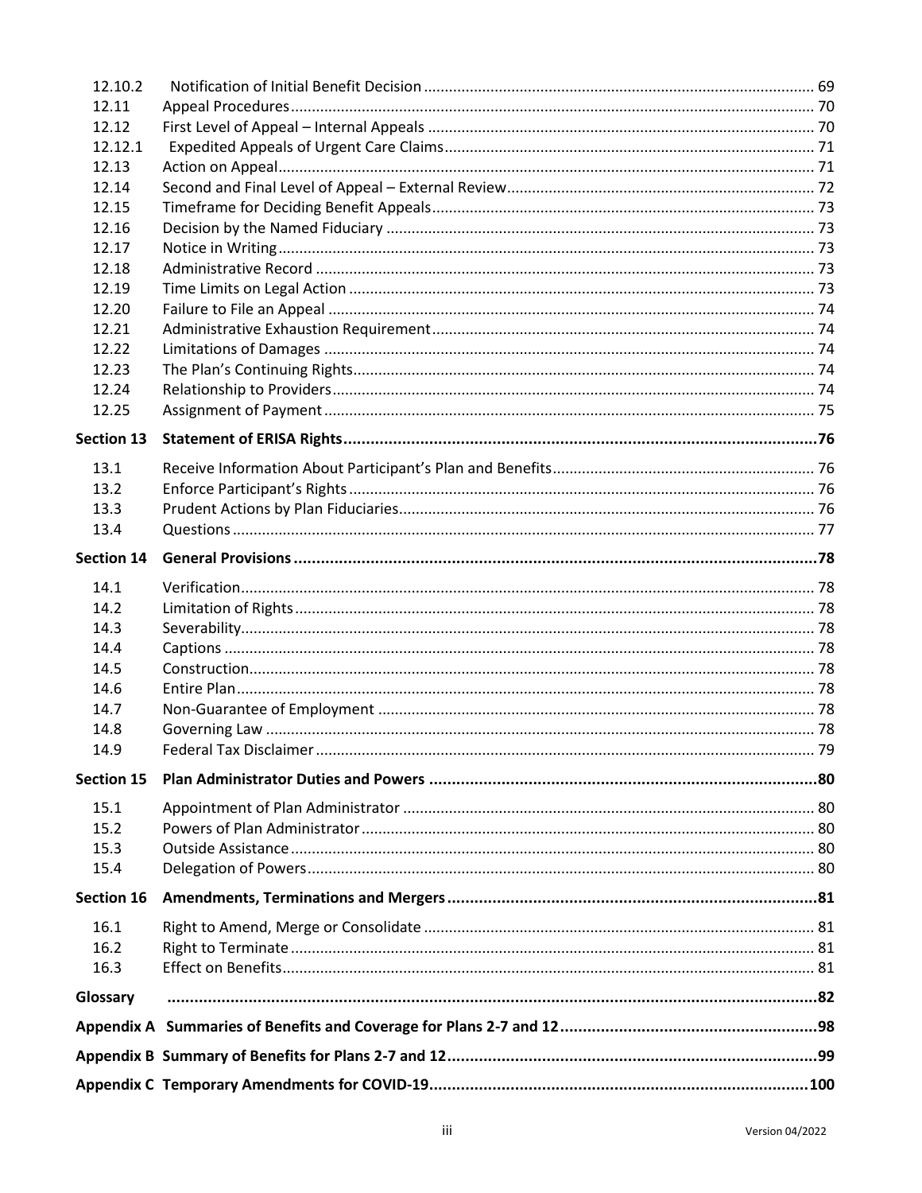| | | |
|---|---|---|
| 12.10.2 | Notification of Initial Benefit Decision | 69 |
| 12.11 | Appeal Procedures | 70 |
| 12.12 | First Level of Appeal – Internal Appeals | 70 |
| 12.12.1 | Expedited Appeals of Urgent Care Claims | 71 |
| 12.13 | Action on Appeal | 71 |
| 12.14 | Second and Final Level of Appeal – External Review | 72 |
| 12.15 | Timeframe for Deciding Benefit Appeals | 73 |
| 12.16 | Decision by the Named Fiduciary | 73 |
| 12.17 | Notice in Writing | 73 |
| 12.18 | Administrative Record | 73 |
| 12.19 | Time Limits on Legal Action | 73 |
| 12.20 | Failure to File an Appeal | 74 |
| 12.21 | Administrative Exhaustion Requirement | 74 |
| 12.22 | Limitations of Damages | 74 |
| 12.23 | The Plan's Continuing Rights | 74 |
| 12.24 | Relationship to Providers | 74 |
| 12.25 | Assignment of Payment | 75 |
| **Section 13** | **Statement of ERISA Rights** | **76** |
| 13.1 | Receive Information About Participant's Plan and Benefits | 76 |
| 13.2 | Enforce Participant's Rights | 76 |
| 13.3 | Prudent Actions by Plan Fiduciaries | 76 |
| 13.4 | Questions | 77 |
| **Section 14** | **General Provisions** | **78** |
| 14.1 | Verification | 78 |
| 14.2 | Limitation of Rights | 78 |
| 14.3 | Severability | 78 |
| 14.4 | Captions | 78 |
| 14.5 | Construction | 78 |
| 14.6 | Entire Plan | 78 |
| 14.7 | Non-Guarantee of Employment | 78 |
| 14.8 | Governing Law | 78 |
| 14.9 | Federal Tax Disclaimer | 79 |
| **Section 15** | **Plan Administrator Duties and Powers** | **80** |
| 15.1 | Appointment of Plan Administrator | 80 |
| 15.2 | Powers of Plan Administrator | 80 |
| 15.3 | Outside Assistance | 80 |
| 15.4 | Delegation of Powers | 80 |
| **Section 16** | **Amendments, Terminations and Mergers** | **81** |
| 16.1 | Right to Amend, Merge or Consolidate | 81 |
| 16.2 | Right to Terminate | 81 |
| 16.3 | Effect on Benefits | 81 |
| **Glossary** | | **82** |
| **Appendix A** | **Summaries of Benefits and Coverage for Plans 2-7 and 12** | **98** |
| **Appendix B** | **Summary of Benefits for Plans 2-7 and 12** | **99** |
| **Appendix C** | **Temporary Amendments for COVID-19** | **100** |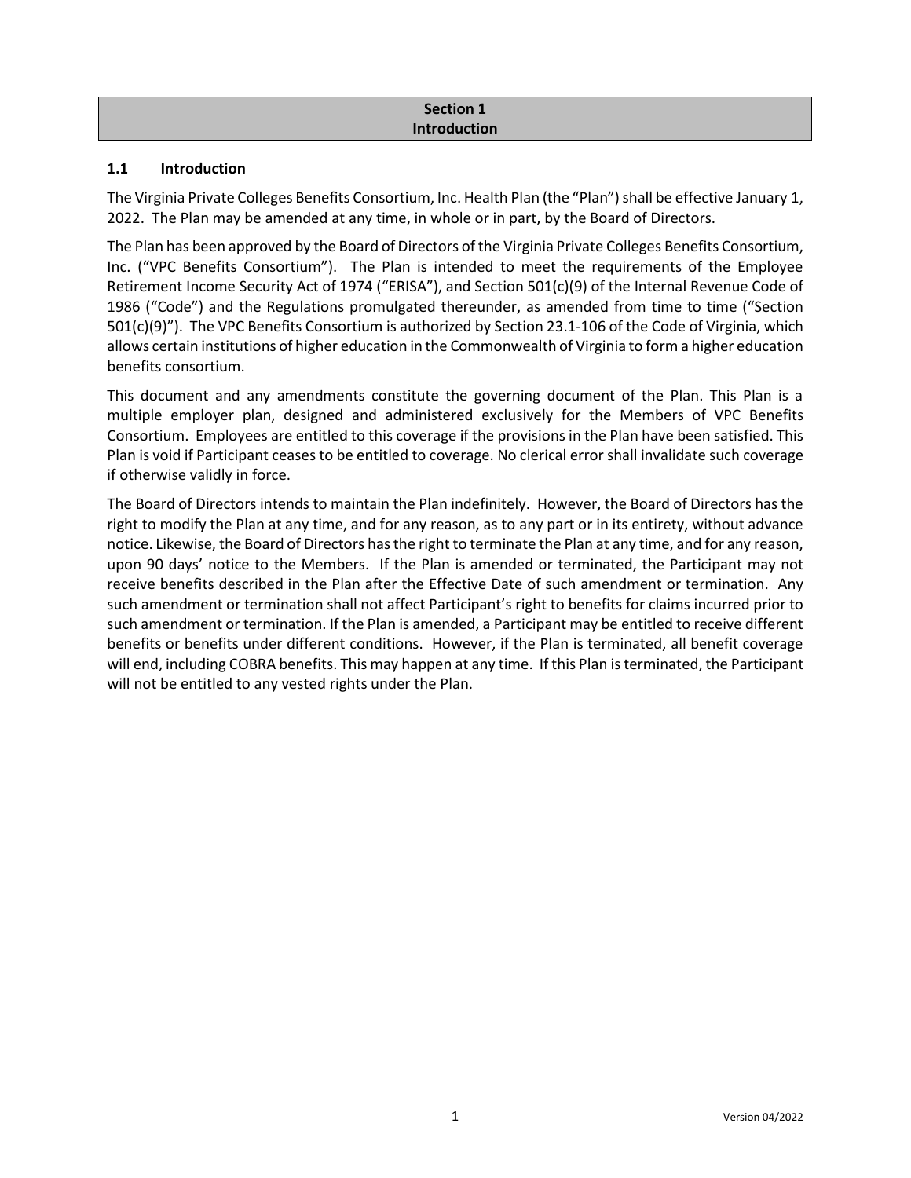# Section 1
# Introduction

## 1.1 Introduction

The Virginia Private Colleges Benefits Consortium, Inc. Health Plan (the "Plan") shall be effective January 1, 2022. The Plan may be amended at any time, in whole or in part, by the Board of Directors.

The Plan has been approved by the Board of Directors of the Virginia Private Colleges Benefits Consortium, Inc. ("VPC Benefits Consortium"). The Plan is intended to meet the requirements of the Employee Retirement Income Security Act of 1974 ("ERISA"), and Section 501(c)(9) of the Internal Revenue Code of 1986 ("Code") and the Regulations promulgated thereunder, as amended from time to time ("Section 501(c)(9)"). The VPC Benefits Consortium is authorized by Section 23.1-106 of the Code of Virginia, which allows certain institutions of higher education in the Commonwealth of Virginia to form a higher education benefits consortium.

This document and any amendments constitute the governing document of the Plan. This Plan is a multiple employer plan, designed and administered exclusively for the Members of VPC Benefits Consortium. Employees are entitled to this coverage if the provisions in the Plan have been satisfied. This Plan is void if Participant ceases to be entitled to coverage. No clerical error shall invalidate such coverage if otherwise validly in force.

The Board of Directors intends to maintain the Plan indefinitely. However, the Board of Directors has the right to modify the Plan at any time, and for any reason, as to any part or in its entirety, without advance notice. Likewise, the Board of Directors has the right to terminate the Plan at any time, and for any reason, upon 90 days' notice to the Members. If the Plan is amended or terminated, the Participant may not receive benefits described in the Plan after the Effective Date of such amendment or termination. Any such amendment or termination shall not affect Participant's right to benefits for claims incurred prior to such amendment or termination. If the Plan is amended, a Participant may be entitled to receive different benefits or benefits under different conditions. However, if the Plan is terminated, all benefit coverage will end, including COBRA benefits. This may happen at any time. If this Plan is terminated, the Participant will not be entitled to any vested rights under the Plan.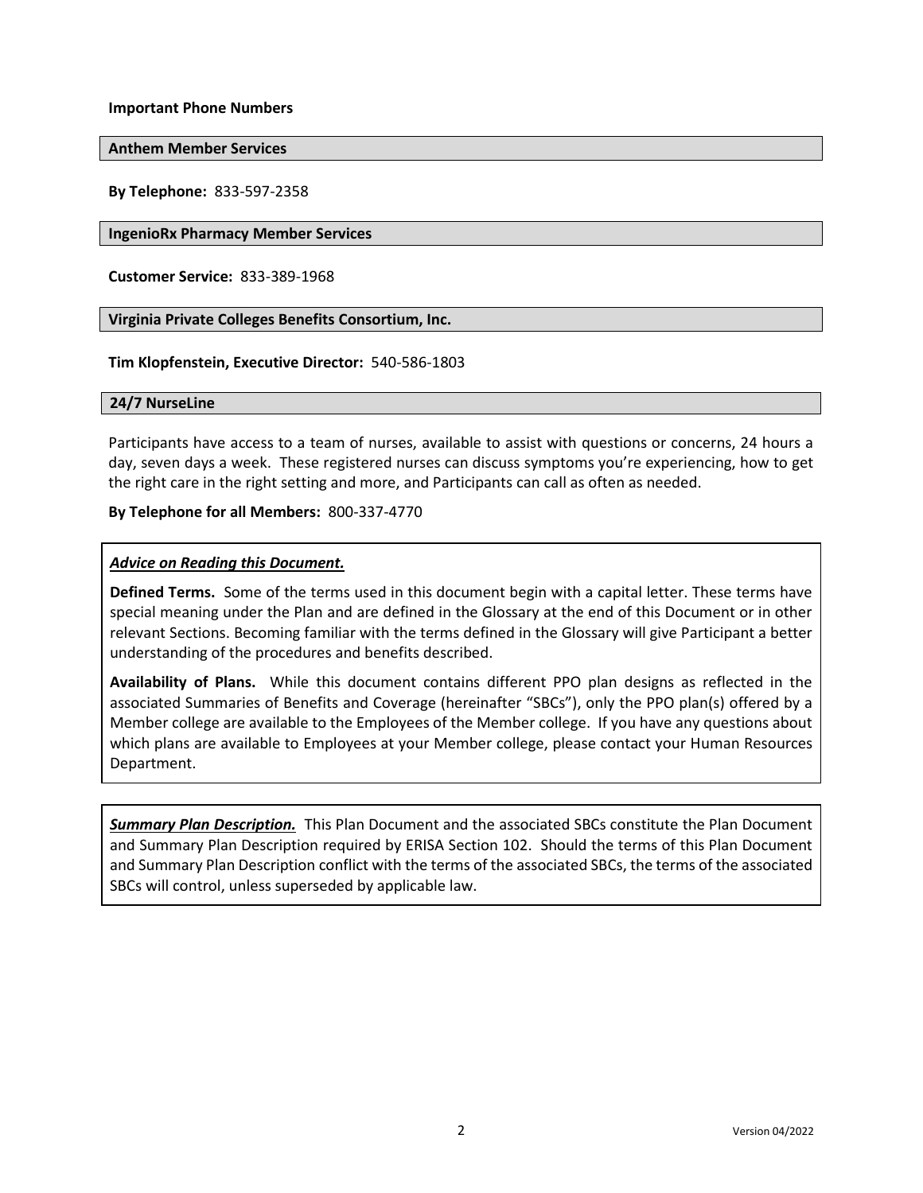**Important Phone Numbers**

**Anthem Member Services**

**By Telephone:** 833-597-2358

**IngenioRx Pharmacy Member Services**

**Customer Service:** 833-389-1968

**Virginia Private Colleges Benefits Consortium, Inc.**

**Tim Klopfenstein, Executive Director:** 540-586-1803

**24/7 NurseLine**

Participants have access to a team of nurses, available to assist with questions or concerns, 24 hours a day, seven days a week. These registered nurses can discuss symptoms you're experiencing, how to get the right care in the right setting and more, and Participants can call as often as needed.

**By Telephone for all Members:** 800-337-4770

***Advice on Reading this Document.***

**Defined Terms.** Some of the terms used in this document begin with a capital letter. These terms have special meaning under the Plan and are defined in the Glossary at the end of this Document or in other relevant Sections. Becoming familiar with the terms defined in the Glossary will give Participant a better understanding of the procedures and benefits described.

**Availability of Plans.** While this document contains different PPO plan designs as reflected in the associated Summaries of Benefits and Coverage (hereinafter "SBCs"), only the PPO plan(s) offered by a Member college are available to the Employees of the Member college. If you have any questions about which plans are available to Employees at your Member college, please contact your Human Resources Department.

***Summary Plan Description.*** This Plan Document and the associated SBCs constitute the Plan Document and Summary Plan Description required by ERISA Section 102. Should the terms of this Plan Document and Summary Plan Description conflict with the terms of the associated SBCs, the terms of the associated SBCs will control, unless superseded by applicable law.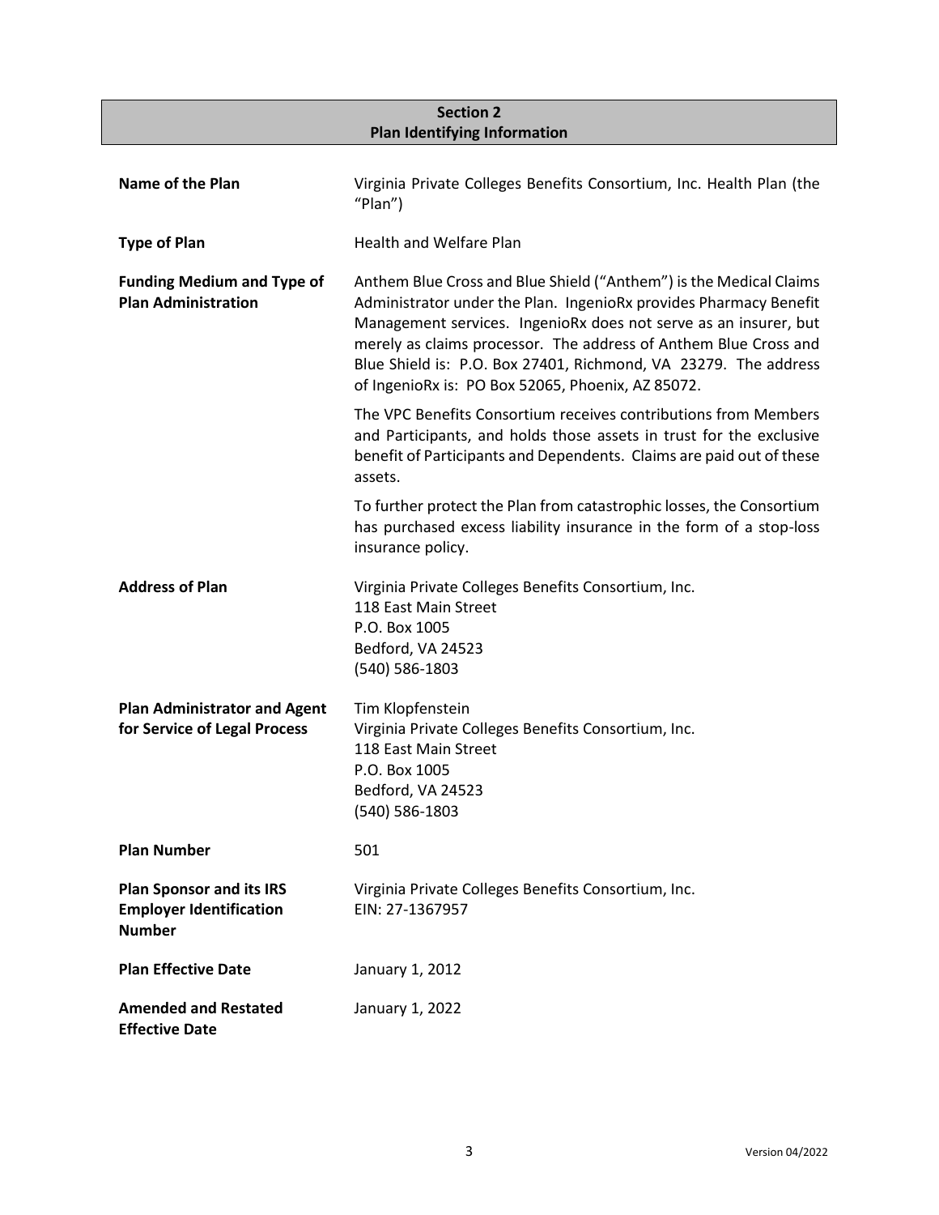## Section 2
## Plan Identifying Information

| | |
|---|---|
| **Name of the Plan** | Virginia Private Colleges Benefits Consortium, Inc. Health Plan (the "Plan") |
| **Type of Plan** | Health and Welfare Plan |
| **Funding Medium and Type of Plan Administration** | Anthem Blue Cross and Blue Shield ("Anthem") is the Medical Claims Administrator under the Plan. IngenioRx provides Pharmacy Benefit Management services. IngenioRx does not serve as an insurer, but merely as claims processor. The address of Anthem Blue Cross and Blue Shield is: P.O. Box 27401, Richmond, VA 23279. The address of IngenioRx is: PO Box 52065, Phoenix, AZ 85072.<br><br>The VPC Benefits Consortium receives contributions from Members and Participants, and holds those assets in trust for the exclusive benefit of Participants and Dependents. Claims are paid out of these assets.<br><br>To further protect the Plan from catastrophic losses, the Consortium has purchased excess liability insurance in the form of a stop-loss insurance policy. |
| **Address of Plan** | Virginia Private Colleges Benefits Consortium, Inc.<br>118 East Main Street<br>P.O. Box 1005<br>Bedford, VA 24523<br>(540) 586-1803 |
| **Plan Administrator and Agent for Service of Legal Process** | Tim Klopfenstein<br>Virginia Private Colleges Benefits Consortium, Inc.<br>118 East Main Street<br>P.O. Box 1005<br>Bedford, VA 24523<br>(540) 586-1803 |
| **Plan Number** | 501 |
| **Plan Sponsor and its IRS Employer Identification Number** | Virginia Private Colleges Benefits Consortium, Inc.<br>EIN: 27-1367957 |
| **Plan Effective Date** | January 1, 2012 |
| **Amended and Restated Effective Date** | January 1, 2022 |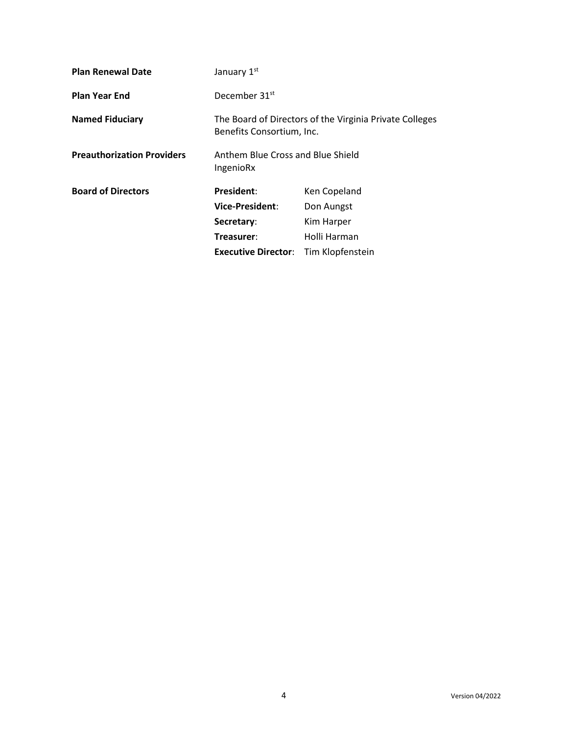| | | |
|---|---|---|
| **Plan Renewal Date** | January 1st | |
| **Plan Year End** | December 31st | |
| **Named Fiduciary** | The Board of Directors of the Virginia Private Colleges Benefits Consortium, Inc. | |
| **Preauthorization Providers** | Anthem Blue Cross and Blue Shield<br>IngenioRx | |
| **Board of Directors** | **President**: | Ken Copeland |
| | **Vice-President**: | Don Aungst |
| | **Secretary**: | Kim Harper |
| | **Treasurer**: | Holli Harman |
| | **Executive Director**: | Tim Klopfenstein |

Version 04/2022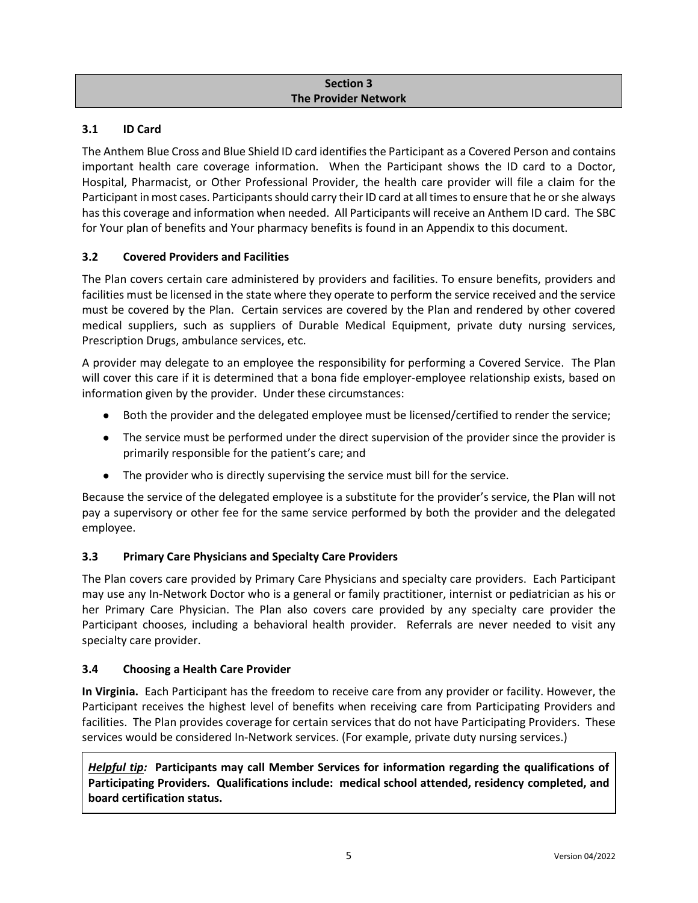## Section 3
## The Provider Network

### 3.1 ID Card

The Anthem Blue Cross and Blue Shield ID card identifies the Participant as a Covered Person and contains important health care coverage information. When the Participant shows the ID card to a Doctor, Hospital, Pharmacist, or Other Professional Provider, the health care provider will file a claim for the Participant in most cases. Participants should carry their ID card at all times to ensure that he or she always has this coverage and information when needed. All Participants will receive an Anthem ID card. The SBC for Your plan of benefits and Your pharmacy benefits is found in an Appendix to this document.

### 3.2 Covered Providers and Facilities

The Plan covers certain care administered by providers and facilities. To ensure benefits, providers and facilities must be licensed in the state where they operate to perform the service received and the service must be covered by the Plan. Certain services are covered by the Plan and rendered by other covered medical suppliers, such as suppliers of Durable Medical Equipment, private duty nursing services, Prescription Drugs, ambulance services, etc.

A provider may delegate to an employee the responsibility for performing a Covered Service. The Plan will cover this care if it is determined that a bona fide employer-employee relationship exists, based on information given by the provider. Under these circumstances:

- Both the provider and the delegated employee must be licensed/certified to render the service;
- The service must be performed under the direct supervision of the provider since the provider is primarily responsible for the patient's care; and
- The provider who is directly supervising the service must bill for the service.

Because the service of the delegated employee is a substitute for the provider's service, the Plan will not pay a supervisory or other fee for the same service performed by both the provider and the delegated employee.

### 3.3 Primary Care Physicians and Specialty Care Providers

The Plan covers care provided by Primary Care Physicians and specialty care providers. Each Participant may use any In-Network Doctor who is a general or family practitioner, internist or pediatrician as his or her Primary Care Physician. The Plan also covers care provided by any specialty care provider the Participant chooses, including a behavioral health provider. Referrals are never needed to visit any specialty care provider.

### 3.4 Choosing a Health Care Provider

**In Virginia.** Each Participant has the freedom to receive care from any provider or facility. However, the Participant receives the highest level of benefits when receiving care from Participating Providers and facilities. The Plan provides coverage for certain services that do not have Participating Providers. These services would be considered In-Network services. (For example, private duty nursing services.)

> ***Helpful tip:*** **Participants may call Member Services for information regarding the qualifications of Participating Providers. Qualifications include: medical school attended, residency completed, and board certification status.**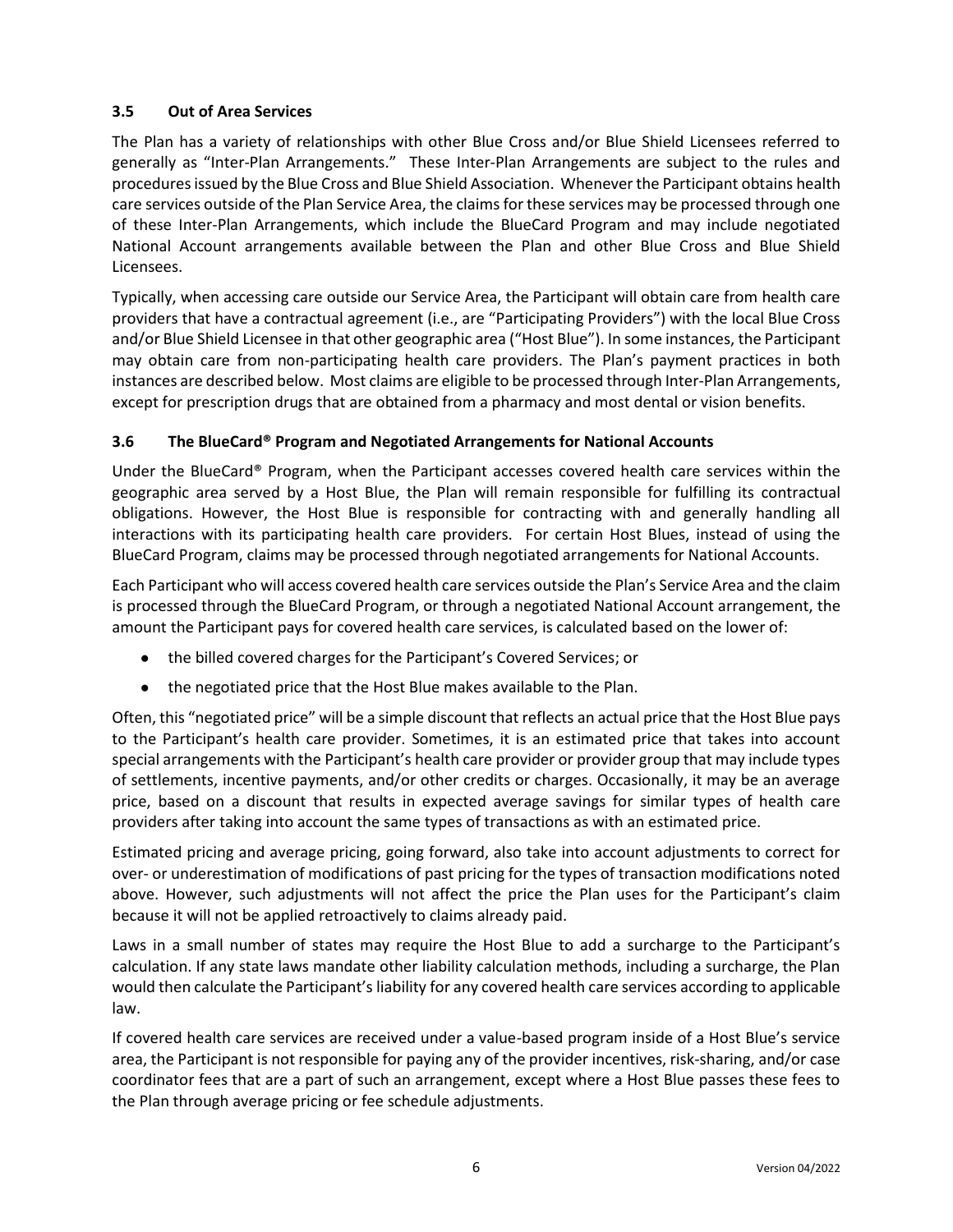### 3.5 Out of Area Services

The Plan has a variety of relationships with other Blue Cross and/or Blue Shield Licensees referred to generally as "Inter-Plan Arrangements." These Inter-Plan Arrangements are subject to the rules and procedures issued by the Blue Cross and Blue Shield Association. Whenever the Participant obtains health care services outside of the Plan Service Area, the claims for these services may be processed through one of these Inter-Plan Arrangements, which include the BlueCard Program and may include negotiated National Account arrangements available between the Plan and other Blue Cross and Blue Shield Licensees.

Typically, when accessing care outside our Service Area, the Participant will obtain care from health care providers that have a contractual agreement (i.e., are "Participating Providers") with the local Blue Cross and/or Blue Shield Licensee in that other geographic area ("Host Blue"). In some instances, the Participant may obtain care from non-participating health care providers. The Plan's payment practices in both instances are described below. Most claims are eligible to be processed through Inter-Plan Arrangements, except for prescription drugs that are obtained from a pharmacy and most dental or vision benefits.

### 3.6 The BlueCard® Program and Negotiated Arrangements for National Accounts

Under the BlueCard® Program, when the Participant accesses covered health care services within the geographic area served by a Host Blue, the Plan will remain responsible for fulfilling its contractual obligations. However, the Host Blue is responsible for contracting with and generally handling all interactions with its participating health care providers. For certain Host Blues, instead of using the BlueCard Program, claims may be processed through negotiated arrangements for National Accounts.

Each Participant who will access covered health care services outside the Plan's Service Area and the claim is processed through the BlueCard Program, or through a negotiated National Account arrangement, the amount the Participant pays for covered health care services, is calculated based on the lower of:

- the billed covered charges for the Participant's Covered Services; or
- the negotiated price that the Host Blue makes available to the Plan.

Often, this "negotiated price" will be a simple discount that reflects an actual price that the Host Blue pays to the Participant's health care provider. Sometimes, it is an estimated price that takes into account special arrangements with the Participant's health care provider or provider group that may include types of settlements, incentive payments, and/or other credits or charges. Occasionally, it may be an average price, based on a discount that results in expected average savings for similar types of health care providers after taking into account the same types of transactions as with an estimated price.

Estimated pricing and average pricing, going forward, also take into account adjustments to correct for over- or underestimation of modifications of past pricing for the types of transaction modifications noted above. However, such adjustments will not affect the price the Plan uses for the Participant's claim because it will not be applied retroactively to claims already paid.

Laws in a small number of states may require the Host Blue to add a surcharge to the Participant's calculation. If any state laws mandate other liability calculation methods, including a surcharge, the Plan would then calculate the Participant's liability for any covered health care services according to applicable law.

If covered health care services are received under a value-based program inside of a Host Blue's service area, the Participant is not responsible for paying any of the provider incentives, risk-sharing, and/or case coordinator fees that are a part of such an arrangement, except where a Host Blue passes these fees to the Plan through average pricing or fee schedule adjustments.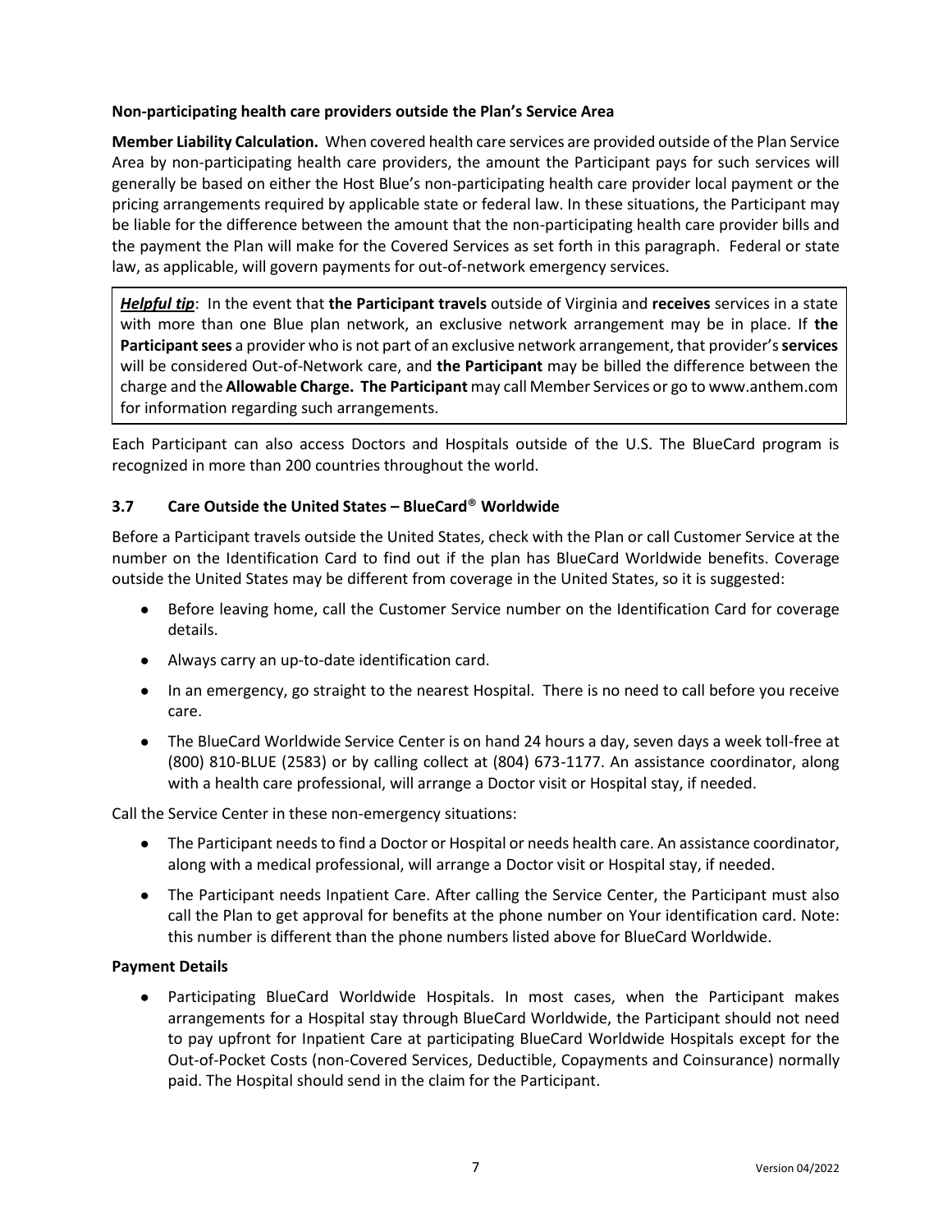**Non-participating health care providers outside the Plan's Service Area**

**Member Liability Calculation.** When covered health care services are provided outside of the Plan Service Area by non-participating health care providers, the amount the Participant pays for such services will generally be based on either the Host Blue's non-participating health care provider local payment or the pricing arrangements required by applicable state or federal law. In these situations, the Participant may be liable for the difference between the amount that the non-participating health care provider bills and the payment the Plan will make for the Covered Services as set forth in this paragraph. Federal or state law, as applicable, will govern payments for out-of-network emergency services.

> ***Helpful tip***: In the event that **the Participant travels** outside of Virginia and **receives** services in a state with more than one Blue plan network, an exclusive network arrangement may be in place. If **the Participant sees** a provider who is not part of an exclusive network arrangement, that provider's **services** will be considered Out-of-Network care, and **the Participant** may be billed the difference between the charge and the **Allowable Charge. The Participant** may call Member Services or go to www.anthem.com for information regarding such arrangements.

Each Participant can also access Doctors and Hospitals outside of the U.S. The BlueCard program is recognized in more than 200 countries throughout the world.

### 3.7 Care Outside the United States – BlueCard® Worldwide

Before a Participant travels outside the United States, check with the Plan or call Customer Service at the number on the Identification Card to find out if the plan has BlueCard Worldwide benefits. Coverage outside the United States may be different from coverage in the United States, so it is suggested:

- Before leaving home, call the Customer Service number on the Identification Card for coverage details.
- Always carry an up-to-date identification card.
- In an emergency, go straight to the nearest Hospital. There is no need to call before you receive care.
- The BlueCard Worldwide Service Center is on hand 24 hours a day, seven days a week toll-free at (800) 810-BLUE (2583) or by calling collect at (804) 673-1177. An assistance coordinator, along with a health care professional, will arrange a Doctor visit or Hospital stay, if needed.

Call the Service Center in these non-emergency situations:

- The Participant needs to find a Doctor or Hospital or needs health care. An assistance coordinator, along with a medical professional, will arrange a Doctor visit or Hospital stay, if needed.
- The Participant needs Inpatient Care. After calling the Service Center, the Participant must also call the Plan to get approval for benefits at the phone number on Your identification card. Note: this number is different than the phone numbers listed above for BlueCard Worldwide.

**Payment Details**

- Participating BlueCard Worldwide Hospitals. In most cases, when the Participant makes arrangements for a Hospital stay through BlueCard Worldwide, the Participant should not need to pay upfront for Inpatient Care at participating BlueCard Worldwide Hospitals except for the Out-of-Pocket Costs (non-Covered Services, Deductible, Copayments and Coinsurance) normally paid. The Hospital should send in the claim for the Participant.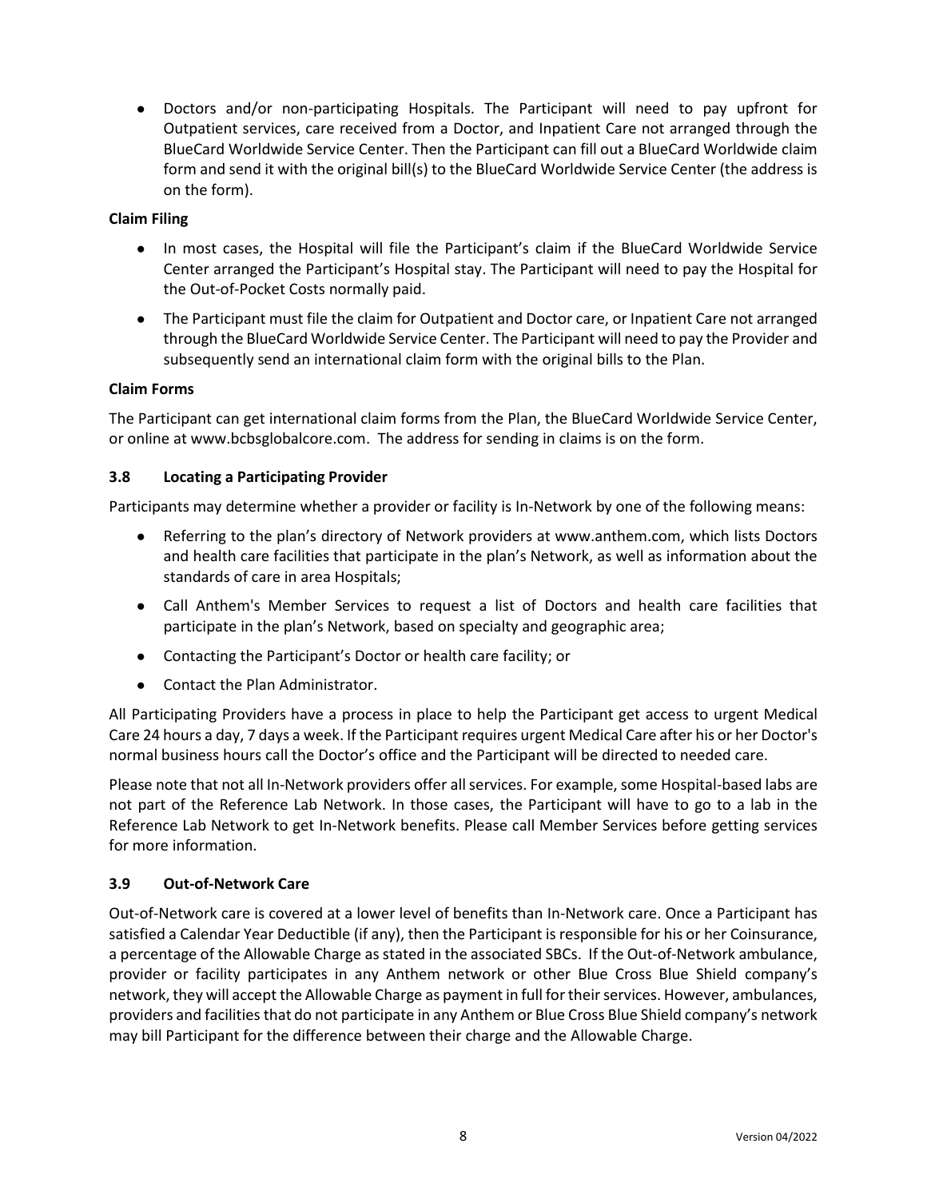- Doctors and/or non-participating Hospitals. The Participant will need to pay upfront for Outpatient services, care received from a Doctor, and Inpatient Care not arranged through the BlueCard Worldwide Service Center. Then the Participant can fill out a BlueCard Worldwide claim form and send it with the original bill(s) to the BlueCard Worldwide Service Center (the address is on the form).

**Claim Filing**

- In most cases, the Hospital will file the Participant's claim if the BlueCard Worldwide Service Center arranged the Participant's Hospital stay. The Participant will need to pay the Hospital for the Out-of-Pocket Costs normally paid.
- The Participant must file the claim for Outpatient and Doctor care, or Inpatient Care not arranged through the BlueCard Worldwide Service Center. The Participant will need to pay the Provider and subsequently send an international claim form with the original bills to the Plan.

**Claim Forms**

The Participant can get international claim forms from the Plan, the BlueCard Worldwide Service Center, or online at www.bcbsglobalcore.com. The address for sending in claims is on the form.

### 3.8 Locating a Participating Provider

Participants may determine whether a provider or facility is In-Network by one of the following means:

- Referring to the plan's directory of Network providers at www.anthem.com, which lists Doctors and health care facilities that participate in the plan's Network, as well as information about the standards of care in area Hospitals;
- Call Anthem's Member Services to request a list of Doctors and health care facilities that participate in the plan's Network, based on specialty and geographic area;
- Contacting the Participant's Doctor or health care facility; or
- Contact the Plan Administrator.

All Participating Providers have a process in place to help the Participant get access to urgent Medical Care 24 hours a day, 7 days a week. If the Participant requires urgent Medical Care after his or her Doctor's normal business hours call the Doctor's office and the Participant will be directed to needed care.

Please note that not all In-Network providers offer all services. For example, some Hospital-based labs are not part of the Reference Lab Network. In those cases, the Participant will have to go to a lab in the Reference Lab Network to get In-Network benefits. Please call Member Services before getting services for more information.

### 3.9 Out-of-Network Care

Out-of-Network care is covered at a lower level of benefits than In-Network care. Once a Participant has satisfied a Calendar Year Deductible (if any), then the Participant is responsible for his or her Coinsurance, a percentage of the Allowable Charge as stated in the associated SBCs. If the Out-of-Network ambulance, provider or facility participates in any Anthem network or other Blue Cross Blue Shield company's network, they will accept the Allowable Charge as payment in full for their services. However, ambulances, providers and facilities that do not participate in any Anthem or Blue Cross Blue Shield company's network may bill Participant for the difference between their charge and the Allowable Charge.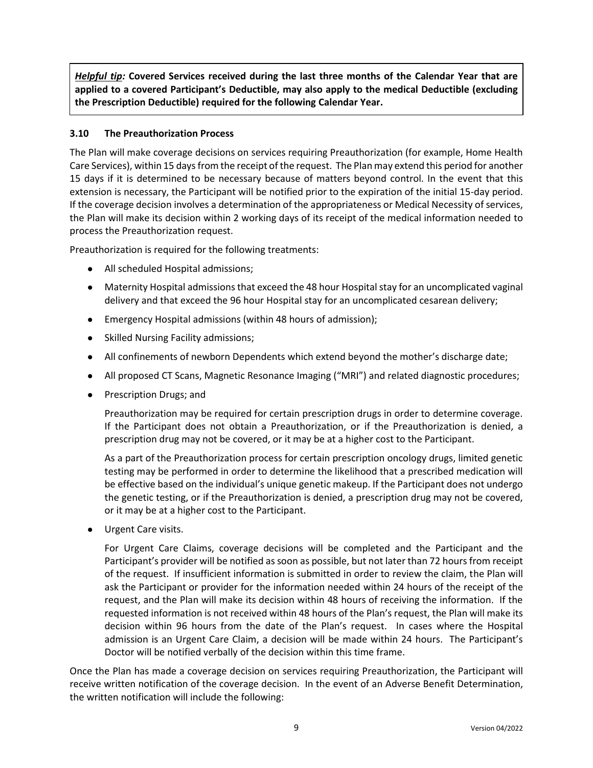*<u>Helpful tip</u>:* **Covered Services received during the last three months of the Calendar Year that are applied to a covered Participant's Deductible, may also apply to the medical Deductible (excluding the Prescription Deductible) required for the following Calendar Year.**

### 3.10 The Preauthorization Process

The Plan will make coverage decisions on services requiring Preauthorization (for example, Home Health Care Services), within 15 days from the receipt of the request. The Plan may extend this period for another 15 days if it is determined to be necessary because of matters beyond control. In the event that this extension is necessary, the Participant will be notified prior to the expiration of the initial 15-day period. If the coverage decision involves a determination of the appropriateness or Medical Necessity of services, the Plan will make its decision within 2 working days of its receipt of the medical information needed to process the Preauthorization request.

Preauthorization is required for the following treatments:

- All scheduled Hospital admissions;
- Maternity Hospital admissions that exceed the 48 hour Hospital stay for an uncomplicated vaginal delivery and that exceed the 96 hour Hospital stay for an uncomplicated cesarean delivery;
- Emergency Hospital admissions (within 48 hours of admission);
- Skilled Nursing Facility admissions;
- All confinements of newborn Dependents which extend beyond the mother's discharge date;
- All proposed CT Scans, Magnetic Resonance Imaging ("MRI") and related diagnostic procedures;
- Prescription Drugs; and

  Preauthorization may be required for certain prescription drugs in order to determine coverage. If the Participant does not obtain a Preauthorization, or if the Preauthorization is denied, a prescription drug may not be covered, or it may be at a higher cost to the Participant.

  As a part of the Preauthorization process for certain prescription oncology drugs, limited genetic testing may be performed in order to determine the likelihood that a prescribed medication will be effective based on the individual's unique genetic makeup. If the Participant does not undergo the genetic testing, or if the Preauthorization is denied, a prescription drug may not be covered, or it may be at a higher cost to the Participant.

- Urgent Care visits.

  For Urgent Care Claims, coverage decisions will be completed and the Participant and the Participant's provider will be notified as soon as possible, but not later than 72 hours from receipt of the request. If insufficient information is submitted in order to review the claim, the Plan will ask the Participant or provider for the information needed within 24 hours of the receipt of the request, and the Plan will make its decision within 48 hours of receiving the information. If the requested information is not received within 48 hours of the Plan's request, the Plan will make its decision within 96 hours from the date of the Plan's request. In cases where the Hospital admission is an Urgent Care Claim, a decision will be made within 24 hours. The Participant's Doctor will be notified verbally of the decision within this time frame.

Once the Plan has made a coverage decision on services requiring Preauthorization, the Participant will receive written notification of the coverage decision. In the event of an Adverse Benefit Determination, the written notification will include the following: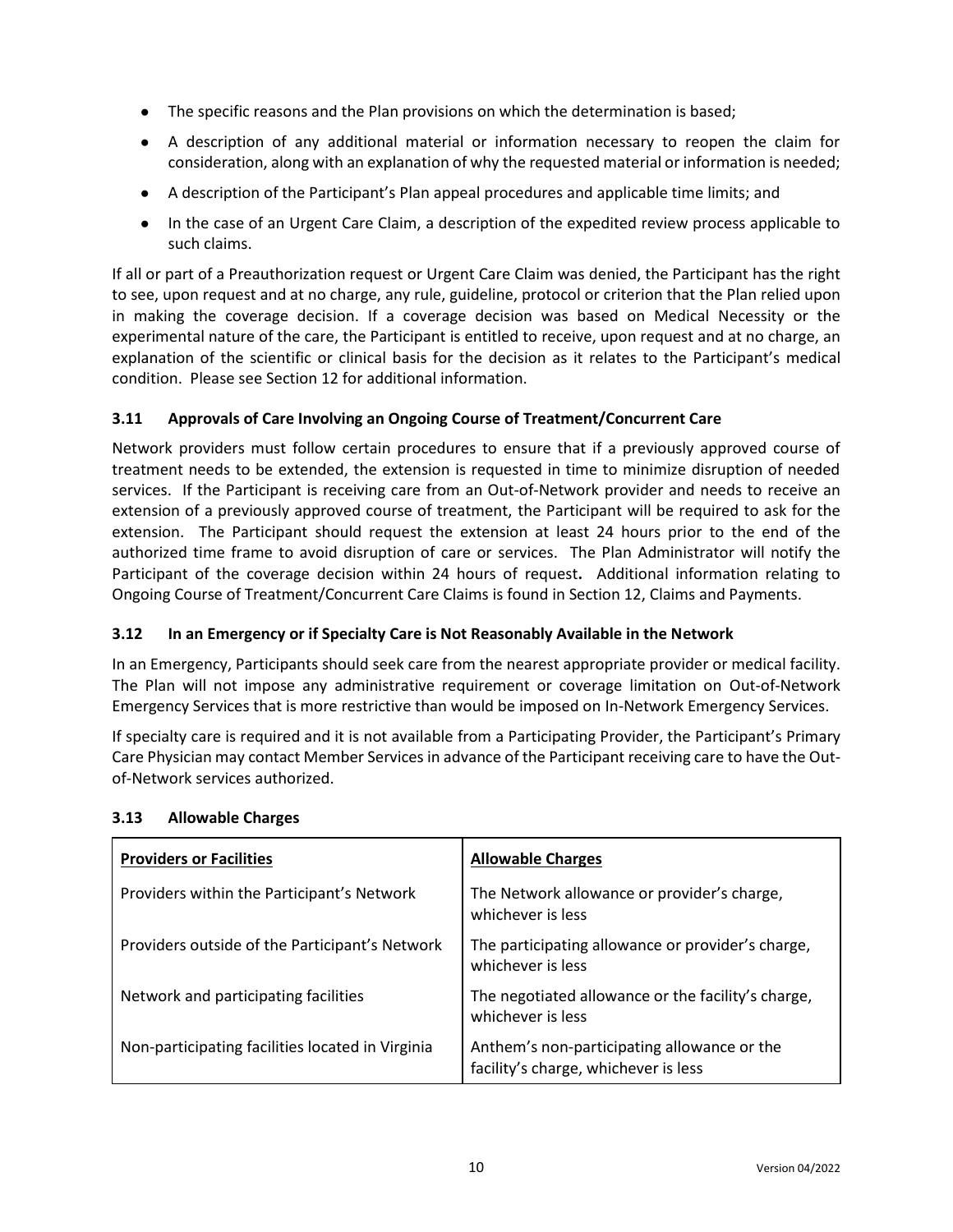- The specific reasons and the Plan provisions on which the determination is based;
- A description of any additional material or information necessary to reopen the claim for consideration, along with an explanation of why the requested material or information is needed;
- A description of the Participant's Plan appeal procedures and applicable time limits; and
- In the case of an Urgent Care Claim, a description of the expedited review process applicable to such claims.

If all or part of a Preauthorization request or Urgent Care Claim was denied, the Participant has the right to see, upon request and at no charge, any rule, guideline, protocol or criterion that the Plan relied upon in making the coverage decision. If a coverage decision was based on Medical Necessity or the experimental nature of the care, the Participant is entitled to receive, upon request and at no charge, an explanation of the scientific or clinical basis for the decision as it relates to the Participant's medical condition. Please see Section 12 for additional information.

### 3.11 Approvals of Care Involving an Ongoing Course of Treatment/Concurrent Care

Network providers must follow certain procedures to ensure that if a previously approved course of treatment needs to be extended, the extension is requested in time to minimize disruption of needed services. If the Participant is receiving care from an Out-of-Network provider and needs to receive an extension of a previously approved course of treatment, the Participant will be required to ask for the extension. The Participant should request the extension at least 24 hours prior to the end of the authorized time frame to avoid disruption of care or services. The Plan Administrator will notify the Participant of the coverage decision within 24 hours of request**.** Additional information relating to Ongoing Course of Treatment/Concurrent Care Claims is found in Section 12, Claims and Payments.

### 3.12 In an Emergency or if Specialty Care is Not Reasonably Available in the Network

In an Emergency, Participants should seek care from the nearest appropriate provider or medical facility. The Plan will not impose any administrative requirement or coverage limitation on Out-of-Network Emergency Services that is more restrictive than would be imposed on In-Network Emergency Services.

If specialty care is required and it is not available from a Participating Provider, the Participant's Primary Care Physician may contact Member Services in advance of the Participant receiving care to have the Out-of-Network services authorized.

### 3.13 Allowable Charges

| Providers or Facilities | Allowable Charges |
|---|---|
| Providers within the Participant's Network | The Network allowance or provider's charge, whichever is less |
| Providers outside of the Participant's Network | The participating allowance or provider's charge, whichever is less |
| Network and participating facilities | The negotiated allowance or the facility's charge, whichever is less |
| Non-participating facilities located in Virginia | Anthem's non-participating allowance or the facility's charge, whichever is less |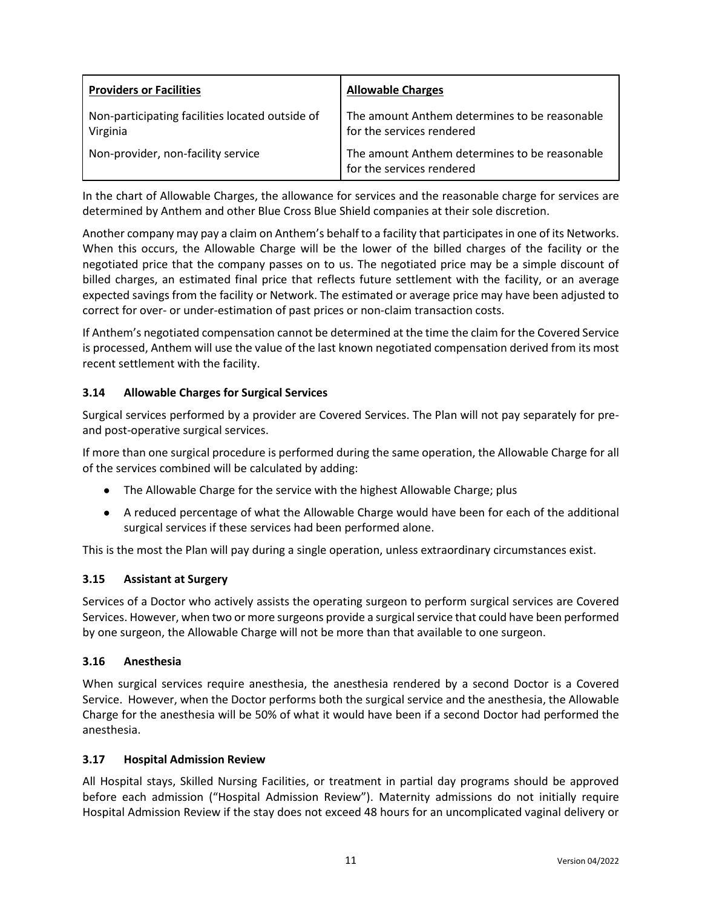| Providers or Facilities | Allowable Charges |
| --- | --- |
| Non-participating facilities located outside of Virginia | The amount Anthem determines to be reasonable for the services rendered |
| Non-provider, non-facility service | The amount Anthem determines to be reasonable for the services rendered |

In the chart of Allowable Charges, the allowance for services and the reasonable charge for services are determined by Anthem and other Blue Cross Blue Shield companies at their sole discretion.

Another company may pay a claim on Anthem's behalf to a facility that participates in one of its Networks. When this occurs, the Allowable Charge will be the lower of the billed charges of the facility or the negotiated price that the company passes on to us. The negotiated price may be a simple discount of billed charges, an estimated final price that reflects future settlement with the facility, or an average expected savings from the facility or Network. The estimated or average price may have been adjusted to correct for over- or under-estimation of past prices or non-claim transaction costs.

If Anthem's negotiated compensation cannot be determined at the time the claim for the Covered Service is processed, Anthem will use the value of the last known negotiated compensation derived from its most recent settlement with the facility.

### 3.14 Allowable Charges for Surgical Services

Surgical services performed by a provider are Covered Services. The Plan will not pay separately for pre- and post-operative surgical services.

If more than one surgical procedure is performed during the same operation, the Allowable Charge for all of the services combined will be calculated by adding:

- The Allowable Charge for the service with the highest Allowable Charge; plus
- A reduced percentage of what the Allowable Charge would have been for each of the additional surgical services if these services had been performed alone.

This is the most the Plan will pay during a single operation, unless extraordinary circumstances exist.

### 3.15 Assistant at Surgery

Services of a Doctor who actively assists the operating surgeon to perform surgical services are Covered Services. However, when two or more surgeons provide a surgical service that could have been performed by one surgeon, the Allowable Charge will not be more than that available to one surgeon.

### 3.16 Anesthesia

When surgical services require anesthesia, the anesthesia rendered by a second Doctor is a Covered Service. However, when the Doctor performs both the surgical service and the anesthesia, the Allowable Charge for the anesthesia will be 50% of what it would have been if a second Doctor had performed the anesthesia.

### 3.17 Hospital Admission Review

All Hospital stays, Skilled Nursing Facilities, or treatment in partial day programs should be approved before each admission ("Hospital Admission Review"). Maternity admissions do not initially require Hospital Admission Review if the stay does not exceed 48 hours for an uncomplicated vaginal delivery or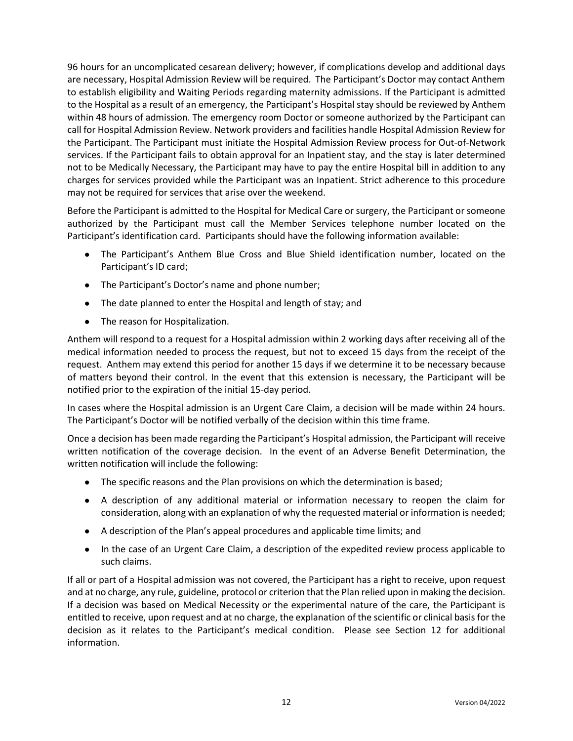96 hours for an uncomplicated cesarean delivery; however, if complications develop and additional days are necessary, Hospital Admission Review will be required. The Participant's Doctor may contact Anthem to establish eligibility and Waiting Periods regarding maternity admissions. If the Participant is admitted to the Hospital as a result of an emergency, the Participant's Hospital stay should be reviewed by Anthem within 48 hours of admission. The emergency room Doctor or someone authorized by the Participant can call for Hospital Admission Review. Network providers and facilities handle Hospital Admission Review for the Participant. The Participant must initiate the Hospital Admission Review process for Out-of-Network services. If the Participant fails to obtain approval for an Inpatient stay, and the stay is later determined not to be Medically Necessary, the Participant may have to pay the entire Hospital bill in addition to any charges for services provided while the Participant was an Inpatient. Strict adherence to this procedure may not be required for services that arise over the weekend.

Before the Participant is admitted to the Hospital for Medical Care or surgery, the Participant or someone authorized by the Participant must call the Member Services telephone number located on the Participant's identification card. Participants should have the following information available:

- The Participant's Anthem Blue Cross and Blue Shield identification number, located on the Participant's ID card;
- The Participant's Doctor's name and phone number;
- The date planned to enter the Hospital and length of stay; and
- The reason for Hospitalization.

Anthem will respond to a request for a Hospital admission within 2 working days after receiving all of the medical information needed to process the request, but not to exceed 15 days from the receipt of the request. Anthem may extend this period for another 15 days if we determine it to be necessary because of matters beyond their control. In the event that this extension is necessary, the Participant will be notified prior to the expiration of the initial 15-day period.

In cases where the Hospital admission is an Urgent Care Claim, a decision will be made within 24 hours. The Participant's Doctor will be notified verbally of the decision within this time frame.

Once a decision has been made regarding the Participant's Hospital admission, the Participant will receive written notification of the coverage decision. In the event of an Adverse Benefit Determination, the written notification will include the following:

- The specific reasons and the Plan provisions on which the determination is based;
- A description of any additional material or information necessary to reopen the claim for consideration, along with an explanation of why the requested material or information is needed;
- A description of the Plan's appeal procedures and applicable time limits; and
- In the case of an Urgent Care Claim, a description of the expedited review process applicable to such claims.

If all or part of a Hospital admission was not covered, the Participant has a right to receive, upon request and at no charge, any rule, guideline, protocol or criterion that the Plan relied upon in making the decision. If a decision was based on Medical Necessity or the experimental nature of the care, the Participant is entitled to receive, upon request and at no charge, the explanation of the scientific or clinical basis for the decision as it relates to the Participant's medical condition. Please see Section 12 for additional information.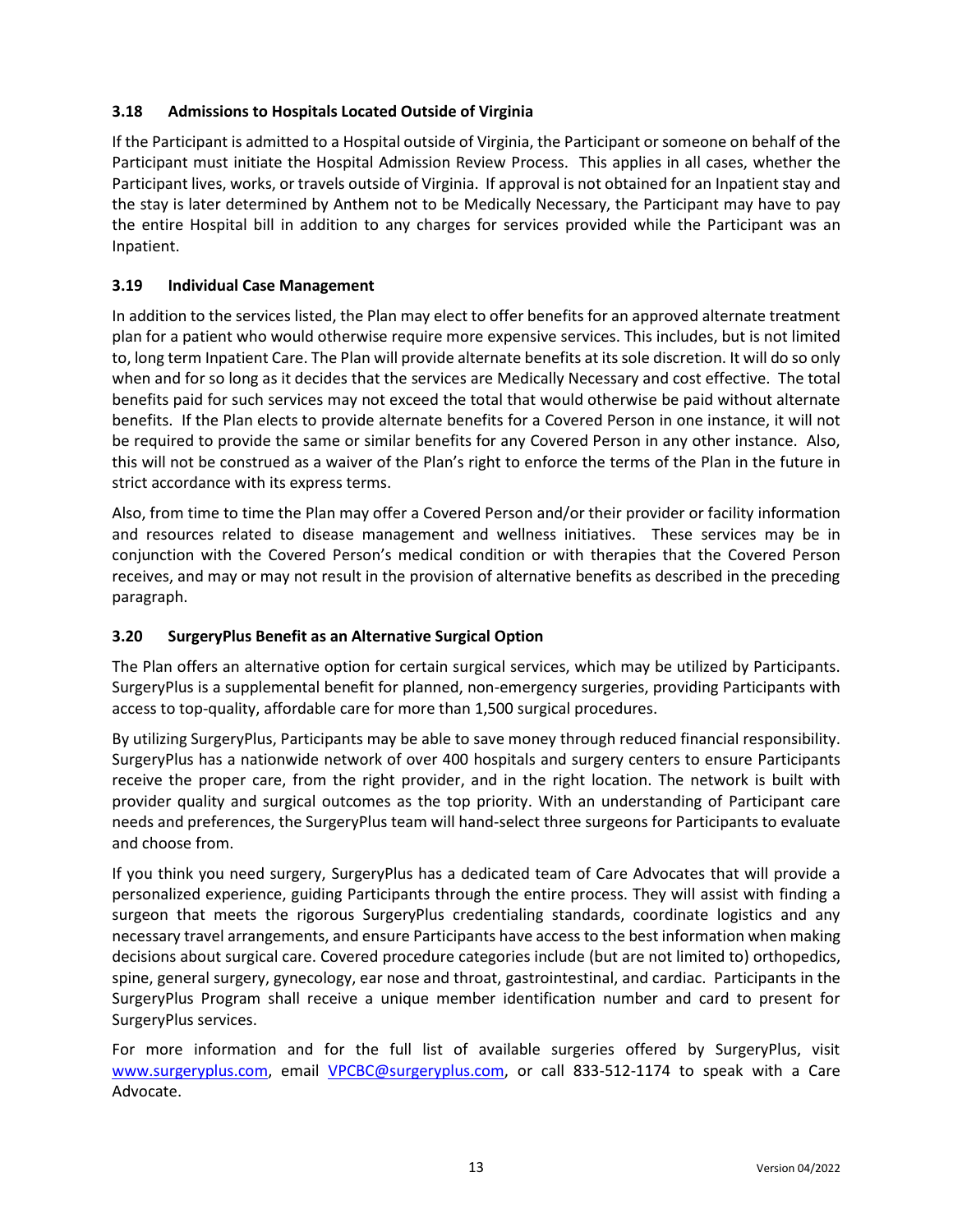### 3.18 Admissions to Hospitals Located Outside of Virginia

If the Participant is admitted to a Hospital outside of Virginia, the Participant or someone on behalf of the Participant must initiate the Hospital Admission Review Process. This applies in all cases, whether the Participant lives, works, or travels outside of Virginia. If approval is not obtained for an Inpatient stay and the stay is later determined by Anthem not to be Medically Necessary, the Participant may have to pay the entire Hospital bill in addition to any charges for services provided while the Participant was an Inpatient.

### 3.19 Individual Case Management

In addition to the services listed, the Plan may elect to offer benefits for an approved alternate treatment plan for a patient who would otherwise require more expensive services. This includes, but is not limited to, long term Inpatient Care. The Plan will provide alternate benefits at its sole discretion. It will do so only when and for so long as it decides that the services are Medically Necessary and cost effective. The total benefits paid for such services may not exceed the total that would otherwise be paid without alternate benefits. If the Plan elects to provide alternate benefits for a Covered Person in one instance, it will not be required to provide the same or similar benefits for any Covered Person in any other instance. Also, this will not be construed as a waiver of the Plan's right to enforce the terms of the Plan in the future in strict accordance with its express terms.

Also, from time to time the Plan may offer a Covered Person and/or their provider or facility information and resources related to disease management and wellness initiatives. These services may be in conjunction with the Covered Person's medical condition or with therapies that the Covered Person receives, and may or may not result in the provision of alternative benefits as described in the preceding paragraph.

### 3.20 SurgeryPlus Benefit as an Alternative Surgical Option

The Plan offers an alternative option for certain surgical services, which may be utilized by Participants. SurgeryPlus is a supplemental benefit for planned, non-emergency surgeries, providing Participants with access to top-quality, affordable care for more than 1,500 surgical procedures.

By utilizing SurgeryPlus, Participants may be able to save money through reduced financial responsibility. SurgeryPlus has a nationwide network of over 400 hospitals and surgery centers to ensure Participants receive the proper care, from the right provider, and in the right location. The network is built with provider quality and surgical outcomes as the top priority. With an understanding of Participant care needs and preferences, the SurgeryPlus team will hand-select three surgeons for Participants to evaluate and choose from.

If you think you need surgery, SurgeryPlus has a dedicated team of Care Advocates that will provide a personalized experience, guiding Participants through the entire process. They will assist with finding a surgeon that meets the rigorous SurgeryPlus credentialing standards, coordinate logistics and any necessary travel arrangements, and ensure Participants have access to the best information when making decisions about surgical care. Covered procedure categories include (but are not limited to) orthopedics, spine, general surgery, gynecology, ear nose and throat, gastrointestinal, and cardiac. Participants in the SurgeryPlus Program shall receive a unique member identification number and card to present for SurgeryPlus services.

For more information and for the full list of available surgeries offered by SurgeryPlus, visit www.surgeryplus.com, email VPCBC@surgeryplus.com, or call 833-512-1174 to speak with a Care Advocate.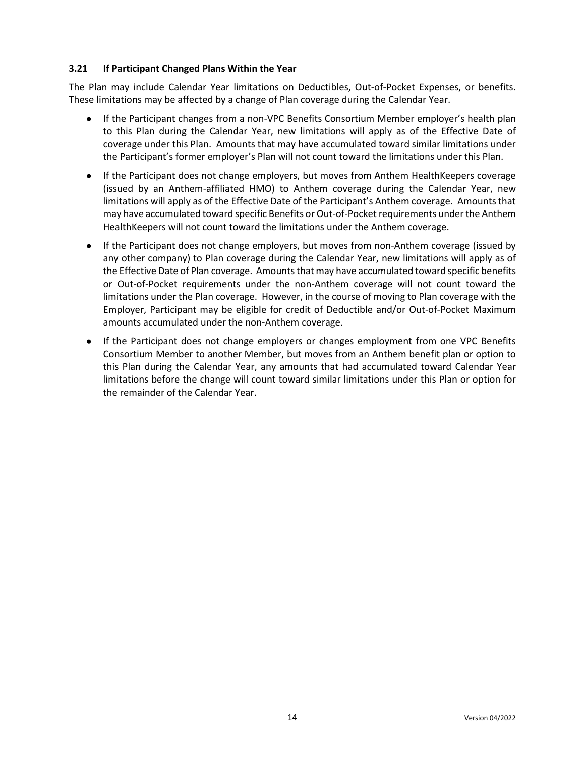### 3.21 If Participant Changed Plans Within the Year

The Plan may include Calendar Year limitations on Deductibles, Out-of-Pocket Expenses, or benefits. These limitations may be affected by a change of Plan coverage during the Calendar Year.

- If the Participant changes from a non-VPC Benefits Consortium Member employer's health plan to this Plan during the Calendar Year, new limitations will apply as of the Effective Date of coverage under this Plan. Amounts that may have accumulated toward similar limitations under the Participant's former employer's Plan will not count toward the limitations under this Plan.
- If the Participant does not change employers, but moves from Anthem HealthKeepers coverage (issued by an Anthem-affiliated HMO) to Anthem coverage during the Calendar Year, new limitations will apply as of the Effective Date of the Participant's Anthem coverage. Amounts that may have accumulated toward specific Benefits or Out-of-Pocket requirements under the Anthem HealthKeepers will not count toward the limitations under the Anthem coverage.
- If the Participant does not change employers, but moves from non-Anthem coverage (issued by any other company) to Plan coverage during the Calendar Year, new limitations will apply as of the Effective Date of Plan coverage. Amounts that may have accumulated toward specific benefits or Out-of-Pocket requirements under the non-Anthem coverage will not count toward the limitations under the Plan coverage. However, in the course of moving to Plan coverage with the Employer, Participant may be eligible for credit of Deductible and/or Out-of-Pocket Maximum amounts accumulated under the non-Anthem coverage.
- If the Participant does not change employers or changes employment from one VPC Benefits Consortium Member to another Member, but moves from an Anthem benefit plan or option to this Plan during the Calendar Year, any amounts that had accumulated toward Calendar Year limitations before the change will count toward similar limitations under this Plan or option for the remainder of the Calendar Year.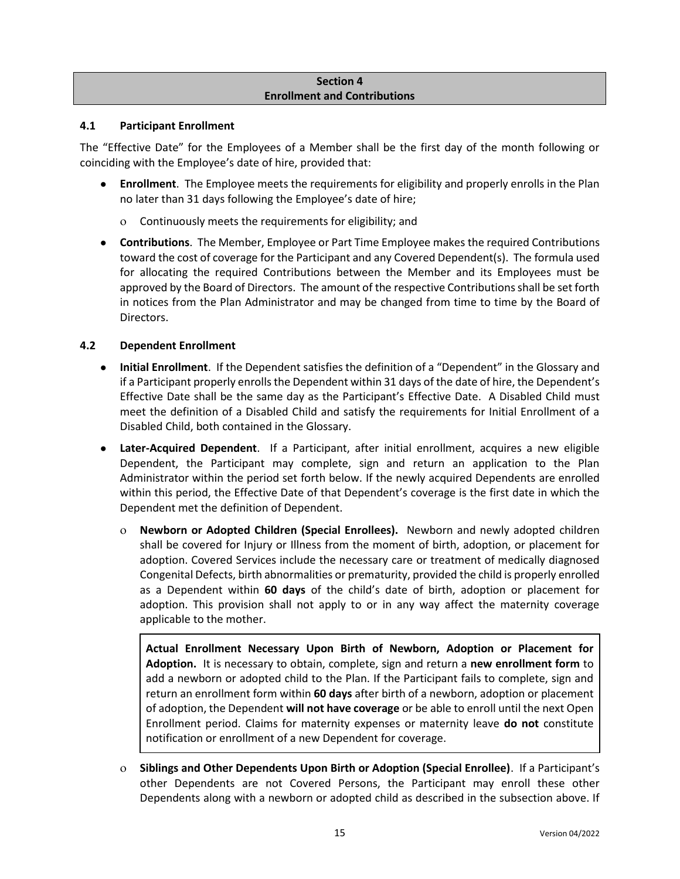## Section 4
## Enrollment and Contributions

### 4.1 Participant Enrollment

The "Effective Date" for the Employees of a Member shall be the first day of the month following or coinciding with the Employee's date of hire, provided that:

- **Enrollment**. The Employee meets the requirements for eligibility and properly enrolls in the Plan no later than 31 days following the Employee's date of hire;
  - Continuously meets the requirements for eligibility; and
- **Contributions**. The Member, Employee or Part Time Employee makes the required Contributions toward the cost of coverage for the Participant and any Covered Dependent(s). The formula used for allocating the required Contributions between the Member and its Employees must be approved by the Board of Directors. The amount of the respective Contributions shall be set forth in notices from the Plan Administrator and may be changed from time to time by the Board of Directors.

### 4.2 Dependent Enrollment

- **Initial Enrollment**. If the Dependent satisfies the definition of a "Dependent" in the Glossary and if a Participant properly enrolls the Dependent within 31 days of the date of hire, the Dependent's Effective Date shall be the same day as the Participant's Effective Date. A Disabled Child must meet the definition of a Disabled Child and satisfy the requirements for Initial Enrollment of a Disabled Child, both contained in the Glossary.
- **Later-Acquired Dependent**. If a Participant, after initial enrollment, acquires a new eligible Dependent, the Participant may complete, sign and return an application to the Plan Administrator within the period set forth below. If the newly acquired Dependents are enrolled within this period, the Effective Date of that Dependent's coverage is the first date in which the Dependent met the definition of Dependent.
  - **Newborn or Adopted Children (Special Enrollees).** Newborn and newly adopted children shall be covered for Injury or Illness from the moment of birth, adoption, or placement for adoption. Covered Services include the necessary care or treatment of medically diagnosed Congenital Defects, birth abnormalities or prematurity, provided the child is properly enrolled as a Dependent within **60 days** of the child's date of birth, adoption or placement for adoption. This provision shall not apply to or in any way affect the maternity coverage applicable to the mother.

    **Actual Enrollment Necessary Upon Birth of Newborn, Adoption or Placement for Adoption.** It is necessary to obtain, complete, sign and return a **new enrollment form** to add a newborn or adopted child to the Plan. If the Participant fails to complete, sign and return an enrollment form within **60 days** after birth of a newborn, adoption or placement of adoption, the Dependent **will not have coverage** or be able to enroll until the next Open Enrollment period. Claims for maternity expenses or maternity leave **do not** constitute notification or enrollment of a new Dependent for coverage.

  - **Siblings and Other Dependents Upon Birth or Adoption (Special Enrollee)**. If a Participant's other Dependents are not Covered Persons, the Participant may enroll these other Dependents along with a newborn or adopted child as described in the subsection above. If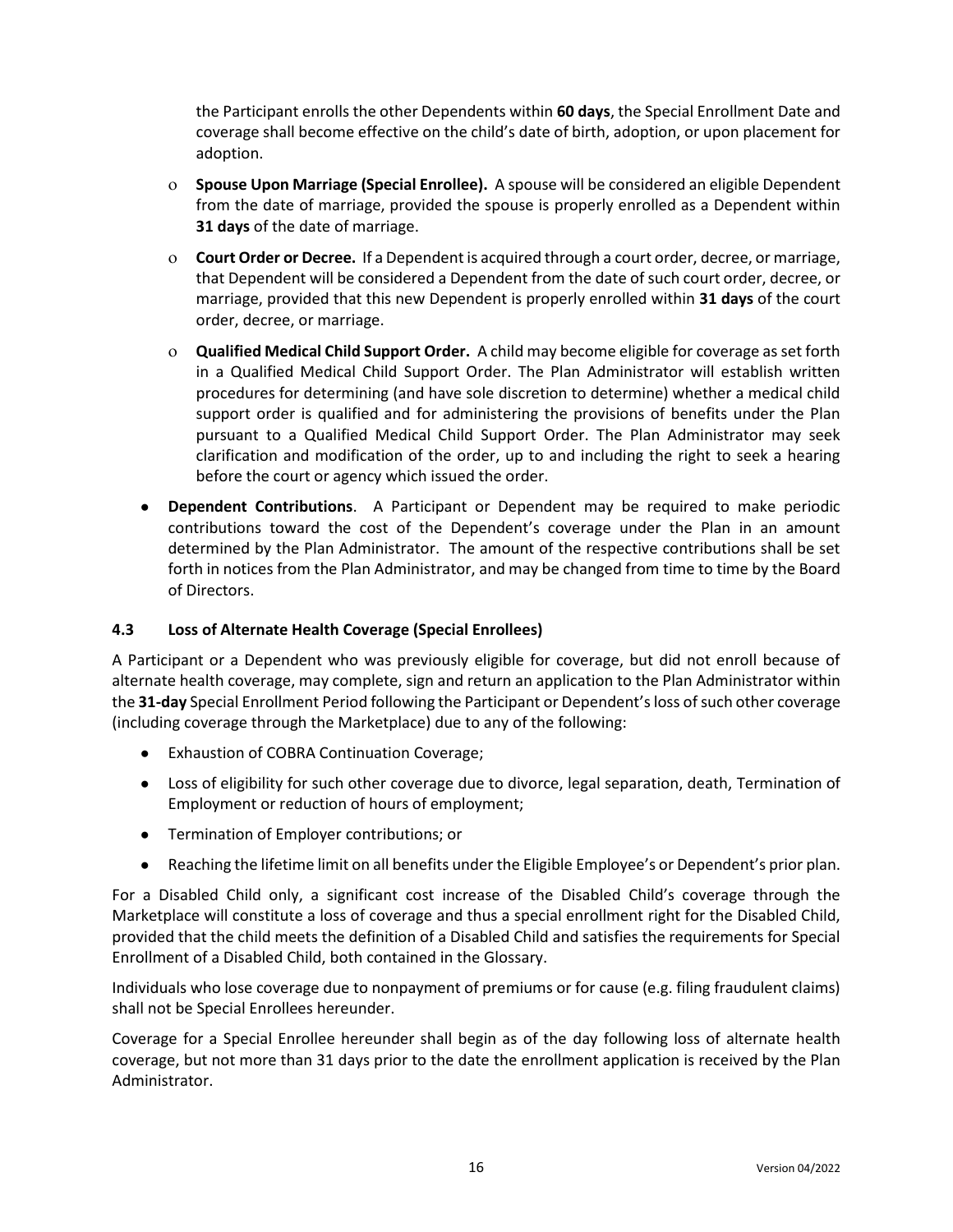the Participant enrolls the other Dependents within **60 days**, the Special Enrollment Date and coverage shall become effective on the child's date of birth, adoption, or upon placement for adoption.

  - **Spouse Upon Marriage (Special Enrollee).** A spouse will be considered an eligible Dependent from the date of marriage, provided the spouse is properly enrolled as a Dependent within **31 days** of the date of marriage.
  - **Court Order or Decree.** If a Dependent is acquired through a court order, decree, or marriage, that Dependent will be considered a Dependent from the date of such court order, decree, or marriage, provided that this new Dependent is properly enrolled within **31 days** of the court order, decree, or marriage.
  - **Qualified Medical Child Support Order.** A child may become eligible for coverage as set forth in a Qualified Medical Child Support Order. The Plan Administrator will establish written procedures for determining (and have sole discretion to determine) whether a medical child support order is qualified and for administering the provisions of benefits under the Plan pursuant to a Qualified Medical Child Support Order. The Plan Administrator may seek clarification and modification of the order, up to and including the right to seek a hearing before the court or agency which issued the order.

- **Dependent Contributions**. A Participant or Dependent may be required to make periodic contributions toward the cost of the Dependent's coverage under the Plan in an amount determined by the Plan Administrator. The amount of the respective contributions shall be set forth in notices from the Plan Administrator, and may be changed from time to time by the Board of Directors.

### 4.3 Loss of Alternate Health Coverage (Special Enrollees)

A Participant or a Dependent who was previously eligible for coverage, but did not enroll because of alternate health coverage, may complete, sign and return an application to the Plan Administrator within the **31-day** Special Enrollment Period following the Participant or Dependent's loss of such other coverage (including coverage through the Marketplace) due to any of the following:

- Exhaustion of COBRA Continuation Coverage;
- Loss of eligibility for such other coverage due to divorce, legal separation, death, Termination of Employment or reduction of hours of employment;
- Termination of Employer contributions; or
- Reaching the lifetime limit on all benefits under the Eligible Employee's or Dependent's prior plan.

For a Disabled Child only, a significant cost increase of the Disabled Child's coverage through the Marketplace will constitute a loss of coverage and thus a special enrollment right for the Disabled Child, provided that the child meets the definition of a Disabled Child and satisfies the requirements for Special Enrollment of a Disabled Child, both contained in the Glossary.

Individuals who lose coverage due to nonpayment of premiums or for cause (e.g. filing fraudulent claims) shall not be Special Enrollees hereunder.

Coverage for a Special Enrollee hereunder shall begin as of the day following loss of alternate health coverage, but not more than 31 days prior to the date the enrollment application is received by the Plan Administrator.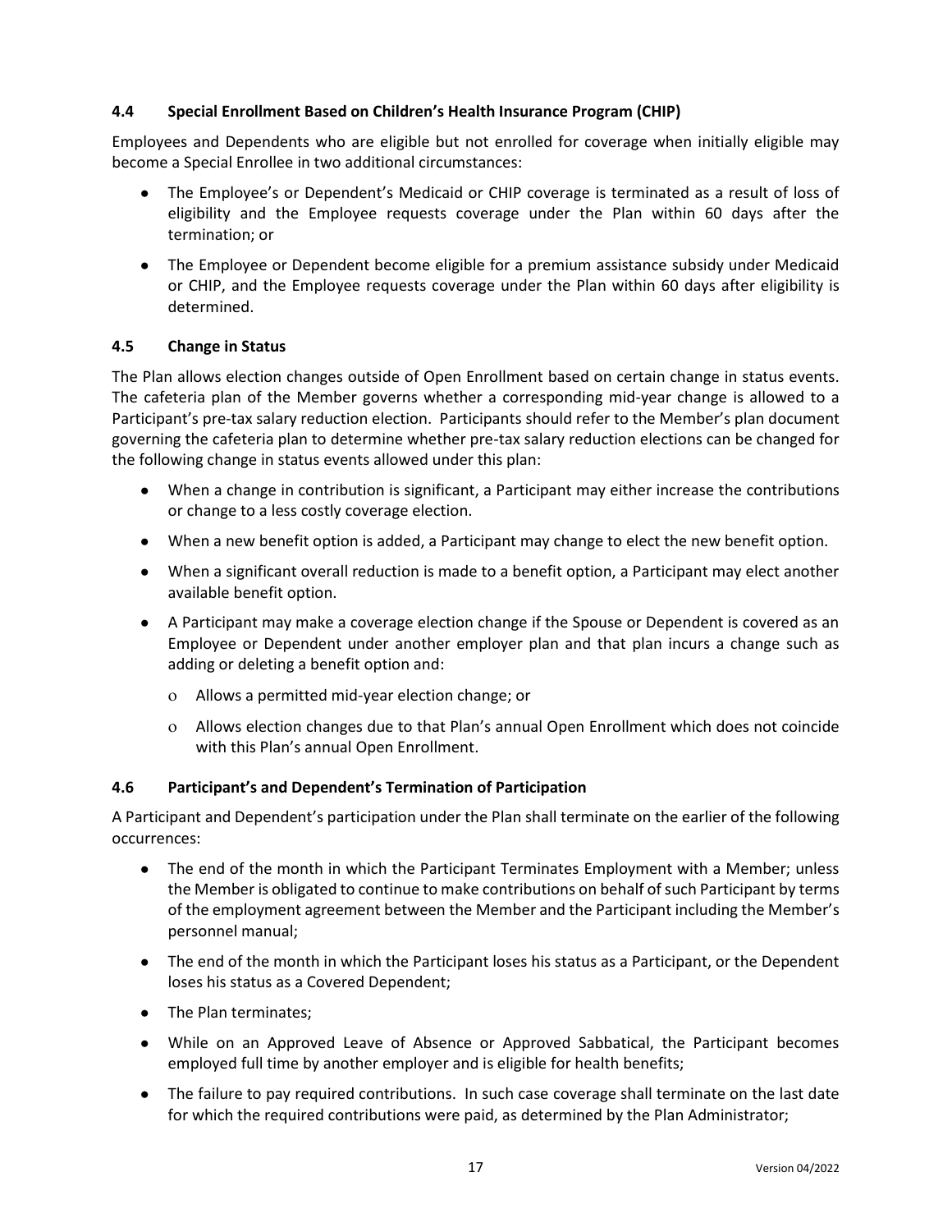### 4.4 Special Enrollment Based on Children's Health Insurance Program (CHIP)

Employees and Dependents who are eligible but not enrolled for coverage when initially eligible may become a Special Enrollee in two additional circumstances:

- The Employee's or Dependent's Medicaid or CHIP coverage is terminated as a result of loss of eligibility and the Employee requests coverage under the Plan within 60 days after the termination; or
- The Employee or Dependent become eligible for a premium assistance subsidy under Medicaid or CHIP, and the Employee requests coverage under the Plan within 60 days after eligibility is determined.

### 4.5 Change in Status

The Plan allows election changes outside of Open Enrollment based on certain change in status events. The cafeteria plan of the Member governs whether a corresponding mid-year change is allowed to a Participant's pre-tax salary reduction election. Participants should refer to the Member's plan document governing the cafeteria plan to determine whether pre-tax salary reduction elections can be changed for the following change in status events allowed under this plan:

- When a change in contribution is significant, a Participant may either increase the contributions or change to a less costly coverage election.
- When a new benefit option is added, a Participant may change to elect the new benefit option.
- When a significant overall reduction is made to a benefit option, a Participant may elect another available benefit option.
- A Participant may make a coverage election change if the Spouse or Dependent is covered as an Employee or Dependent under another employer plan and that plan incurs a change such as adding or deleting a benefit option and:
  - Allows a permitted mid-year election change; or
  - Allows election changes due to that Plan's annual Open Enrollment which does not coincide with this Plan's annual Open Enrollment.

### 4.6 Participant's and Dependent's Termination of Participation

A Participant and Dependent's participation under the Plan shall terminate on the earlier of the following occurrences:

- The end of the month in which the Participant Terminates Employment with a Member; unless the Member is obligated to continue to make contributions on behalf of such Participant by terms of the employment agreement between the Member and the Participant including the Member's personnel manual;
- The end of the month in which the Participant loses his status as a Participant, or the Dependent loses his status as a Covered Dependent;
- The Plan terminates;
- While on an Approved Leave of Absence or Approved Sabbatical, the Participant becomes employed full time by another employer and is eligible for health benefits;
- The failure to pay required contributions. In such case coverage shall terminate on the last date for which the required contributions were paid, as determined by the Plan Administrator;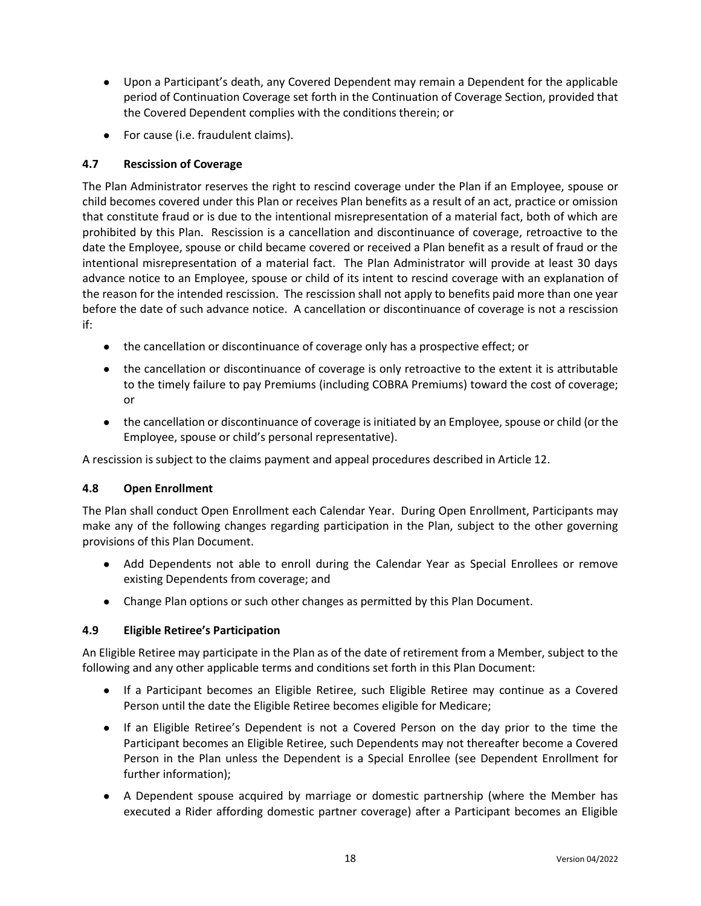- Upon a Participant's death, any Covered Dependent may remain a Dependent for the applicable period of Continuation Coverage set forth in the Continuation of Coverage Section, provided that the Covered Dependent complies with the conditions therein; or
- For cause (i.e. fraudulent claims).

### 4.7 Rescission of Coverage

The Plan Administrator reserves the right to rescind coverage under the Plan if an Employee, spouse or child becomes covered under this Plan or receives Plan benefits as a result of an act, practice or omission that constitute fraud or is due to the intentional misrepresentation of a material fact, both of which are prohibited by this Plan. Rescission is a cancellation and discontinuance of coverage, retroactive to the date the Employee, spouse or child became covered or received a Plan benefit as a result of fraud or the intentional misrepresentation of a material fact. The Plan Administrator will provide at least 30 days advance notice to an Employee, spouse or child of its intent to rescind coverage with an explanation of the reason for the intended rescission. The rescission shall not apply to benefits paid more than one year before the date of such advance notice. A cancellation or discontinuance of coverage is not a rescission if:

- the cancellation or discontinuance of coverage only has a prospective effect; or
- the cancellation or discontinuance of coverage is only retroactive to the extent it is attributable to the timely failure to pay Premiums (including COBRA Premiums) toward the cost of coverage; or
- the cancellation or discontinuance of coverage is initiated by an Employee, spouse or child (or the Employee, spouse or child's personal representative).

A rescission is subject to the claims payment and appeal procedures described in Article 12.

### 4.8 Open Enrollment

The Plan shall conduct Open Enrollment each Calendar Year. During Open Enrollment, Participants may make any of the following changes regarding participation in the Plan, subject to the other governing provisions of this Plan Document.

- Add Dependents not able to enroll during the Calendar Year as Special Enrollees or remove existing Dependents from coverage; and
- Change Plan options or such other changes as permitted by this Plan Document.

### 4.9 Eligible Retiree's Participation

An Eligible Retiree may participate in the Plan as of the date of retirement from a Member, subject to the following and any other applicable terms and conditions set forth in this Plan Document:

- If a Participant becomes an Eligible Retiree, such Eligible Retiree may continue as a Covered Person until the date the Eligible Retiree becomes eligible for Medicare;
- If an Eligible Retiree's Dependent is not a Covered Person on the day prior to the time the Participant becomes an Eligible Retiree, such Dependents may not thereafter become a Covered Person in the Plan unless the Dependent is a Special Enrollee (see Dependent Enrollment for further information);
- A Dependent spouse acquired by marriage or domestic partnership (where the Member has executed a Rider affording domestic partner coverage) after a Participant becomes an Eligible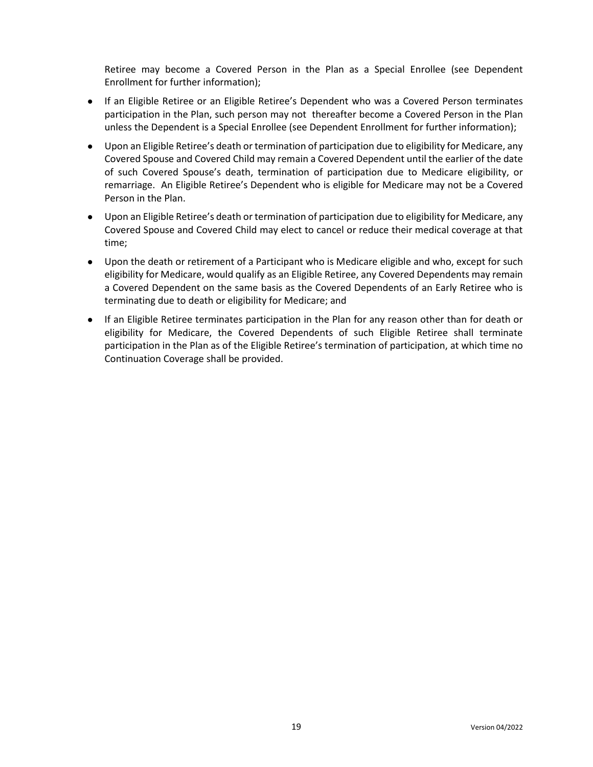Retiree may become a Covered Person in the Plan as a Special Enrollee (see Dependent Enrollment for further information);

- If an Eligible Retiree or an Eligible Retiree's Dependent who was a Covered Person terminates participation in the Plan, such person may not thereafter become a Covered Person in the Plan unless the Dependent is a Special Enrollee (see Dependent Enrollment for further information);
- Upon an Eligible Retiree's death or termination of participation due to eligibility for Medicare, any Covered Spouse and Covered Child may remain a Covered Dependent until the earlier of the date of such Covered Spouse's death, termination of participation due to Medicare eligibility, or remarriage. An Eligible Retiree's Dependent who is eligible for Medicare may not be a Covered Person in the Plan.
- Upon an Eligible Retiree's death or termination of participation due to eligibility for Medicare, any Covered Spouse and Covered Child may elect to cancel or reduce their medical coverage at that time;
- Upon the death or retirement of a Participant who is Medicare eligible and who, except for such eligibility for Medicare, would qualify as an Eligible Retiree, any Covered Dependents may remain a Covered Dependent on the same basis as the Covered Dependents of an Early Retiree who is terminating due to death or eligibility for Medicare; and
- If an Eligible Retiree terminates participation in the Plan for any reason other than for death or eligibility for Medicare, the Covered Dependents of such Eligible Retiree shall terminate participation in the Plan as of the Eligible Retiree's termination of participation, at which time no Continuation Coverage shall be provided.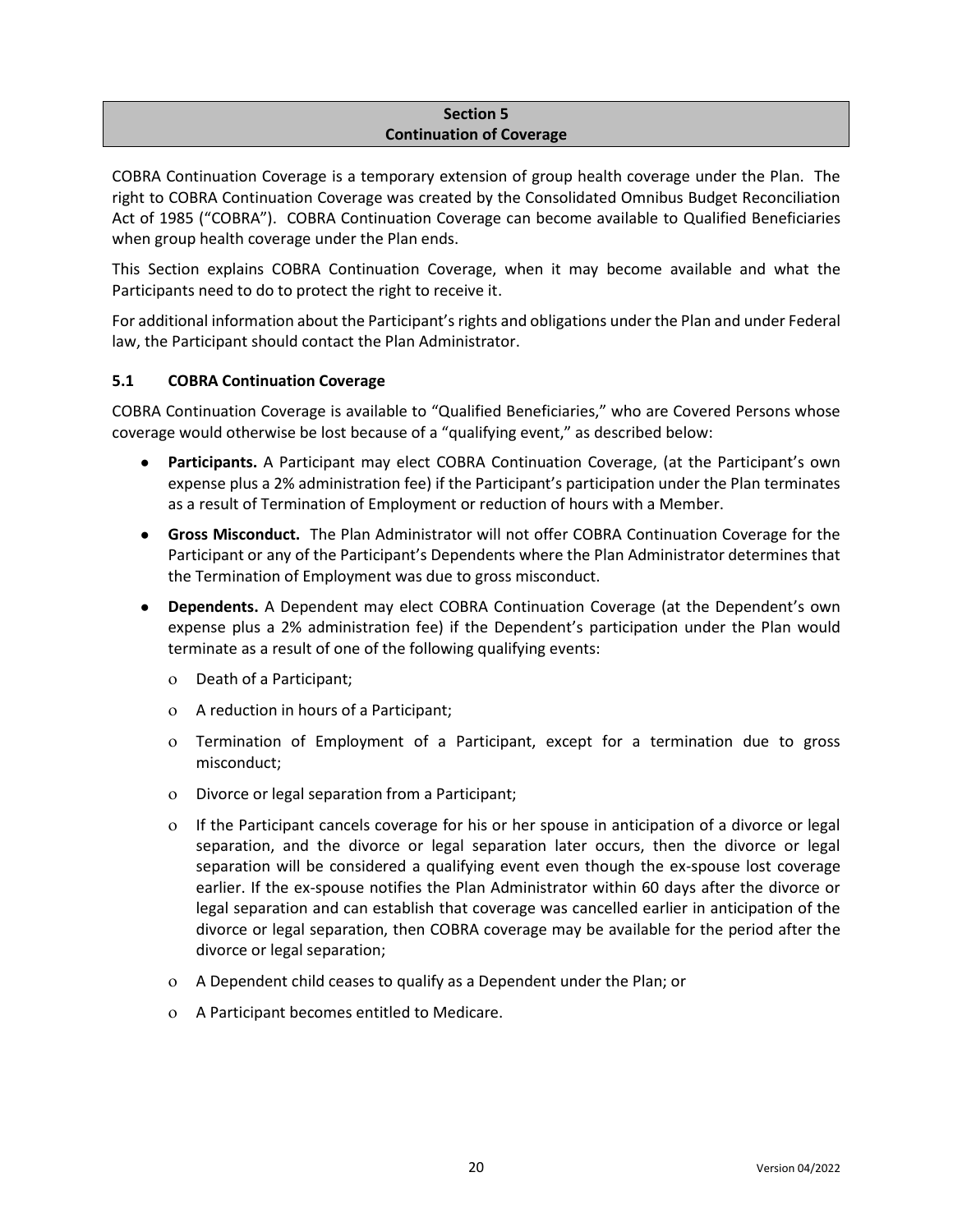## Section 5
## Continuation of Coverage

COBRA Continuation Coverage is a temporary extension of group health coverage under the Plan. The right to COBRA Continuation Coverage was created by the Consolidated Omnibus Budget Reconciliation Act of 1985 ("COBRA"). COBRA Continuation Coverage can become available to Qualified Beneficiaries when group health coverage under the Plan ends.

This Section explains COBRA Continuation Coverage, when it may become available and what the Participants need to do to protect the right to receive it.

For additional information about the Participant's rights and obligations under the Plan and under Federal law, the Participant should contact the Plan Administrator.

### 5.1 COBRA Continuation Coverage

COBRA Continuation Coverage is available to "Qualified Beneficiaries," who are Covered Persons whose coverage would otherwise be lost because of a "qualifying event," as described below:

- **Participants.** A Participant may elect COBRA Continuation Coverage, (at the Participant's own expense plus a 2% administration fee) if the Participant's participation under the Plan terminates as a result of Termination of Employment or reduction of hours with a Member.
- **Gross Misconduct.** The Plan Administrator will not offer COBRA Continuation Coverage for the Participant or any of the Participant's Dependents where the Plan Administrator determines that the Termination of Employment was due to gross misconduct.
- **Dependents.** A Dependent may elect COBRA Continuation Coverage (at the Dependent's own expense plus a 2% administration fee) if the Dependent's participation under the Plan would terminate as a result of one of the following qualifying events:
  - Death of a Participant;
  - A reduction in hours of a Participant;
  - Termination of Employment of a Participant, except for a termination due to gross misconduct;
  - Divorce or legal separation from a Participant;
  - If the Participant cancels coverage for his or her spouse in anticipation of a divorce or legal separation, and the divorce or legal separation later occurs, then the divorce or legal separation will be considered a qualifying event even though the ex-spouse lost coverage earlier. If the ex-spouse notifies the Plan Administrator within 60 days after the divorce or legal separation and can establish that coverage was cancelled earlier in anticipation of the divorce or legal separation, then COBRA coverage may be available for the period after the divorce or legal separation;
  - A Dependent child ceases to qualify as a Dependent under the Plan; or
  - A Participant becomes entitled to Medicare.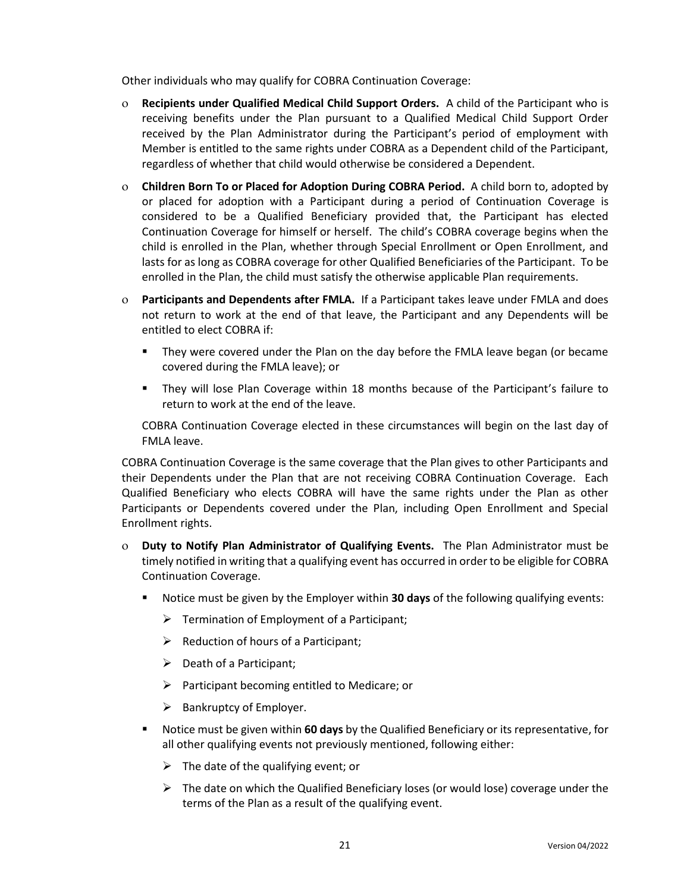Other individuals who may qualify for COBRA Continuation Coverage:

- **Recipients under Qualified Medical Child Support Orders.** A child of the Participant who is receiving benefits under the Plan pursuant to a Qualified Medical Child Support Order received by the Plan Administrator during the Participant's period of employment with Member is entitled to the same rights under COBRA as a Dependent child of the Participant, regardless of whether that child would otherwise be considered a Dependent.
- **Children Born To or Placed for Adoption During COBRA Period.** A child born to, adopted by or placed for adoption with a Participant during a period of Continuation Coverage is considered to be a Qualified Beneficiary provided that, the Participant has elected Continuation Coverage for himself or herself. The child's COBRA coverage begins when the child is enrolled in the Plan, whether through Special Enrollment or Open Enrollment, and lasts for as long as COBRA coverage for other Qualified Beneficiaries of the Participant. To be enrolled in the Plan, the child must satisfy the otherwise applicable Plan requirements.
- **Participants and Dependents after FMLA.** If a Participant takes leave under FMLA and does not return to work at the end of that leave, the Participant and any Dependents will be entitled to elect COBRA if:
  - They were covered under the Plan on the day before the FMLA leave began (or became covered during the FMLA leave); or
  - They will lose Plan Coverage within 18 months because of the Participant's failure to return to work at the end of the leave.

  COBRA Continuation Coverage elected in these circumstances will begin on the last day of FMLA leave.

COBRA Continuation Coverage is the same coverage that the Plan gives to other Participants and their Dependents under the Plan that are not receiving COBRA Continuation Coverage. Each Qualified Beneficiary who elects COBRA will have the same rights under the Plan as other Participants or Dependents covered under the Plan, including Open Enrollment and Special Enrollment rights.

- **Duty to Notify Plan Administrator of Qualifying Events.** The Plan Administrator must be timely notified in writing that a qualifying event has occurred in order to be eligible for COBRA Continuation Coverage.
  - Notice must be given by the Employer within **30 days** of the following qualifying events:
    - Termination of Employment of a Participant;
    - Reduction of hours of a Participant;
    - Death of a Participant;
    - Participant becoming entitled to Medicare; or
    - Bankruptcy of Employer.
  - Notice must be given within **60 days** by the Qualified Beneficiary or its representative, for all other qualifying events not previously mentioned, following either:
    - The date of the qualifying event; or
    - The date on which the Qualified Beneficiary loses (or would lose) coverage under the terms of the Plan as a result of the qualifying event.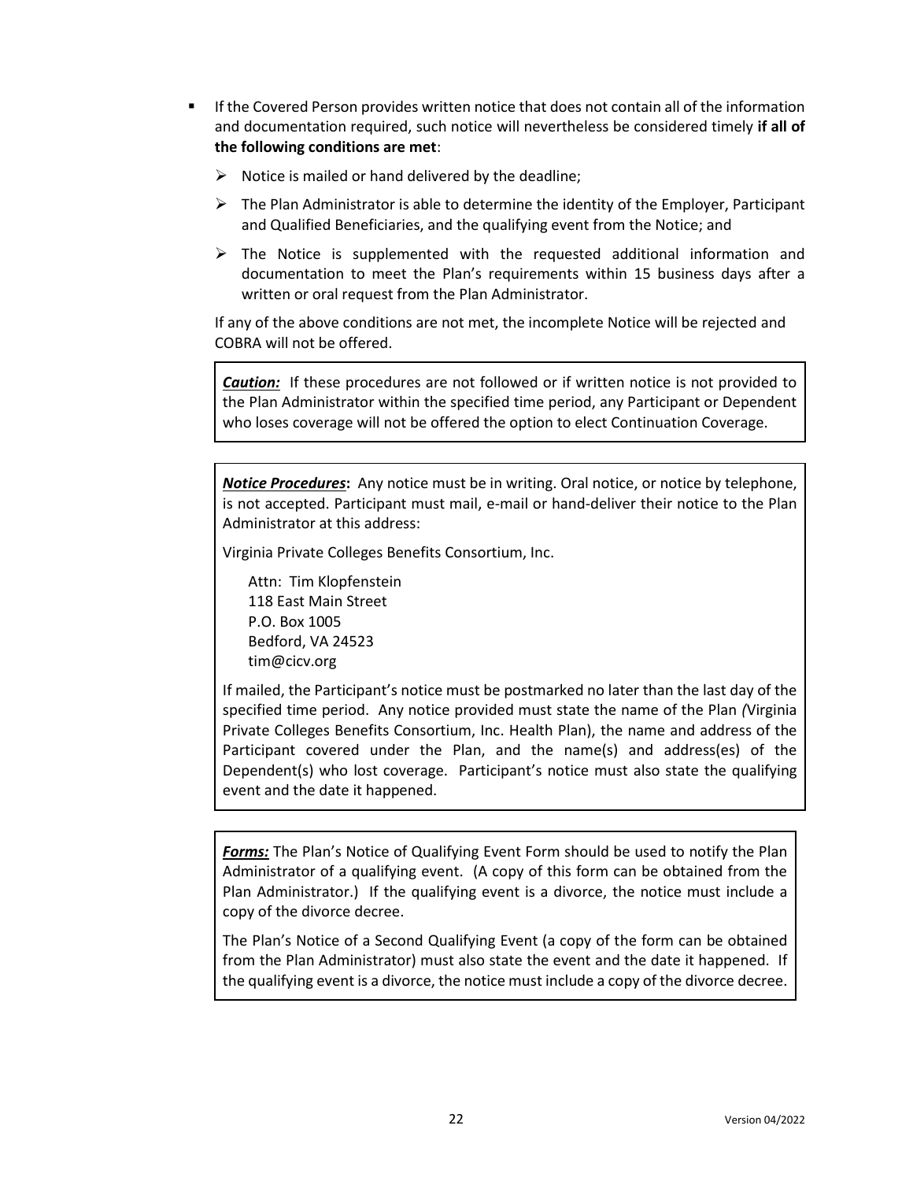- If the Covered Person provides written notice that does not contain all of the information and documentation required, such notice will nevertheless be considered timely **if all of the following conditions are met**:
  - Notice is mailed or hand delivered by the deadline;
  - The Plan Administrator is able to determine the identity of the Employer, Participant and Qualified Beneficiaries, and the qualifying event from the Notice; and
  - The Notice is supplemented with the requested additional information and documentation to meet the Plan's requirements within 15 business days after a written or oral request from the Plan Administrator.

  If any of the above conditions are not met, the incomplete Notice will be rejected and COBRA will not be offered.

***Caution:*** If these procedures are not followed or if written notice is not provided to the Plan Administrator within the specified time period, any Participant or Dependent who loses coverage will not be offered the option to elect Continuation Coverage.

***Notice Procedures*:** Any notice must be in writing. Oral notice, or notice by telephone, is not accepted. Participant must mail, e-mail or hand-deliver their notice to the Plan Administrator at this address:

Virginia Private Colleges Benefits Consortium, Inc.

Attn: Tim Klopfenstein
118 East Main Street
P.O. Box 1005
Bedford, VA 24523
tim@cicv.org

If mailed, the Participant's notice must be postmarked no later than the last day of the specified time period. Any notice provided must state the name of the Plan *(*Virginia Private Colleges Benefits Consortium, Inc. Health Plan), the name and address of the Participant covered under the Plan, and the name(s) and address(es) of the Dependent(s) who lost coverage. Participant's notice must also state the qualifying event and the date it happened.

***Forms:*** The Plan's Notice of Qualifying Event Form should be used to notify the Plan Administrator of a qualifying event. (A copy of this form can be obtained from the Plan Administrator.) If the qualifying event is a divorce, the notice must include a copy of the divorce decree.

The Plan's Notice of a Second Qualifying Event (a copy of the form can be obtained from the Plan Administrator) must also state the event and the date it happened. If the qualifying event is a divorce, the notice must include a copy of the divorce decree.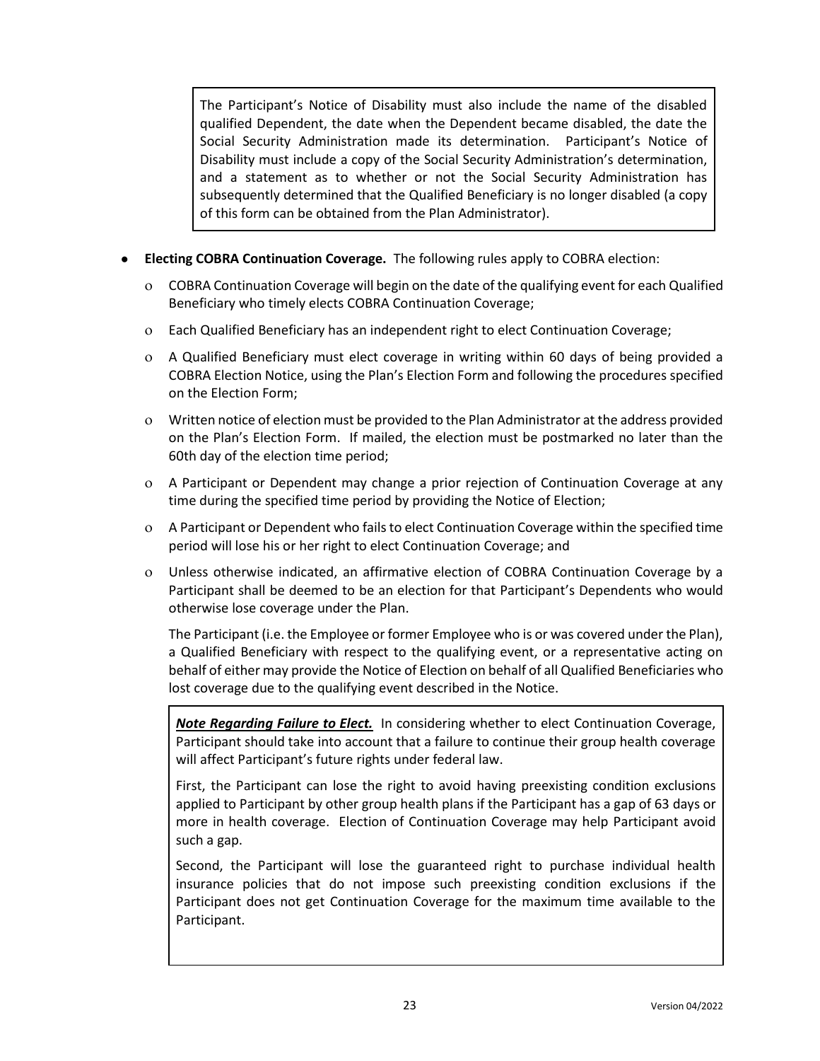> The Participant's Notice of Disability must also include the name of the disabled qualified Dependent, the date when the Dependent became disabled, the date the Social Security Administration made its determination. Participant's Notice of Disability must include a copy of the Social Security Administration's determination, and a statement as to whether or not the Social Security Administration has subsequently determined that the Qualified Beneficiary is no longer disabled (a copy of this form can be obtained from the Plan Administrator).

- **Electing COBRA Continuation Coverage.** The following rules apply to COBRA election:
  - COBRA Continuation Coverage will begin on the date of the qualifying event for each Qualified Beneficiary who timely elects COBRA Continuation Coverage;
  - Each Qualified Beneficiary has an independent right to elect Continuation Coverage;
  - A Qualified Beneficiary must elect coverage in writing within 60 days of being provided a COBRA Election Notice, using the Plan's Election Form and following the procedures specified on the Election Form;
  - Written notice of election must be provided to the Plan Administrator at the address provided on the Plan's Election Form. If mailed, the election must be postmarked no later than the 60th day of the election time period;
  - A Participant or Dependent may change a prior rejection of Continuation Coverage at any time during the specified time period by providing the Notice of Election;
  - A Participant or Dependent who fails to elect Continuation Coverage within the specified time period will lose his or her right to elect Continuation Coverage; and
  - Unless otherwise indicated, an affirmative election of COBRA Continuation Coverage by a Participant shall be deemed to be an election for that Participant's Dependents who would otherwise lose coverage under the Plan.

  The Participant (i.e. the Employee or former Employee who is or was covered under the Plan), a Qualified Beneficiary with respect to the qualifying event, or a representative acting on behalf of either may provide the Notice of Election on behalf of all Qualified Beneficiaries who lost coverage due to the qualifying event described in the Notice.

> ***Note Regarding Failure to Elect.*** In considering whether to elect Continuation Coverage, Participant should take into account that a failure to continue their group health coverage will affect Participant's future rights under federal law.
>
> First, the Participant can lose the right to avoid having preexisting condition exclusions applied to Participant by other group health plans if the Participant has a gap of 63 days or more in health coverage. Election of Continuation Coverage may help Participant avoid such a gap.
>
> Second, the Participant will lose the guaranteed right to purchase individual health insurance policies that do not impose such preexisting condition exclusions if the Participant does not get Continuation Coverage for the maximum time available to the Participant.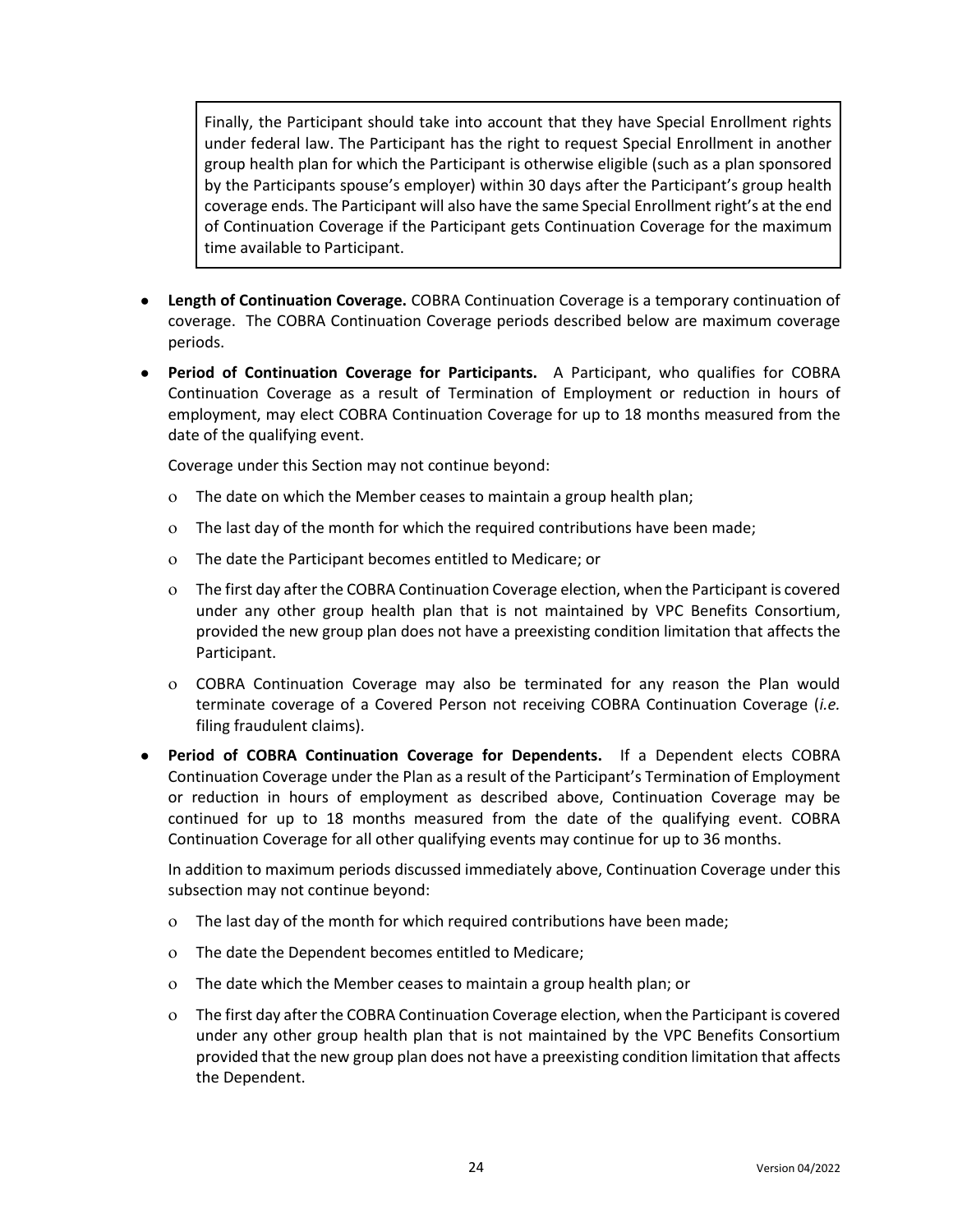> Finally, the Participant should take into account that they have Special Enrollment rights under federal law. The Participant has the right to request Special Enrollment in another group health plan for which the Participant is otherwise eligible (such as a plan sponsored by the Participants spouse's employer) within 30 days after the Participant's group health coverage ends. The Participant will also have the same Special Enrollment right's at the end of Continuation Coverage if the Participant gets Continuation Coverage for the maximum time available to Participant.

- **Length of Continuation Coverage.** COBRA Continuation Coverage is a temporary continuation of coverage. The COBRA Continuation Coverage periods described below are maximum coverage periods.
- **Period of Continuation Coverage for Participants.** A Participant, who qualifies for COBRA Continuation Coverage as a result of Termination of Employment or reduction in hours of employment, may elect COBRA Continuation Coverage for up to 18 months measured from the date of the qualifying event.

  Coverage under this Section may not continue beyond:

  - The date on which the Member ceases to maintain a group health plan;
  - The last day of the month for which the required contributions have been made;
  - The date the Participant becomes entitled to Medicare; or
  - The first day after the COBRA Continuation Coverage election, when the Participant is covered under any other group health plan that is not maintained by VPC Benefits Consortium, provided the new group plan does not have a preexisting condition limitation that affects the Participant.
  - COBRA Continuation Coverage may also be terminated for any reason the Plan would terminate coverage of a Covered Person not receiving COBRA Continuation Coverage (*i.e.* filing fraudulent claims).
- **Period of COBRA Continuation Coverage for Dependents.** If a Dependent elects COBRA Continuation Coverage under the Plan as a result of the Participant's Termination of Employment or reduction in hours of employment as described above, Continuation Coverage may be continued for up to 18 months measured from the date of the qualifying event. COBRA Continuation Coverage for all other qualifying events may continue for up to 36 months.

  In addition to maximum periods discussed immediately above, Continuation Coverage under this subsection may not continue beyond:

  - The last day of the month for which required contributions have been made;
  - The date the Dependent becomes entitled to Medicare;
  - The date which the Member ceases to maintain a group health plan; or
  - The first day after the COBRA Continuation Coverage election, when the Participant is covered under any other group health plan that is not maintained by the VPC Benefits Consortium provided that the new group plan does not have a preexisting condition limitation that affects the Dependent.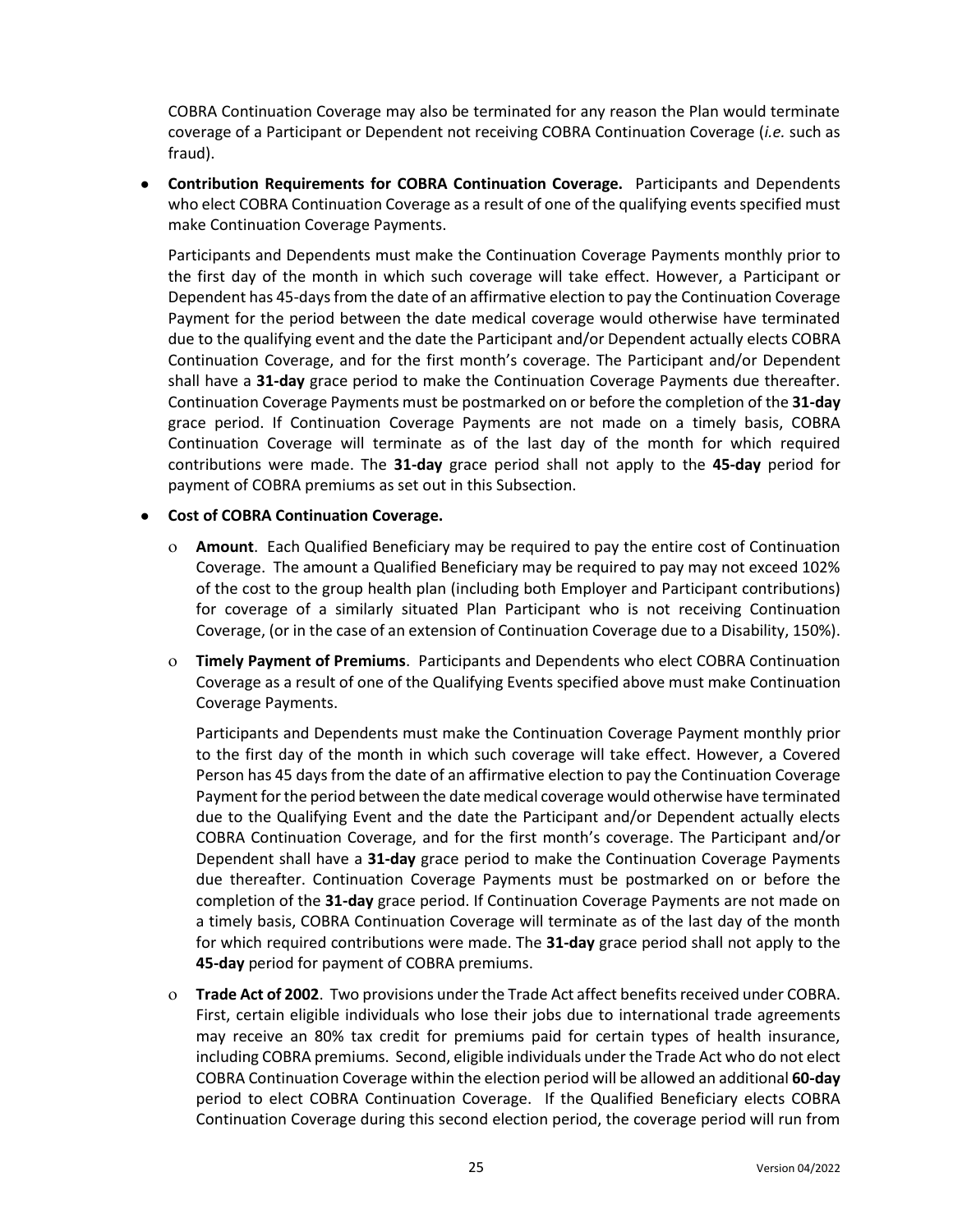COBRA Continuation Coverage may also be terminated for any reason the Plan would terminate coverage of a Participant or Dependent not receiving COBRA Continuation Coverage (*i.e.* such as fraud).

- **Contribution Requirements for COBRA Continuation Coverage.** Participants and Dependents who elect COBRA Continuation Coverage as a result of one of the qualifying events specified must make Continuation Coverage Payments.

  Participants and Dependents must make the Continuation Coverage Payments monthly prior to the first day of the month in which such coverage will take effect. However, a Participant or Dependent has 45-days from the date of an affirmative election to pay the Continuation Coverage Payment for the period between the date medical coverage would otherwise have terminated due to the qualifying event and the date the Participant and/or Dependent actually elects COBRA Continuation Coverage, and for the first month's coverage. The Participant and/or Dependent shall have a **31-day** grace period to make the Continuation Coverage Payments due thereafter. Continuation Coverage Payments must be postmarked on or before the completion of the **31-day** grace period. If Continuation Coverage Payments are not made on a timely basis, COBRA Continuation Coverage will terminate as of the last day of the month for which required contributions were made. The **31-day** grace period shall not apply to the **45-day** period for payment of COBRA premiums as set out in this Subsection.

- **Cost of COBRA Continuation Coverage.**

  - **Amount**. Each Qualified Beneficiary may be required to pay the entire cost of Continuation Coverage. The amount a Qualified Beneficiary may be required to pay may not exceed 102% of the cost to the group health plan (including both Employer and Participant contributions) for coverage of a similarly situated Plan Participant who is not receiving Continuation Coverage, (or in the case of an extension of Continuation Coverage due to a Disability, 150%).

  - **Timely Payment of Premiums**. Participants and Dependents who elect COBRA Continuation Coverage as a result of one of the Qualifying Events specified above must make Continuation Coverage Payments.

    Participants and Dependents must make the Continuation Coverage Payment monthly prior to the first day of the month in which such coverage will take effect. However, a Covered Person has 45 days from the date of an affirmative election to pay the Continuation Coverage Payment for the period between the date medical coverage would otherwise have terminated due to the Qualifying Event and the date the Participant and/or Dependent actually elects COBRA Continuation Coverage, and for the first month's coverage. The Participant and/or Dependent shall have a **31-day** grace period to make the Continuation Coverage Payments due thereafter. Continuation Coverage Payments must be postmarked on or before the completion of the **31-day** grace period. If Continuation Coverage Payments are not made on a timely basis, COBRA Continuation Coverage will terminate as of the last day of the month for which required contributions were made. The **31-day** grace period shall not apply to the **45-day** period for payment of COBRA premiums.

  - **Trade Act of 2002**. Two provisions under the Trade Act affect benefits received under COBRA. First, certain eligible individuals who lose their jobs due to international trade agreements may receive an 80% tax credit for premiums paid for certain types of health insurance, including COBRA premiums. Second, eligible individuals under the Trade Act who do not elect COBRA Continuation Coverage within the election period will be allowed an additional **60-day** period to elect COBRA Continuation Coverage. If the Qualified Beneficiary elects COBRA Continuation Coverage during this second election period, the coverage period will run from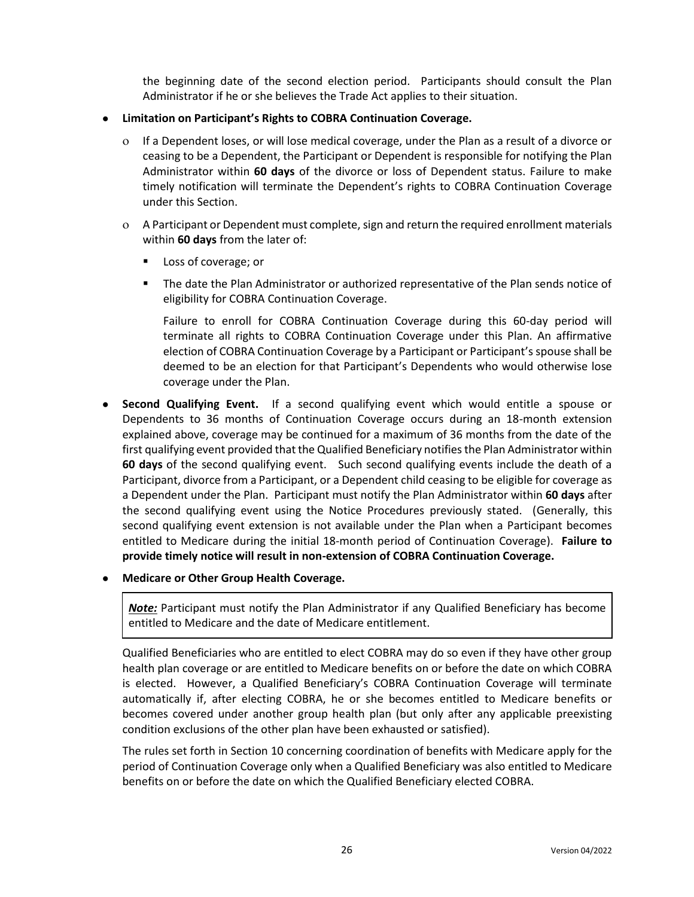the beginning date of the second election period. Participants should consult the Plan Administrator if he or she believes the Trade Act applies to their situation.

- **Limitation on Participant's Rights to COBRA Continuation Coverage.**
  - If a Dependent loses, or will lose medical coverage, under the Plan as a result of a divorce or ceasing to be a Dependent, the Participant or Dependent is responsible for notifying the Plan Administrator within **60 days** of the divorce or loss of Dependent status. Failure to make timely notification will terminate the Dependent's rights to COBRA Continuation Coverage under this Section.
  - A Participant or Dependent must complete, sign and return the required enrollment materials within **60 days** from the later of:
    - Loss of coverage; or
    - The date the Plan Administrator or authorized representative of the Plan sends notice of eligibility for COBRA Continuation Coverage.

    Failure to enroll for COBRA Continuation Coverage during this 60-day period will terminate all rights to COBRA Continuation Coverage under this Plan. An affirmative election of COBRA Continuation Coverage by a Participant or Participant's spouse shall be deemed to be an election for that Participant's Dependents who would otherwise lose coverage under the Plan.

- **Second Qualifying Event.** If a second qualifying event which would entitle a spouse or Dependents to 36 months of Continuation Coverage occurs during an 18-month extension explained above, coverage may be continued for a maximum of 36 months from the date of the first qualifying event provided that the Qualified Beneficiary notifies the Plan Administrator within **60 days** of the second qualifying event. Such second qualifying events include the death of a Participant, divorce from a Participant, or a Dependent child ceasing to be eligible for coverage as a Dependent under the Plan. Participant must notify the Plan Administrator within **60 days** after the second qualifying event using the Notice Procedures previously stated. (Generally, this second qualifying event extension is not available under the Plan when a Participant becomes entitled to Medicare during the initial 18-month period of Continuation Coverage). **Failure to provide timely notice will result in non-extension of COBRA Continuation Coverage.**

- **Medicare or Other Group Health Coverage.**

  ***Note:*** Participant must notify the Plan Administrator if any Qualified Beneficiary has become entitled to Medicare and the date of Medicare entitlement.

  Qualified Beneficiaries who are entitled to elect COBRA may do so even if they have other group health plan coverage or are entitled to Medicare benefits on or before the date on which COBRA is elected. However, a Qualified Beneficiary's COBRA Continuation Coverage will terminate automatically if, after electing COBRA, he or she becomes entitled to Medicare benefits or becomes covered under another group health plan (but only after any applicable preexisting condition exclusions of the other plan have been exhausted or satisfied).

  The rules set forth in Section 10 concerning coordination of benefits with Medicare apply for the period of Continuation Coverage only when a Qualified Beneficiary was also entitled to Medicare benefits on or before the date on which the Qualified Beneficiary elected COBRA.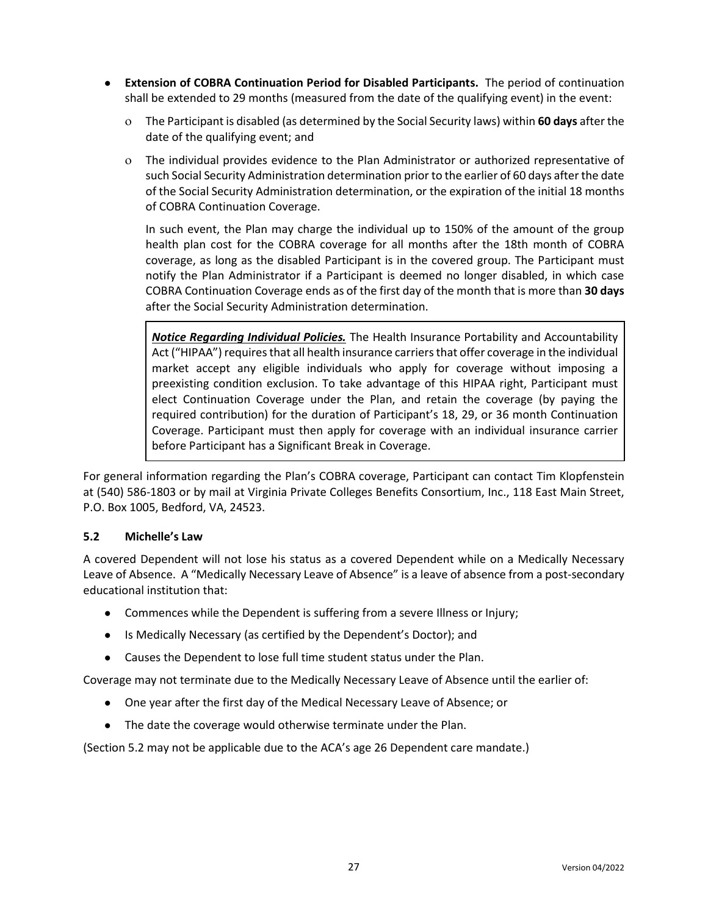- **Extension of COBRA Continuation Period for Disabled Participants.** The period of continuation shall be extended to 29 months (measured from the date of the qualifying event) in the event:
  - The Participant is disabled (as determined by the Social Security laws) within **60 days** after the date of the qualifying event; and
  - The individual provides evidence to the Plan Administrator or authorized representative of such Social Security Administration determination prior to the earlier of 60 days after the date of the Social Security Administration determination, or the expiration of the initial 18 months of COBRA Continuation Coverage.

  In such event, the Plan may charge the individual up to 150% of the amount of the group health plan cost for the COBRA coverage for all months after the 18th month of COBRA coverage, as long as the disabled Participant is in the covered group. The Participant must notify the Plan Administrator if a Participant is deemed no longer disabled, in which case COBRA Continuation Coverage ends as of the first day of the month that is more than **30 days** after the Social Security Administration determination.

  > ***Notice Regarding Individual Policies.*** The Health Insurance Portability and Accountability Act ("HIPAA") requires that all health insurance carriers that offer coverage in the individual market accept any eligible individuals who apply for coverage without imposing a preexisting condition exclusion. To take advantage of this HIPAA right, Participant must elect Continuation Coverage under the Plan, and retain the coverage (by paying the required contribution) for the duration of Participant's 18, 29, or 36 month Continuation Coverage. Participant must then apply for coverage with an individual insurance carrier before Participant has a Significant Break in Coverage.

For general information regarding the Plan's COBRA coverage, Participant can contact Tim Klopfenstein at (540) 586-1803 or by mail at Virginia Private Colleges Benefits Consortium, Inc., 118 East Main Street, P.O. Box 1005, Bedford, VA, 24523.

### 5.2 Michelle's Law

A covered Dependent will not lose his status as a covered Dependent while on a Medically Necessary Leave of Absence. A "Medically Necessary Leave of Absence" is a leave of absence from a post-secondary educational institution that:

- Commences while the Dependent is suffering from a severe Illness or Injury;
- Is Medically Necessary (as certified by the Dependent's Doctor); and
- Causes the Dependent to lose full time student status under the Plan.

Coverage may not terminate due to the Medically Necessary Leave of Absence until the earlier of:

- One year after the first day of the Medical Necessary Leave of Absence; or
- The date the coverage would otherwise terminate under the Plan.

(Section 5.2 may not be applicable due to the ACA's age 26 Dependent care mandate.)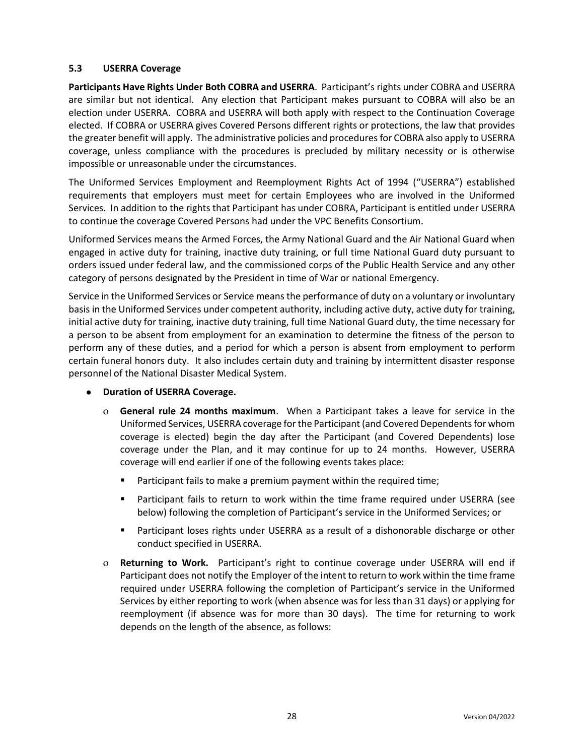### 5.3 USERRA Coverage

**Participants Have Rights Under Both COBRA and USERRA**. Participant's rights under COBRA and USERRA are similar but not identical. Any election that Participant makes pursuant to COBRA will also be an election under USERRA. COBRA and USERRA will both apply with respect to the Continuation Coverage elected. If COBRA or USERRA gives Covered Persons different rights or protections, the law that provides the greater benefit will apply. The administrative policies and procedures for COBRA also apply to USERRA coverage, unless compliance with the procedures is precluded by military necessity or is otherwise impossible or unreasonable under the circumstances.

The Uniformed Services Employment and Reemployment Rights Act of 1994 ("USERRA") established requirements that employers must meet for certain Employees who are involved in the Uniformed Services. In addition to the rights that Participant has under COBRA, Participant is entitled under USERRA to continue the coverage Covered Persons had under the VPC Benefits Consortium.

Uniformed Services means the Armed Forces, the Army National Guard and the Air National Guard when engaged in active duty for training, inactive duty training, or full time National Guard duty pursuant to orders issued under federal law, and the commissioned corps of the Public Health Service and any other category of persons designated by the President in time of War or national Emergency.

Service in the Uniformed Services or Service means the performance of duty on a voluntary or involuntary basis in the Uniformed Services under competent authority, including active duty, active duty for training, initial active duty for training, inactive duty training, full time National Guard duty, the time necessary for a person to be absent from employment for an examination to determine the fitness of the person to perform any of these duties, and a period for which a person is absent from employment to perform certain funeral honors duty. It also includes certain duty and training by intermittent disaster response personnel of the National Disaster Medical System.

- **Duration of USERRA Coverage.**
  - **General rule 24 months maximum**. When a Participant takes a leave for service in the Uniformed Services, USERRA coverage for the Participant (and Covered Dependents for whom coverage is elected) begin the day after the Participant (and Covered Dependents) lose coverage under the Plan, and it may continue for up to 24 months. However, USERRA coverage will end earlier if one of the following events takes place:
    - Participant fails to make a premium payment within the required time;
    - Participant fails to return to work within the time frame required under USERRA (see below) following the completion of Participant's service in the Uniformed Services; or
    - Participant loses rights under USERRA as a result of a dishonorable discharge or other conduct specified in USERRA.
  - **Returning to Work.** Participant's right to continue coverage under USERRA will end if Participant does not notify the Employer of the intent to return to work within the time frame required under USERRA following the completion of Participant's service in the Uniformed Services by either reporting to work (when absence was for less than 31 days) or applying for reemployment (if absence was for more than 30 days). The time for returning to work depends on the length of the absence, as follows: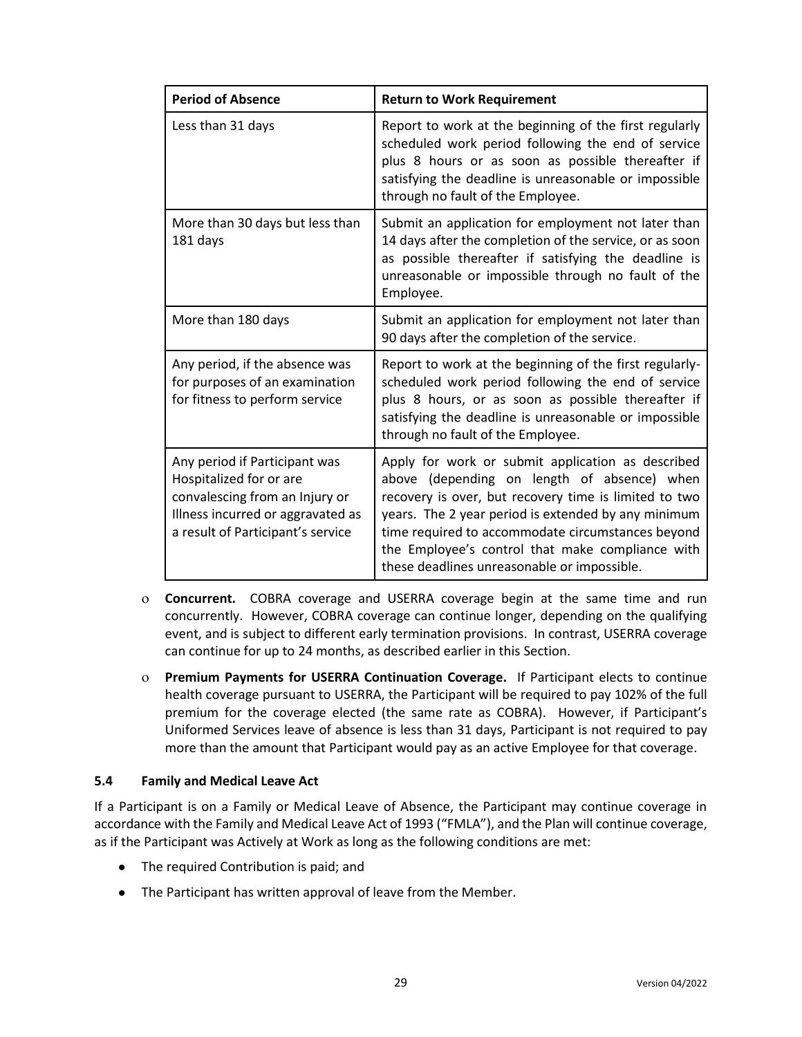| Period of Absence | Return to Work Requirement |
| --- | --- |
| Less than 31 days | Report to work at the beginning of the first regularly scheduled work period following the end of service plus 8 hours or as soon as possible thereafter if satisfying the deadline is unreasonable or impossible through no fault of the Employee. |
| More than 30 days but less than 181 days | Submit an application for employment not later than 14 days after the completion of the service, or as soon as possible thereafter if satisfying the deadline is unreasonable or impossible through no fault of the Employee. |
| More than 180 days | Submit an application for employment not later than 90 days after the completion of the service. |
| Any period, if the absence was for purposes of an examination for fitness to perform service | Report to work at the beginning of the first regularly-scheduled work period following the end of service plus 8 hours, or as soon as possible thereafter if satisfying the deadline is unreasonable or impossible through no fault of the Employee. |
| Any period if Participant was Hospitalized for or are convalescing from an Injury or Illness incurred or aggravated as a result of Participant's service | Apply for work or submit application as described above (depending on length of absence) when recovery is over, but recovery time is limited to two years. The 2 year period is extended by any minimum time required to accommodate circumstances beyond the Employee's control that make compliance with these deadlines unreasonable or impossible. |

- **Concurrent.** COBRA coverage and USERRA coverage begin at the same time and run concurrently. However, COBRA coverage can continue longer, depending on the qualifying event, and is subject to different early termination provisions. In contrast, USERRA coverage can continue for up to 24 months, as described earlier in this Section.
- **Premium Payments for USERRA Continuation Coverage.** If Participant elects to continue health coverage pursuant to USERRA, the Participant will be required to pay 102% of the full premium for the coverage elected (the same rate as COBRA). However, if Participant's Uniformed Services leave of absence is less than 31 days, Participant is not required to pay more than the amount that Participant would pay as an active Employee for that coverage.

### 5.4 Family and Medical Leave Act

If a Participant is on a Family or Medical Leave of Absence, the Participant may continue coverage in accordance with the Family and Medical Leave Act of 1993 ("FMLA"), and the Plan will continue coverage, as if the Participant was Actively at Work as long as the following conditions are met:

- The required Contribution is paid; and
- The Participant has written approval of leave from the Member.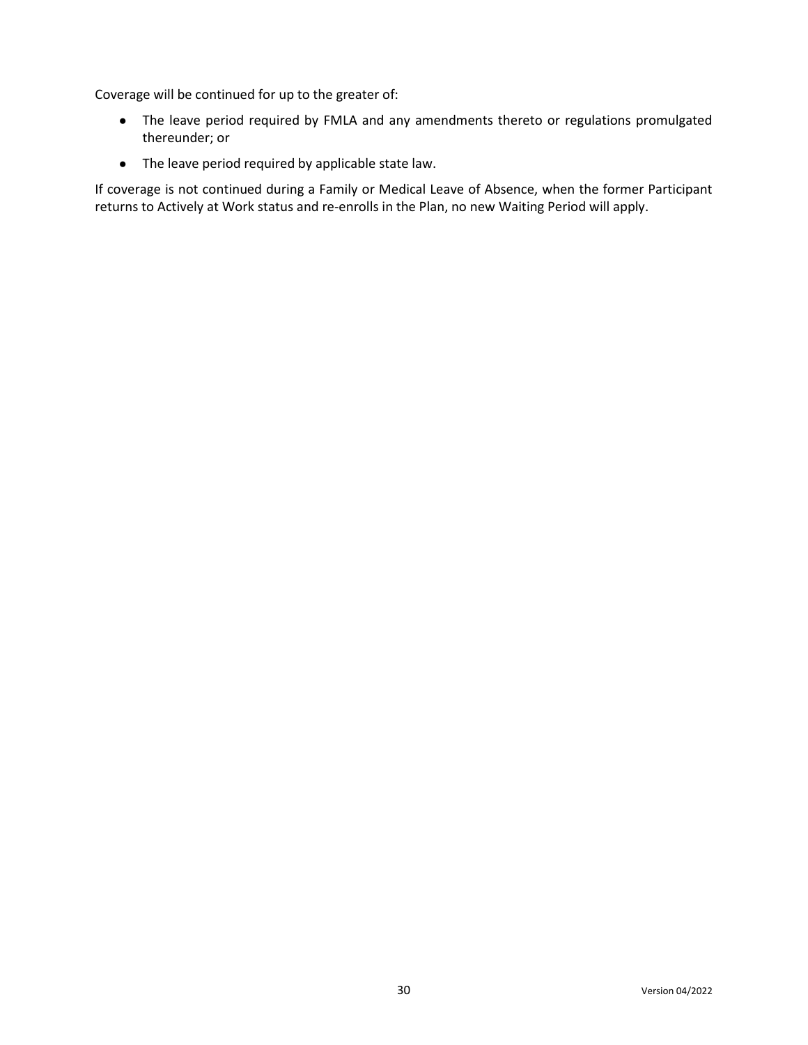Coverage will be continued for up to the greater of:

- The leave period required by FMLA and any amendments thereto or regulations promulgated thereunder; or
- The leave period required by applicable state law.

If coverage is not continued during a Family or Medical Leave of Absence, when the former Participant returns to Actively at Work status and re-enrolls in the Plan, no new Waiting Period will apply.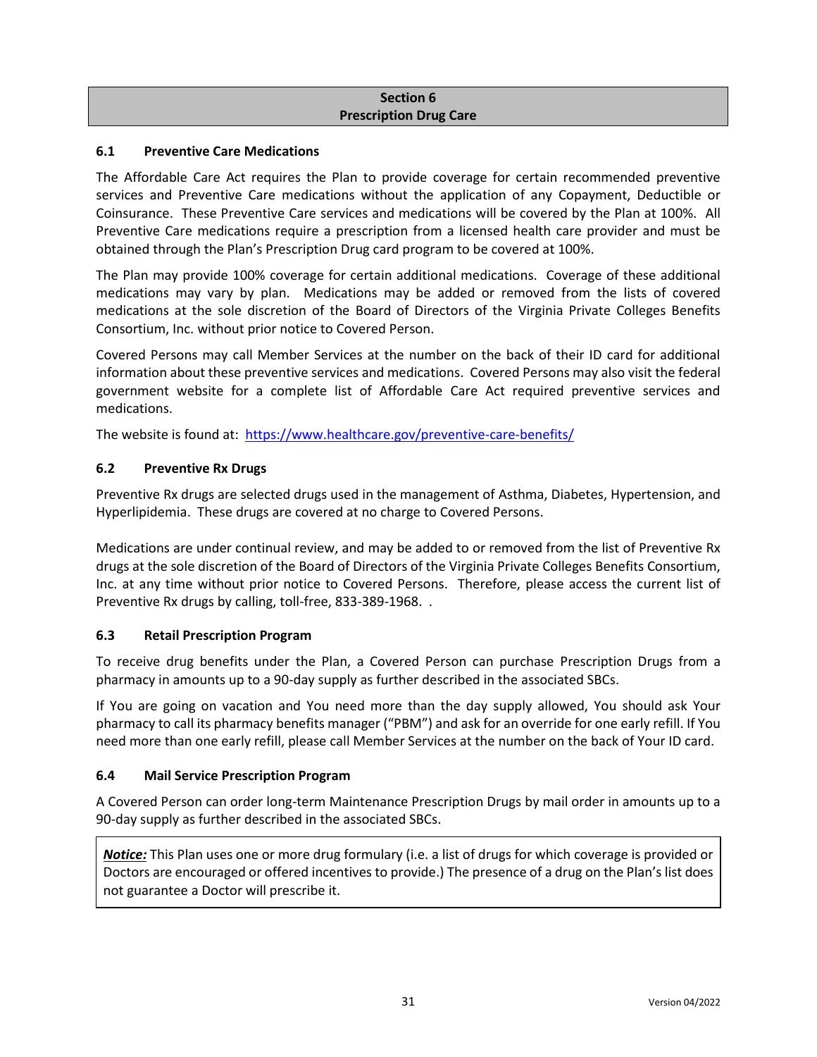## Section 6
## Prescription Drug Care

### 6.1 Preventive Care Medications

The Affordable Care Act requires the Plan to provide coverage for certain recommended preventive services and Preventive Care medications without the application of any Copayment, Deductible or Coinsurance. These Preventive Care services and medications will be covered by the Plan at 100%. All Preventive Care medications require a prescription from a licensed health care provider and must be obtained through the Plan's Prescription Drug card program to be covered at 100%.

The Plan may provide 100% coverage for certain additional medications. Coverage of these additional medications may vary by plan. Medications may be added or removed from the lists of covered medications at the sole discretion of the Board of Directors of the Virginia Private Colleges Benefits Consortium, Inc. without prior notice to Covered Person.

Covered Persons may call Member Services at the number on the back of their ID card for additional information about these preventive services and medications. Covered Persons may also visit the federal government website for a complete list of Affordable Care Act required preventive services and medications.

The website is found at: https://www.healthcare.gov/preventive-care-benefits/

### 6.2 Preventive Rx Drugs

Preventive Rx drugs are selected drugs used in the management of Asthma, Diabetes, Hypertension, and Hyperlipidemia. These drugs are covered at no charge to Covered Persons.

Medications are under continual review, and may be added to or removed from the list of Preventive Rx drugs at the sole discretion of the Board of Directors of the Virginia Private Colleges Benefits Consortium, Inc. at any time without prior notice to Covered Persons. Therefore, please access the current list of Preventive Rx drugs by calling, toll-free, 833-389-1968. .

### 6.3 Retail Prescription Program

To receive drug benefits under the Plan, a Covered Person can purchase Prescription Drugs from a pharmacy in amounts up to a 90-day supply as further described in the associated SBCs.

If You are going on vacation and You need more than the day supply allowed, You should ask Your pharmacy to call its pharmacy benefits manager ("PBM") and ask for an override for one early refill. If You need more than one early refill, please call Member Services at the number on the back of Your ID card.

### 6.4 Mail Service Prescription Program

A Covered Person can order long-term Maintenance Prescription Drugs by mail order in amounts up to a 90-day supply as further described in the associated SBCs.

***Notice:*** This Plan uses one or more drug formulary (i.e. a list of drugs for which coverage is provided or Doctors are encouraged or offered incentives to provide.) The presence of a drug on the Plan's list does not guarantee a Doctor will prescribe it.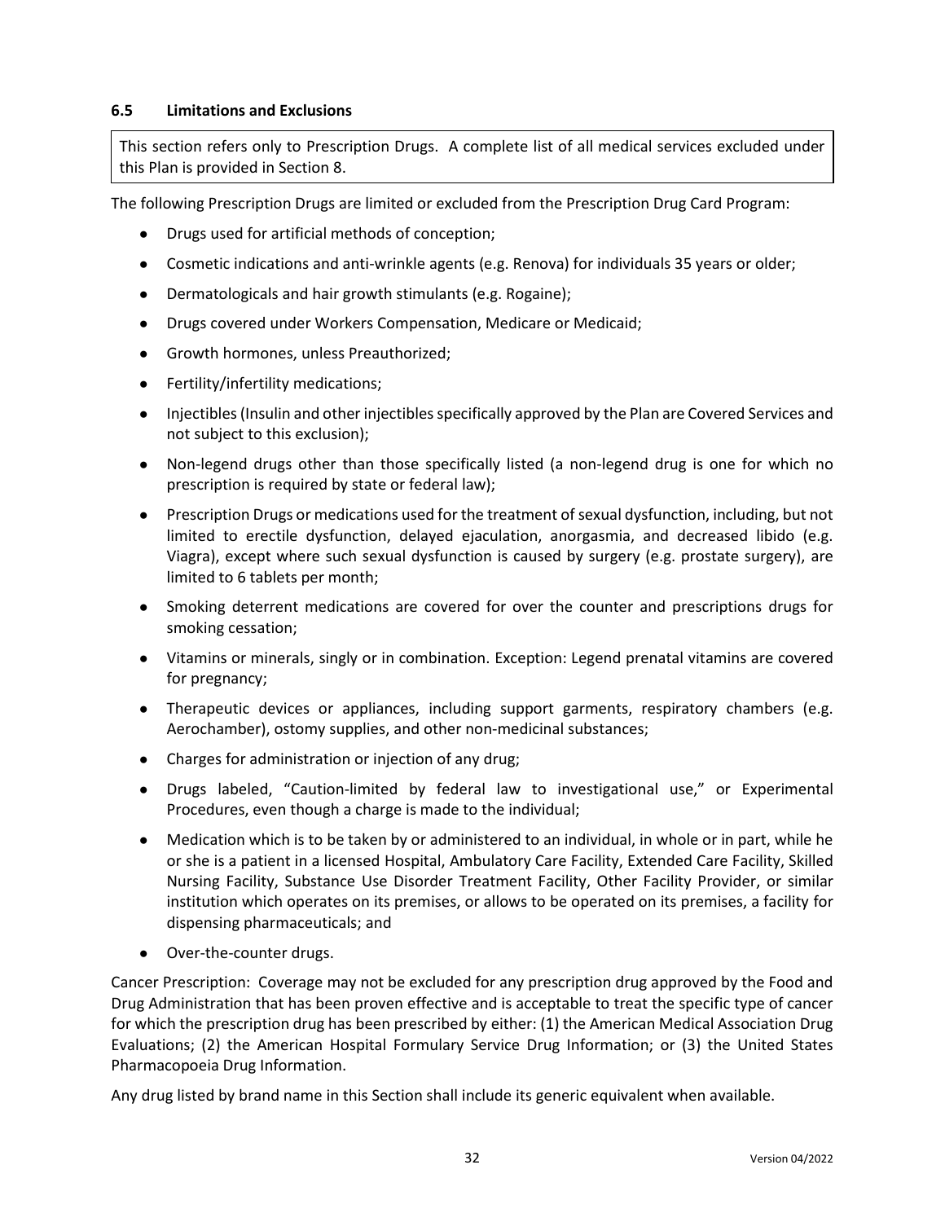### 6.5 Limitations and Exclusions

This section refers only to Prescription Drugs. A complete list of all medical services excluded under this Plan is provided in Section 8.

The following Prescription Drugs are limited or excluded from the Prescription Drug Card Program:

- Drugs used for artificial methods of conception;
- Cosmetic indications and anti-wrinkle agents (e.g. Renova) for individuals 35 years or older;
- Dermatologicals and hair growth stimulants (e.g. Rogaine);
- Drugs covered under Workers Compensation, Medicare or Medicaid;
- Growth hormones, unless Preauthorized;
- Fertility/infertility medications;
- Injectibles (Insulin and other injectibles specifically approved by the Plan are Covered Services and not subject to this exclusion);
- Non-legend drugs other than those specifically listed (a non-legend drug is one for which no prescription is required by state or federal law);
- Prescription Drugs or medications used for the treatment of sexual dysfunction, including, but not limited to erectile dysfunction, delayed ejaculation, anorgasmia, and decreased libido (e.g. Viagra), except where such sexual dysfunction is caused by surgery (e.g. prostate surgery), are limited to 6 tablets per month;
- Smoking deterrent medications are covered for over the counter and prescriptions drugs for smoking cessation;
- Vitamins or minerals, singly or in combination. Exception: Legend prenatal vitamins are covered for pregnancy;
- Therapeutic devices or appliances, including support garments, respiratory chambers (e.g. Aerochamber), ostomy supplies, and other non-medicinal substances;
- Charges for administration or injection of any drug;
- Drugs labeled, "Caution-limited by federal law to investigational use," or Experimental Procedures, even though a charge is made to the individual;
- Medication which is to be taken by or administered to an individual, in whole or in part, while he or she is a patient in a licensed Hospital, Ambulatory Care Facility, Extended Care Facility, Skilled Nursing Facility, Substance Use Disorder Treatment Facility, Other Facility Provider, or similar institution which operates on its premises, or allows to be operated on its premises, a facility for dispensing pharmaceuticals; and
- Over-the-counter drugs.

Cancer Prescription: Coverage may not be excluded for any prescription drug approved by the Food and Drug Administration that has been proven effective and is acceptable to treat the specific type of cancer for which the prescription drug has been prescribed by either: (1) the American Medical Association Drug Evaluations; (2) the American Hospital Formulary Service Drug Information; or (3) the United States Pharmacopoeia Drug Information.

Any drug listed by brand name in this Section shall include its generic equivalent when available.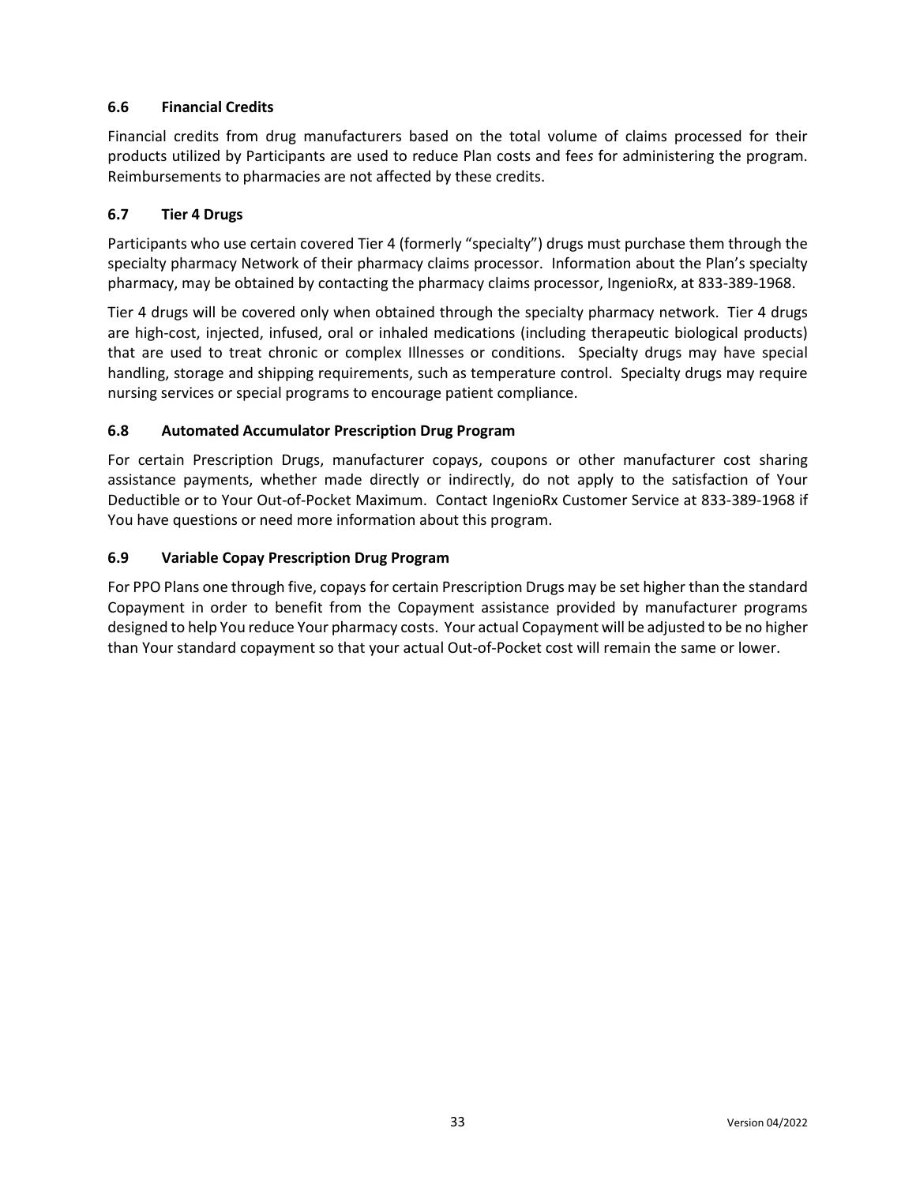### 6.6 Financial Credits

Financial credits from drug manufacturers based on the total volume of claims processed for their products utilized by Participants are used to reduce Plan costs and fees for administering the program. Reimbursements to pharmacies are not affected by these credits.

### 6.7 Tier 4 Drugs

Participants who use certain covered Tier 4 (formerly "specialty") drugs must purchase them through the specialty pharmacy Network of their pharmacy claims processor. Information about the Plan's specialty pharmacy, may be obtained by contacting the pharmacy claims processor, IngenioRx, at 833-389-1968.

Tier 4 drugs will be covered only when obtained through the specialty pharmacy network. Tier 4 drugs are high-cost, injected, infused, oral or inhaled medications (including therapeutic biological products) that are used to treat chronic or complex Illnesses or conditions. Specialty drugs may have special handling, storage and shipping requirements, such as temperature control. Specialty drugs may require nursing services or special programs to encourage patient compliance.

### 6.8 Automated Accumulator Prescription Drug Program

For certain Prescription Drugs, manufacturer copays, coupons or other manufacturer cost sharing assistance payments, whether made directly or indirectly, do not apply to the satisfaction of Your Deductible or to Your Out-of-Pocket Maximum. Contact IngenioRx Customer Service at 833-389-1968 if You have questions or need more information about this program.

### 6.9 Variable Copay Prescription Drug Program

For PPO Plans one through five, copays for certain Prescription Drugs may be set higher than the standard Copayment in order to benefit from the Copayment assistance provided by manufacturer programs designed to help You reduce Your pharmacy costs. Your actual Copayment will be adjusted to be no higher than Your standard copayment so that your actual Out-of-Pocket cost will remain the same or lower.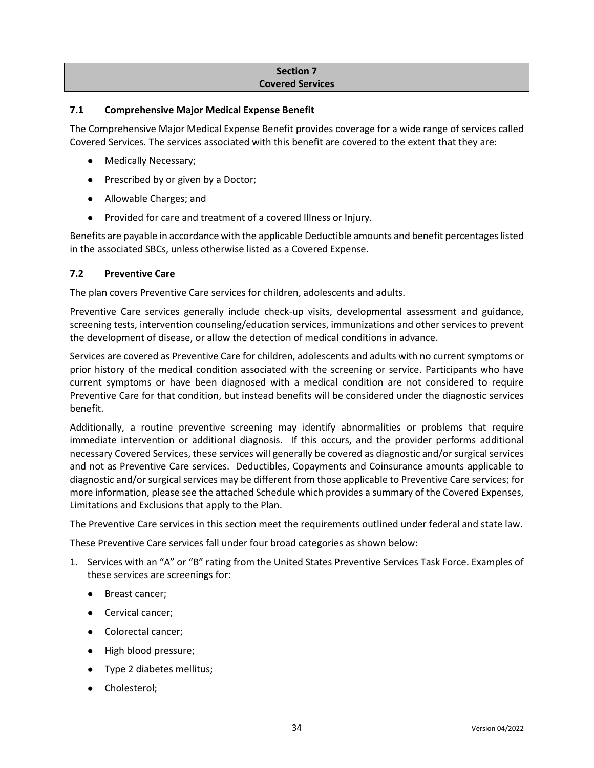## Section 7
## Covered Services

### 7.1 Comprehensive Major Medical Expense Benefit

The Comprehensive Major Medical Expense Benefit provides coverage for a wide range of services called Covered Services. The services associated with this benefit are covered to the extent that they are:

- Medically Necessary;
- Prescribed by or given by a Doctor;
- Allowable Charges; and
- Provided for care and treatment of a covered Illness or Injury.

Benefits are payable in accordance with the applicable Deductible amounts and benefit percentages listed in the associated SBCs, unless otherwise listed as a Covered Expense.

### 7.2 Preventive Care

The plan covers Preventive Care services for children, adolescents and adults.

Preventive Care services generally include check-up visits, developmental assessment and guidance, screening tests, intervention counseling/education services, immunizations and other services to prevent the development of disease, or allow the detection of medical conditions in advance.

Services are covered as Preventive Care for children, adolescents and adults with no current symptoms or prior history of the medical condition associated with the screening or service. Participants who have current symptoms or have been diagnosed with a medical condition are not considered to require Preventive Care for that condition, but instead benefits will be considered under the diagnostic services benefit.

Additionally, a routine preventive screening may identify abnormalities or problems that require immediate intervention or additional diagnosis. If this occurs, and the provider performs additional necessary Covered Services, these services will generally be covered as diagnostic and/or surgical services and not as Preventive Care services. Deductibles, Copayments and Coinsurance amounts applicable to diagnostic and/or surgical services may be different from those applicable to Preventive Care services; for more information, please see the attached Schedule which provides a summary of the Covered Expenses, Limitations and Exclusions that apply to the Plan.

The Preventive Care services in this section meet the requirements outlined under federal and state law.

These Preventive Care services fall under four broad categories as shown below:

1. Services with an "A" or "B" rating from the United States Preventive Services Task Force. Examples of these services are screenings for:
   - Breast cancer;
   - Cervical cancer;
   - Colorectal cancer;
   - High blood pressure;
   - Type 2 diabetes mellitus;
   - Cholesterol;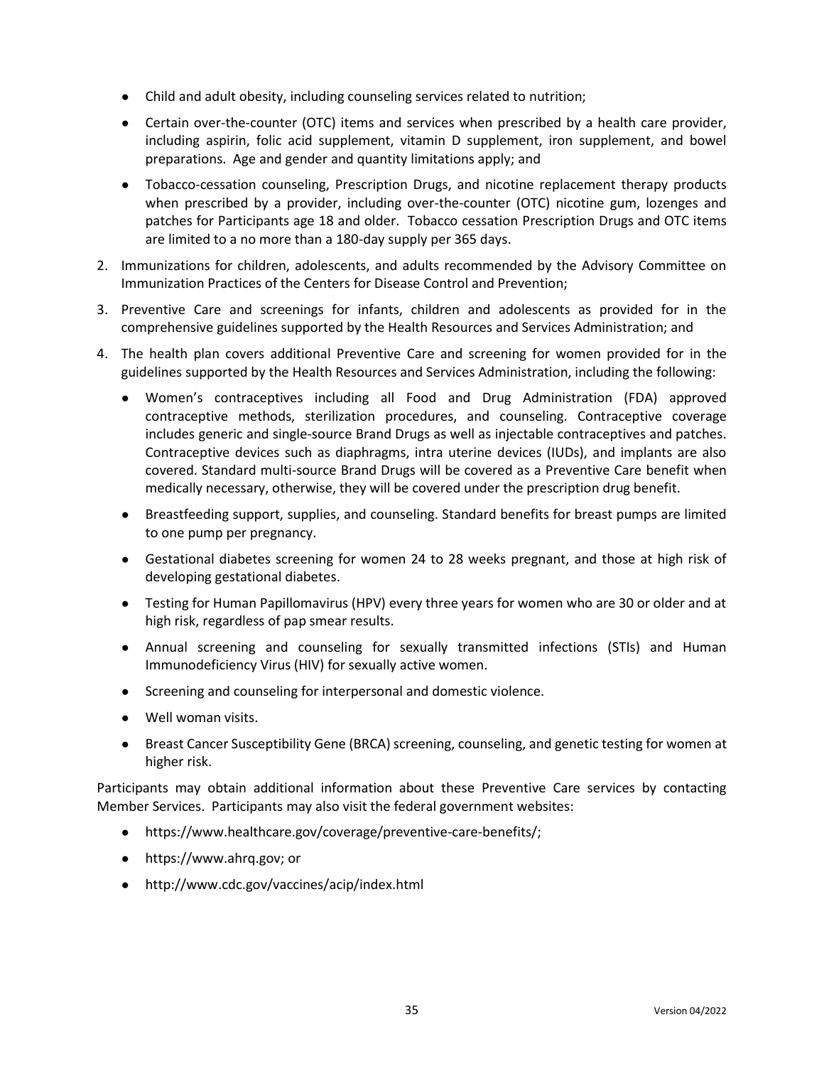- Child and adult obesity, including counseling services related to nutrition;
- Certain over-the-counter (OTC) items and services when prescribed by a health care provider, including aspirin, folic acid supplement, vitamin D supplement, iron supplement, and bowel preparations. Age and gender and quantity limitations apply; and
- Tobacco-cessation counseling, Prescription Drugs, and nicotine replacement therapy products when prescribed by a provider, including over-the-counter (OTC) nicotine gum, lozenges and patches for Participants age 18 and older. Tobacco cessation Prescription Drugs and OTC items are limited to a no more than a 180-day supply per 365 days.

2. Immunizations for children, adolescents, and adults recommended by the Advisory Committee on Immunization Practices of the Centers for Disease Control and Prevention;
3. Preventive Care and screenings for infants, children and adolescents as provided for in the comprehensive guidelines supported by the Health Resources and Services Administration; and
4. The health plan covers additional Preventive Care and screening for women provided for in the guidelines supported by the Health Resources and Services Administration, including the following:
   - Women's contraceptives including all Food and Drug Administration (FDA) approved contraceptive methods, sterilization procedures, and counseling. Contraceptive coverage includes generic and single-source Brand Drugs as well as injectable contraceptives and patches. Contraceptive devices such as diaphragms, intra uterine devices (IUDs), and implants are also covered. Standard multi-source Brand Drugs will be covered as a Preventive Care benefit when medically necessary, otherwise, they will be covered under the prescription drug benefit.
   - Breastfeeding support, supplies, and counseling. Standard benefits for breast pumps are limited to one pump per pregnancy.
   - Gestational diabetes screening for women 24 to 28 weeks pregnant, and those at high risk of developing gestational diabetes.
   - Testing for Human Papillomavirus (HPV) every three years for women who are 30 or older and at high risk, regardless of pap smear results.
   - Annual screening and counseling for sexually transmitted infections (STIs) and Human Immunodeficiency Virus (HIV) for sexually active women.
   - Screening and counseling for interpersonal and domestic violence.
   - Well woman visits.
   - Breast Cancer Susceptibility Gene (BRCA) screening, counseling, and genetic testing for women at higher risk.

Participants may obtain additional information about these Preventive Care services by contacting Member Services. Participants may also visit the federal government websites:

- https://www.healthcare.gov/coverage/preventive-care-benefits/;
- https://www.ahrq.gov; or
- http://www.cdc.gov/vaccines/acip/index.html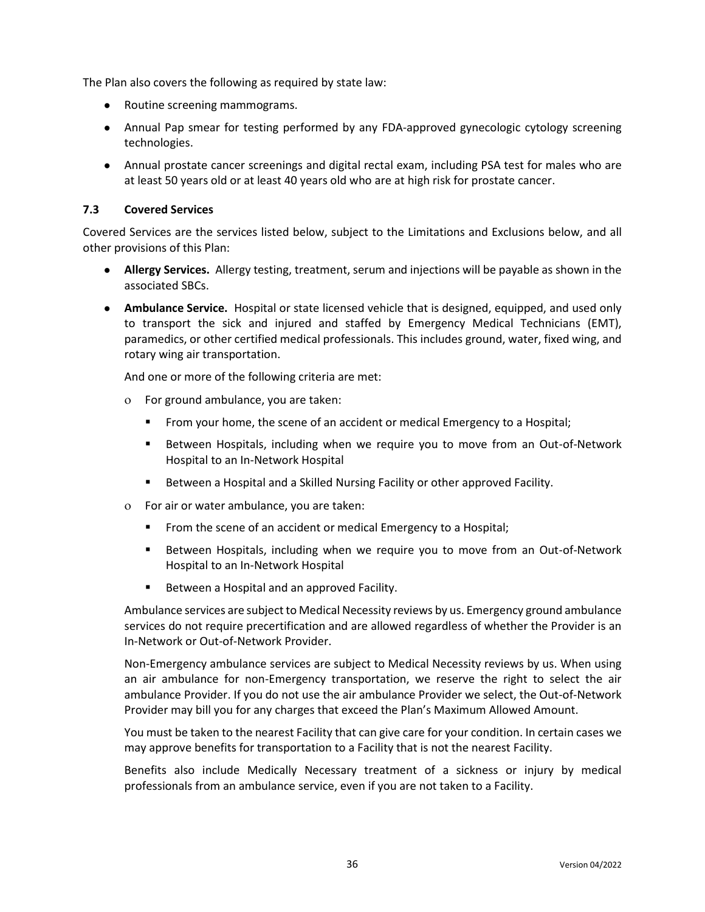The Plan also covers the following as required by state law:

- Routine screening mammograms.
- Annual Pap smear for testing performed by any FDA-approved gynecologic cytology screening technologies.
- Annual prostate cancer screenings and digital rectal exam, including PSA test for males who are at least 50 years old or at least 40 years old who are at high risk for prostate cancer.

### 7.3 Covered Services

Covered Services are the services listed below, subject to the Limitations and Exclusions below, and all other provisions of this Plan:

- **Allergy Services.** Allergy testing, treatment, serum and injections will be payable as shown in the associated SBCs.
- **Ambulance Service.** Hospital or state licensed vehicle that is designed, equipped, and used only to transport the sick and injured and staffed by Emergency Medical Technicians (EMT), paramedics, or other certified medical professionals. This includes ground, water, fixed wing, and rotary wing air transportation.

  And one or more of the following criteria are met:

  - For ground ambulance, you are taken:
    - From your home, the scene of an accident or medical Emergency to a Hospital;
    - Between Hospitals, including when we require you to move from an Out-of-Network Hospital to an In-Network Hospital
    - Between a Hospital and a Skilled Nursing Facility or other approved Facility.
  - For air or water ambulance, you are taken:
    - From the scene of an accident or medical Emergency to a Hospital;
    - Between Hospitals, including when we require you to move from an Out-of-Network Hospital to an In-Network Hospital
    - Between a Hospital and an approved Facility.

  Ambulance services are subject to Medical Necessity reviews by us. Emergency ground ambulance services do not require precertification and are allowed regardless of whether the Provider is an In-Network or Out-of-Network Provider.

  Non-Emergency ambulance services are subject to Medical Necessity reviews by us. When using an air ambulance for non-Emergency transportation, we reserve the right to select the air ambulance Provider. If you do not use the air ambulance Provider we select, the Out-of-Network Provider may bill you for any charges that exceed the Plan's Maximum Allowed Amount.

  You must be taken to the nearest Facility that can give care for your condition. In certain cases we may approve benefits for transportation to a Facility that is not the nearest Facility.

  Benefits also include Medically Necessary treatment of a sickness or injury by medical professionals from an ambulance service, even if you are not taken to a Facility.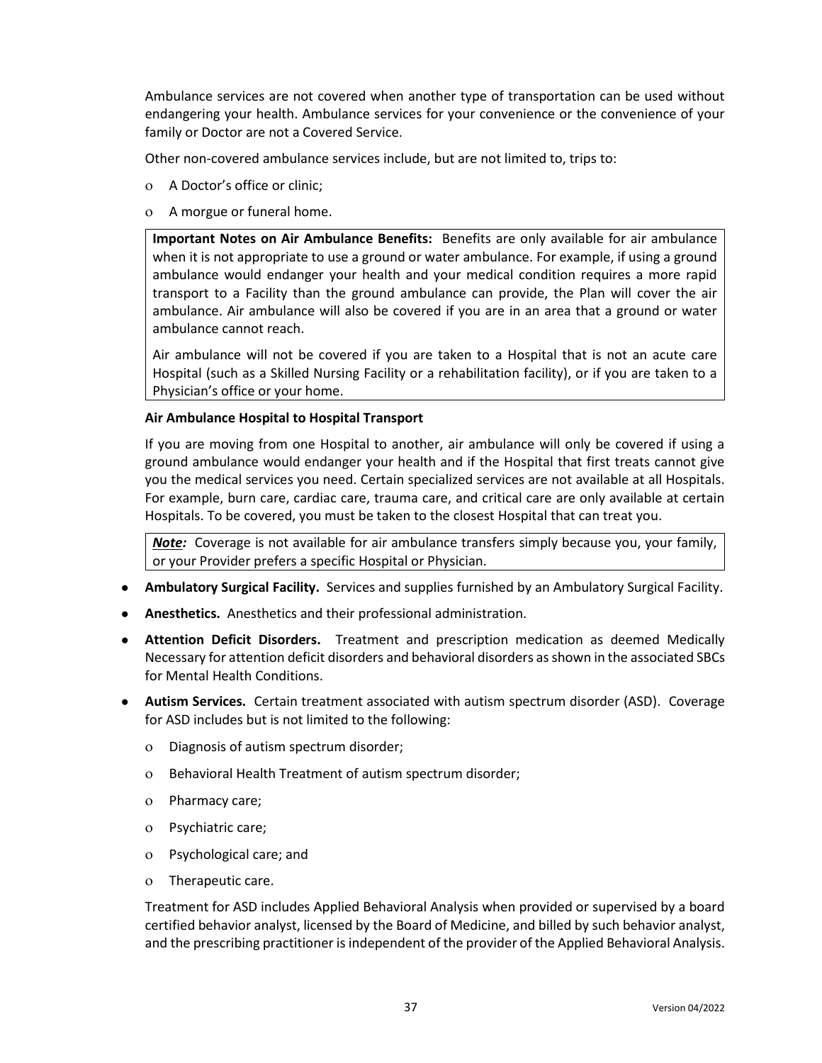Ambulance services are not covered when another type of transportation can be used without endangering your health. Ambulance services for your convenience or the convenience of your family or Doctor are not a Covered Service.

Other non-covered ambulance services include, but are not limited to, trips to:

- A Doctor's office or clinic;
- A morgue or funeral home.

**Important Notes on Air Ambulance Benefits:** Benefits are only available for air ambulance when it is not appropriate to use a ground or water ambulance. For example, if using a ground ambulance would endanger your health and your medical condition requires a more rapid transport to a Facility than the ground ambulance can provide, the Plan will cover the air ambulance. Air ambulance will also be covered if you are in an area that a ground or water ambulance cannot reach.

Air ambulance will not be covered if you are taken to a Hospital that is not an acute care Hospital (such as a Skilled Nursing Facility or a rehabilitation facility), or if you are taken to a Physician's office or your home.

**Air Ambulance Hospital to Hospital Transport**

If you are moving from one Hospital to another, air ambulance will only be covered if using a ground ambulance would endanger your health and if the Hospital that first treats cannot give you the medical services you need. Certain specialized services are not available at all Hospitals. For example, burn care, cardiac care, trauma care, and critical care are only available at certain Hospitals. To be covered, you must be taken to the closest Hospital that can treat you.

***Note:*** Coverage is not available for air ambulance transfers simply because you, your family, or your Provider prefers a specific Hospital or Physician.

- **Ambulatory Surgical Facility.** Services and supplies furnished by an Ambulatory Surgical Facility.
- **Anesthetics.** Anesthetics and their professional administration.
- **Attention Deficit Disorders.** Treatment and prescription medication as deemed Medically Necessary for attention deficit disorders and behavioral disorders as shown in the associated SBCs for Mental Health Conditions.
- **Autism Services.** Certain treatment associated with autism spectrum disorder (ASD). Coverage for ASD includes but is not limited to the following:
  - Diagnosis of autism spectrum disorder;
  - Behavioral Health Treatment of autism spectrum disorder;
  - Pharmacy care;
  - Psychiatric care;
  - Psychological care; and
  - Therapeutic care.

  Treatment for ASD includes Applied Behavioral Analysis when provided or supervised by a board certified behavior analyst, licensed by the Board of Medicine, and billed by such behavior analyst, and the prescribing practitioner is independent of the provider of the Applied Behavioral Analysis.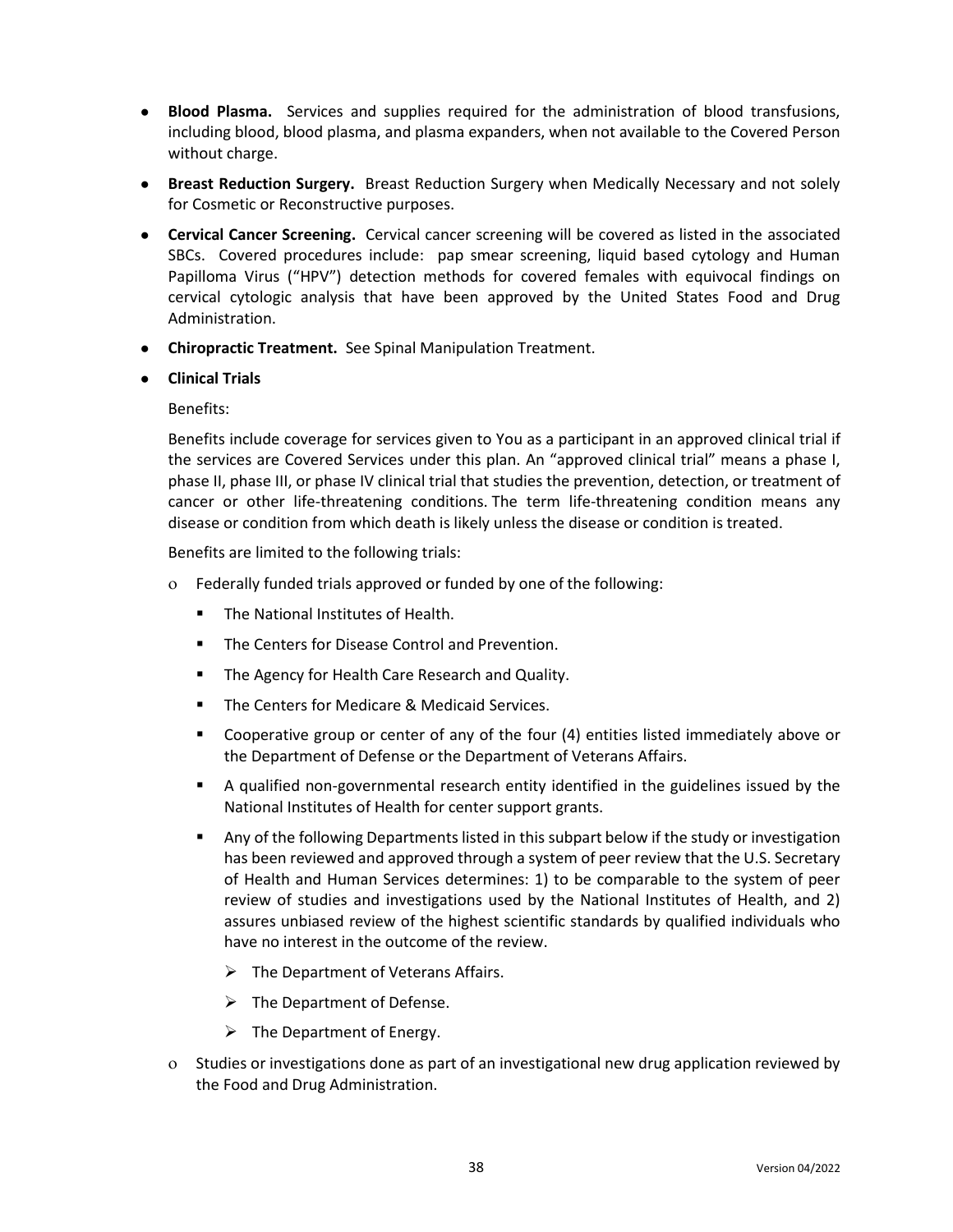- **Blood Plasma.** Services and supplies required for the administration of blood transfusions, including blood, blood plasma, and plasma expanders, when not available to the Covered Person without charge.
- **Breast Reduction Surgery.** Breast Reduction Surgery when Medically Necessary and not solely for Cosmetic or Reconstructive purposes.
- **Cervical Cancer Screening.** Cervical cancer screening will be covered as listed in the associated SBCs. Covered procedures include: pap smear screening, liquid based cytology and Human Papilloma Virus ("HPV") detection methods for covered females with equivocal findings on cervical cytologic analysis that have been approved by the United States Food and Drug Administration.
- **Chiropractic Treatment.** See Spinal Manipulation Treatment.
- **Clinical Trials**

  Benefits:

  Benefits include coverage for services given to You as a participant in an approved clinical trial if the services are Covered Services under this plan. An "approved clinical trial" means a phase I, phase II, phase III, or phase IV clinical trial that studies the prevention, detection, or treatment of cancer or other life-threatening conditions. The term life-threatening condition means any disease or condition from which death is likely unless the disease or condition is treated.

  Benefits are limited to the following trials:

  - Federally funded trials approved or funded by one of the following:
    - The National Institutes of Health.
    - The Centers for Disease Control and Prevention.
    - The Agency for Health Care Research and Quality.
    - The Centers for Medicare & Medicaid Services.
    - Cooperative group or center of any of the four (4) entities listed immediately above or the Department of Defense or the Department of Veterans Affairs.
    - A qualified non-governmental research entity identified in the guidelines issued by the National Institutes of Health for center support grants.
    - Any of the following Departments listed in this subpart below if the study or investigation has been reviewed and approved through a system of peer review that the U.S. Secretary of Health and Human Services determines: 1) to be comparable to the system of peer review of studies and investigations used by the National Institutes of Health, and 2) assures unbiased review of the highest scientific standards by qualified individuals who have no interest in the outcome of the review.
      - The Department of Veterans Affairs.
      - The Department of Defense.
      - The Department of Energy.
  - Studies or investigations done as part of an investigational new drug application reviewed by the Food and Drug Administration.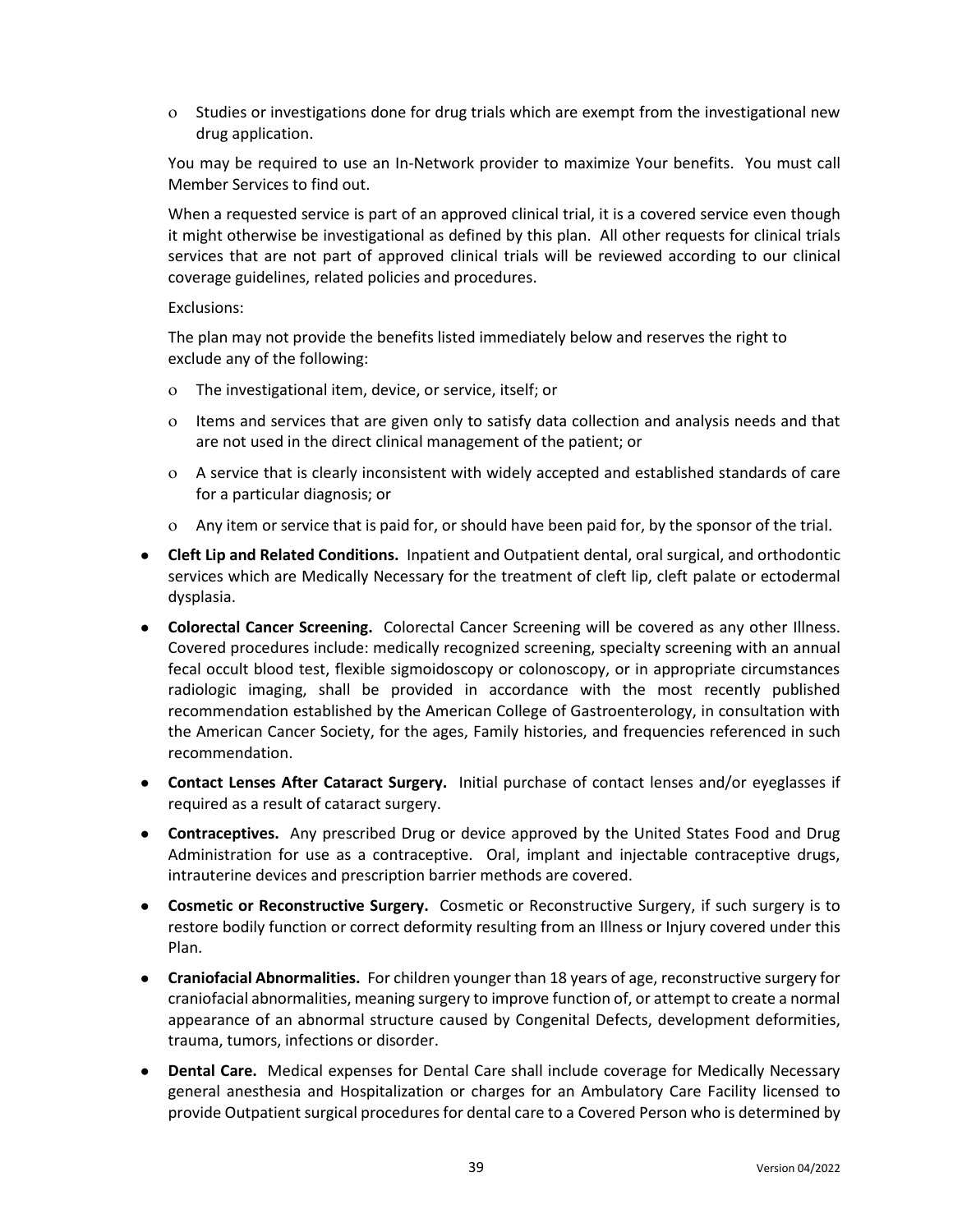- Studies or investigations done for drug trials which are exempt from the investigational new drug application.

  You may be required to use an In-Network provider to maximize Your benefits. You must call Member Services to find out.

  When a requested service is part of an approved clinical trial, it is a covered service even though it might otherwise be investigational as defined by this plan. All other requests for clinical trials services that are not part of approved clinical trials will be reviewed according to our clinical coverage guidelines, related policies and procedures.

  Exclusions:

  The plan may not provide the benefits listed immediately below and reserves the right to exclude any of the following:

  - The investigational item, device, or service, itself; or
  - Items and services that are given only to satisfy data collection and analysis needs and that are not used in the direct clinical management of the patient; or
  - A service that is clearly inconsistent with widely accepted and established standards of care for a particular diagnosis; or
  - Any item or service that is paid for, or should have been paid for, by the sponsor of the trial.

- **Cleft Lip and Related Conditions.** Inpatient and Outpatient dental, oral surgical, and orthodontic services which are Medically Necessary for the treatment of cleft lip, cleft palate or ectodermal dysplasia.
- **Colorectal Cancer Screening.** Colorectal Cancer Screening will be covered as any other Illness. Covered procedures include: medically recognized screening, specialty screening with an annual fecal occult blood test, flexible sigmoidoscopy or colonoscopy, or in appropriate circumstances radiologic imaging, shall be provided in accordance with the most recently published recommendation established by the American College of Gastroenterology, in consultation with the American Cancer Society, for the ages, Family histories, and frequencies referenced in such recommendation.
- **Contact Lenses After Cataract Surgery.** Initial purchase of contact lenses and/or eyeglasses if required as a result of cataract surgery.
- **Contraceptives.** Any prescribed Drug or device approved by the United States Food and Drug Administration for use as a contraceptive. Oral, implant and injectable contraceptive drugs, intrauterine devices and prescription barrier methods are covered.
- **Cosmetic or Reconstructive Surgery.** Cosmetic or Reconstructive Surgery, if such surgery is to restore bodily function or correct deformity resulting from an Illness or Injury covered under this Plan.
- **Craniofacial Abnormalities.** For children younger than 18 years of age, reconstructive surgery for craniofacial abnormalities, meaning surgery to improve function of, or attempt to create a normal appearance of an abnormal structure caused by Congenital Defects, development deformities, trauma, tumors, infections or disorder.
- **Dental Care.** Medical expenses for Dental Care shall include coverage for Medically Necessary general anesthesia and Hospitalization or charges for an Ambulatory Care Facility licensed to provide Outpatient surgical procedures for dental care to a Covered Person who is determined by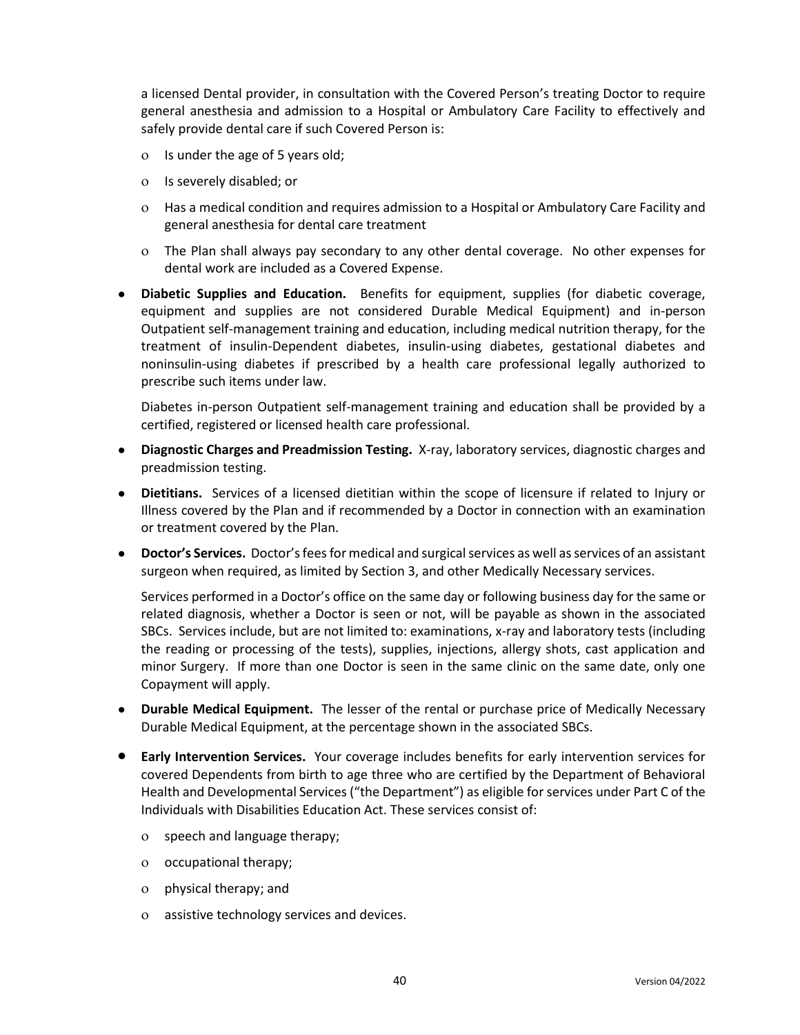a licensed Dental provider, in consultation with the Covered Person's treating Doctor to require general anesthesia and admission to a Hospital or Ambulatory Care Facility to effectively and safely provide dental care if such Covered Person is:

- Is under the age of 5 years old;
- Is severely disabled; or
- Has a medical condition and requires admission to a Hospital or Ambulatory Care Facility and general anesthesia for dental care treatment
- The Plan shall always pay secondary to any other dental coverage. No other expenses for dental work are included as a Covered Expense.

- **Diabetic Supplies and Education.** Benefits for equipment, supplies (for diabetic coverage, equipment and supplies are not considered Durable Medical Equipment) and in-person Outpatient self-management training and education, including medical nutrition therapy, for the treatment of insulin-Dependent diabetes, insulin-using diabetes, gestational diabetes and noninsulin-using diabetes if prescribed by a health care professional legally authorized to prescribe such items under law.

  Diabetes in-person Outpatient self-management training and education shall be provided by a certified, registered or licensed health care professional.

- **Diagnostic Charges and Preadmission Testing.** X-ray, laboratory services, diagnostic charges and preadmission testing.

- **Dietitians.** Services of a licensed dietitian within the scope of licensure if related to Injury or Illness covered by the Plan and if recommended by a Doctor in connection with an examination or treatment covered by the Plan.

- **Doctor's Services.** Doctor's fees for medical and surgical services as well as services of an assistant surgeon when required, as limited by Section 3, and other Medically Necessary services.

  Services performed in a Doctor's office on the same day or following business day for the same or related diagnosis, whether a Doctor is seen or not, will be payable as shown in the associated SBCs. Services include, but are not limited to: examinations, x-ray and laboratory tests (including the reading or processing of the tests), supplies, injections, allergy shots, cast application and minor Surgery. If more than one Doctor is seen in the same clinic on the same date, only one Copayment will apply.

- **Durable Medical Equipment.** The lesser of the rental or purchase price of Medically Necessary Durable Medical Equipment, at the percentage shown in the associated SBCs.

- **Early Intervention Services.** Your coverage includes benefits for early intervention services for covered Dependents from birth to age three who are certified by the Department of Behavioral Health and Developmental Services ("the Department") as eligible for services under Part C of the Individuals with Disabilities Education Act. These services consist of:

  - speech and language therapy;
  - occupational therapy;
  - physical therapy; and
  - assistive technology services and devices.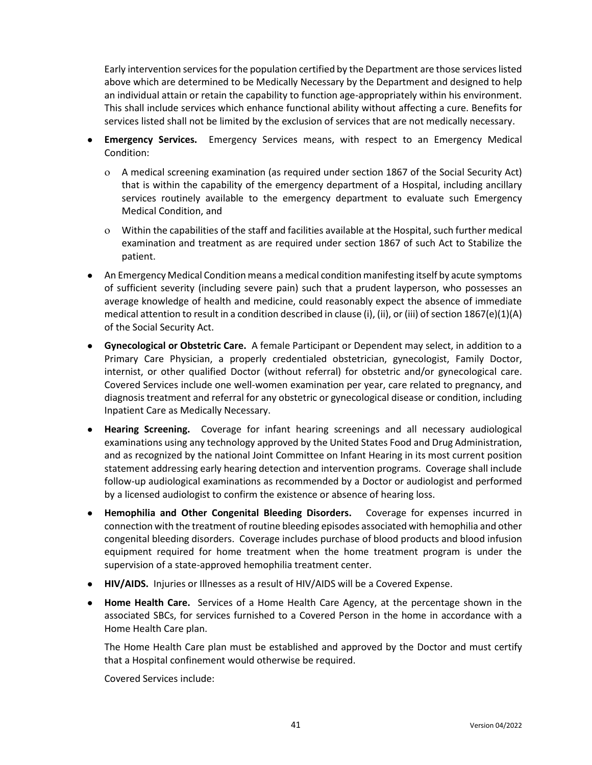Early intervention services for the population certified by the Department are those services listed above which are determined to be Medically Necessary by the Department and designed to help an individual attain or retain the capability to function age-appropriately within his environment. This shall include services which enhance functional ability without affecting a cure. Benefits for services listed shall not be limited by the exclusion of services that are not medically necessary.

- **Emergency Services.** Emergency Services means, with respect to an Emergency Medical Condition:
  - A medical screening examination (as required under section 1867 of the Social Security Act) that is within the capability of the emergency department of a Hospital, including ancillary services routinely available to the emergency department to evaluate such Emergency Medical Condition, and
  - Within the capabilities of the staff and facilities available at the Hospital, such further medical examination and treatment as are required under section 1867 of such Act to Stabilize the patient.
- An Emergency Medical Condition means a medical condition manifesting itself by acute symptoms of sufficient severity (including severe pain) such that a prudent layperson, who possesses an average knowledge of health and medicine, could reasonably expect the absence of immediate medical attention to result in a condition described in clause (i), (ii), or (iii) of section 1867(e)(1)(A) of the Social Security Act.
- **Gynecological or Obstetric Care.** A female Participant or Dependent may select, in addition to a Primary Care Physician, a properly credentialed obstetrician, gynecologist, Family Doctor, internist, or other qualified Doctor (without referral) for obstetric and/or gynecological care. Covered Services include one well-women examination per year, care related to pregnancy, and diagnosis treatment and referral for any obstetric or gynecological disease or condition, including Inpatient Care as Medically Necessary.
- **Hearing Screening.** Coverage for infant hearing screenings and all necessary audiological examinations using any technology approved by the United States Food and Drug Administration, and as recognized by the national Joint Committee on Infant Hearing in its most current position statement addressing early hearing detection and intervention programs. Coverage shall include follow-up audiological examinations as recommended by a Doctor or audiologist and performed by a licensed audiologist to confirm the existence or absence of hearing loss.
- **Hemophilia and Other Congenital Bleeding Disorders.** Coverage for expenses incurred in connection with the treatment of routine bleeding episodes associated with hemophilia and other congenital bleeding disorders. Coverage includes purchase of blood products and blood infusion equipment required for home treatment when the home treatment program is under the supervision of a state-approved hemophilia treatment center.
- **HIV/AIDS.** Injuries or Illnesses as a result of HIV/AIDS will be a Covered Expense.
- **Home Health Care.** Services of a Home Health Care Agency, at the percentage shown in the associated SBCs, for services furnished to a Covered Person in the home in accordance with a Home Health Care plan.

  The Home Health Care plan must be established and approved by the Doctor and must certify that a Hospital confinement would otherwise be required.

  Covered Services include: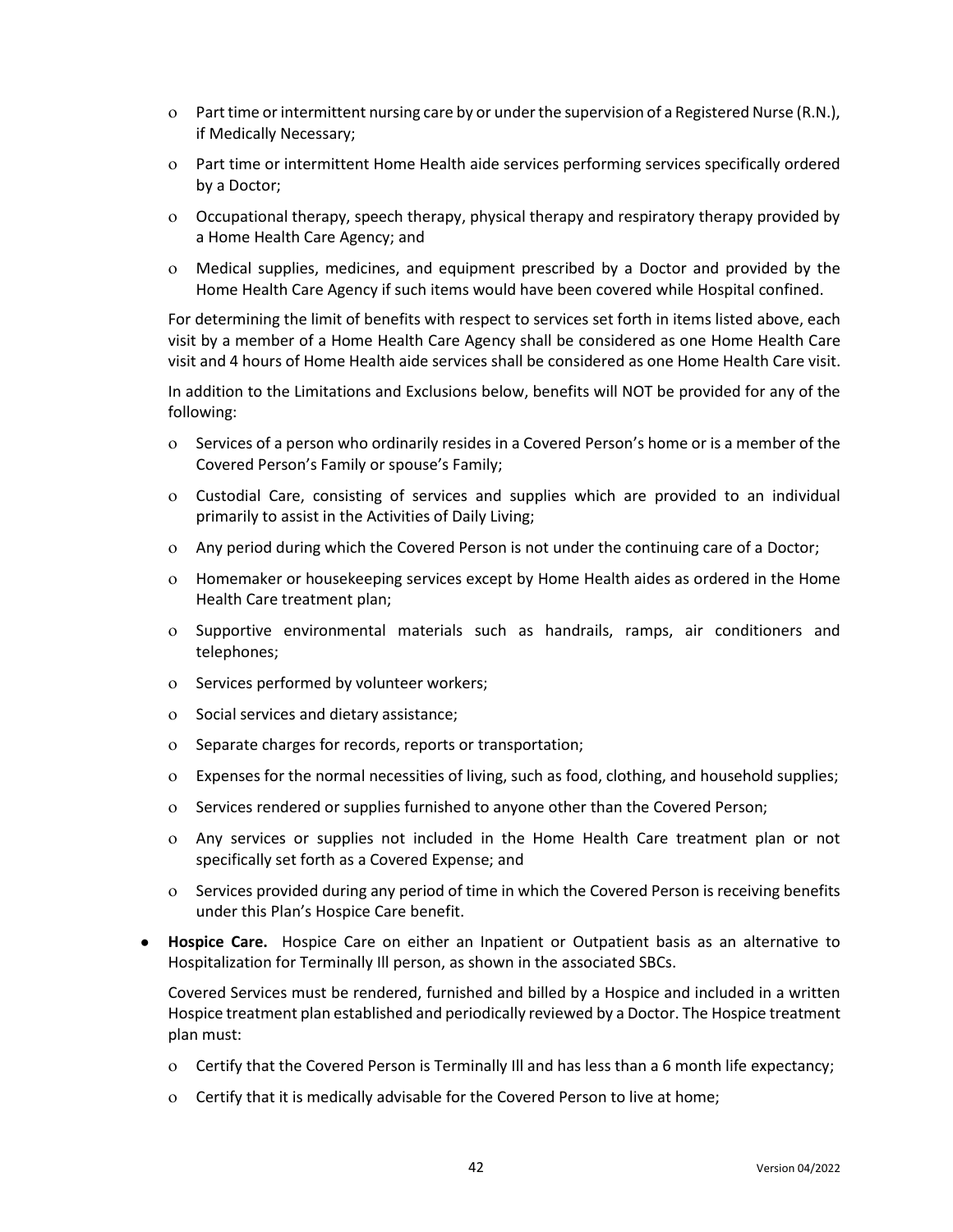- Part time or intermittent nursing care by or under the supervision of a Registered Nurse (R.N.), if Medically Necessary;
- Part time or intermittent Home Health aide services performing services specifically ordered by a Doctor;
- Occupational therapy, speech therapy, physical therapy and respiratory therapy provided by a Home Health Care Agency; and
- Medical supplies, medicines, and equipment prescribed by a Doctor and provided by the Home Health Care Agency if such items would have been covered while Hospital confined.

For determining the limit of benefits with respect to services set forth in items listed above, each visit by a member of a Home Health Care Agency shall be considered as one Home Health Care visit and 4 hours of Home Health aide services shall be considered as one Home Health Care visit.

In addition to the Limitations and Exclusions below, benefits will NOT be provided for any of the following:

- Services of a person who ordinarily resides in a Covered Person's home or is a member of the Covered Person's Family or spouse's Family;
- Custodial Care, consisting of services and supplies which are provided to an individual primarily to assist in the Activities of Daily Living;
- Any period during which the Covered Person is not under the continuing care of a Doctor;
- Homemaker or housekeeping services except by Home Health aides as ordered in the Home Health Care treatment plan;
- Supportive environmental materials such as handrails, ramps, air conditioners and telephones;
- Services performed by volunteer workers;
- Social services and dietary assistance;
- Separate charges for records, reports or transportation;
- Expenses for the normal necessities of living, such as food, clothing, and household supplies;
- Services rendered or supplies furnished to anyone other than the Covered Person;
- Any services or supplies not included in the Home Health Care treatment plan or not specifically set forth as a Covered Expense; and
- Services provided during any period of time in which the Covered Person is receiving benefits under this Plan's Hospice Care benefit.

- **Hospice Care.** Hospice Care on either an Inpatient or Outpatient basis as an alternative to Hospitalization for Terminally Ill person, as shown in the associated SBCs.

  Covered Services must be rendered, furnished and billed by a Hospice and included in a written Hospice treatment plan established and periodically reviewed by a Doctor. The Hospice treatment plan must:

  - Certify that the Covered Person is Terminally Ill and has less than a 6 month life expectancy;
  - Certify that it is medically advisable for the Covered Person to live at home;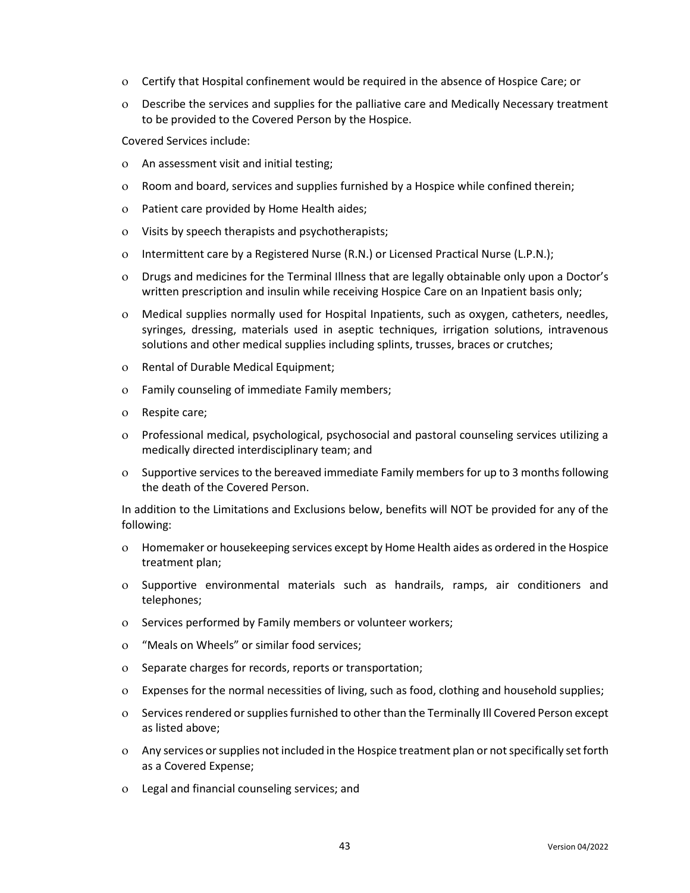- Certify that Hospital confinement would be required in the absence of Hospice Care; or
- Describe the services and supplies for the palliative care and Medically Necessary treatment to be provided to the Covered Person by the Hospice.

Covered Services include:

- An assessment visit and initial testing;
- Room and board, services and supplies furnished by a Hospice while confined therein;
- Patient care provided by Home Health aides;
- Visits by speech therapists and psychotherapists;
- Intermittent care by a Registered Nurse (R.N.) or Licensed Practical Nurse (L.P.N.);
- Drugs and medicines for the Terminal Illness that are legally obtainable only upon a Doctor's written prescription and insulin while receiving Hospice Care on an Inpatient basis only;
- Medical supplies normally used for Hospital Inpatients, such as oxygen, catheters, needles, syringes, dressing, materials used in aseptic techniques, irrigation solutions, intravenous solutions and other medical supplies including splints, trusses, braces or crutches;
- Rental of Durable Medical Equipment;
- Family counseling of immediate Family members;
- Respite care;
- Professional medical, psychological, psychosocial and pastoral counseling services utilizing a medically directed interdisciplinary team; and
- Supportive services to the bereaved immediate Family members for up to 3 months following the death of the Covered Person.

In addition to the Limitations and Exclusions below, benefits will NOT be provided for any of the following:

- Homemaker or housekeeping services except by Home Health aides as ordered in the Hospice treatment plan;
- Supportive environmental materials such as handrails, ramps, air conditioners and telephones;
- Services performed by Family members or volunteer workers;
- "Meals on Wheels" or similar food services;
- Separate charges for records, reports or transportation;
- Expenses for the normal necessities of living, such as food, clothing and household supplies;
- Services rendered or supplies furnished to other than the Terminally Ill Covered Person except as listed above;
- Any services or supplies not included in the Hospice treatment plan or not specifically set forth as a Covered Expense;
- Legal and financial counseling services; and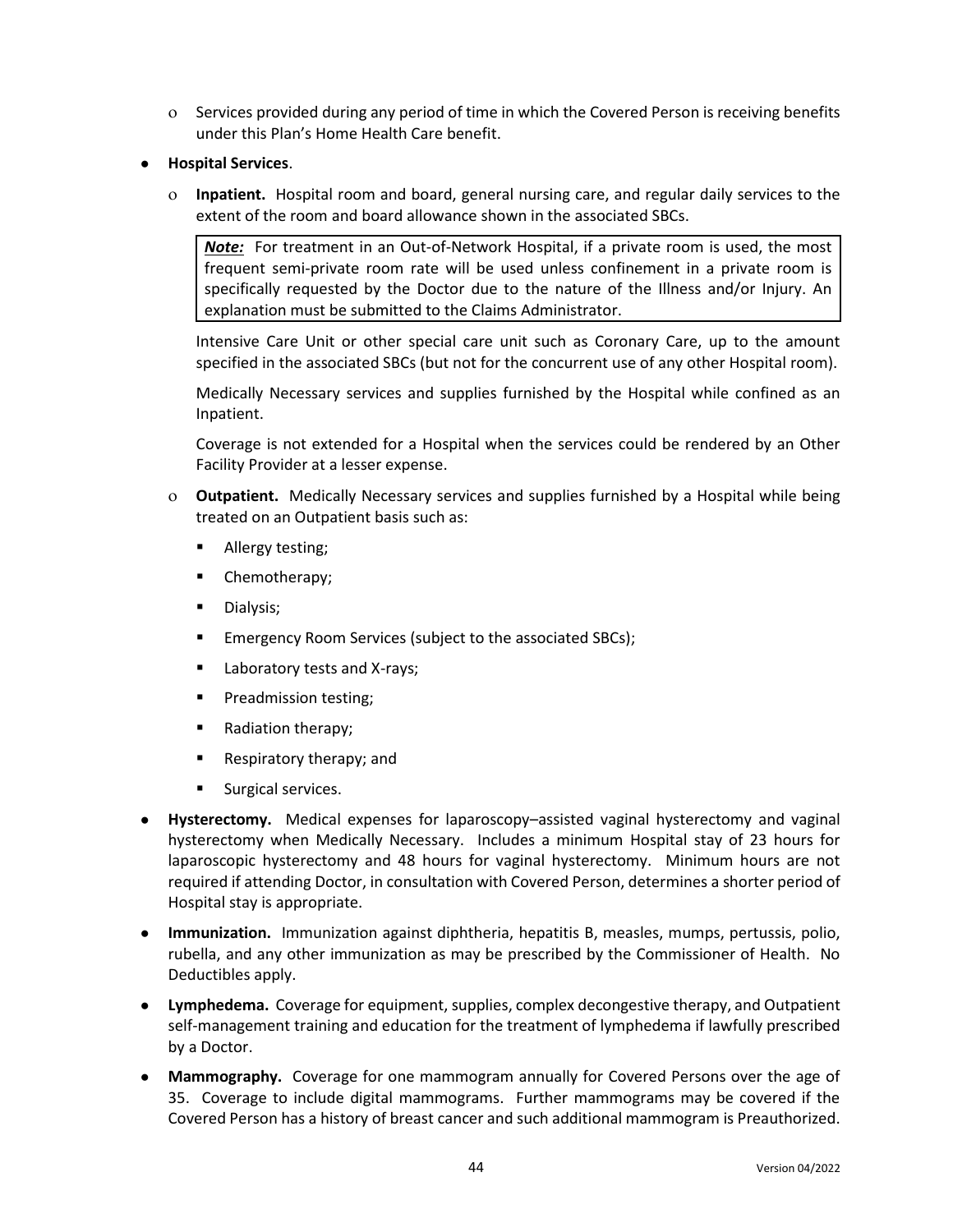- Services provided during any period of time in which the Covered Person is receiving benefits under this Plan's Home Health Care benefit.

- **Hospital Services**.
  - **Inpatient.** Hospital room and board, general nursing care, and regular daily services to the extent of the room and board allowance shown in the associated SBCs.

    > ***Note:*** For treatment in an Out-of-Network Hospital, if a private room is used, the most frequent semi-private room rate will be used unless confinement in a private room is specifically requested by the Doctor due to the nature of the Illness and/or Injury. An explanation must be submitted to the Claims Administrator.

    Intensive Care Unit or other special care unit such as Coronary Care, up to the amount specified in the associated SBCs (but not for the concurrent use of any other Hospital room).

    Medically Necessary services and supplies furnished by the Hospital while confined as an Inpatient.

    Coverage is not extended for a Hospital when the services could be rendered by an Other Facility Provider at a lesser expense.

  - **Outpatient.** Medically Necessary services and supplies furnished by a Hospital while being treated on an Outpatient basis such as:
    - Allergy testing;
    - Chemotherapy;
    - Dialysis;
    - Emergency Room Services (subject to the associated SBCs);
    - Laboratory tests and X-rays;
    - Preadmission testing;
    - Radiation therapy;
    - Respiratory therapy; and
    - Surgical services.

- **Hysterectomy.** Medical expenses for laparoscopy–assisted vaginal hysterectomy and vaginal hysterectomy when Medically Necessary. Includes a minimum Hospital stay of 23 hours for laparoscopic hysterectomy and 48 hours for vaginal hysterectomy. Minimum hours are not required if attending Doctor, in consultation with Covered Person, determines a shorter period of Hospital stay is appropriate.

- **Immunization.** Immunization against diphtheria, hepatitis B, measles, mumps, pertussis, polio, rubella, and any other immunization as may be prescribed by the Commissioner of Health. No Deductibles apply.

- **Lymphedema.** Coverage for equipment, supplies, complex decongestive therapy, and Outpatient self-management training and education for the treatment of lymphedema if lawfully prescribed by a Doctor.

- **Mammography.** Coverage for one mammogram annually for Covered Persons over the age of 35. Coverage to include digital mammograms. Further mammograms may be covered if the Covered Person has a history of breast cancer and such additional mammogram is Preauthorized.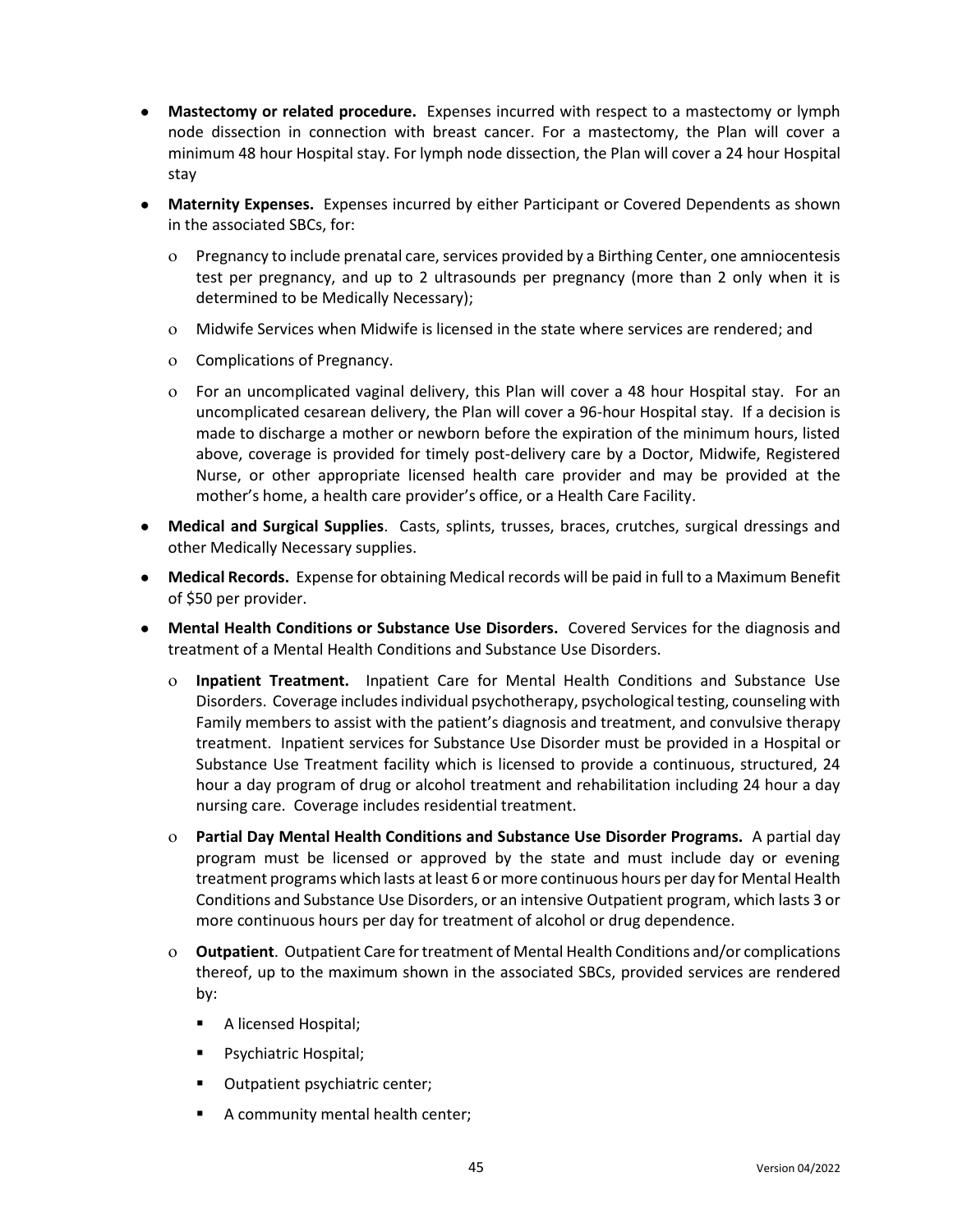- **Mastectomy or related procedure.** Expenses incurred with respect to a mastectomy or lymph node dissection in connection with breast cancer. For a mastectomy, the Plan will cover a minimum 48 hour Hospital stay. For lymph node dissection, the Plan will cover a 24 hour Hospital stay

- **Maternity Expenses.** Expenses incurred by either Participant or Covered Dependents as shown in the associated SBCs, for:

  - Pregnancy to include prenatal care, services provided by a Birthing Center, one amniocentesis test per pregnancy, and up to 2 ultrasounds per pregnancy (more than 2 only when it is determined to be Medically Necessary);

  - Midwife Services when Midwife is licensed in the state where services are rendered; and

  - Complications of Pregnancy.

  - For an uncomplicated vaginal delivery, this Plan will cover a 48 hour Hospital stay. For an uncomplicated cesarean delivery, the Plan will cover a 96-hour Hospital stay. If a decision is made to discharge a mother or newborn before the expiration of the minimum hours, listed above, coverage is provided for timely post-delivery care by a Doctor, Midwife, Registered Nurse, or other appropriate licensed health care provider and may be provided at the mother's home, a health care provider's office, or a Health Care Facility.

- **Medical and Surgical Supplies**. Casts, splints, trusses, braces, crutches, surgical dressings and other Medically Necessary supplies.

- **Medical Records.** Expense for obtaining Medical records will be paid in full to a Maximum Benefit of $50 per provider.

- **Mental Health Conditions or Substance Use Disorders.** Covered Services for the diagnosis and treatment of a Mental Health Conditions and Substance Use Disorders.

  - **Inpatient Treatment.** Inpatient Care for Mental Health Conditions and Substance Use Disorders. Coverage includes individual psychotherapy, psychological testing, counseling with Family members to assist with the patient's diagnosis and treatment, and convulsive therapy treatment. Inpatient services for Substance Use Disorder must be provided in a Hospital or Substance Use Treatment facility which is licensed to provide a continuous, structured, 24 hour a day program of drug or alcohol treatment and rehabilitation including 24 hour a day nursing care. Coverage includes residential treatment.

  - **Partial Day Mental Health Conditions and Substance Use Disorder Programs.** A partial day program must be licensed or approved by the state and must include day or evening treatment programs which lasts at least 6 or more continuous hours per day for Mental Health Conditions and Substance Use Disorders, or an intensive Outpatient program, which lasts 3 or more continuous hours per day for treatment of alcohol or drug dependence.

  - **Outpatient**. Outpatient Care for treatment of Mental Health Conditions and/or complications thereof, up to the maximum shown in the associated SBCs, provided services are rendered by:

    - A licensed Hospital;
    - Psychiatric Hospital;
    - Outpatient psychiatric center;
    - A community mental health center;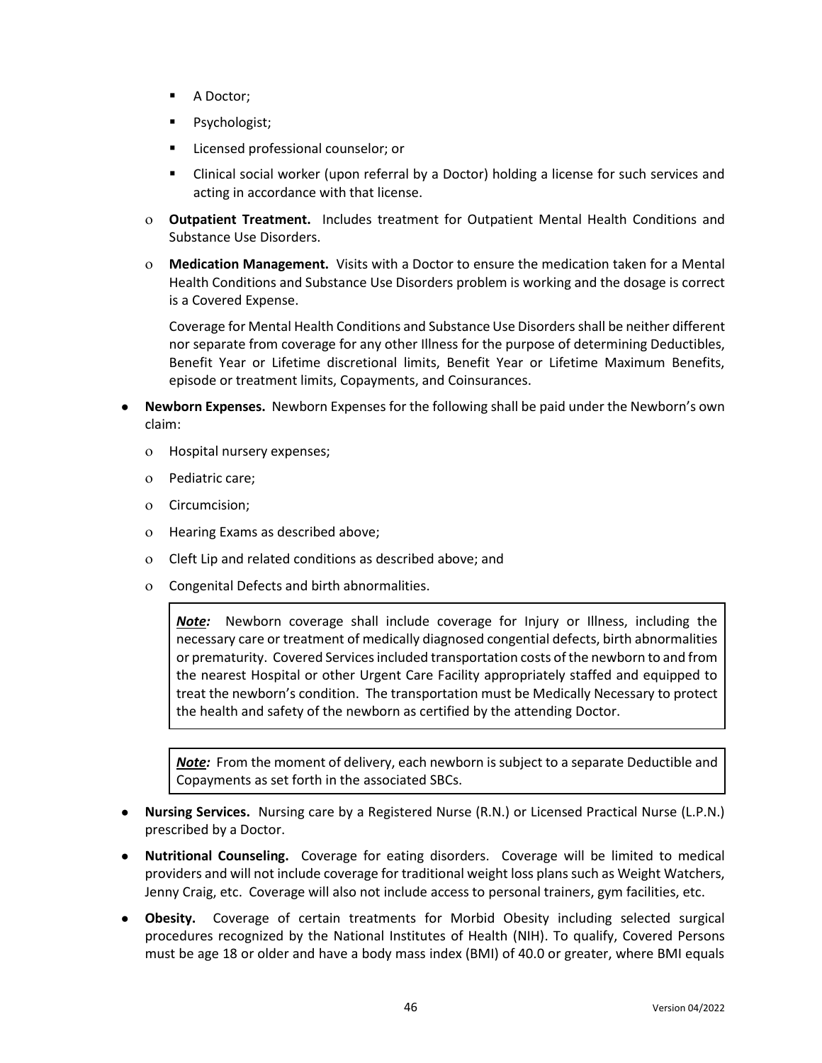- A Doctor;
  - Psychologist;
  - Licensed professional counselor; or
  - Clinical social worker (upon referral by a Doctor) holding a license for such services and acting in accordance with that license.

- **Outpatient Treatment.** Includes treatment for Outpatient Mental Health Conditions and Substance Use Disorders.
- **Medication Management.** Visits with a Doctor to ensure the medication taken for a Mental Health Conditions and Substance Use Disorders problem is working and the dosage is correct is a Covered Expense.

  Coverage for Mental Health Conditions and Substance Use Disorders shall be neither different nor separate from coverage for any other Illness for the purpose of determining Deductibles, Benefit Year or Lifetime discretional limits, Benefit Year or Lifetime Maximum Benefits, episode or treatment limits, Copayments, and Coinsurances.

- **Newborn Expenses.** Newborn Expenses for the following shall be paid under the Newborn's own claim:
  - Hospital nursery expenses;
  - Pediatric care;
  - Circumcision;
  - Hearing Exams as described above;
  - Cleft Lip and related conditions as described above; and
  - Congenital Defects and birth abnormalities.

  > ***Note:*** Newborn coverage shall include coverage for Injury or Illness, including the necessary care or treatment of medically diagnosed congenital defects, birth abnormalities or prematurity. Covered Services included transportation costs of the newborn to and from the nearest Hospital or other Urgent Care Facility appropriately staffed and equipped to treat the newborn's condition. The transportation must be Medically Necessary to protect the health and safety of the newborn as certified by the attending Doctor.

  > ***Note:*** From the moment of delivery, each newborn is subject to a separate Deductible and Copayments as set forth in the associated SBCs.

- **Nursing Services.** Nursing care by a Registered Nurse (R.N.) or Licensed Practical Nurse (L.P.N.) prescribed by a Doctor.
- **Nutritional Counseling.** Coverage for eating disorders. Coverage will be limited to medical providers and will not include coverage for traditional weight loss plans such as Weight Watchers, Jenny Craig, etc. Coverage will also not include access to personal trainers, gym facilities, etc.
- **Obesity.** Coverage of certain treatments for Morbid Obesity including selected surgical procedures recognized by the National Institutes of Health (NIH). To qualify, Covered Persons must be age 18 or older and have a body mass index (BMI) of 40.0 or greater, where BMI equals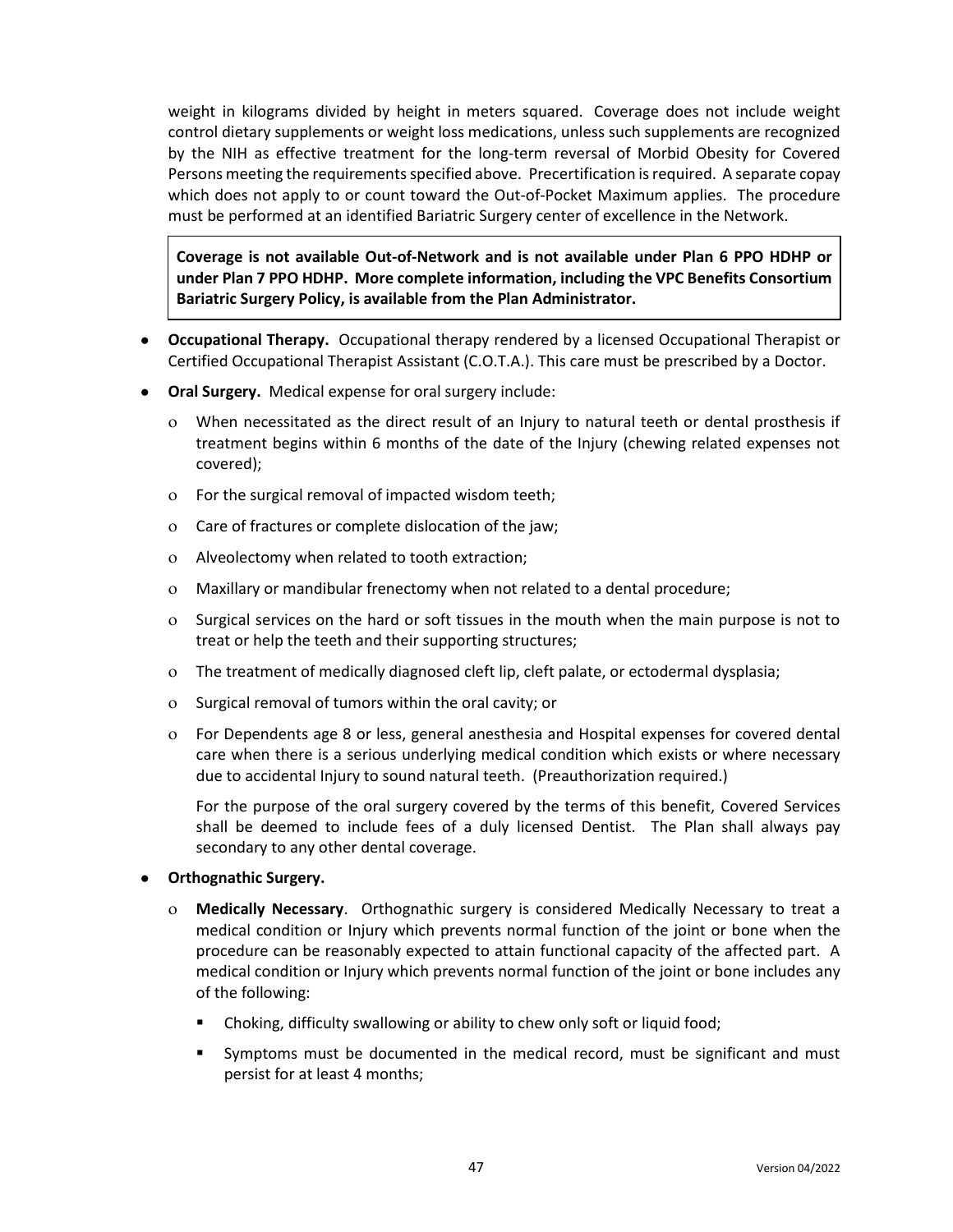weight in kilograms divided by height in meters squared. Coverage does not include weight control dietary supplements or weight loss medications, unless such supplements are recognized by the NIH as effective treatment for the long-term reversal of Morbid Obesity for Covered Persons meeting the requirements specified above. Precertification is required. A separate copay which does not apply to or count toward the Out-of-Pocket Maximum applies. The procedure must be performed at an identified Bariatric Surgery center of excellence in the Network.

**Coverage is not available Out-of-Network and is not available under Plan 6 PPO HDHP or under Plan 7 PPO HDHP. More complete information, including the VPC Benefits Consortium Bariatric Surgery Policy, is available from the Plan Administrator.**

- **Occupational Therapy.** Occupational therapy rendered by a licensed Occupational Therapist or Certified Occupational Therapist Assistant (C.O.T.A.). This care must be prescribed by a Doctor.
- **Oral Surgery.** Medical expense for oral surgery include:
  - When necessitated as the direct result of an Injury to natural teeth or dental prosthesis if treatment begins within 6 months of the date of the Injury (chewing related expenses not covered);
  - For the surgical removal of impacted wisdom teeth;
  - Care of fractures or complete dislocation of the jaw;
  - Alveolectomy when related to tooth extraction;
  - Maxillary or mandibular frenectomy when not related to a dental procedure;
  - Surgical services on the hard or soft tissues in the mouth when the main purpose is not to treat or help the teeth and their supporting structures;
  - The treatment of medically diagnosed cleft lip, cleft palate, or ectodermal dysplasia;
  - Surgical removal of tumors within the oral cavity; or
  - For Dependents age 8 or less, general anesthesia and Hospital expenses for covered dental care when there is a serious underlying medical condition which exists or where necessary due to accidental Injury to sound natural teeth. (Preauthorization required.)

  For the purpose of the oral surgery covered by the terms of this benefit, Covered Services shall be deemed to include fees of a duly licensed Dentist. The Plan shall always pay secondary to any other dental coverage.
- **Orthognathic Surgery.**
  - **Medically Necessary**. Orthognathic surgery is considered Medically Necessary to treat a medical condition or Injury which prevents normal function of the joint or bone when the procedure can be reasonably expected to attain functional capacity of the affected part. A medical condition or Injury which prevents normal function of the joint or bone includes any of the following:
    - Choking, difficulty swallowing or ability to chew only soft or liquid food;
    - Symptoms must be documented in the medical record, must be significant and must persist for at least 4 months;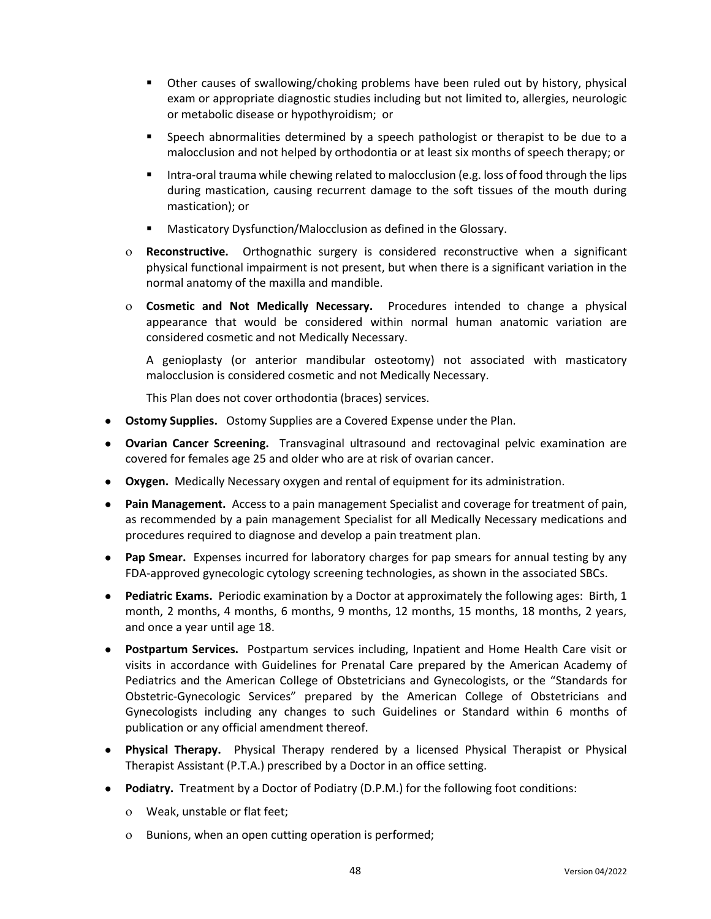- Other causes of swallowing/choking problems have been ruled out by history, physical exam or appropriate diagnostic studies including but not limited to, allergies, neurologic or metabolic disease or hypothyroidism; or
      - Speech abnormalities determined by a speech pathologist or therapist to be due to a malocclusion and not helped by orthodontia or at least six months of speech therapy; or
      - Intra-oral trauma while chewing related to malocclusion (e.g. loss of food through the lips during mastication, causing recurrent damage to the soft tissues of the mouth during mastication); or
      - Masticatory Dysfunction/Malocclusion as defined in the Glossary.
  - **Reconstructive.** Orthognathic surgery is considered reconstructive when a significant physical functional impairment is not present, but when there is a significant variation in the normal anatomy of the maxilla and mandible.
  - **Cosmetic and Not Medically Necessary.** Procedures intended to change a physical appearance that would be considered within normal human anatomic variation are considered cosmetic and not Medically Necessary.

    A genioplasty (or anterior mandibular osteotomy) not associated with masticatory malocclusion is considered cosmetic and not Medically Necessary.

    This Plan does not cover orthodontia (braces) services.

- **Ostomy Supplies.** Ostomy Supplies are a Covered Expense under the Plan.
- **Ovarian Cancer Screening.** Transvaginal ultrasound and rectovaginal pelvic examination are covered for females age 25 and older who are at risk of ovarian cancer.
- **Oxygen.** Medically Necessary oxygen and rental of equipment for its administration.
- **Pain Management.** Access to a pain management Specialist and coverage for treatment of pain, as recommended by a pain management Specialist for all Medically Necessary medications and procedures required to diagnose and develop a pain treatment plan.
- **Pap Smear.** Expenses incurred for laboratory charges for pap smears for annual testing by any FDA-approved gynecologic cytology screening technologies, as shown in the associated SBCs.
- **Pediatric Exams.** Periodic examination by a Doctor at approximately the following ages: Birth, 1 month, 2 months, 4 months, 6 months, 9 months, 12 months, 15 months, 18 months, 2 years, and once a year until age 18.
- **Postpartum Services.** Postpartum services including, Inpatient and Home Health Care visit or visits in accordance with Guidelines for Prenatal Care prepared by the American Academy of Pediatrics and the American College of Obstetricians and Gynecologists, or the "Standards for Obstetric-Gynecologic Services" prepared by the American College of Obstetricians and Gynecologists including any changes to such Guidelines or Standard within 6 months of publication or any official amendment thereof.
- **Physical Therapy.** Physical Therapy rendered by a licensed Physical Therapist or Physical Therapist Assistant (P.T.A.) prescribed by a Doctor in an office setting.
- **Podiatry.** Treatment by a Doctor of Podiatry (D.P.M.) for the following foot conditions:
  - Weak, unstable or flat feet;
  - Bunions, when an open cutting operation is performed;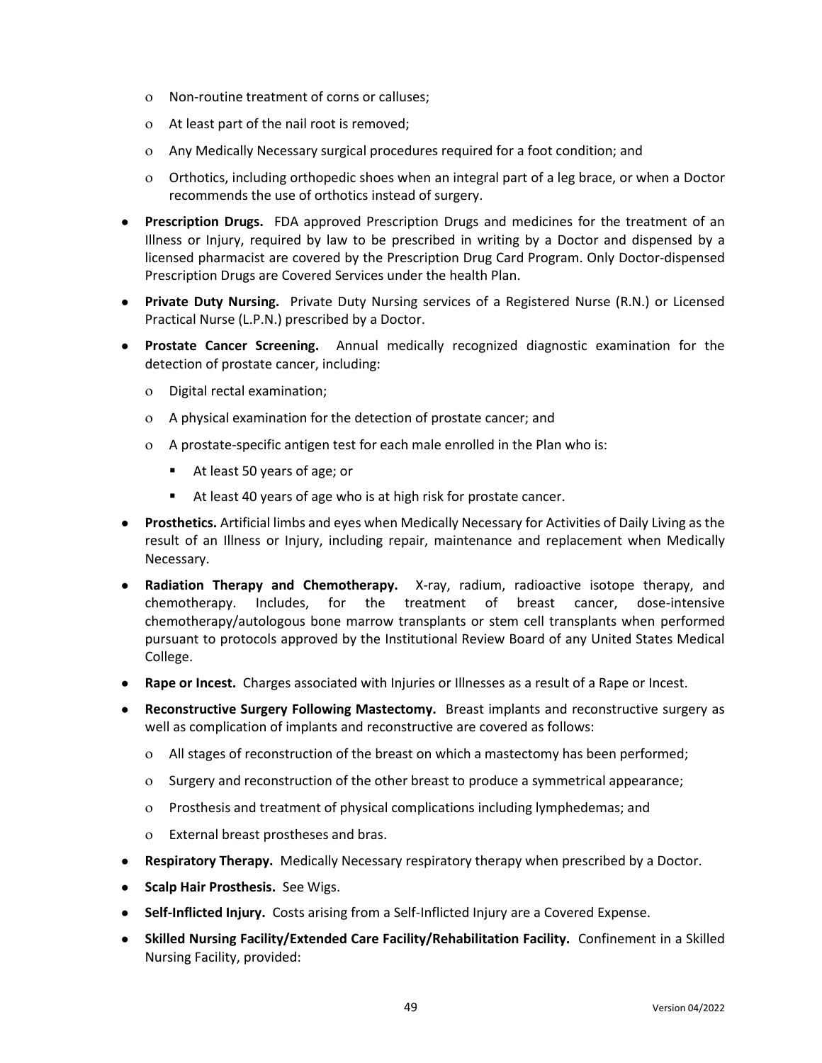- Non-routine treatment of corns or calluses;
- At least part of the nail root is removed;
- Any Medically Necessary surgical procedures required for a foot condition; and
- Orthotics, including orthopedic shoes when an integral part of a leg brace, or when a Doctor recommends the use of orthotics instead of surgery.

- **Prescription Drugs.** FDA approved Prescription Drugs and medicines for the treatment of an Illness or Injury, required by law to be prescribed in writing by a Doctor and dispensed by a licensed pharmacist are covered by the Prescription Drug Card Program. Only Doctor-dispensed Prescription Drugs are Covered Services under the health Plan.
- **Private Duty Nursing.** Private Duty Nursing services of a Registered Nurse (R.N.) or Licensed Practical Nurse (L.P.N.) prescribed by a Doctor.
- **Prostate Cancer Screening.** Annual medically recognized diagnostic examination for the detection of prostate cancer, including:
  - Digital rectal examination;
  - A physical examination for the detection of prostate cancer; and
  - A prostate-specific antigen test for each male enrolled in the Plan who is:
    - At least 50 years of age; or
    - At least 40 years of age who is at high risk for prostate cancer.
- **Prosthetics.** Artificial limbs and eyes when Medically Necessary for Activities of Daily Living as the result of an Illness or Injury, including repair, maintenance and replacement when Medically Necessary.
- **Radiation Therapy and Chemotherapy.** X-ray, radium, radioactive isotope therapy, and chemotherapy. Includes, for the treatment of breast cancer, dose-intensive chemotherapy/autologous bone marrow transplants or stem cell transplants when performed pursuant to protocols approved by the Institutional Review Board of any United States Medical College.
- **Rape or Incest.** Charges associated with Injuries or Illnesses as a result of a Rape or Incest.
- **Reconstructive Surgery Following Mastectomy.** Breast implants and reconstructive surgery as well as complication of implants and reconstructive are covered as follows:
  - All stages of reconstruction of the breast on which a mastectomy has been performed;
  - Surgery and reconstruction of the other breast to produce a symmetrical appearance;
  - Prosthesis and treatment of physical complications including lymphedemas; and
  - External breast prostheses and bras.
- **Respiratory Therapy.** Medically Necessary respiratory therapy when prescribed by a Doctor.
- **Scalp Hair Prosthesis.** See Wigs.
- **Self-Inflicted Injury.** Costs arising from a Self-Inflicted Injury are a Covered Expense.
- **Skilled Nursing Facility/Extended Care Facility/Rehabilitation Facility.** Confinement in a Skilled Nursing Facility, provided: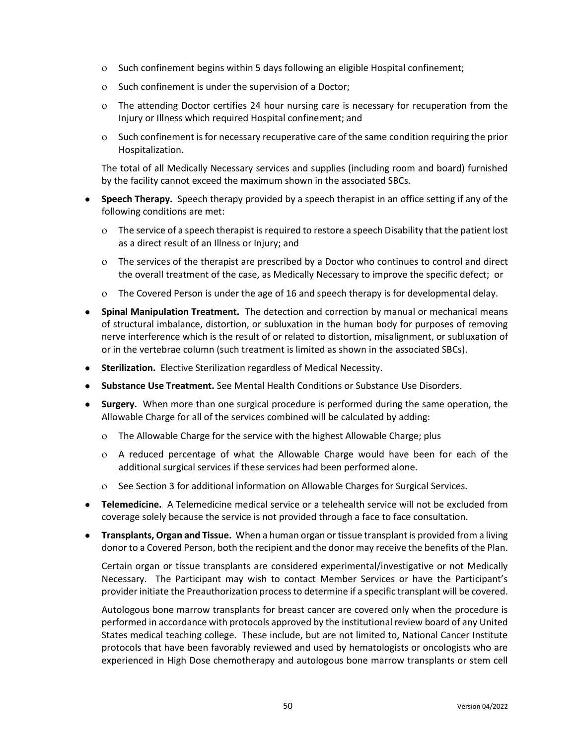- Such confinement begins within 5 days following an eligible Hospital confinement;
    - Such confinement is under the supervision of a Doctor;
    - The attending Doctor certifies 24 hour nursing care is necessary for recuperation from the Injury or Illness which required Hospital confinement; and
    - Such confinement is for necessary recuperative care of the same condition requiring the prior Hospitalization.

  The total of all Medically Necessary services and supplies (including room and board) furnished by the facility cannot exceed the maximum shown in the associated SBCs.

- **Speech Therapy.** Speech therapy provided by a speech therapist in an office setting if any of the following conditions are met:
    - The service of a speech therapist is required to restore a speech Disability that the patient lost as a direct result of an Illness or Injury; and
    - The services of the therapist are prescribed by a Doctor who continues to control and direct the overall treatment of the case, as Medically Necessary to improve the specific defect; or
    - The Covered Person is under the age of 16 and speech therapy is for developmental delay.
- **Spinal Manipulation Treatment.** The detection and correction by manual or mechanical means of structural imbalance, distortion, or subluxation in the human body for purposes of removing nerve interference which is the result of or related to distortion, misalignment, or subluxation of or in the vertebrae column (such treatment is limited as shown in the associated SBCs).
- **Sterilization.** Elective Sterilization regardless of Medical Necessity.
- **Substance Use Treatment.** See Mental Health Conditions or Substance Use Disorders.
- **Surgery.** When more than one surgical procedure is performed during the same operation, the Allowable Charge for all of the services combined will be calculated by adding:
    - The Allowable Charge for the service with the highest Allowable Charge; plus
    - A reduced percentage of what the Allowable Charge would have been for each of the additional surgical services if these services had been performed alone.
    - See Section 3 for additional information on Allowable Charges for Surgical Services.
- **Telemedicine.** A Telemedicine medical service or a telehealth service will not be excluded from coverage solely because the service is not provided through a face to face consultation.
- **Transplants, Organ and Tissue.** When a human organ or tissue transplant is provided from a living donor to a Covered Person, both the recipient and the donor may receive the benefits of the Plan.

  Certain organ or tissue transplants are considered experimental/investigative or not Medically Necessary. The Participant may wish to contact Member Services or have the Participant's provider initiate the Preauthorization process to determine if a specific transplant will be covered.

  Autologous bone marrow transplants for breast cancer are covered only when the procedure is performed in accordance with protocols approved by the institutional review board of any United States medical teaching college. These include, but are not limited to, National Cancer Institute protocols that have been favorably reviewed and used by hematologists or oncologists who are experienced in High Dose chemotherapy and autologous bone marrow transplants or stem cell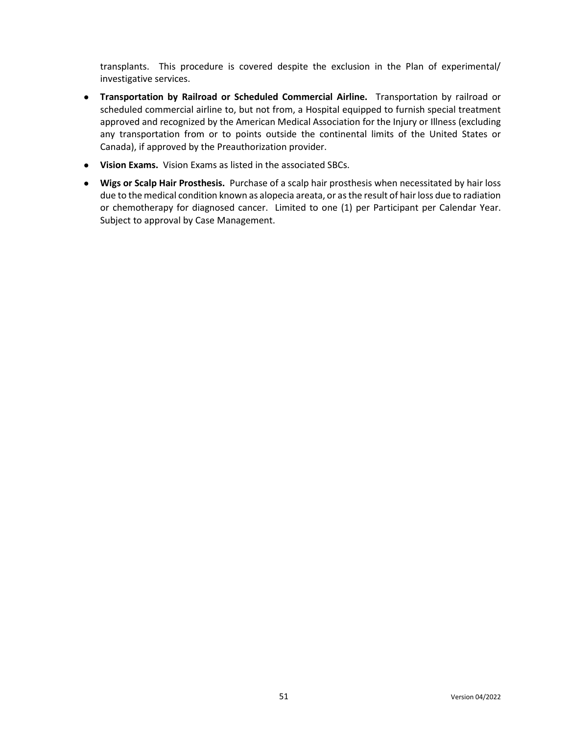transplants. This procedure is covered despite the exclusion in the Plan of experimental/ investigative services.

- **Transportation by Railroad or Scheduled Commercial Airline.** Transportation by railroad or scheduled commercial airline to, but not from, a Hospital equipped to furnish special treatment approved and recognized by the American Medical Association for the Injury or Illness (excluding any transportation from or to points outside the continental limits of the United States or Canada), if approved by the Preauthorization provider.
- **Vision Exams.** Vision Exams as listed in the associated SBCs.
- **Wigs or Scalp Hair Prosthesis.** Purchase of a scalp hair prosthesis when necessitated by hair loss due to the medical condition known as alopecia areata, or as the result of hair loss due to radiation or chemotherapy for diagnosed cancer. Limited to one (1) per Participant per Calendar Year. Subject to approval by Case Management.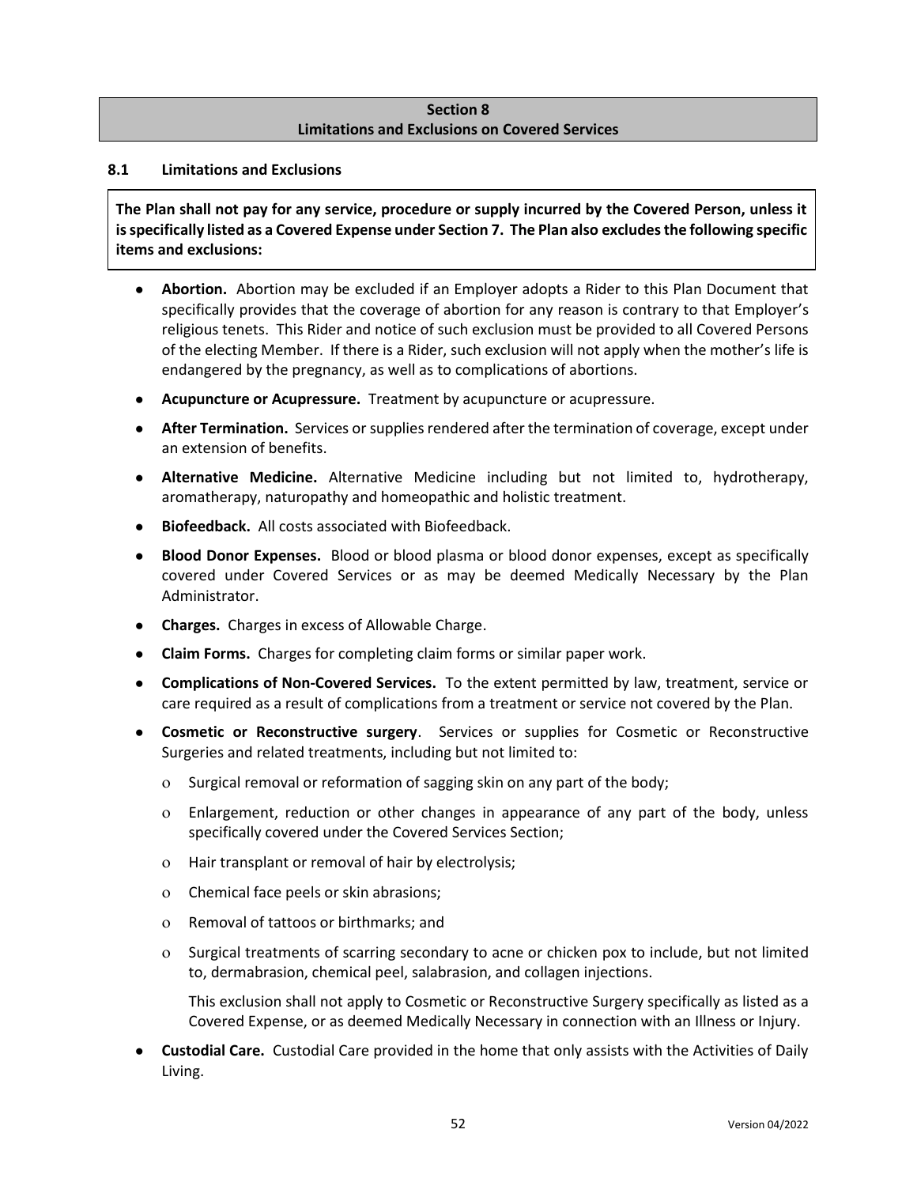## Section 8
## Limitations and Exclusions on Covered Services

### 8.1 Limitations and Exclusions

**The Plan shall not pay for any service, procedure or supply incurred by the Covered Person, unless it is specifically listed as a Covered Expense under Section 7. The Plan also excludes the following specific items and exclusions:**

- **Abortion.** Abortion may be excluded if an Employer adopts a Rider to this Plan Document that specifically provides that the coverage of abortion for any reason is contrary to that Employer's religious tenets. This Rider and notice of such exclusion must be provided to all Covered Persons of the electing Member. If there is a Rider, such exclusion will not apply when the mother's life is endangered by the pregnancy, as well as to complications of abortions.
- **Acupuncture or Acupressure.** Treatment by acupuncture or acupressure.
- **After Termination.** Services or supplies rendered after the termination of coverage, except under an extension of benefits.
- **Alternative Medicine.** Alternative Medicine including but not limited to, hydrotherapy, aromatherapy, naturopathy and homeopathic and holistic treatment.
- **Biofeedback.** All costs associated with Biofeedback.
- **Blood Donor Expenses.** Blood or blood plasma or blood donor expenses, except as specifically covered under Covered Services or as may be deemed Medically Necessary by the Plan Administrator.
- **Charges.** Charges in excess of Allowable Charge.
- **Claim Forms.** Charges for completing claim forms or similar paper work.
- **Complications of Non-Covered Services.** To the extent permitted by law, treatment, service or care required as a result of complications from a treatment or service not covered by the Plan.
- **Cosmetic or Reconstructive surgery**. Services or supplies for Cosmetic or Reconstructive Surgeries and related treatments, including but not limited to:
  - Surgical removal or reformation of sagging skin on any part of the body;
  - Enlargement, reduction or other changes in appearance of any part of the body, unless specifically covered under the Covered Services Section;
  - Hair transplant or removal of hair by electrolysis;
  - Chemical face peels or skin abrasions;
  - Removal of tattoos or birthmarks; and
  - Surgical treatments of scarring secondary to acne or chicken pox to include, but not limited to, dermabrasion, chemical peel, salabrasion, and collagen injections.

  This exclusion shall not apply to Cosmetic or Reconstructive Surgery specifically as listed as a Covered Expense, or as deemed Medically Necessary in connection with an Illness or Injury.
- **Custodial Care.** Custodial Care provided in the home that only assists with the Activities of Daily Living.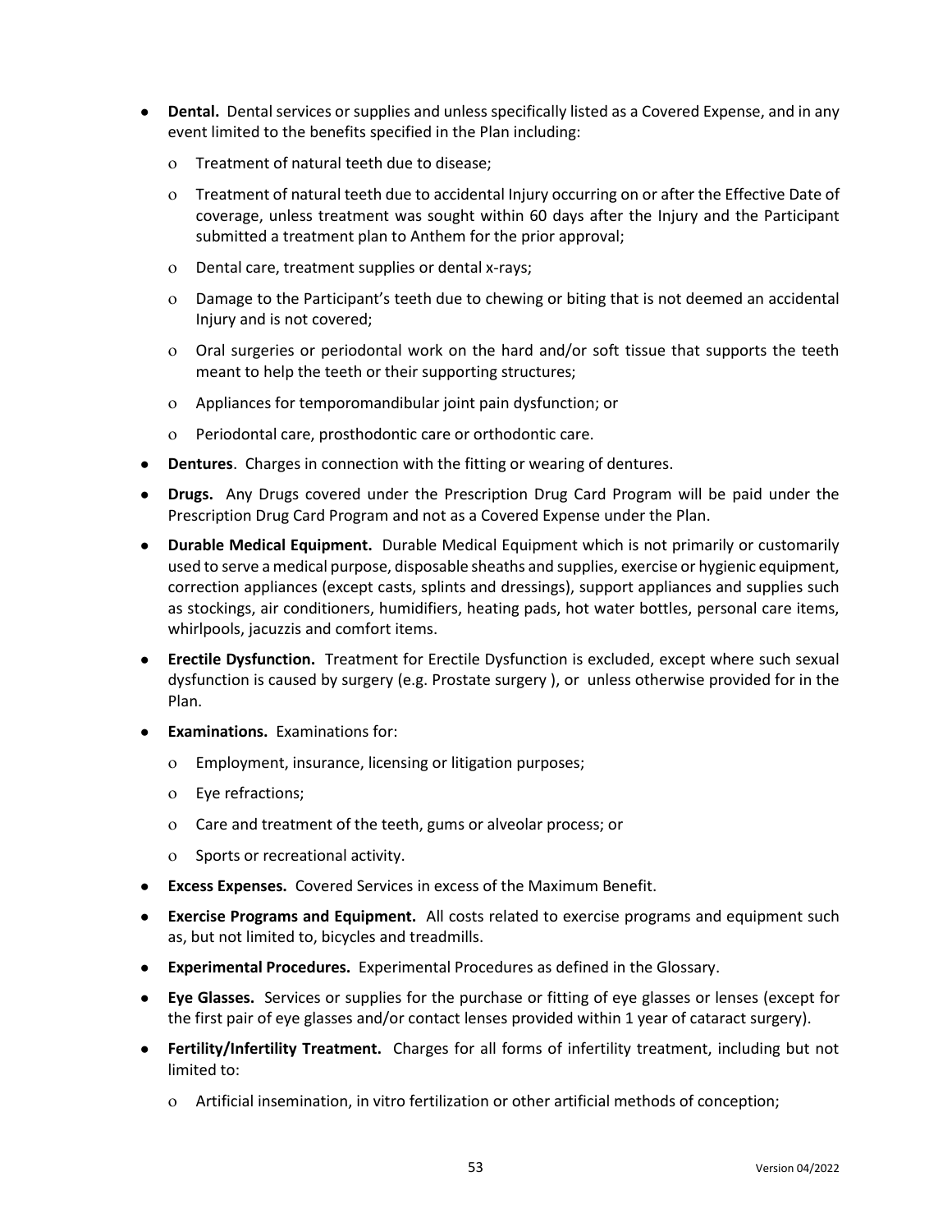- **Dental.** Dental services or supplies and unless specifically listed as a Covered Expense, and in any event limited to the benefits specified in the Plan including:
  - Treatment of natural teeth due to disease;
  - Treatment of natural teeth due to accidental Injury occurring on or after the Effective Date of coverage, unless treatment was sought within 60 days after the Injury and the Participant submitted a treatment plan to Anthem for the prior approval;
  - Dental care, treatment supplies or dental x-rays;
  - Damage to the Participant's teeth due to chewing or biting that is not deemed an accidental Injury and is not covered;
  - Oral surgeries or periodontal work on the hard and/or soft tissue that supports the teeth meant to help the teeth or their supporting structures;
  - Appliances for temporomandibular joint pain dysfunction; or
  - Periodontal care, prosthodontic care or orthodontic care.
- **Dentures**. Charges in connection with the fitting or wearing of dentures.
- **Drugs.** Any Drugs covered under the Prescription Drug Card Program will be paid under the Prescription Drug Card Program and not as a Covered Expense under the Plan.
- **Durable Medical Equipment.** Durable Medical Equipment which is not primarily or customarily used to serve a medical purpose, disposable sheaths and supplies, exercise or hygienic equipment, correction appliances (except casts, splints and dressings), support appliances and supplies such as stockings, air conditioners, humidifiers, heating pads, hot water bottles, personal care items, whirlpools, jacuzzis and comfort items.
- **Erectile Dysfunction.** Treatment for Erectile Dysfunction is excluded, except where such sexual dysfunction is caused by surgery (e.g. Prostate surgery ), or unless otherwise provided for in the Plan.
- **Examinations.** Examinations for:
  - Employment, insurance, licensing or litigation purposes;
  - Eye refractions;
  - Care and treatment of the teeth, gums or alveolar process; or
  - Sports or recreational activity.
- **Excess Expenses.** Covered Services in excess of the Maximum Benefit.
- **Exercise Programs and Equipment.** All costs related to exercise programs and equipment such as, but not limited to, bicycles and treadmills.
- **Experimental Procedures.** Experimental Procedures as defined in the Glossary.
- **Eye Glasses.** Services or supplies for the purchase or fitting of eye glasses or lenses (except for the first pair of eye glasses and/or contact lenses provided within 1 year of cataract surgery).
- **Fertility/Infertility Treatment.** Charges for all forms of infertility treatment, including but not limited to:
  - Artificial insemination, in vitro fertilization or other artificial methods of conception;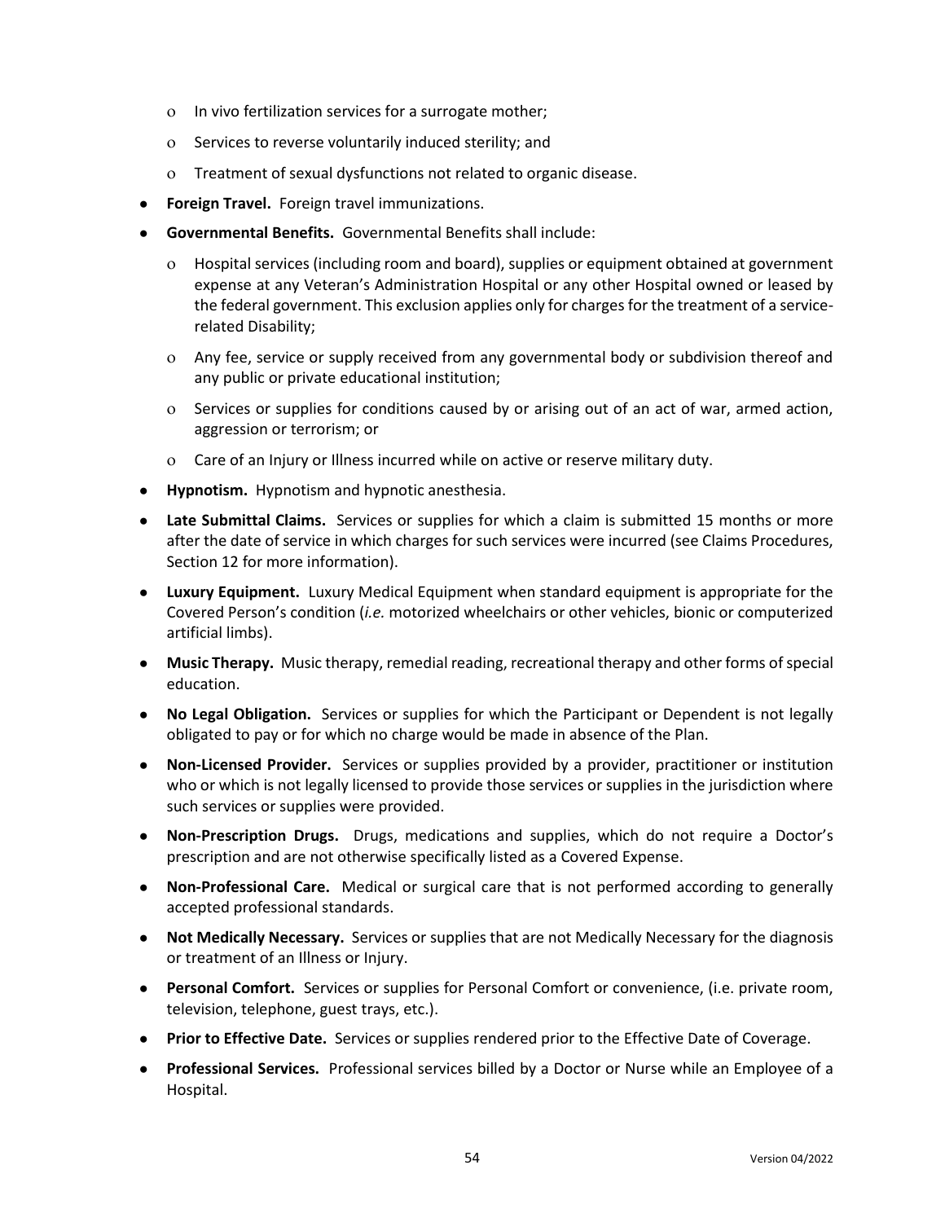- In vivo fertilization services for a surrogate mother;
  - Services to reverse voluntarily induced sterility; and
  - Treatment of sexual dysfunctions not related to organic disease.
- **Foreign Travel.** Foreign travel immunizations.
- **Governmental Benefits.** Governmental Benefits shall include:
  - Hospital services (including room and board), supplies or equipment obtained at government expense at any Veteran's Administration Hospital or any other Hospital owned or leased by the federal government. This exclusion applies only for charges for the treatment of a service-related Disability;
  - Any fee, service or supply received from any governmental body or subdivision thereof and any public or private educational institution;
  - Services or supplies for conditions caused by or arising out of an act of war, armed action, aggression or terrorism; or
  - Care of an Injury or Illness incurred while on active or reserve military duty.
- **Hypnotism.** Hypnotism and hypnotic anesthesia.
- **Late Submittal Claims.** Services or supplies for which a claim is submitted 15 months or more after the date of service in which charges for such services were incurred (see Claims Procedures, Section 12 for more information).
- **Luxury Equipment.** Luxury Medical Equipment when standard equipment is appropriate for the Covered Person's condition (*i.e.* motorized wheelchairs or other vehicles, bionic or computerized artificial limbs).
- **Music Therapy.** Music therapy, remedial reading, recreational therapy and other forms of special education.
- **No Legal Obligation.** Services or supplies for which the Participant or Dependent is not legally obligated to pay or for which no charge would be made in absence of the Plan.
- **Non-Licensed Provider.** Services or supplies provided by a provider, practitioner or institution who or which is not legally licensed to provide those services or supplies in the jurisdiction where such services or supplies were provided.
- **Non-Prescription Drugs.** Drugs, medications and supplies, which do not require a Doctor's prescription and are not otherwise specifically listed as a Covered Expense.
- **Non-Professional Care.** Medical or surgical care that is not performed according to generally accepted professional standards.
- **Not Medically Necessary.** Services or supplies that are not Medically Necessary for the diagnosis or treatment of an Illness or Injury.
- **Personal Comfort.** Services or supplies for Personal Comfort or convenience, (i.e. private room, television, telephone, guest trays, etc.).
- **Prior to Effective Date.** Services or supplies rendered prior to the Effective Date of Coverage.
- **Professional Services.** Professional services billed by a Doctor or Nurse while an Employee of a Hospital.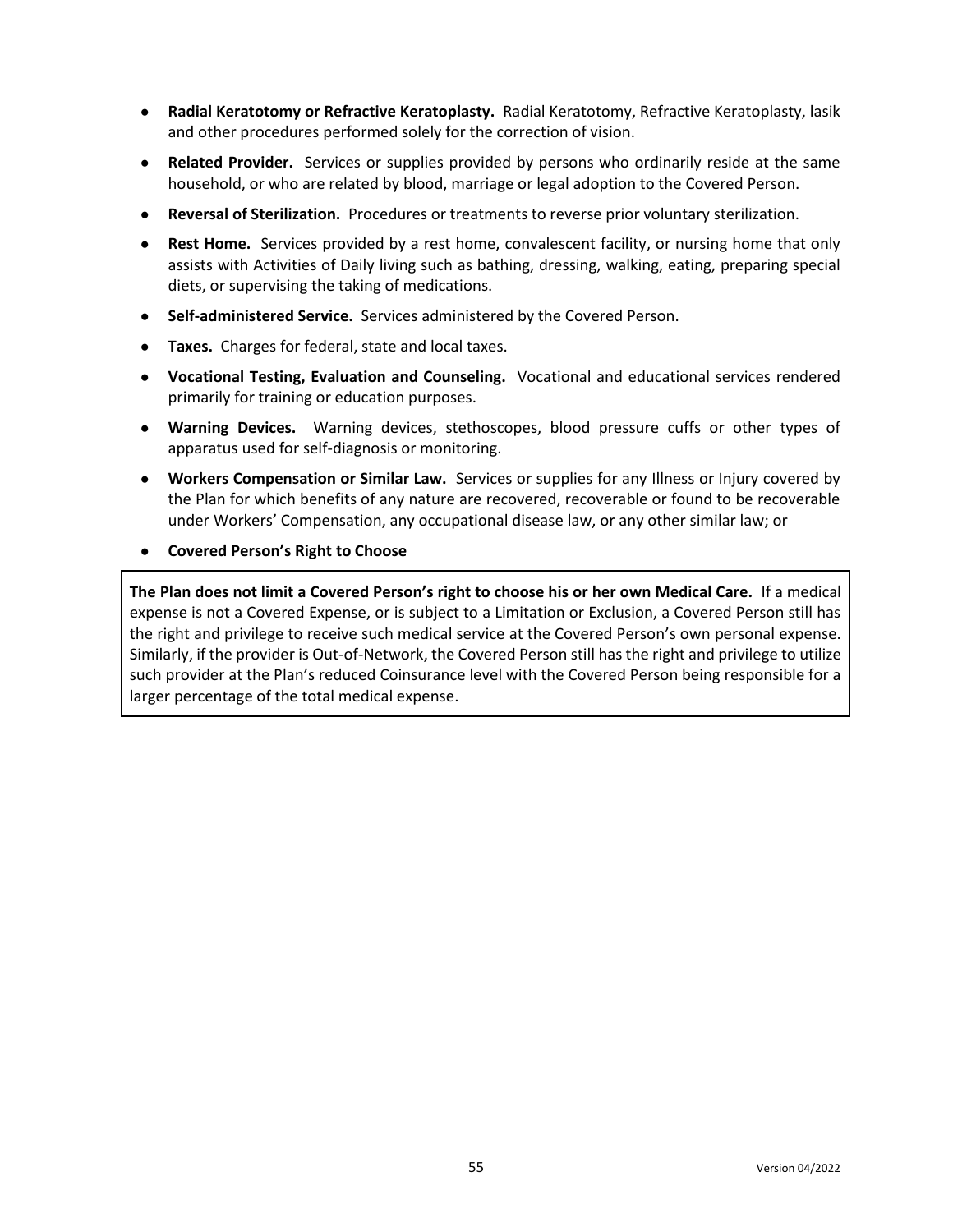- **Radial Keratotomy or Refractive Keratoplasty.** Radial Keratotomy, Refractive Keratoplasty, lasik and other procedures performed solely for the correction of vision.
- **Related Provider.** Services or supplies provided by persons who ordinarily reside at the same household, or who are related by blood, marriage or legal adoption to the Covered Person.
- **Reversal of Sterilization.** Procedures or treatments to reverse prior voluntary sterilization.
- **Rest Home.** Services provided by a rest home, convalescent facility, or nursing home that only assists with Activities of Daily living such as bathing, dressing, walking, eating, preparing special diets, or supervising the taking of medications.
- **Self-administered Service.** Services administered by the Covered Person.
- **Taxes.** Charges for federal, state and local taxes.
- **Vocational Testing, Evaluation and Counseling.** Vocational and educational services rendered primarily for training or education purposes.
- **Warning Devices.** Warning devices, stethoscopes, blood pressure cuffs or other types of apparatus used for self-diagnosis or monitoring.
- **Workers Compensation or Similar Law.** Services or supplies for any Illness or Injury covered by the Plan for which benefits of any nature are recovered, recoverable or found to be recoverable under Workers' Compensation, any occupational disease law, or any other similar law; or
- **Covered Person's Right to Choose**

**The Plan does not limit a Covered Person's right to choose his or her own Medical Care.** If a medical expense is not a Covered Expense, or is subject to a Limitation or Exclusion, a Covered Person still has the right and privilege to receive such medical service at the Covered Person's own personal expense. Similarly, if the provider is Out-of-Network, the Covered Person still has the right and privilege to utilize such provider at the Plan's reduced Coinsurance level with the Covered Person being responsible for a larger percentage of the total medical expense.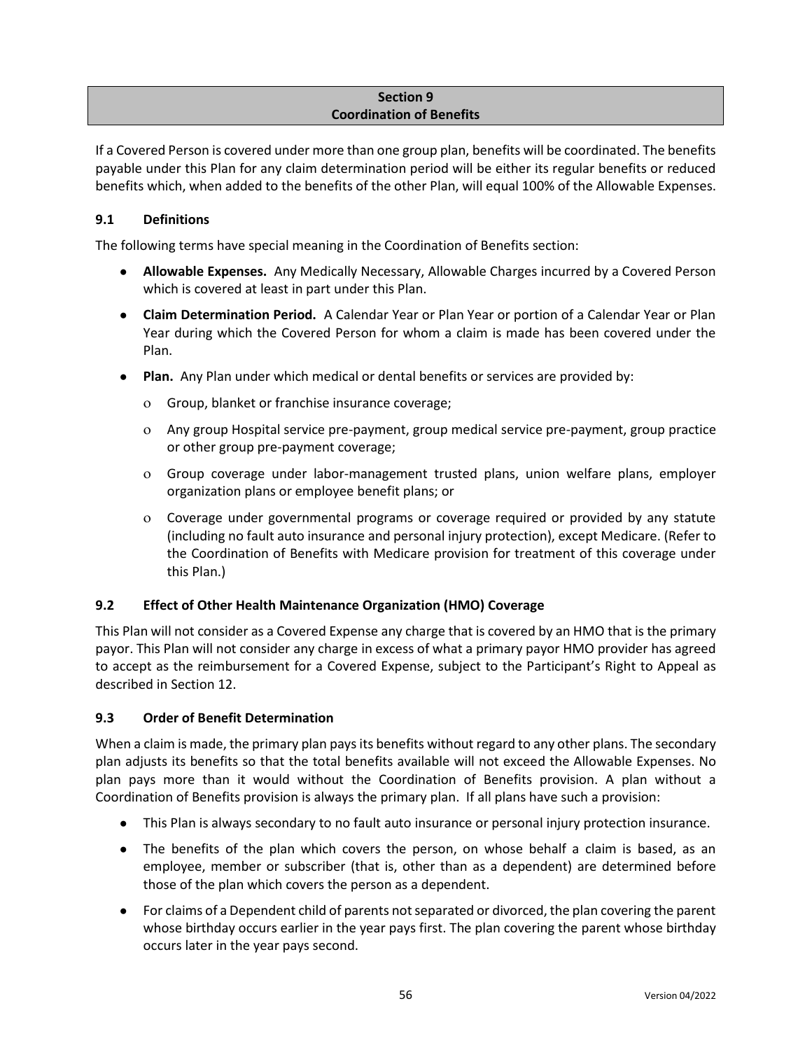## Section 9
## Coordination of Benefits

If a Covered Person is covered under more than one group plan, benefits will be coordinated. The benefits payable under this Plan for any claim determination period will be either its regular benefits or reduced benefits which, when added to the benefits of the other Plan, will equal 100% of the Allowable Expenses.

### 9.1 Definitions

The following terms have special meaning in the Coordination of Benefits section:

- **Allowable Expenses.** Any Medically Necessary, Allowable Charges incurred by a Covered Person which is covered at least in part under this Plan.
- **Claim Determination Period.** A Calendar Year or Plan Year or portion of a Calendar Year or Plan Year during which the Covered Person for whom a claim is made has been covered under the Plan.
- **Plan.** Any Plan under which medical or dental benefits or services are provided by:
  - Group, blanket or franchise insurance coverage;
  - Any group Hospital service pre-payment, group medical service pre-payment, group practice or other group pre-payment coverage;
  - Group coverage under labor-management trusted plans, union welfare plans, employer organization plans or employee benefit plans; or
  - Coverage under governmental programs or coverage required or provided by any statute (including no fault auto insurance and personal injury protection), except Medicare. (Refer to the Coordination of Benefits with Medicare provision for treatment of this coverage under this Plan.)

### 9.2 Effect of Other Health Maintenance Organization (HMO) Coverage

This Plan will not consider as a Covered Expense any charge that is covered by an HMO that is the primary payor. This Plan will not consider any charge in excess of what a primary payor HMO provider has agreed to accept as the reimbursement for a Covered Expense, subject to the Participant's Right to Appeal as described in Section 12.

### 9.3 Order of Benefit Determination

When a claim is made, the primary plan pays its benefits without regard to any other plans. The secondary plan adjusts its benefits so that the total benefits available will not exceed the Allowable Expenses. No plan pays more than it would without the Coordination of Benefits provision. A plan without a Coordination of Benefits provision is always the primary plan. If all plans have such a provision:

- This Plan is always secondary to no fault auto insurance or personal injury protection insurance.
- The benefits of the plan which covers the person, on whose behalf a claim is based, as an employee, member or subscriber (that is, other than as a dependent) are determined before those of the plan which covers the person as a dependent.
- For claims of a Dependent child of parents not separated or divorced, the plan covering the parent whose birthday occurs earlier in the year pays first. The plan covering the parent whose birthday occurs later in the year pays second.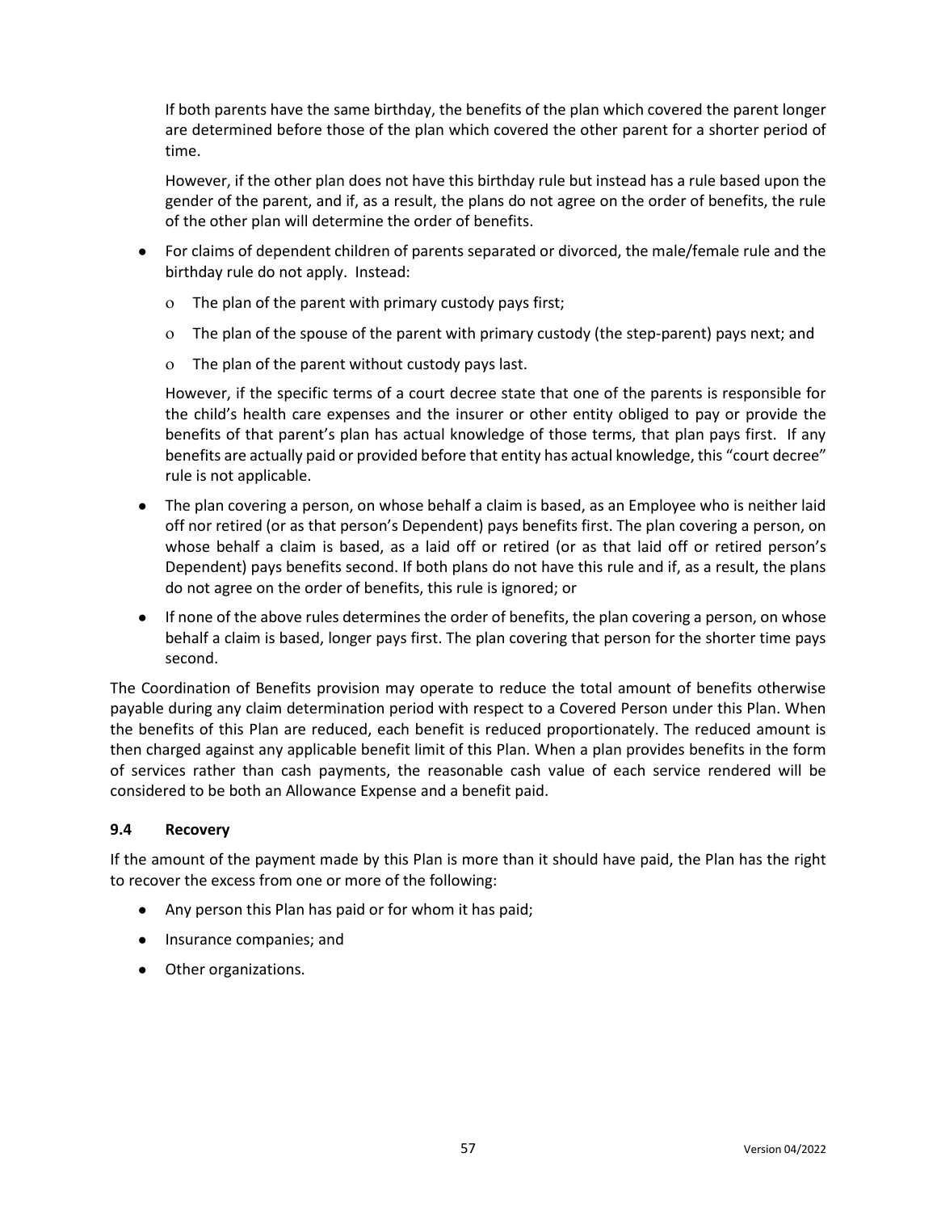If both parents have the same birthday, the benefits of the plan which covered the parent longer are determined before those of the plan which covered the other parent for a shorter period of time.

However, if the other plan does not have this birthday rule but instead has a rule based upon the gender of the parent, and if, as a result, the plans do not agree on the order of benefits, the rule of the other plan will determine the order of benefits.

- For claims of dependent children of parents separated or divorced, the male/female rule and the birthday rule do not apply. Instead:
  - The plan of the parent with primary custody pays first;
  - The plan of the spouse of the parent with primary custody (the step-parent) pays next; and
  - The plan of the parent without custody pays last.

  However, if the specific terms of a court decree state that one of the parents is responsible for the child's health care expenses and the insurer or other entity obliged to pay or provide the benefits of that parent's plan has actual knowledge of those terms, that plan pays first. If any benefits are actually paid or provided before that entity has actual knowledge, this "court decree" rule is not applicable.
- The plan covering a person, on whose behalf a claim is based, as an Employee who is neither laid off nor retired (or as that person's Dependent) pays benefits first. The plan covering a person, on whose behalf a claim is based, as a laid off or retired (or as that laid off or retired person's Dependent) pays benefits second. If both plans do not have this rule and if, as a result, the plans do not agree on the order of benefits, this rule is ignored; or
- If none of the above rules determines the order of benefits, the plan covering a person, on whose behalf a claim is based, longer pays first. The plan covering that person for the shorter time pays second.

The Coordination of Benefits provision may operate to reduce the total amount of benefits otherwise payable during any claim determination period with respect to a Covered Person under this Plan. When the benefits of this Plan are reduced, each benefit is reduced proportionately. The reduced amount is then charged against any applicable benefit limit of this Plan. When a plan provides benefits in the form of services rather than cash payments, the reasonable cash value of each service rendered will be considered to be both an Allowance Expense and a benefit paid.

### 9.4 Recovery

If the amount of the payment made by this Plan is more than it should have paid, the Plan has the right to recover the excess from one or more of the following:

- Any person this Plan has paid or for whom it has paid;
- Insurance companies; and
- Other organizations.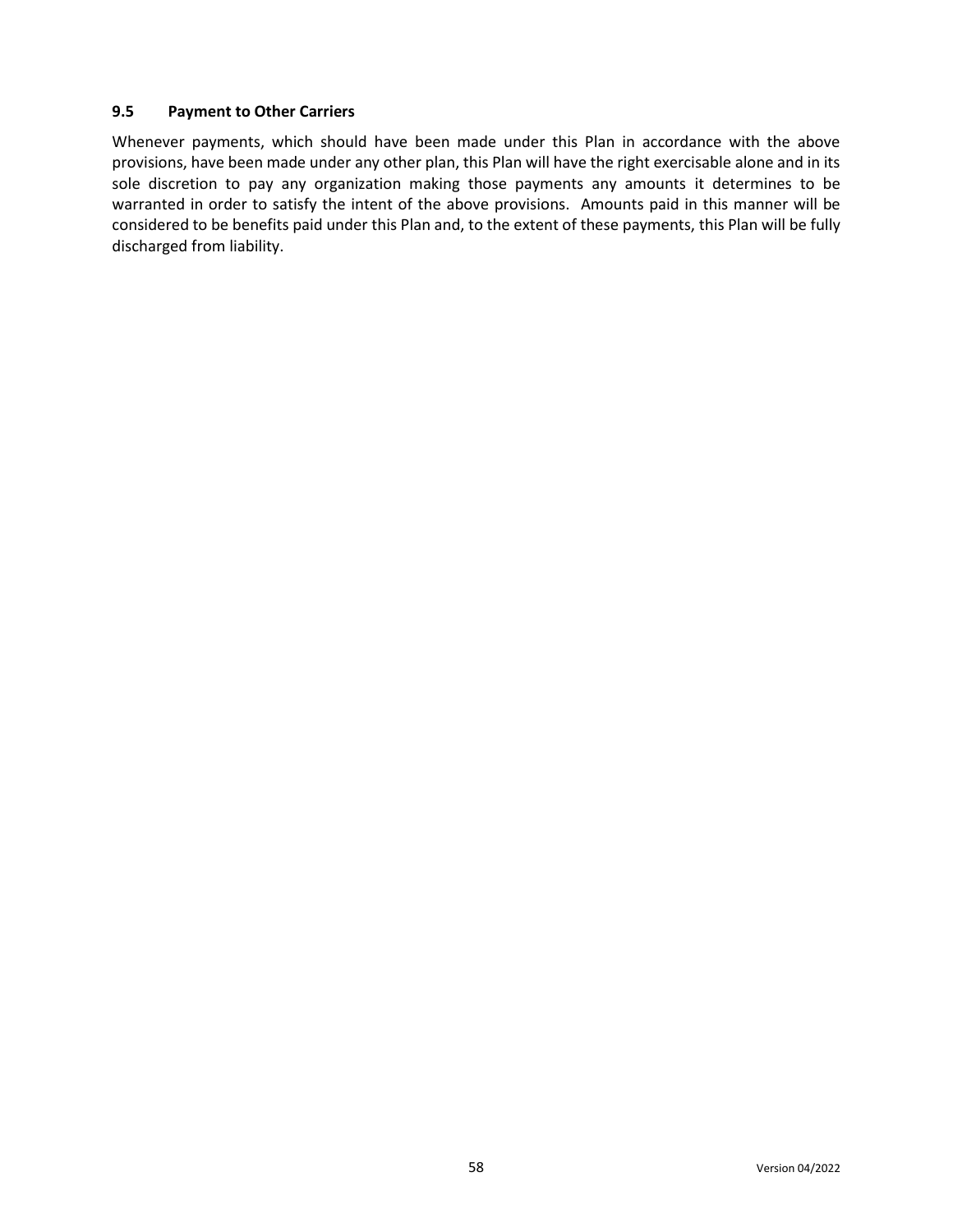### 9.5 Payment to Other Carriers

Whenever payments, which should have been made under this Plan in accordance with the above provisions, have been made under any other plan, this Plan will have the right exercisable alone and in its sole discretion to pay any organization making those payments any amounts it determines to be warranted in order to satisfy the intent of the above provisions. Amounts paid in this manner will be considered to be benefits paid under this Plan and, to the extent of these payments, this Plan will be fully discharged from liability.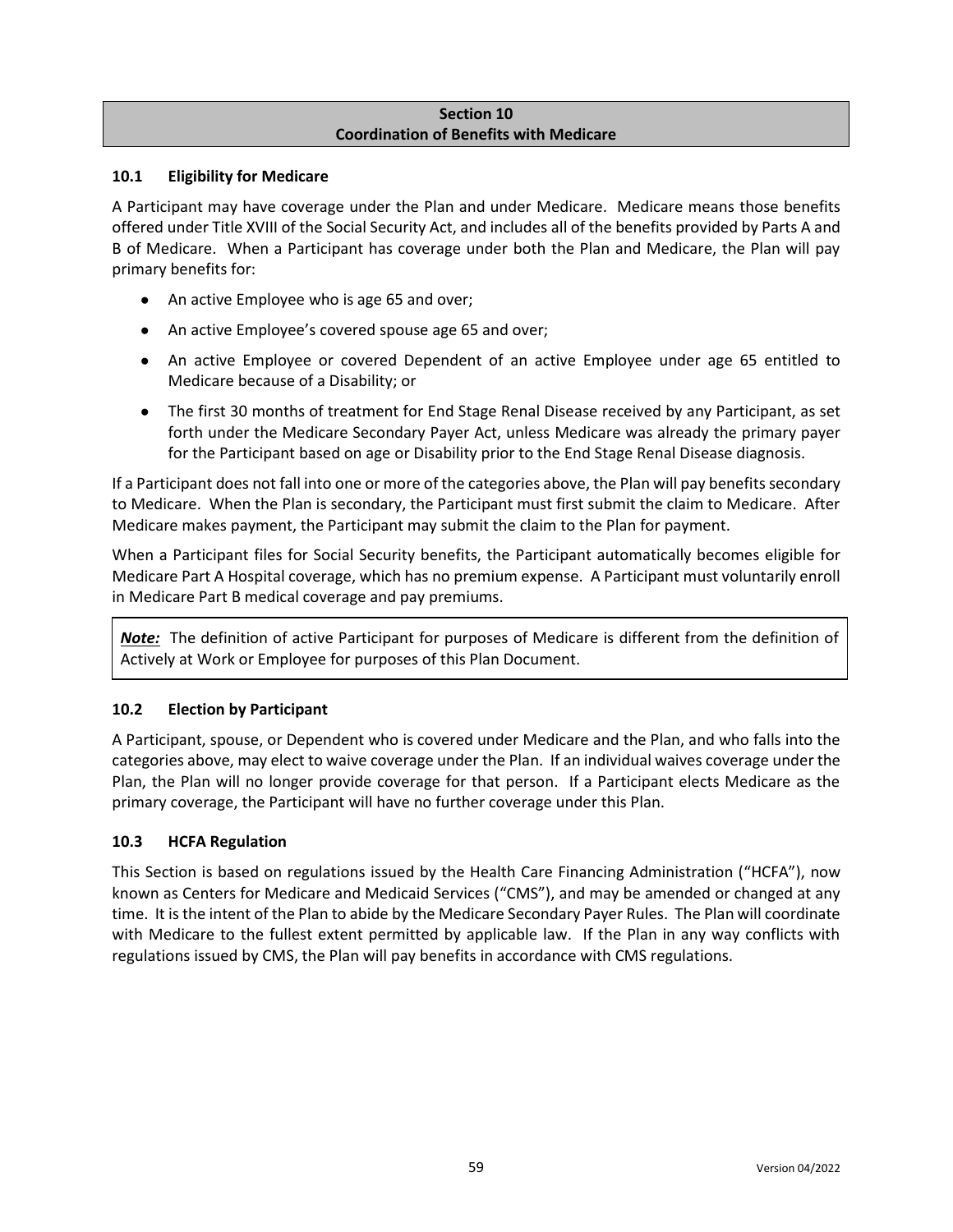# Section 10
# Coordination of Benefits with Medicare

### 10.1 Eligibility for Medicare

A Participant may have coverage under the Plan and under Medicare. Medicare means those benefits offered under Title XVIII of the Social Security Act, and includes all of the benefits provided by Parts A and B of Medicare. When a Participant has coverage under both the Plan and Medicare, the Plan will pay primary benefits for:

- An active Employee who is age 65 and over;
- An active Employee's covered spouse age 65 and over;
- An active Employee or covered Dependent of an active Employee under age 65 entitled to Medicare because of a Disability; or
- The first 30 months of treatment for End Stage Renal Disease received by any Participant, as set forth under the Medicare Secondary Payer Act, unless Medicare was already the primary payer for the Participant based on age or Disability prior to the End Stage Renal Disease diagnosis.

If a Participant does not fall into one or more of the categories above, the Plan will pay benefits secondary to Medicare. When the Plan is secondary, the Participant must first submit the claim to Medicare. After Medicare makes payment, the Participant may submit the claim to the Plan for payment.

When a Participant files for Social Security benefits, the Participant automatically becomes eligible for Medicare Part A Hospital coverage, which has no premium expense. A Participant must voluntarily enroll in Medicare Part B medical coverage and pay premiums.

> ***Note:*** The definition of active Participant for purposes of Medicare is different from the definition of Actively at Work or Employee for purposes of this Plan Document.

### 10.2 Election by Participant

A Participant, spouse, or Dependent who is covered under Medicare and the Plan, and who falls into the categories above, may elect to waive coverage under the Plan. If an individual waives coverage under the Plan, the Plan will no longer provide coverage for that person. If a Participant elects Medicare as the primary coverage, the Participant will have no further coverage under this Plan.

### 10.3 HCFA Regulation

This Section is based on regulations issued by the Health Care Financing Administration ("HCFA"), now known as Centers for Medicare and Medicaid Services ("CMS"), and may be amended or changed at any time. It is the intent of the Plan to abide by the Medicare Secondary Payer Rules. The Plan will coordinate with Medicare to the fullest extent permitted by applicable law. If the Plan in any way conflicts with regulations issued by CMS, the Plan will pay benefits in accordance with CMS regulations.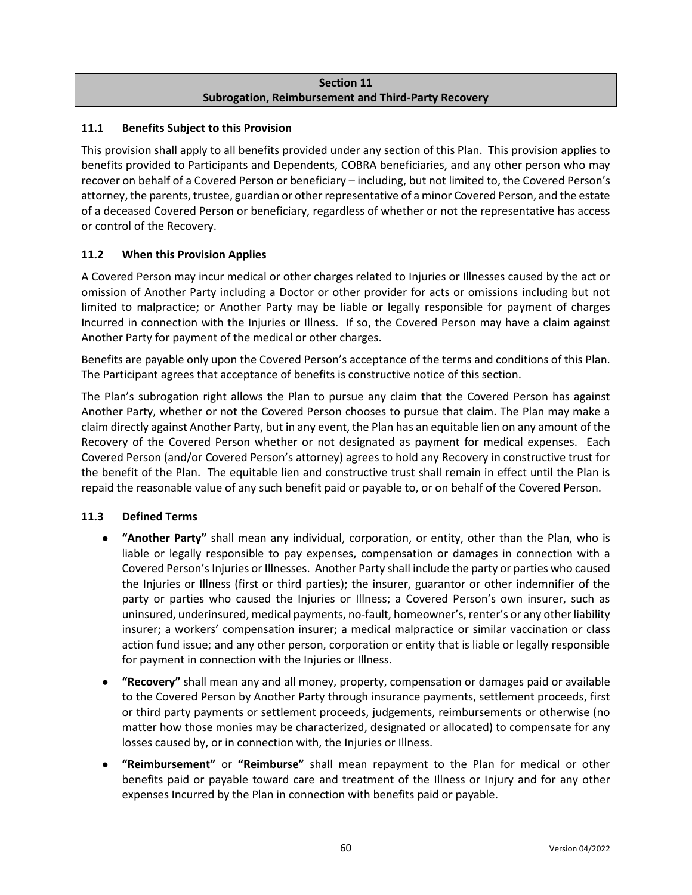## Section 11
## Subrogation, Reimbursement and Third-Party Recovery

### 11.1 Benefits Subject to this Provision

This provision shall apply to all benefits provided under any section of this Plan. This provision applies to benefits provided to Participants and Dependents, COBRA beneficiaries, and any other person who may recover on behalf of a Covered Person or beneficiary – including, but not limited to, the Covered Person's attorney, the parents, trustee, guardian or other representative of a minor Covered Person, and the estate of a deceased Covered Person or beneficiary, regardless of whether or not the representative has access or control of the Recovery.

### 11.2 When this Provision Applies

A Covered Person may incur medical or other charges related to Injuries or Illnesses caused by the act or omission of Another Party including a Doctor or other provider for acts or omissions including but not limited to malpractice; or Another Party may be liable or legally responsible for payment of charges Incurred in connection with the Injuries or Illness. If so, the Covered Person may have a claim against Another Party for payment of the medical or other charges.

Benefits are payable only upon the Covered Person's acceptance of the terms and conditions of this Plan. The Participant agrees that acceptance of benefits is constructive notice of this section.

The Plan's subrogation right allows the Plan to pursue any claim that the Covered Person has against Another Party, whether or not the Covered Person chooses to pursue that claim. The Plan may make a claim directly against Another Party, but in any event, the Plan has an equitable lien on any amount of the Recovery of the Covered Person whether or not designated as payment for medical expenses. Each Covered Person (and/or Covered Person's attorney) agrees to hold any Recovery in constructive trust for the benefit of the Plan. The equitable lien and constructive trust shall remain in effect until the Plan is repaid the reasonable value of any such benefit paid or payable to, or on behalf of the Covered Person.

### 11.3 Defined Terms

- **"Another Party"** shall mean any individual, corporation, or entity, other than the Plan, who is liable or legally responsible to pay expenses, compensation or damages in connection with a Covered Person's Injuries or Illnesses. Another Party shall include the party or parties who caused the Injuries or Illness (first or third parties); the insurer, guarantor or other indemnifier of the party or parties who caused the Injuries or Illness; a Covered Person's own insurer, such as uninsured, underinsured, medical payments, no-fault, homeowner's, renter's or any other liability insurer; a workers' compensation insurer; a medical malpractice or similar vaccination or class action fund issue; and any other person, corporation or entity that is liable or legally responsible for payment in connection with the Injuries or Illness.
- **"Recovery"** shall mean any and all money, property, compensation or damages paid or available to the Covered Person by Another Party through insurance payments, settlement proceeds, first or third party payments or settlement proceeds, judgements, reimbursements or otherwise (no matter how those monies may be characterized, designated or allocated) to compensate for any losses caused by, or in connection with, the Injuries or Illness.
- **"Reimbursement"** or **"Reimburse"** shall mean repayment to the Plan for medical or other benefits paid or payable toward care and treatment of the Illness or Injury and for any other expenses Incurred by the Plan in connection with benefits paid or payable.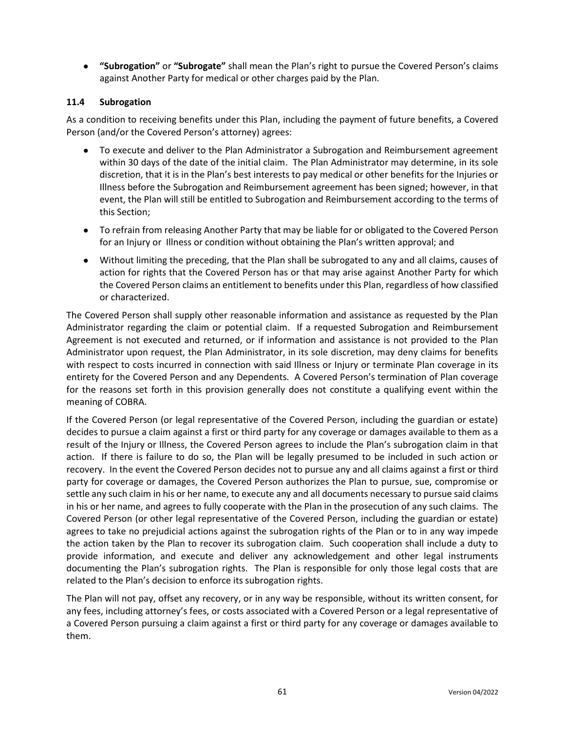- **"Subrogation"** or **"Subrogate"** shall mean the Plan's right to pursue the Covered Person's claims against Another Party for medical or other charges paid by the Plan.

### 11.4 Subrogation

As a condition to receiving benefits under this Plan, including the payment of future benefits, a Covered Person (and/or the Covered Person's attorney) agrees:

- To execute and deliver to the Plan Administrator a Subrogation and Reimbursement agreement within 30 days of the date of the initial claim. The Plan Administrator may determine, in its sole discretion, that it is in the Plan's best interests to pay medical or other benefits for the Injuries or Illness before the Subrogation and Reimbursement agreement has been signed; however, in that event, the Plan will still be entitled to Subrogation and Reimbursement according to the terms of this Section;
- To refrain from releasing Another Party that may be liable for or obligated to the Covered Person for an Injury or Illness or condition without obtaining the Plan's written approval; and
- Without limiting the preceding, that the Plan shall be subrogated to any and all claims, causes of action for rights that the Covered Person has or that may arise against Another Party for which the Covered Person claims an entitlement to benefits under this Plan, regardless of how classified or characterized.

The Covered Person shall supply other reasonable information and assistance as requested by the Plan Administrator regarding the claim or potential claim. If a requested Subrogation and Reimbursement Agreement is not executed and returned, or if information and assistance is not provided to the Plan Administrator upon request, the Plan Administrator, in its sole discretion, may deny claims for benefits with respect to costs incurred in connection with said Illness or Injury or terminate Plan coverage in its entirety for the Covered Person and any Dependents. A Covered Person's termination of Plan coverage for the reasons set forth in this provision generally does not constitute a qualifying event within the meaning of COBRA.

If the Covered Person (or legal representative of the Covered Person, including the guardian or estate) decides to pursue a claim against a first or third party for any coverage or damages available to them as a result of the Injury or Illness, the Covered Person agrees to include the Plan's subrogation claim in that action. If there is failure to do so, the Plan will be legally presumed to be included in such action or recovery. In the event the Covered Person decides not to pursue any and all claims against a first or third party for coverage or damages, the Covered Person authorizes the Plan to pursue, sue, compromise or settle any such claim in his or her name, to execute any and all documents necessary to pursue said claims in his or her name, and agrees to fully cooperate with the Plan in the prosecution of any such claims. The Covered Person (or other legal representative of the Covered Person, including the guardian or estate) agrees to take no prejudicial actions against the subrogation rights of the Plan or to in any way impede the action taken by the Plan to recover its subrogation claim. Such cooperation shall include a duty to provide information, and execute and deliver any acknowledgement and other legal instruments documenting the Plan's subrogation rights. The Plan is responsible for only those legal costs that are related to the Plan's decision to enforce its subrogation rights.

The Plan will not pay, offset any recovery, or in any way be responsible, without its written consent, for any fees, including attorney's fees, or costs associated with a Covered Person or a legal representative of a Covered Person pursuing a claim against a first or third party for any coverage or damages available to them.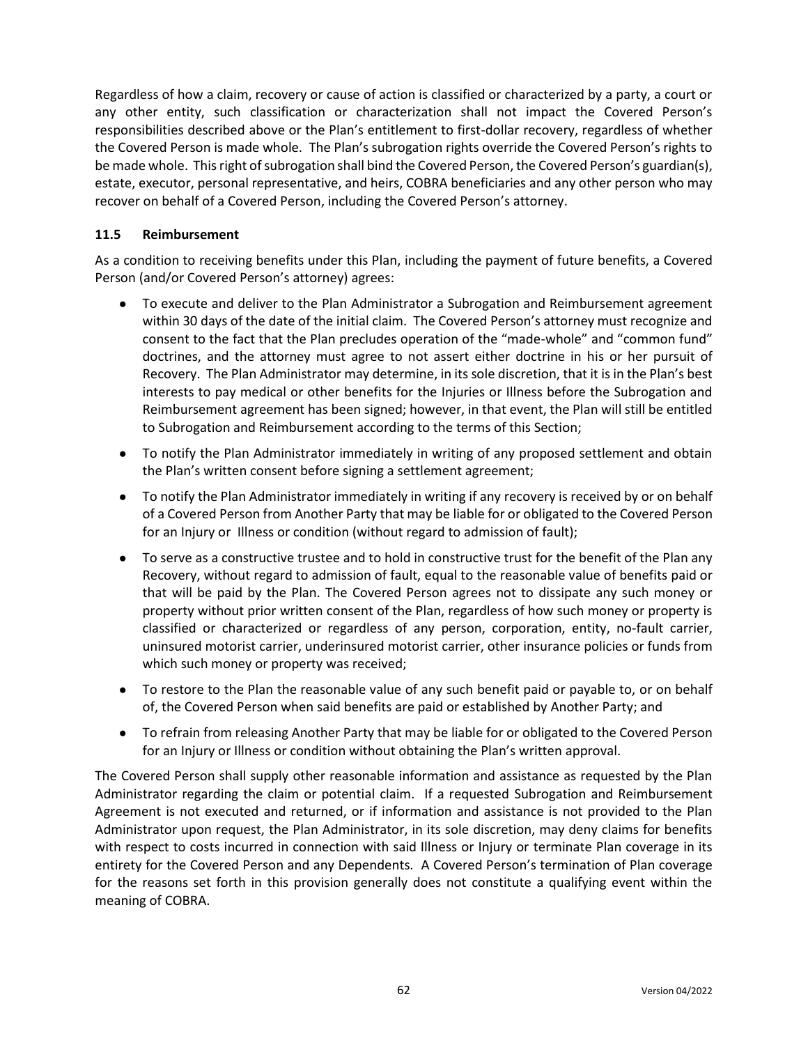Regardless of how a claim, recovery or cause of action is classified or characterized by a party, a court or any other entity, such classification or characterization shall not impact the Covered Person's responsibilities described above or the Plan's entitlement to first-dollar recovery, regardless of whether the Covered Person is made whole. The Plan's subrogation rights override the Covered Person's rights to be made whole. This right of subrogation shall bind the Covered Person, the Covered Person's guardian(s), estate, executor, personal representative, and heirs, COBRA beneficiaries and any other person who may recover on behalf of a Covered Person, including the Covered Person's attorney.

### 11.5 Reimbursement

As a condition to receiving benefits under this Plan, including the payment of future benefits, a Covered Person (and/or Covered Person's attorney) agrees:

- To execute and deliver to the Plan Administrator a Subrogation and Reimbursement agreement within 30 days of the date of the initial claim. The Covered Person's attorney must recognize and consent to the fact that the Plan precludes operation of the "made-whole" and "common fund" doctrines, and the attorney must agree to not assert either doctrine in his or her pursuit of Recovery. The Plan Administrator may determine, in its sole discretion, that it is in the Plan's best interests to pay medical or other benefits for the Injuries or Illness before the Subrogation and Reimbursement agreement has been signed; however, in that event, the Plan will still be entitled to Subrogation and Reimbursement according to the terms of this Section;
- To notify the Plan Administrator immediately in writing of any proposed settlement and obtain the Plan's written consent before signing a settlement agreement;
- To notify the Plan Administrator immediately in writing if any recovery is received by or on behalf of a Covered Person from Another Party that may be liable for or obligated to the Covered Person for an Injury or Illness or condition (without regard to admission of fault);
- To serve as a constructive trustee and to hold in constructive trust for the benefit of the Plan any Recovery, without regard to admission of fault, equal to the reasonable value of benefits paid or that will be paid by the Plan. The Covered Person agrees not to dissipate any such money or property without prior written consent of the Plan, regardless of how such money or property is classified or characterized or regardless of any person, corporation, entity, no-fault carrier, uninsured motorist carrier, underinsured motorist carrier, other insurance policies or funds from which such money or property was received;
- To restore to the Plan the reasonable value of any such benefit paid or payable to, or on behalf of, the Covered Person when said benefits are paid or established by Another Party; and
- To refrain from releasing Another Party that may be liable for or obligated to the Covered Person for an Injury or Illness or condition without obtaining the Plan's written approval.

The Covered Person shall supply other reasonable information and assistance as requested by the Plan Administrator regarding the claim or potential claim. If a requested Subrogation and Reimbursement Agreement is not executed and returned, or if information and assistance is not provided to the Plan Administrator upon request, the Plan Administrator, in its sole discretion, may deny claims for benefits with respect to costs incurred in connection with said Illness or Injury or terminate Plan coverage in its entirety for the Covered Person and any Dependents. A Covered Person's termination of Plan coverage for the reasons set forth in this provision generally does not constitute a qualifying event within the meaning of COBRA.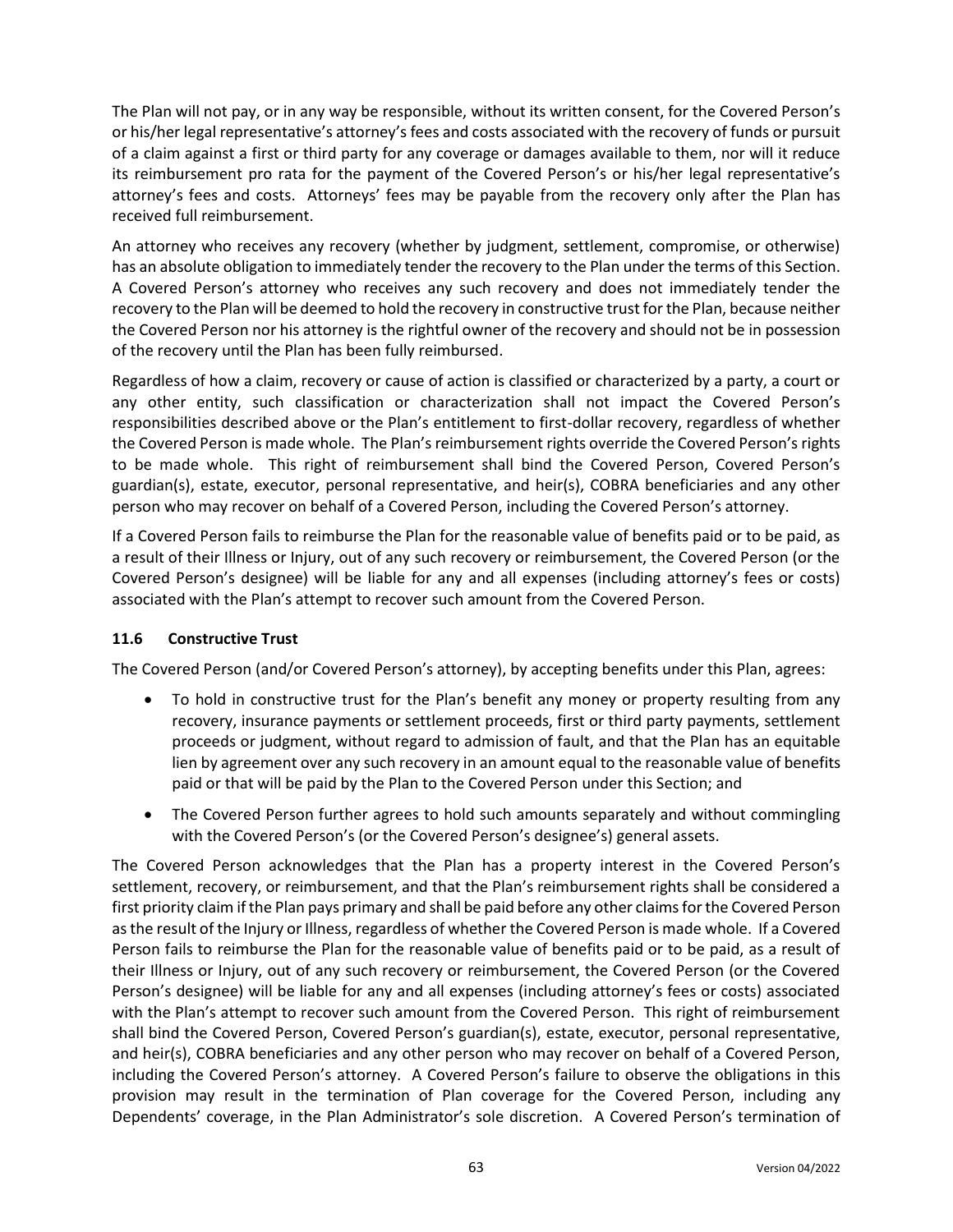The Plan will not pay, or in any way be responsible, without its written consent, for the Covered Person's or his/her legal representative's attorney's fees and costs associated with the recovery of funds or pursuit of a claim against a first or third party for any coverage or damages available to them, nor will it reduce its reimbursement pro rata for the payment of the Covered Person's or his/her legal representative's attorney's fees and costs. Attorneys' fees may be payable from the recovery only after the Plan has received full reimbursement.

An attorney who receives any recovery (whether by judgment, settlement, compromise, or otherwise) has an absolute obligation to immediately tender the recovery to the Plan under the terms of this Section. A Covered Person's attorney who receives any such recovery and does not immediately tender the recovery to the Plan will be deemed to hold the recovery in constructive trust for the Plan, because neither the Covered Person nor his attorney is the rightful owner of the recovery and should not be in possession of the recovery until the Plan has been fully reimbursed.

Regardless of how a claim, recovery or cause of action is classified or characterized by a party, a court or any other entity, such classification or characterization shall not impact the Covered Person's responsibilities described above or the Plan's entitlement to first-dollar recovery, regardless of whether the Covered Person is made whole. The Plan's reimbursement rights override the Covered Person's rights to be made whole. This right of reimbursement shall bind the Covered Person, Covered Person's guardian(s), estate, executor, personal representative, and heir(s), COBRA beneficiaries and any other person who may recover on behalf of a Covered Person, including the Covered Person's attorney.

If a Covered Person fails to reimburse the Plan for the reasonable value of benefits paid or to be paid, as a result of their Illness or Injury, out of any such recovery or reimbursement, the Covered Person (or the Covered Person's designee) will be liable for any and all expenses (including attorney's fees or costs) associated with the Plan's attempt to recover such amount from the Covered Person.

### 11.6 Constructive Trust

The Covered Person (and/or Covered Person's attorney), by accepting benefits under this Plan, agrees:

- To hold in constructive trust for the Plan's benefit any money or property resulting from any recovery, insurance payments or settlement proceeds, first or third party payments, settlement proceeds or judgment, without regard to admission of fault, and that the Plan has an equitable lien by agreement over any such recovery in an amount equal to the reasonable value of benefits paid or that will be paid by the Plan to the Covered Person under this Section; and
- The Covered Person further agrees to hold such amounts separately and without commingling with the Covered Person's (or the Covered Person's designee's) general assets.

The Covered Person acknowledges that the Plan has a property interest in the Covered Person's settlement, recovery, or reimbursement, and that the Plan's reimbursement rights shall be considered a first priority claim if the Plan pays primary and shall be paid before any other claims for the Covered Person as the result of the Injury or Illness, regardless of whether the Covered Person is made whole. If a Covered Person fails to reimburse the Plan for the reasonable value of benefits paid or to be paid, as a result of their Illness or Injury, out of any such recovery or reimbursement, the Covered Person (or the Covered Person's designee) will be liable for any and all expenses (including attorney's fees or costs) associated with the Plan's attempt to recover such amount from the Covered Person. This right of reimbursement shall bind the Covered Person, Covered Person's guardian(s), estate, executor, personal representative, and heir(s), COBRA beneficiaries and any other person who may recover on behalf of a Covered Person, including the Covered Person's attorney. A Covered Person's failure to observe the obligations in this provision may result in the termination of Plan coverage for the Covered Person, including any Dependents' coverage, in the Plan Administrator's sole discretion. A Covered Person's termination of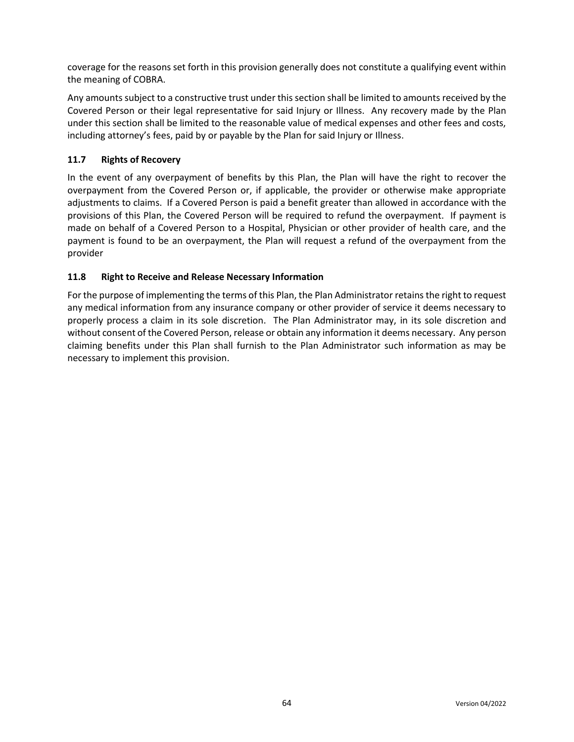coverage for the reasons set forth in this provision generally does not constitute a qualifying event within the meaning of COBRA.

Any amounts subject to a constructive trust under this section shall be limited to amounts received by the Covered Person or their legal representative for said Injury or Illness. Any recovery made by the Plan under this section shall be limited to the reasonable value of medical expenses and other fees and costs, including attorney's fees, paid by or payable by the Plan for said Injury or Illness.

### 11.7 Rights of Recovery

In the event of any overpayment of benefits by this Plan, the Plan will have the right to recover the overpayment from the Covered Person or, if applicable, the provider or otherwise make appropriate adjustments to claims. If a Covered Person is paid a benefit greater than allowed in accordance with the provisions of this Plan, the Covered Person will be required to refund the overpayment. If payment is made on behalf of a Covered Person to a Hospital, Physician or other provider of health care, and the payment is found to be an overpayment, the Plan will request a refund of the overpayment from the provider

### 11.8 Right to Receive and Release Necessary Information

For the purpose of implementing the terms of this Plan, the Plan Administrator retains the right to request any medical information from any insurance company or other provider of service it deems necessary to properly process a claim in its sole discretion. The Plan Administrator may, in its sole discretion and without consent of the Covered Person, release or obtain any information it deems necessary. Any person claiming benefits under this Plan shall furnish to the Plan Administrator such information as may be necessary to implement this provision.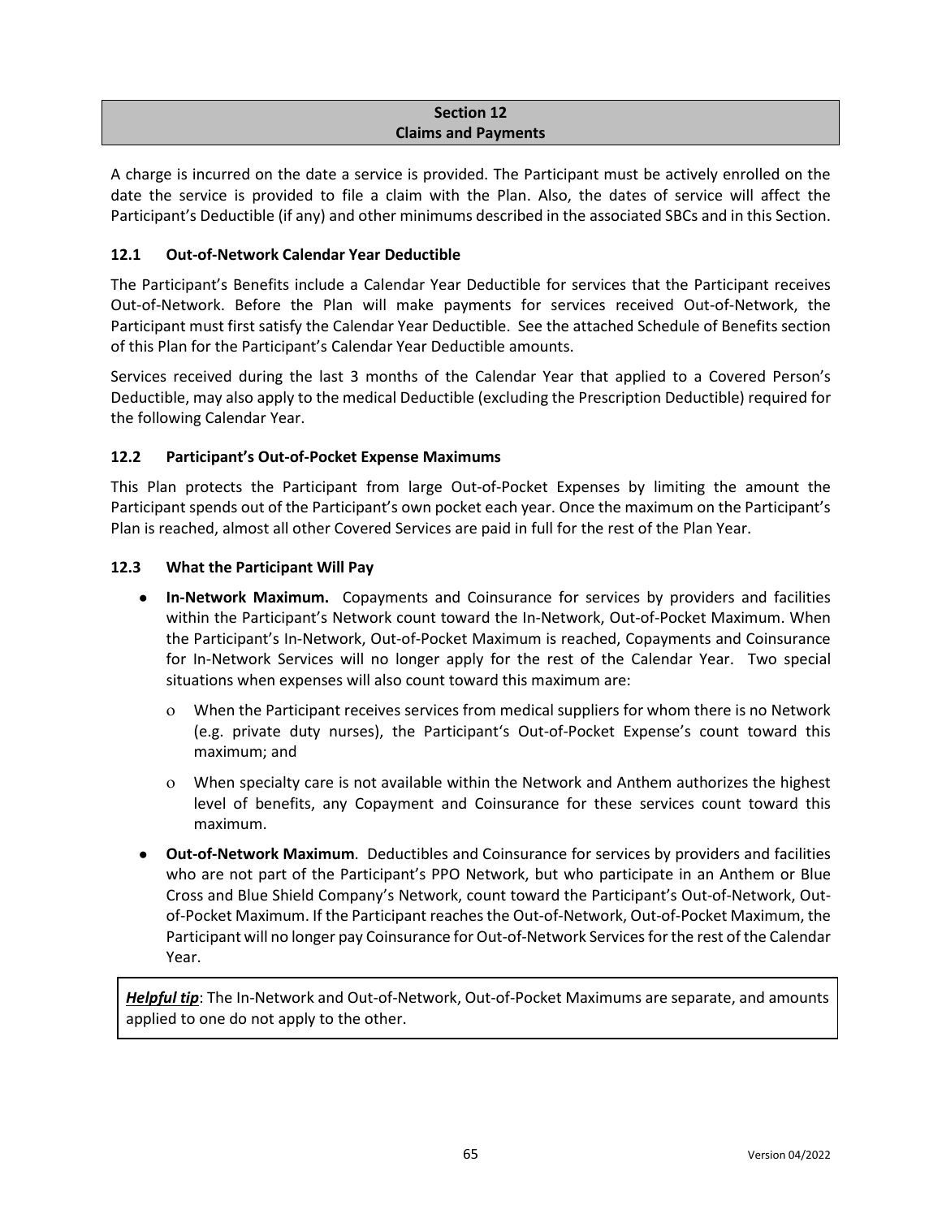## Section 12
## Claims and Payments

A charge is incurred on the date a service is provided. The Participant must be actively enrolled on the date the service is provided to file a claim with the Plan. Also, the dates of service will affect the Participant's Deductible (if any) and other minimums described in the associated SBCs and in this Section.

### 12.1 Out-of-Network Calendar Year Deductible

The Participant's Benefits include a Calendar Year Deductible for services that the Participant receives Out-of-Network. Before the Plan will make payments for services received Out-of-Network, the Participant must first satisfy the Calendar Year Deductible. See the attached Schedule of Benefits section of this Plan for the Participant's Calendar Year Deductible amounts.

Services received during the last 3 months of the Calendar Year that applied to a Covered Person's Deductible, may also apply to the medical Deductible (excluding the Prescription Deductible) required for the following Calendar Year.

### 12.2 Participant's Out-of-Pocket Expense Maximums

This Plan protects the Participant from large Out-of-Pocket Expenses by limiting the amount the Participant spends out of the Participant's own pocket each year. Once the maximum on the Participant's Plan is reached, almost all other Covered Services are paid in full for the rest of the Plan Year.

### 12.3 What the Participant Will Pay

- **In-Network Maximum.** Copayments and Coinsurance for services by providers and facilities within the Participant's Network count toward the In-Network, Out-of-Pocket Maximum. When the Participant's In-Network, Out-of-Pocket Maximum is reached, Copayments and Coinsurance for In-Network Services will no longer apply for the rest of the Calendar Year. Two special situations when expenses will also count toward this maximum are:
  - When the Participant receives services from medical suppliers for whom there is no Network (e.g. private duty nurses), the Participant's Out-of-Pocket Expense's count toward this maximum; and
  - When specialty care is not available within the Network and Anthem authorizes the highest level of benefits, any Copayment and Coinsurance for these services count toward this maximum.
- **Out-of-Network Maximum**. Deductibles and Coinsurance for services by providers and facilities who are not part of the Participant's PPO Network, but who participate in an Anthem or Blue Cross and Blue Shield Company's Network, count toward the Participant's Out-of-Network, Out-of-Pocket Maximum. If the Participant reaches the Out-of-Network, Out-of-Pocket Maximum, the Participant will no longer pay Coinsurance for Out-of-Network Services for the rest of the Calendar Year.

***Helpful tip***: The In-Network and Out-of-Network, Out-of-Pocket Maximums are separate, and amounts applied to one do not apply to the other.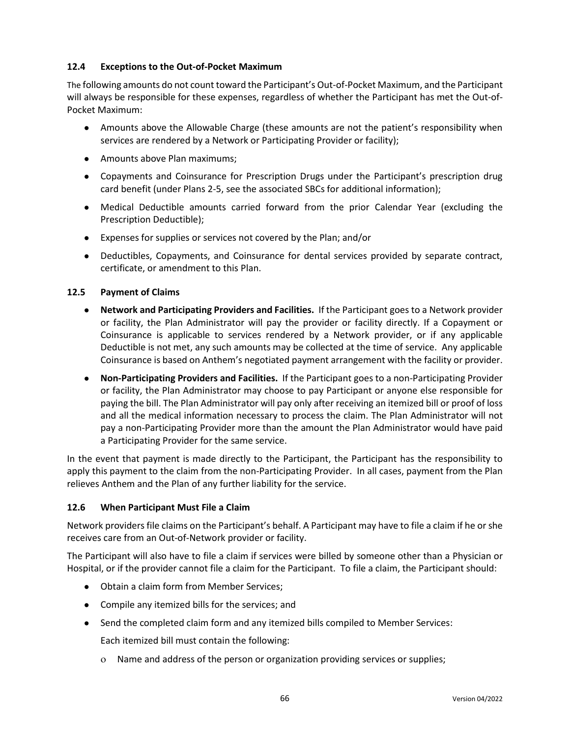### 12.4 Exceptions to the Out-of-Pocket Maximum

The following amounts do not count toward the Participant's Out-of-Pocket Maximum, and the Participant will always be responsible for these expenses, regardless of whether the Participant has met the Out-of-Pocket Maximum:

- Amounts above the Allowable Charge (these amounts are not the patient's responsibility when services are rendered by a Network or Participating Provider or facility);
- Amounts above Plan maximums;
- Copayments and Coinsurance for Prescription Drugs under the Participant's prescription drug card benefit (under Plans 2-5, see the associated SBCs for additional information);
- Medical Deductible amounts carried forward from the prior Calendar Year (excluding the Prescription Deductible);
- Expenses for supplies or services not covered by the Plan; and/or
- Deductibles, Copayments, and Coinsurance for dental services provided by separate contract, certificate, or amendment to this Plan.

### 12.5 Payment of Claims

- **Network and Participating Providers and Facilities.** If the Participant goes to a Network provider or facility, the Plan Administrator will pay the provider or facility directly. If a Copayment or Coinsurance is applicable to services rendered by a Network provider, or if any applicable Deductible is not met, any such amounts may be collected at the time of service. Any applicable Coinsurance is based on Anthem's negotiated payment arrangement with the facility or provider.
- **Non-Participating Providers and Facilities.** If the Participant goes to a non-Participating Provider or facility, the Plan Administrator may choose to pay Participant or anyone else responsible for paying the bill. The Plan Administrator will pay only after receiving an itemized bill or proof of loss and all the medical information necessary to process the claim. The Plan Administrator will not pay a non-Participating Provider more than the amount the Plan Administrator would have paid a Participating Provider for the same service.

In the event that payment is made directly to the Participant, the Participant has the responsibility to apply this payment to the claim from the non-Participating Provider. In all cases, payment from the Plan relieves Anthem and the Plan of any further liability for the service.

### 12.6 When Participant Must File a Claim

Network providers file claims on the Participant's behalf. A Participant may have to file a claim if he or she receives care from an Out-of-Network provider or facility.

The Participant will also have to file a claim if services were billed by someone other than a Physician or Hospital, or if the provider cannot file a claim for the Participant. To file a claim, the Participant should:

- Obtain a claim form from Member Services;
- Compile any itemized bills for the services; and
- Send the completed claim form and any itemized bills compiled to Member Services:

  Each itemized bill must contain the following:

  - Name and address of the person or organization providing services or supplies;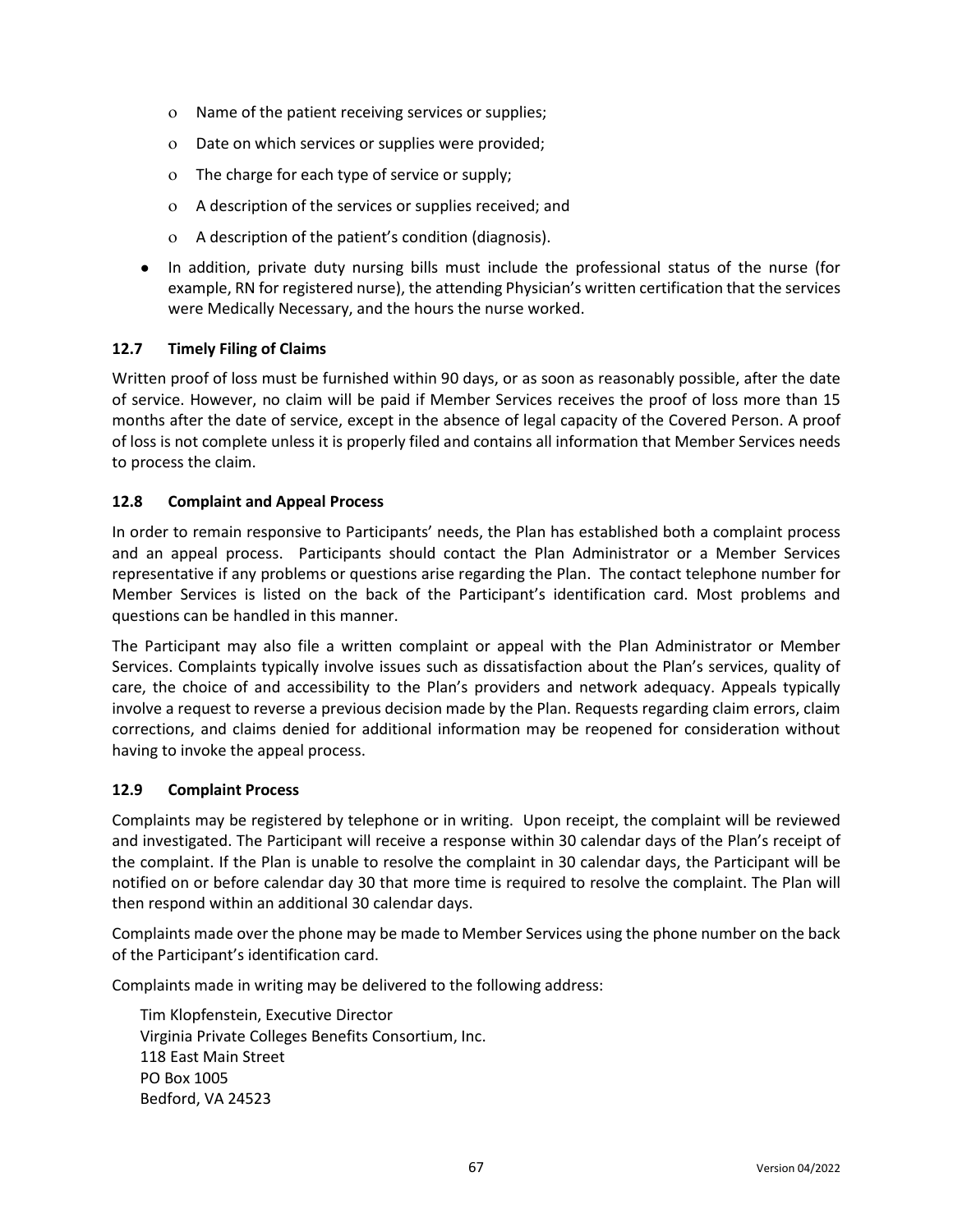- Name of the patient receiving services or supplies;
  - Date on which services or supplies were provided;
  - The charge for each type of service or supply;
  - A description of the services or supplies received; and
  - A description of the patient's condition (diagnosis).
- In addition, private duty nursing bills must include the professional status of the nurse (for example, RN for registered nurse), the attending Physician's written certification that the services were Medically Necessary, and the hours the nurse worked.

### 12.7 Timely Filing of Claims

Written proof of loss must be furnished within 90 days, or as soon as reasonably possible, after the date of service. However, no claim will be paid if Member Services receives the proof of loss more than 15 months after the date of service, except in the absence of legal capacity of the Covered Person. A proof of loss is not complete unless it is properly filed and contains all information that Member Services needs to process the claim.

### 12.8 Complaint and Appeal Process

In order to remain responsive to Participants' needs, the Plan has established both a complaint process and an appeal process. Participants should contact the Plan Administrator or a Member Services representative if any problems or questions arise regarding the Plan. The contact telephone number for Member Services is listed on the back of the Participant's identification card. Most problems and questions can be handled in this manner.

The Participant may also file a written complaint or appeal with the Plan Administrator or Member Services. Complaints typically involve issues such as dissatisfaction about the Plan's services, quality of care, the choice of and accessibility to the Plan's providers and network adequacy. Appeals typically involve a request to reverse a previous decision made by the Plan. Requests regarding claim errors, claim corrections, and claims denied for additional information may be reopened for consideration without having to invoke the appeal process.

### 12.9 Complaint Process

Complaints may be registered by telephone or in writing. Upon receipt, the complaint will be reviewed and investigated. The Participant will receive a response within 30 calendar days of the Plan's receipt of the complaint. If the Plan is unable to resolve the complaint in 30 calendar days, the Participant will be notified on or before calendar day 30 that more time is required to resolve the complaint. The Plan will then respond within an additional 30 calendar days.

Complaints made over the phone may be made to Member Services using the phone number on the back of the Participant's identification card.

Complaints made in writing may be delivered to the following address:

Tim Klopfenstein, Executive Director
Virginia Private Colleges Benefits Consortium, Inc.
118 East Main Street
PO Box 1005
Bedford, VA 24523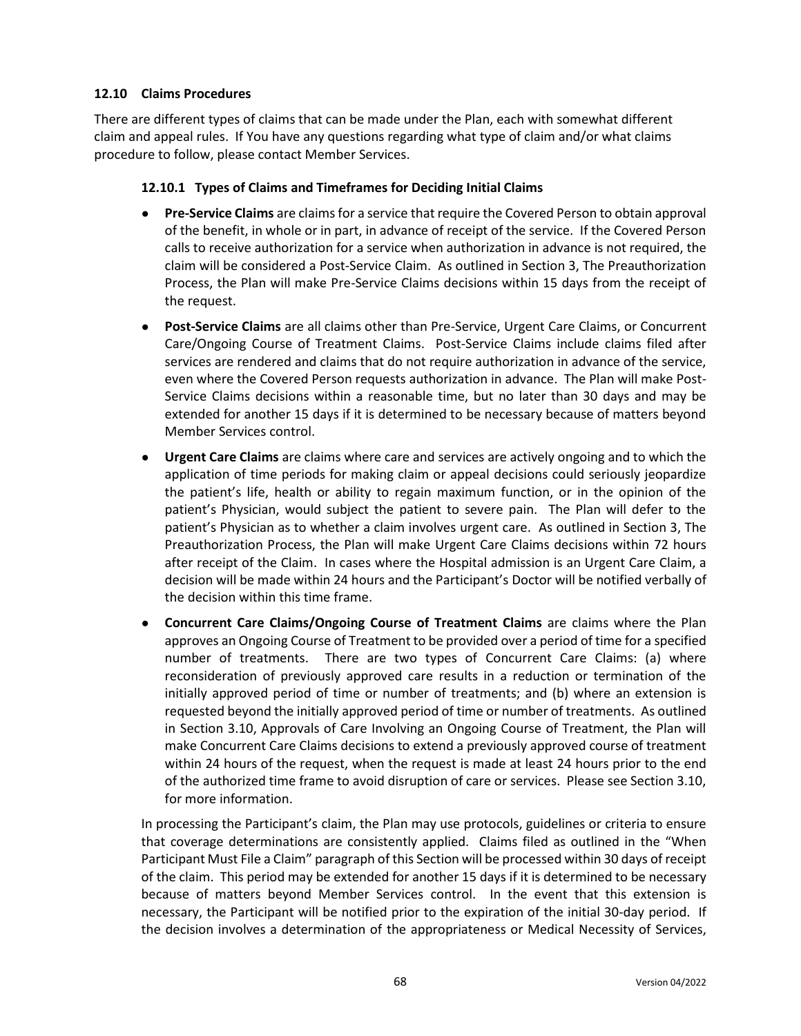### 12.10 Claims Procedures

There are different types of claims that can be made under the Plan, each with somewhat different claim and appeal rules. If You have any questions regarding what type of claim and/or what claims procedure to follow, please contact Member Services.

#### 12.10.1 Types of Claims and Timeframes for Deciding Initial Claims

- **Pre-Service Claims** are claims for a service that require the Covered Person to obtain approval of the benefit, in whole or in part, in advance of receipt of the service. If the Covered Person calls to receive authorization for a service when authorization in advance is not required, the claim will be considered a Post-Service Claim. As outlined in Section 3, The Preauthorization Process, the Plan will make Pre-Service Claims decisions within 15 days from the receipt of the request.
- **Post-Service Claims** are all claims other than Pre-Service, Urgent Care Claims, or Concurrent Care/Ongoing Course of Treatment Claims. Post-Service Claims include claims filed after services are rendered and claims that do not require authorization in advance of the service, even where the Covered Person requests authorization in advance. The Plan will make Post-Service Claims decisions within a reasonable time, but no later than 30 days and may be extended for another 15 days if it is determined to be necessary because of matters beyond Member Services control.
- **Urgent Care Claims** are claims where care and services are actively ongoing and to which the application of time periods for making claim or appeal decisions could seriously jeopardize the patient's life, health or ability to regain maximum function, or in the opinion of the patient's Physician, would subject the patient to severe pain. The Plan will defer to the patient's Physician as to whether a claim involves urgent care. As outlined in Section 3, The Preauthorization Process, the Plan will make Urgent Care Claims decisions within 72 hours after receipt of the Claim. In cases where the Hospital admission is an Urgent Care Claim, a decision will be made within 24 hours and the Participant's Doctor will be notified verbally of the decision within this time frame.
- **Concurrent Care Claims/Ongoing Course of Treatment Claims** are claims where the Plan approves an Ongoing Course of Treatment to be provided over a period of time for a specified number of treatments. There are two types of Concurrent Care Claims: (a) where reconsideration of previously approved care results in a reduction or termination of the initially approved period of time or number of treatments; and (b) where an extension is requested beyond the initially approved period of time or number of treatments. As outlined in Section 3.10, Approvals of Care Involving an Ongoing Course of Treatment, the Plan will make Concurrent Care Claims decisions to extend a previously approved course of treatment within 24 hours of the request, when the request is made at least 24 hours prior to the end of the authorized time frame to avoid disruption of care or services. Please see Section 3.10, for more information.

In processing the Participant's claim, the Plan may use protocols, guidelines or criteria to ensure that coverage determinations are consistently applied. Claims filed as outlined in the "When Participant Must File a Claim" paragraph of this Section will be processed within 30 days of receipt of the claim. This period may be extended for another 15 days if it is determined to be necessary because of matters beyond Member Services control. In the event that this extension is necessary, the Participant will be notified prior to the expiration of the initial 30-day period. If the decision involves a determination of the appropriateness or Medical Necessity of Services,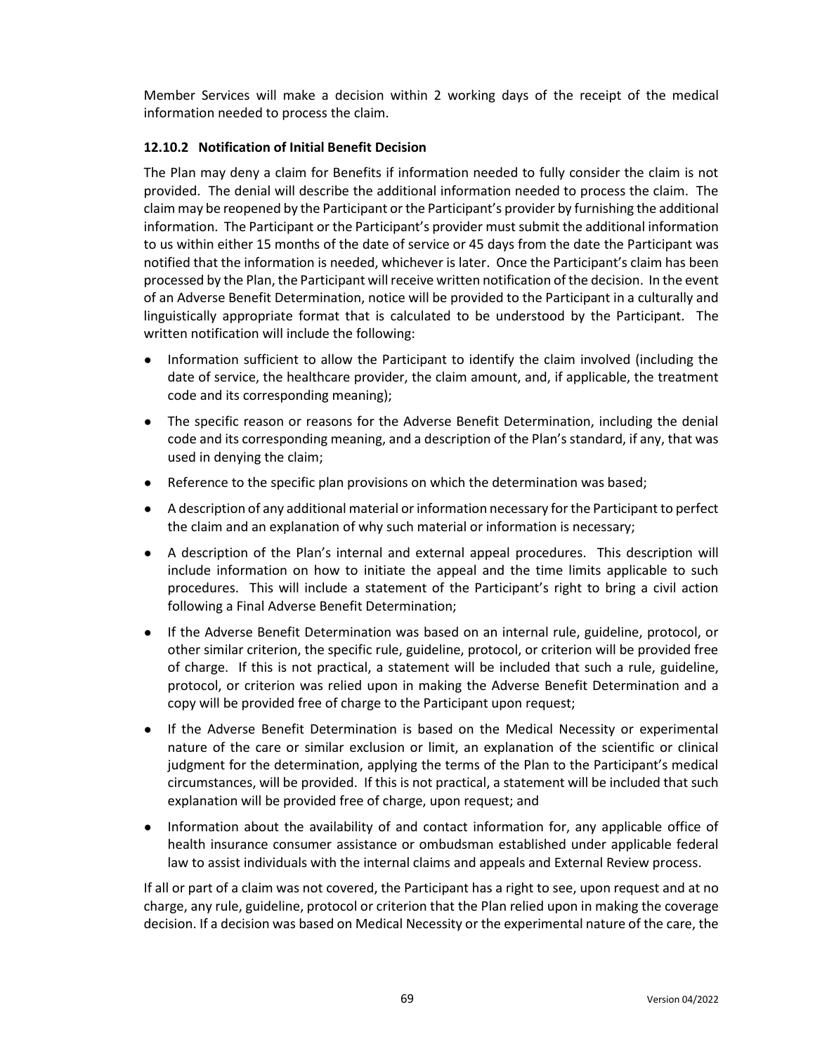Member Services will make a decision within 2 working days of the receipt of the medical information needed to process the claim.

### 12.10.2 Notification of Initial Benefit Decision

The Plan may deny a claim for Benefits if information needed to fully consider the claim is not provided. The denial will describe the additional information needed to process the claim. The claim may be reopened by the Participant or the Participant's provider by furnishing the additional information. The Participant or the Participant's provider must submit the additional information to us within either 15 months of the date of service or 45 days from the date the Participant was notified that the information is needed, whichever is later. Once the Participant's claim has been processed by the Plan, the Participant will receive written notification of the decision. In the event of an Adverse Benefit Determination, notice will be provided to the Participant in a culturally and linguistically appropriate format that is calculated to be understood by the Participant. The written notification will include the following:

- Information sufficient to allow the Participant to identify the claim involved (including the date of service, the healthcare provider, the claim amount, and, if applicable, the treatment code and its corresponding meaning);
- The specific reason or reasons for the Adverse Benefit Determination, including the denial code and its corresponding meaning, and a description of the Plan's standard, if any, that was used in denying the claim;
- Reference to the specific plan provisions on which the determination was based;
- A description of any additional material or information necessary for the Participant to perfect the claim and an explanation of why such material or information is necessary;
- A description of the Plan's internal and external appeal procedures. This description will include information on how to initiate the appeal and the time limits applicable to such procedures. This will include a statement of the Participant's right to bring a civil action following a Final Adverse Benefit Determination;
- If the Adverse Benefit Determination was based on an internal rule, guideline, protocol, or other similar criterion, the specific rule, guideline, protocol, or criterion will be provided free of charge. If this is not practical, a statement will be included that such a rule, guideline, protocol, or criterion was relied upon in making the Adverse Benefit Determination and a copy will be provided free of charge to the Participant upon request;
- If the Adverse Benefit Determination is based on the Medical Necessity or experimental nature of the care or similar exclusion or limit, an explanation of the scientific or clinical judgment for the determination, applying the terms of the Plan to the Participant's medical circumstances, will be provided. If this is not practical, a statement will be included that such explanation will be provided free of charge, upon request; and
- Information about the availability of and contact information for, any applicable office of health insurance consumer assistance or ombudsman established under applicable federal law to assist individuals with the internal claims and appeals and External Review process.

If all or part of a claim was not covered, the Participant has a right to see, upon request and at no charge, any rule, guideline, protocol or criterion that the Plan relied upon in making the coverage decision. If a decision was based on Medical Necessity or the experimental nature of the care, the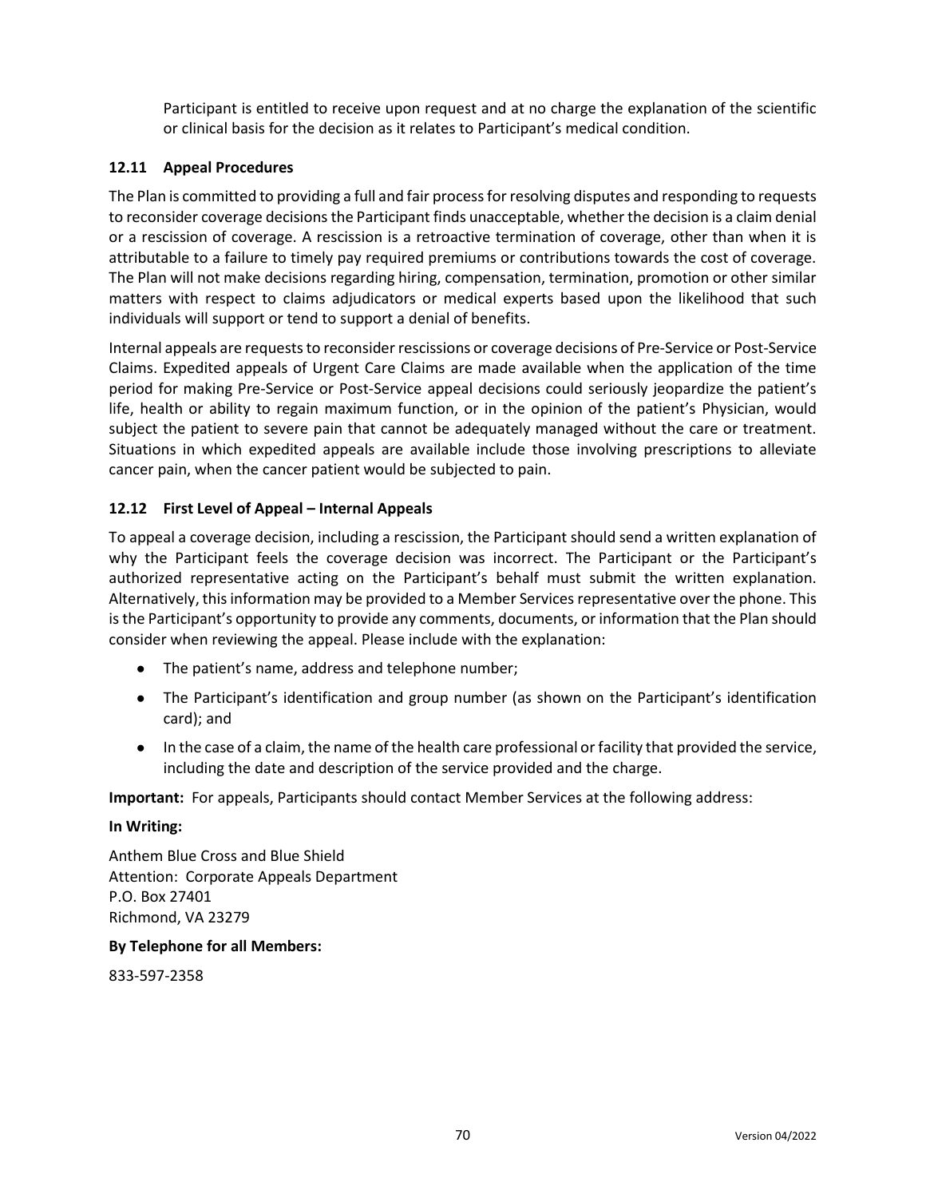Participant is entitled to receive upon request and at no charge the explanation of the scientific or clinical basis for the decision as it relates to Participant's medical condition.

### 12.11 Appeal Procedures

The Plan is committed to providing a full and fair process for resolving disputes and responding to requests to reconsider coverage decisions the Participant finds unacceptable, whether the decision is a claim denial or a rescission of coverage. A rescission is a retroactive termination of coverage, other than when it is attributable to a failure to timely pay required premiums or contributions towards the cost of coverage. The Plan will not make decisions regarding hiring, compensation, termination, promotion or other similar matters with respect to claims adjudicators or medical experts based upon the likelihood that such individuals will support or tend to support a denial of benefits.

Internal appeals are requests to reconsider rescissions or coverage decisions of Pre-Service or Post-Service Claims. Expedited appeals of Urgent Care Claims are made available when the application of the time period for making Pre-Service or Post-Service appeal decisions could seriously jeopardize the patient's life, health or ability to regain maximum function, or in the opinion of the patient's Physician, would subject the patient to severe pain that cannot be adequately managed without the care or treatment. Situations in which expedited appeals are available include those involving prescriptions to alleviate cancer pain, when the cancer patient would be subjected to pain.

### 12.12 First Level of Appeal – Internal Appeals

To appeal a coverage decision, including a rescission, the Participant should send a written explanation of why the Participant feels the coverage decision was incorrect. The Participant or the Participant's authorized representative acting on the Participant's behalf must submit the written explanation. Alternatively, this information may be provided to a Member Services representative over the phone. This is the Participant's opportunity to provide any comments, documents, or information that the Plan should consider when reviewing the appeal. Please include with the explanation:

- The patient's name, address and telephone number;
- The Participant's identification and group number (as shown on the Participant's identification card); and
- In the case of a claim, the name of the health care professional or facility that provided the service, including the date and description of the service provided and the charge.

**Important:** For appeals, Participants should contact Member Services at the following address:

**In Writing:**

Anthem Blue Cross and Blue Shield
Attention: Corporate Appeals Department
P.O. Box 27401
Richmond, VA 23279

**By Telephone for all Members:**

833-597-2358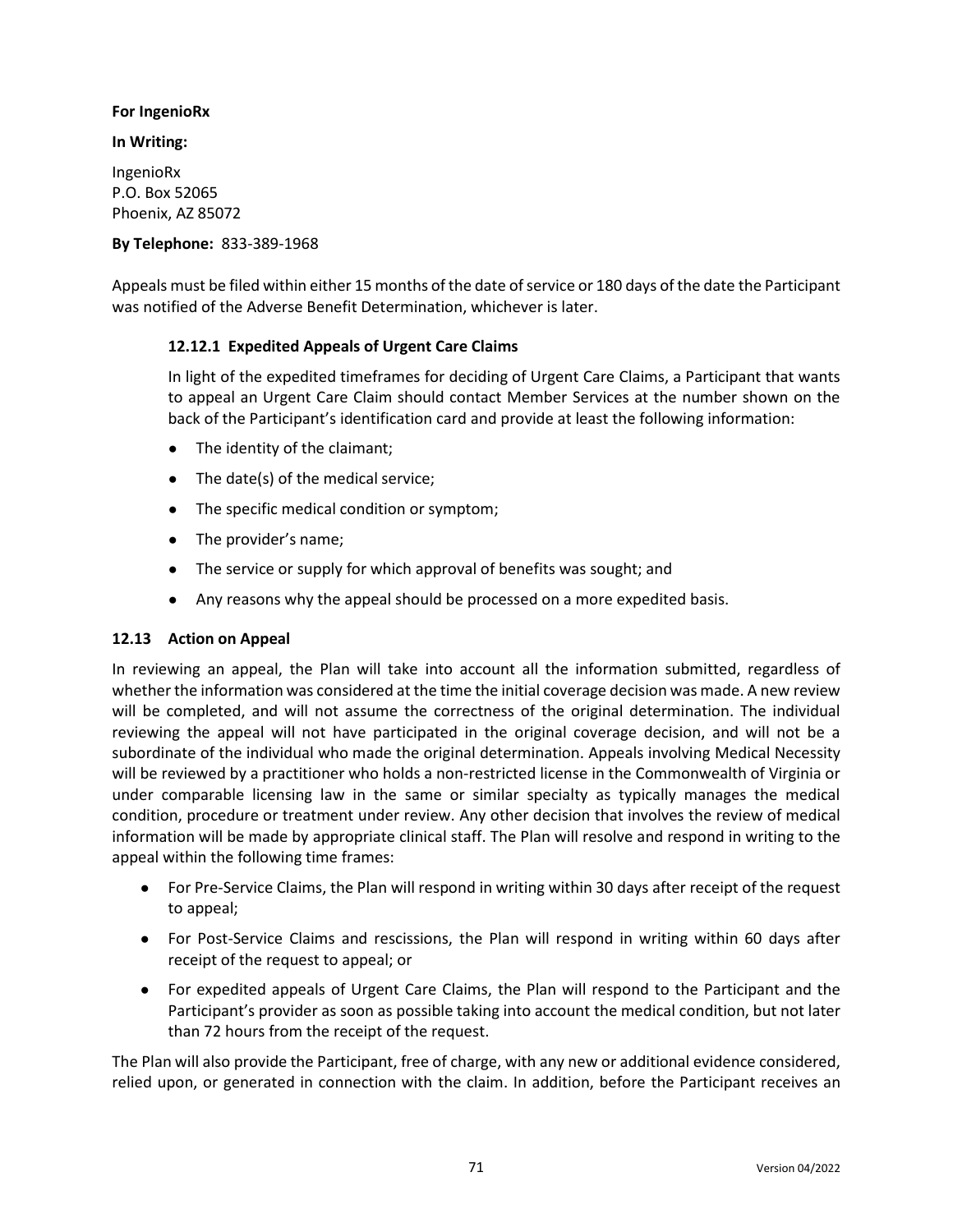**For IngenioRx**

**In Writing:**

IngenioRx
P.O. Box 52065
Phoenix, AZ 85072

**By Telephone:** 833-389-1968

Appeals must be filed within either 15 months of the date of service or 180 days of the date the Participant was notified of the Adverse Benefit Determination, whichever is later.

### 12.12.1 Expedited Appeals of Urgent Care Claims

In light of the expedited timeframes for deciding of Urgent Care Claims, a Participant that wants to appeal an Urgent Care Claim should contact Member Services at the number shown on the back of the Participant's identification card and provide at least the following information:

- The identity of the claimant;
- The date(s) of the medical service;
- The specific medical condition or symptom;
- The provider's name;
- The service or supply for which approval of benefits was sought; and
- Any reasons why the appeal should be processed on a more expedited basis.

## 12.13 Action on Appeal

In reviewing an appeal, the Plan will take into account all the information submitted, regardless of whether the information was considered at the time the initial coverage decision was made. A new review will be completed, and will not assume the correctness of the original determination. The individual reviewing the appeal will not have participated in the original coverage decision, and will not be a subordinate of the individual who made the original determination. Appeals involving Medical Necessity will be reviewed by a practitioner who holds a non-restricted license in the Commonwealth of Virginia or under comparable licensing law in the same or similar specialty as typically manages the medical condition, procedure or treatment under review. Any other decision that involves the review of medical information will be made by appropriate clinical staff. The Plan will resolve and respond in writing to the appeal within the following time frames:

- For Pre-Service Claims, the Plan will respond in writing within 30 days after receipt of the request to appeal;
- For Post-Service Claims and rescissions, the Plan will respond in writing within 60 days after receipt of the request to appeal; or
- For expedited appeals of Urgent Care Claims, the Plan will respond to the Participant and the Participant's provider as soon as possible taking into account the medical condition, but not later than 72 hours from the receipt of the request.

The Plan will also provide the Participant, free of charge, with any new or additional evidence considered, relied upon, or generated in connection with the claim. In addition, before the Participant receives an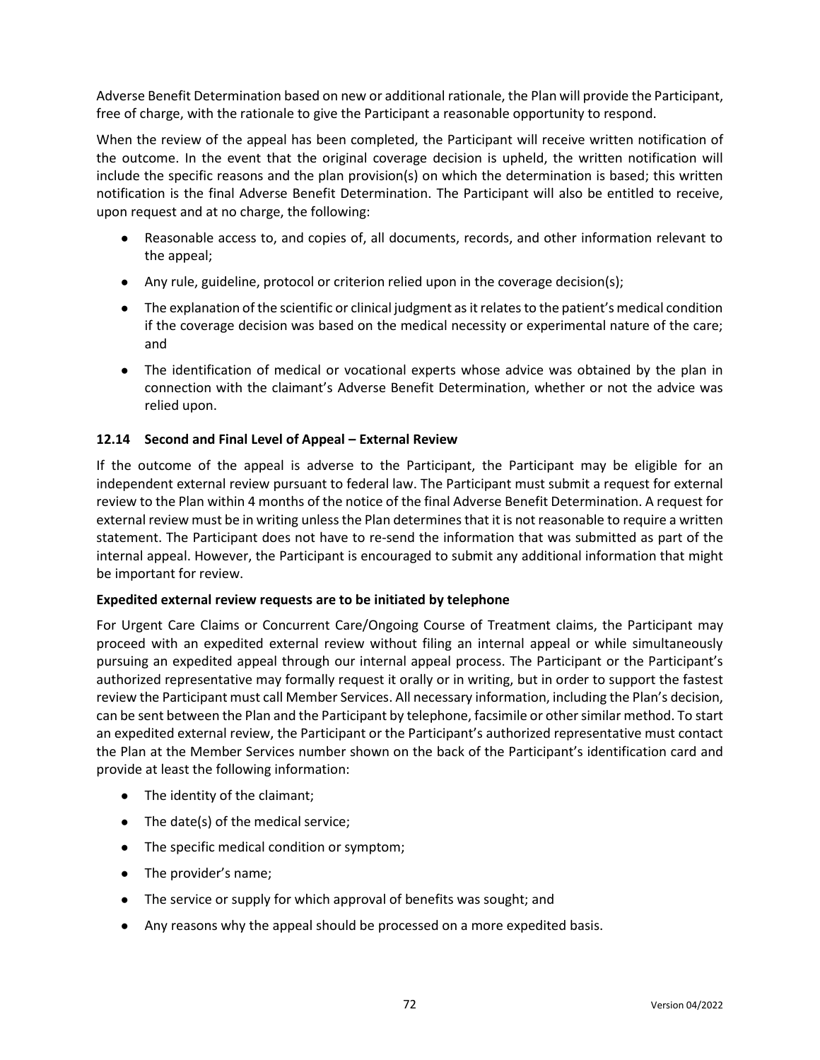Adverse Benefit Determination based on new or additional rationale, the Plan will provide the Participant, free of charge, with the rationale to give the Participant a reasonable opportunity to respond.

When the review of the appeal has been completed, the Participant will receive written notification of the outcome. In the event that the original coverage decision is upheld, the written notification will include the specific reasons and the plan provision(s) on which the determination is based; this written notification is the final Adverse Benefit Determination. The Participant will also be entitled to receive, upon request and at no charge, the following:

- Reasonable access to, and copies of, all documents, records, and other information relevant to the appeal;
- Any rule, guideline, protocol or criterion relied upon in the coverage decision(s);
- The explanation of the scientific or clinical judgment as it relates to the patient's medical condition if the coverage decision was based on the medical necessity or experimental nature of the care; and
- The identification of medical or vocational experts whose advice was obtained by the plan in connection with the claimant's Adverse Benefit Determination, whether or not the advice was relied upon.

### 12.14 Second and Final Level of Appeal – External Review

If the outcome of the appeal is adverse to the Participant, the Participant may be eligible for an independent external review pursuant to federal law. The Participant must submit a request for external review to the Plan within 4 months of the notice of the final Adverse Benefit Determination. A request for external review must be in writing unless the Plan determines that it is not reasonable to require a written statement. The Participant does not have to re-send the information that was submitted as part of the internal appeal. However, the Participant is encouraged to submit any additional information that might be important for review.

**Expedited external review requests are to be initiated by telephone**

For Urgent Care Claims or Concurrent Care/Ongoing Course of Treatment claims, the Participant may proceed with an expedited external review without filing an internal appeal or while simultaneously pursuing an expedited appeal through our internal appeal process. The Participant or the Participant's authorized representative may formally request it orally or in writing, but in order to support the fastest review the Participant must call Member Services. All necessary information, including the Plan's decision, can be sent between the Plan and the Participant by telephone, facsimile or other similar method. To start an expedited external review, the Participant or the Participant's authorized representative must contact the Plan at the Member Services number shown on the back of the Participant's identification card and provide at least the following information:

- The identity of the claimant;
- The date(s) of the medical service;
- The specific medical condition or symptom;
- The provider's name;
- The service or supply for which approval of benefits was sought; and
- Any reasons why the appeal should be processed on a more expedited basis.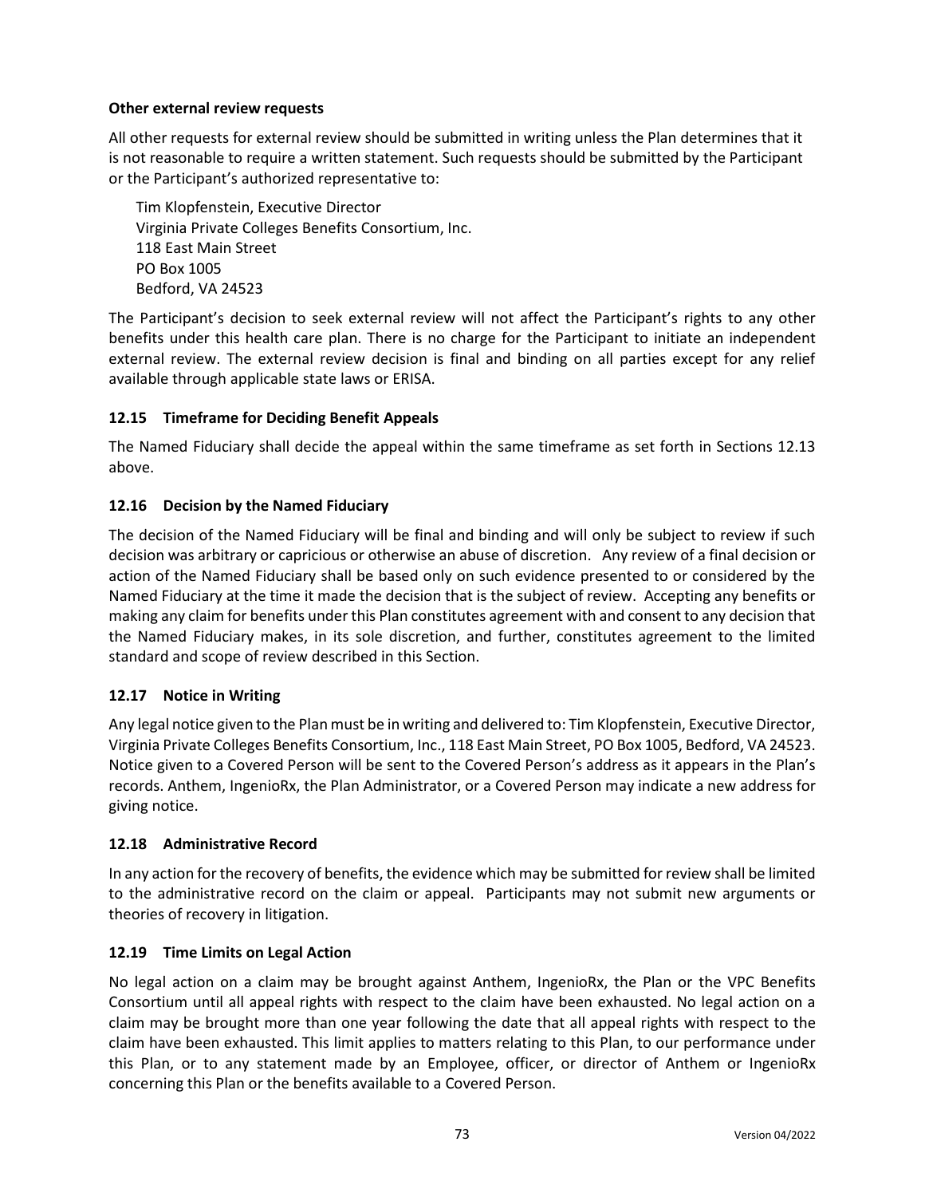#### Other external review requests

All other requests for external review should be submitted in writing unless the Plan determines that it is not reasonable to require a written statement. Such requests should be submitted by the Participant or the Participant's authorized representative to:

Tim Klopfenstein, Executive Director
Virginia Private Colleges Benefits Consortium, Inc.
118 East Main Street
PO Box 1005
Bedford, VA 24523

The Participant's decision to seek external review will not affect the Participant's rights to any other benefits under this health care plan. There is no charge for the Participant to initiate an independent external review. The external review decision is final and binding on all parties except for any relief available through applicable state laws or ERISA.

### 12.15 Timeframe for Deciding Benefit Appeals

The Named Fiduciary shall decide the appeal within the same timeframe as set forth in Sections 12.13 above.

### 12.16 Decision by the Named Fiduciary

The decision of the Named Fiduciary will be final and binding and will only be subject to review if such decision was arbitrary or capricious or otherwise an abuse of discretion. Any review of a final decision or action of the Named Fiduciary shall be based only on such evidence presented to or considered by the Named Fiduciary at the time it made the decision that is the subject of review. Accepting any benefits or making any claim for benefits under this Plan constitutes agreement with and consent to any decision that the Named Fiduciary makes, in its sole discretion, and further, constitutes agreement to the limited standard and scope of review described in this Section.

### 12.17 Notice in Writing

Any legal notice given to the Plan must be in writing and delivered to: Tim Klopfenstein, Executive Director, Virginia Private Colleges Benefits Consortium, Inc., 118 East Main Street, PO Box 1005, Bedford, VA 24523. Notice given to a Covered Person will be sent to the Covered Person's address as it appears in the Plan's records. Anthem, IngenioRx, the Plan Administrator, or a Covered Person may indicate a new address for giving notice.

### 12.18 Administrative Record

In any action for the recovery of benefits, the evidence which may be submitted for review shall be limited to the administrative record on the claim or appeal. Participants may not submit new arguments or theories of recovery in litigation.

### 12.19 Time Limits on Legal Action

No legal action on a claim may be brought against Anthem, IngenioRx, the Plan or the VPC Benefits Consortium until all appeal rights with respect to the claim have been exhausted. No legal action on a claim may be brought more than one year following the date that all appeal rights with respect to the claim have been exhausted. This limit applies to matters relating to this Plan, to our performance under this Plan, or to any statement made by an Employee, officer, or director of Anthem or IngenioRx concerning this Plan or the benefits available to a Covered Person.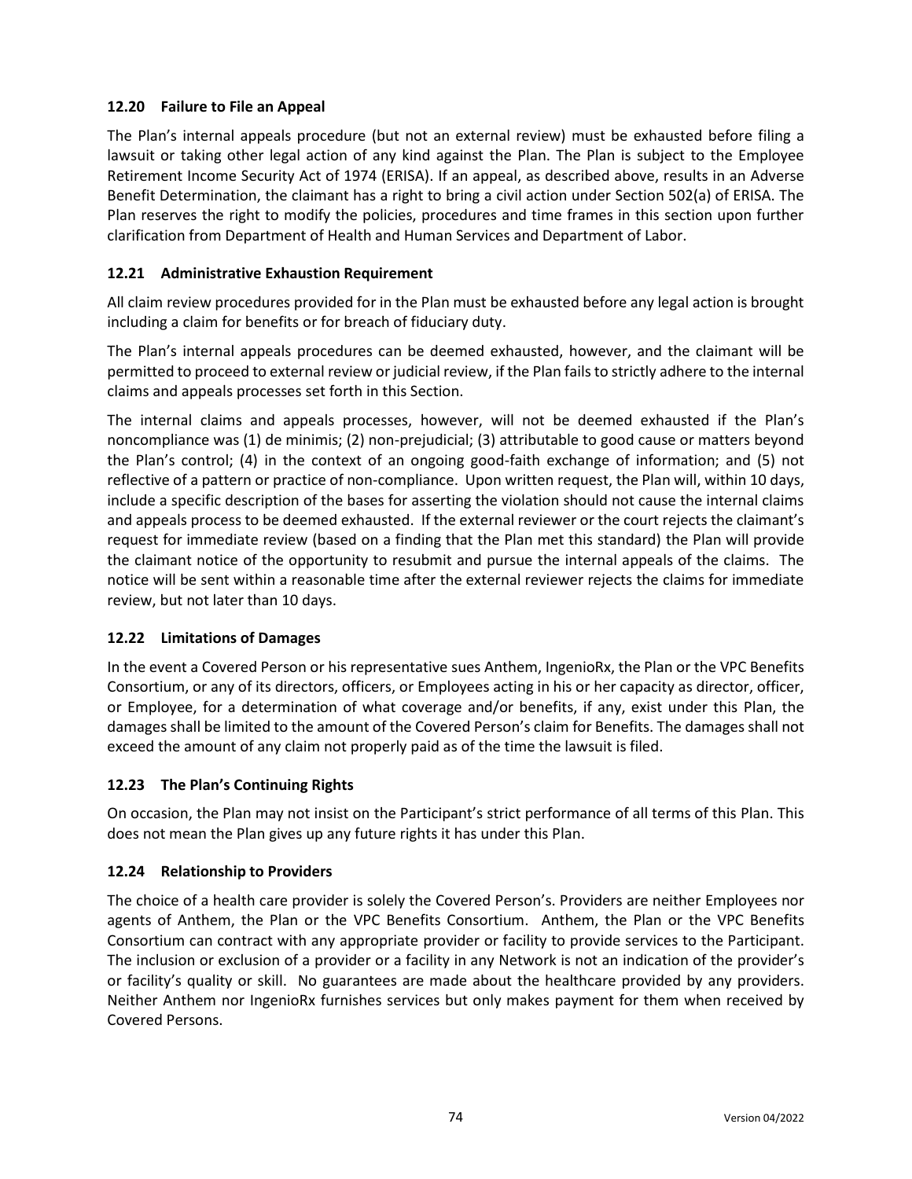### 12.20 Failure to File an Appeal

The Plan's internal appeals procedure (but not an external review) must be exhausted before filing a lawsuit or taking other legal action of any kind against the Plan. The Plan is subject to the Employee Retirement Income Security Act of 1974 (ERISA). If an appeal, as described above, results in an Adverse Benefit Determination, the claimant has a right to bring a civil action under Section 502(a) of ERISA. The Plan reserves the right to modify the policies, procedures and time frames in this section upon further clarification from Department of Health and Human Services and Department of Labor.

### 12.21 Administrative Exhaustion Requirement

All claim review procedures provided for in the Plan must be exhausted before any legal action is brought including a claim for benefits or for breach of fiduciary duty.

The Plan's internal appeals procedures can be deemed exhausted, however, and the claimant will be permitted to proceed to external review or judicial review, if the Plan fails to strictly adhere to the internal claims and appeals processes set forth in this Section.

The internal claims and appeals processes, however, will not be deemed exhausted if the Plan's noncompliance was (1) de minimis; (2) non-prejudicial; (3) attributable to good cause or matters beyond the Plan's control; (4) in the context of an ongoing good-faith exchange of information; and (5) not reflective of a pattern or practice of non-compliance. Upon written request, the Plan will, within 10 days, include a specific description of the bases for asserting the violation should not cause the internal claims and appeals process to be deemed exhausted. If the external reviewer or the court rejects the claimant's request for immediate review (based on a finding that the Plan met this standard) the Plan will provide the claimant notice of the opportunity to resubmit and pursue the internal appeals of the claims. The notice will be sent within a reasonable time after the external reviewer rejects the claims for immediate review, but not later than 10 days.

### 12.22 Limitations of Damages

In the event a Covered Person or his representative sues Anthem, IngenioRx, the Plan or the VPC Benefits Consortium, or any of its directors, officers, or Employees acting in his or her capacity as director, officer, or Employee, for a determination of what coverage and/or benefits, if any, exist under this Plan, the damages shall be limited to the amount of the Covered Person's claim for Benefits. The damages shall not exceed the amount of any claim not properly paid as of the time the lawsuit is filed.

### 12.23 The Plan's Continuing Rights

On occasion, the Plan may not insist on the Participant's strict performance of all terms of this Plan. This does not mean the Plan gives up any future rights it has under this Plan.

### 12.24 Relationship to Providers

The choice of a health care provider is solely the Covered Person's. Providers are neither Employees nor agents of Anthem, the Plan or the VPC Benefits Consortium. Anthem, the Plan or the VPC Benefits Consortium can contract with any appropriate provider or facility to provide services to the Participant. The inclusion or exclusion of a provider or a facility in any Network is not an indication of the provider's or facility's quality or skill. No guarantees are made about the healthcare provided by any providers. Neither Anthem nor IngenioRx furnishes services but only makes payment for them when received by Covered Persons.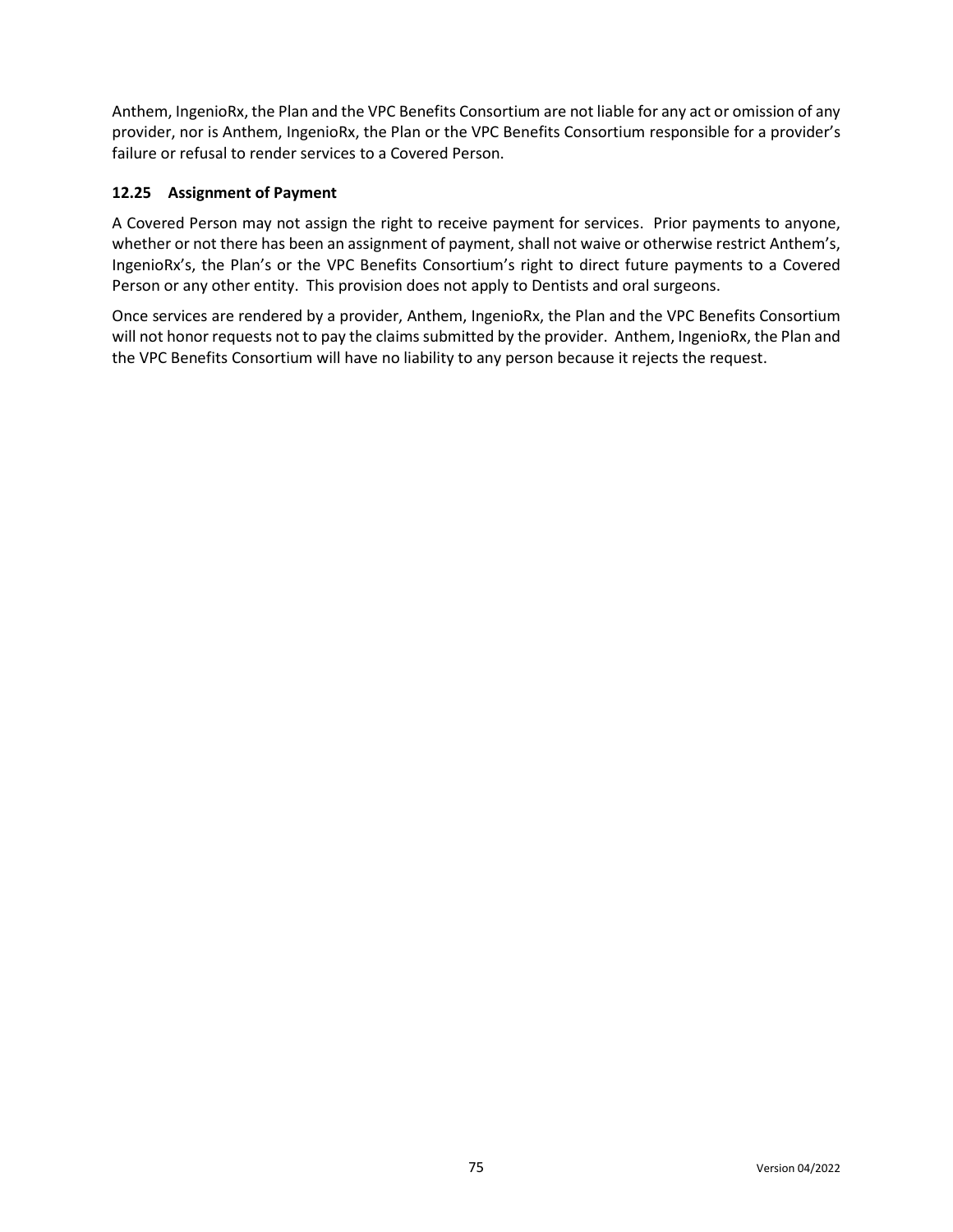Anthem, IngenioRx, the Plan and the VPC Benefits Consortium are not liable for any act or omission of any provider, nor is Anthem, IngenioRx, the Plan or the VPC Benefits Consortium responsible for a provider's failure or refusal to render services to a Covered Person.

### 12.25 Assignment of Payment

A Covered Person may not assign the right to receive payment for services. Prior payments to anyone, whether or not there has been an assignment of payment, shall not waive or otherwise restrict Anthem's, IngenioRx's, the Plan's or the VPC Benefits Consortium's right to direct future payments to a Covered Person or any other entity. This provision does not apply to Dentists and oral surgeons.

Once services are rendered by a provider, Anthem, IngenioRx, the Plan and the VPC Benefits Consortium will not honor requests not to pay the claims submitted by the provider. Anthem, IngenioRx, the Plan and the VPC Benefits Consortium will have no liability to any person because it rejects the request.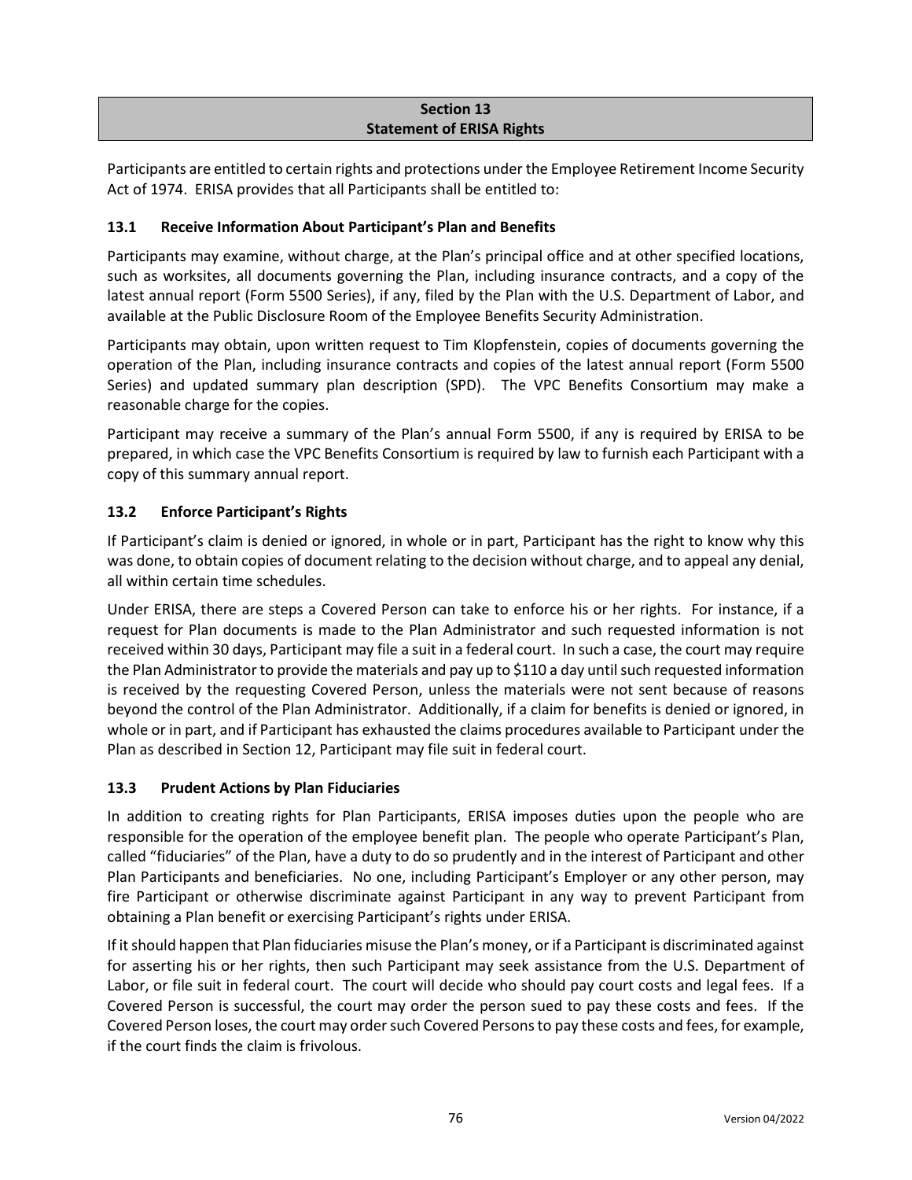## Section 13
## Statement of ERISA Rights

Participants are entitled to certain rights and protections under the Employee Retirement Income Security Act of 1974. ERISA provides that all Participants shall be entitled to:

### 13.1 Receive Information About Participant's Plan and Benefits

Participants may examine, without charge, at the Plan's principal office and at other specified locations, such as worksites, all documents governing the Plan, including insurance contracts, and a copy of the latest annual report (Form 5500 Series), if any, filed by the Plan with the U.S. Department of Labor, and available at the Public Disclosure Room of the Employee Benefits Security Administration.

Participants may obtain, upon written request to Tim Klopfenstein, copies of documents governing the operation of the Plan, including insurance contracts and copies of the latest annual report (Form 5500 Series) and updated summary plan description (SPD). The VPC Benefits Consortium may make a reasonable charge for the copies.

Participant may receive a summary of the Plan's annual Form 5500, if any is required by ERISA to be prepared, in which case the VPC Benefits Consortium is required by law to furnish each Participant with a copy of this summary annual report.

### 13.2 Enforce Participant's Rights

If Participant's claim is denied or ignored, in whole or in part, Participant has the right to know why this was done, to obtain copies of document relating to the decision without charge, and to appeal any denial, all within certain time schedules.

Under ERISA, there are steps a Covered Person can take to enforce his or her rights. For instance, if a request for Plan documents is made to the Plan Administrator and such requested information is not received within 30 days, Participant may file a suit in a federal court. In such a case, the court may require the Plan Administrator to provide the materials and pay up to $110 a day until such requested information is received by the requesting Covered Person, unless the materials were not sent because of reasons beyond the control of the Plan Administrator. Additionally, if a claim for benefits is denied or ignored, in whole or in part, and if Participant has exhausted the claims procedures available to Participant under the Plan as described in Section 12, Participant may file suit in federal court.

### 13.3 Prudent Actions by Plan Fiduciaries

In addition to creating rights for Plan Participants, ERISA imposes duties upon the people who are responsible for the operation of the employee benefit plan. The people who operate Participant's Plan, called "fiduciaries" of the Plan, have a duty to do so prudently and in the interest of Participant and other Plan Participants and beneficiaries. No one, including Participant's Employer or any other person, may fire Participant or otherwise discriminate against Participant in any way to prevent Participant from obtaining a Plan benefit or exercising Participant's rights under ERISA.

If it should happen that Plan fiduciaries misuse the Plan's money, or if a Participant is discriminated against for asserting his or her rights, then such Participant may seek assistance from the U.S. Department of Labor, or file suit in federal court. The court will decide who should pay court costs and legal fees. If a Covered Person is successful, the court may order the person sued to pay these costs and fees. If the Covered Person loses, the court may order such Covered Persons to pay these costs and fees, for example, if the court finds the claim is frivolous.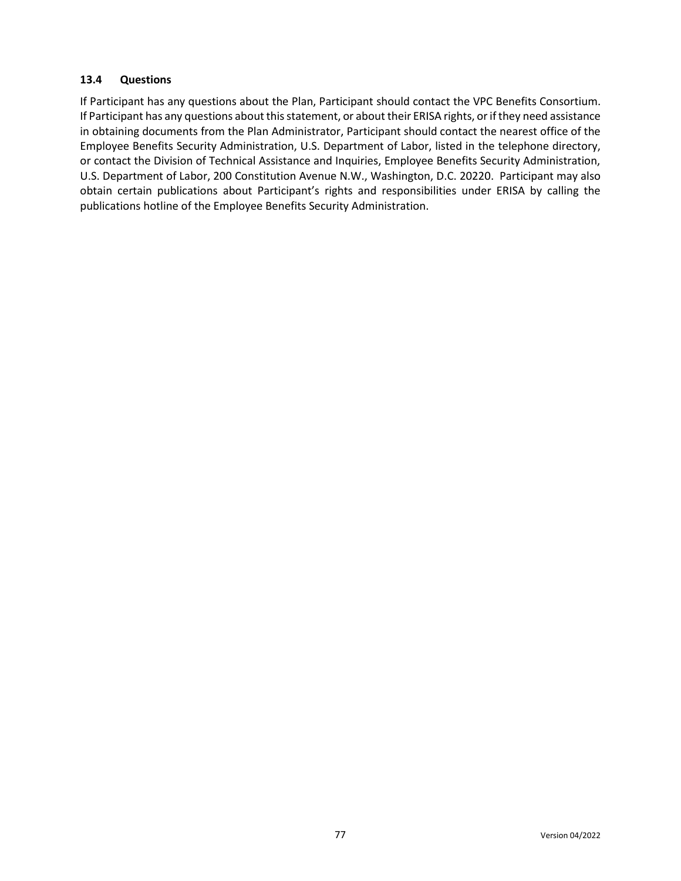### 13.4 Questions

If Participant has any questions about the Plan, Participant should contact the VPC Benefits Consortium. If Participant has any questions about this statement, or about their ERISA rights, or if they need assistance in obtaining documents from the Plan Administrator, Participant should contact the nearest office of the Employee Benefits Security Administration, U.S. Department of Labor, listed in the telephone directory, or contact the Division of Technical Assistance and Inquiries, Employee Benefits Security Administration, U.S. Department of Labor, 200 Constitution Avenue N.W., Washington, D.C. 20220. Participant may also obtain certain publications about Participant's rights and responsibilities under ERISA by calling the publications hotline of the Employee Benefits Security Administration.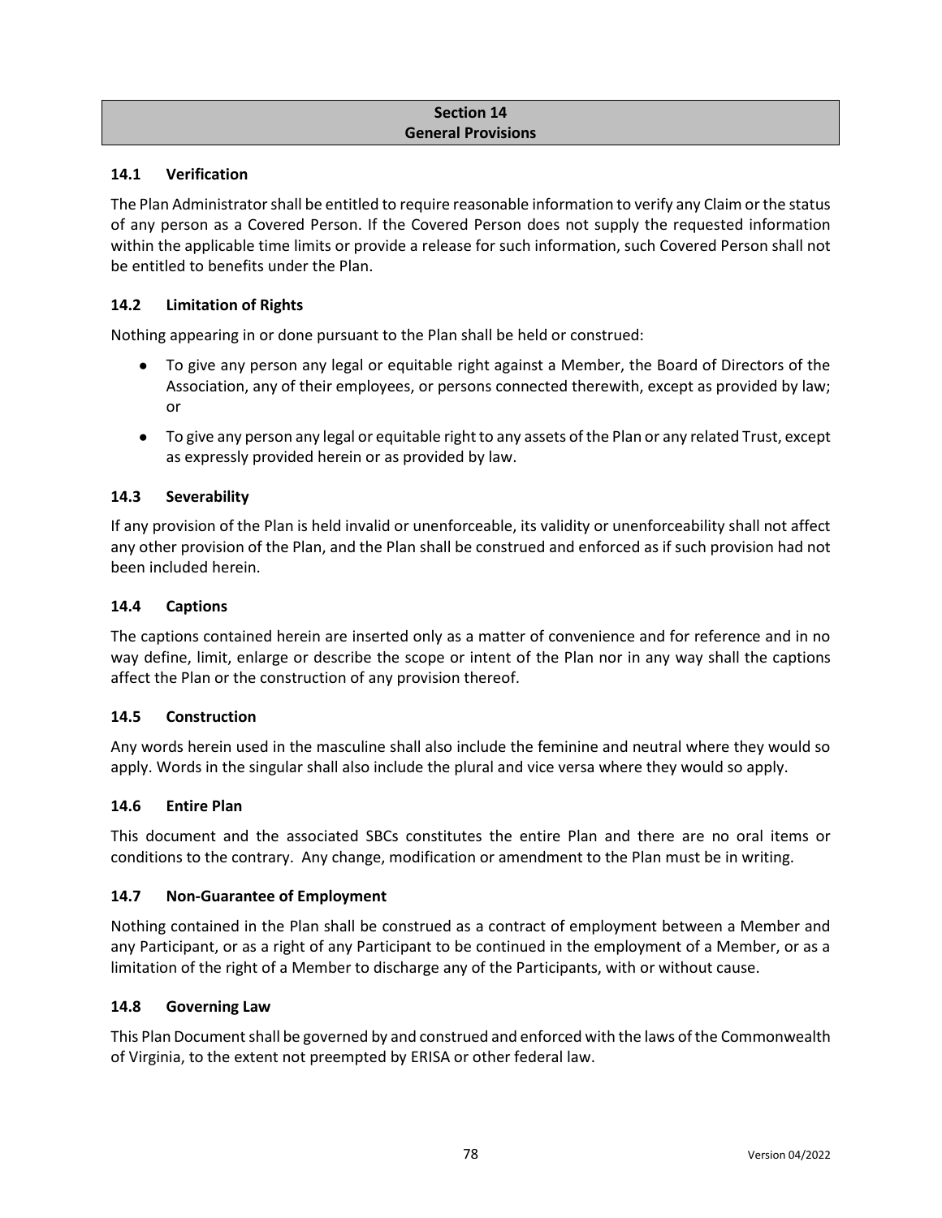## Section 14
## General Provisions

### 14.1 Verification

The Plan Administrator shall be entitled to require reasonable information to verify any Claim or the status of any person as a Covered Person. If the Covered Person does not supply the requested information within the applicable time limits or provide a release for such information, such Covered Person shall not be entitled to benefits under the Plan.

### 14.2 Limitation of Rights

Nothing appearing in or done pursuant to the Plan shall be held or construed:

- To give any person any legal or equitable right against a Member, the Board of Directors of the Association, any of their employees, or persons connected therewith, except as provided by law; or
- To give any person any legal or equitable right to any assets of the Plan or any related Trust, except as expressly provided herein or as provided by law.

### 14.3 Severability

If any provision of the Plan is held invalid or unenforceable, its validity or unenforceability shall not affect any other provision of the Plan, and the Plan shall be construed and enforced as if such provision had not been included herein.

### 14.4 Captions

The captions contained herein are inserted only as a matter of convenience and for reference and in no way define, limit, enlarge or describe the scope or intent of the Plan nor in any way shall the captions affect the Plan or the construction of any provision thereof.

### 14.5 Construction

Any words herein used in the masculine shall also include the feminine and neutral where they would so apply. Words in the singular shall also include the plural and vice versa where they would so apply.

### 14.6 Entire Plan

This document and the associated SBCs constitutes the entire Plan and there are no oral items or conditions to the contrary. Any change, modification or amendment to the Plan must be in writing.

### 14.7 Non-Guarantee of Employment

Nothing contained in the Plan shall be construed as a contract of employment between a Member and any Participant, or as a right of any Participant to be continued in the employment of a Member, or as a limitation of the right of a Member to discharge any of the Participants, with or without cause.

### 14.8 Governing Law

This Plan Document shall be governed by and construed and enforced with the laws of the Commonwealth of Virginia, to the extent not preempted by ERISA or other federal law.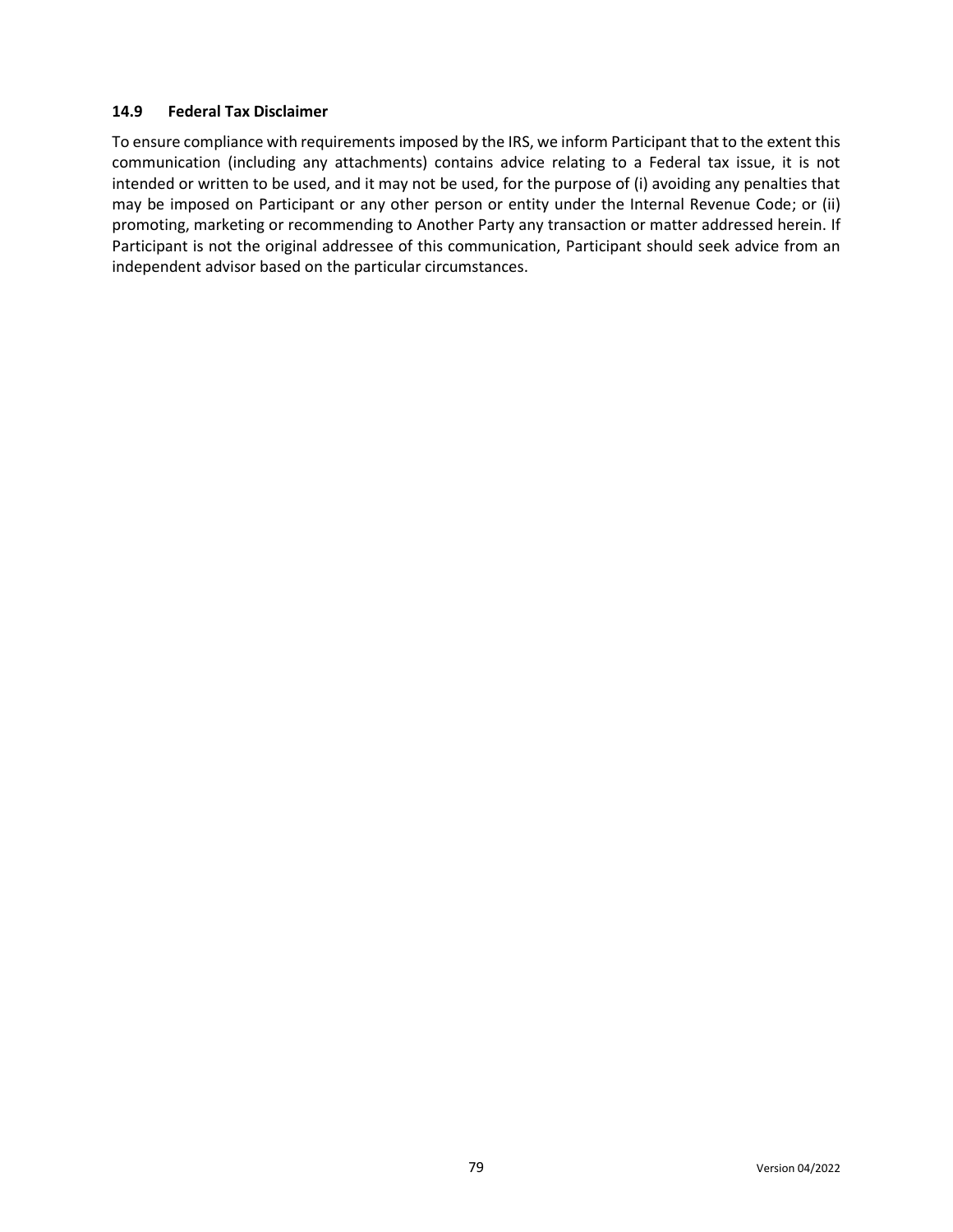### 14.9 Federal Tax Disclaimer

To ensure compliance with requirements imposed by the IRS, we inform Participant that to the extent this communication (including any attachments) contains advice relating to a Federal tax issue, it is not intended or written to be used, and it may not be used, for the purpose of (i) avoiding any penalties that may be imposed on Participant or any other person or entity under the Internal Revenue Code; or (ii) promoting, marketing or recommending to Another Party any transaction or matter addressed herein. If Participant is not the original addressee of this communication, Participant should seek advice from an independent advisor based on the particular circumstances.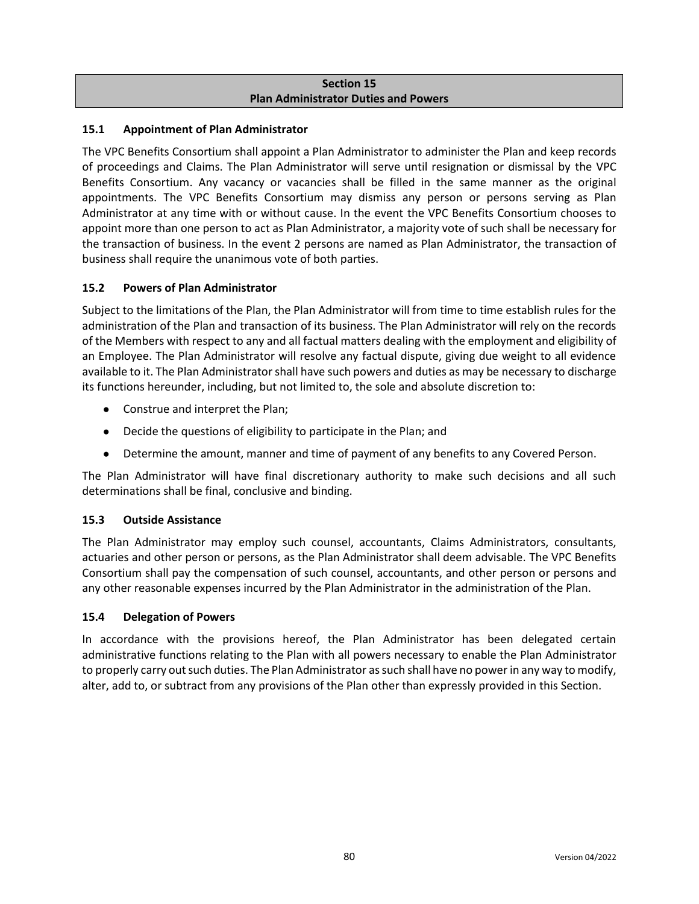## Section 15
## Plan Administrator Duties and Powers

### 15.1 Appointment of Plan Administrator

The VPC Benefits Consortium shall appoint a Plan Administrator to administer the Plan and keep records of proceedings and Claims. The Plan Administrator will serve until resignation or dismissal by the VPC Benefits Consortium. Any vacancy or vacancies shall be filled in the same manner as the original appointments. The VPC Benefits Consortium may dismiss any person or persons serving as Plan Administrator at any time with or without cause. In the event the VPC Benefits Consortium chooses to appoint more than one person to act as Plan Administrator, a majority vote of such shall be necessary for the transaction of business. In the event 2 persons are named as Plan Administrator, the transaction of business shall require the unanimous vote of both parties.

### 15.2 Powers of Plan Administrator

Subject to the limitations of the Plan, the Plan Administrator will from time to time establish rules for the administration of the Plan and transaction of its business. The Plan Administrator will rely on the records of the Members with respect to any and all factual matters dealing with the employment and eligibility of an Employee. The Plan Administrator will resolve any factual dispute, giving due weight to all evidence available to it. The Plan Administrator shall have such powers and duties as may be necessary to discharge its functions hereunder, including, but not limited to, the sole and absolute discretion to:

- Construe and interpret the Plan;
- Decide the questions of eligibility to participate in the Plan; and
- Determine the amount, manner and time of payment of any benefits to any Covered Person.

The Plan Administrator will have final discretionary authority to make such decisions and all such determinations shall be final, conclusive and binding.

### 15.3 Outside Assistance

The Plan Administrator may employ such counsel, accountants, Claims Administrators, consultants, actuaries and other person or persons, as the Plan Administrator shall deem advisable. The VPC Benefits Consortium shall pay the compensation of such counsel, accountants, and other person or persons and any other reasonable expenses incurred by the Plan Administrator in the administration of the Plan.

### 15.4 Delegation of Powers

In accordance with the provisions hereof, the Plan Administrator has been delegated certain administrative functions relating to the Plan with all powers necessary to enable the Plan Administrator to properly carry out such duties. The Plan Administrator as such shall have no power in any way to modify, alter, add to, or subtract from any provisions of the Plan other than expressly provided in this Section.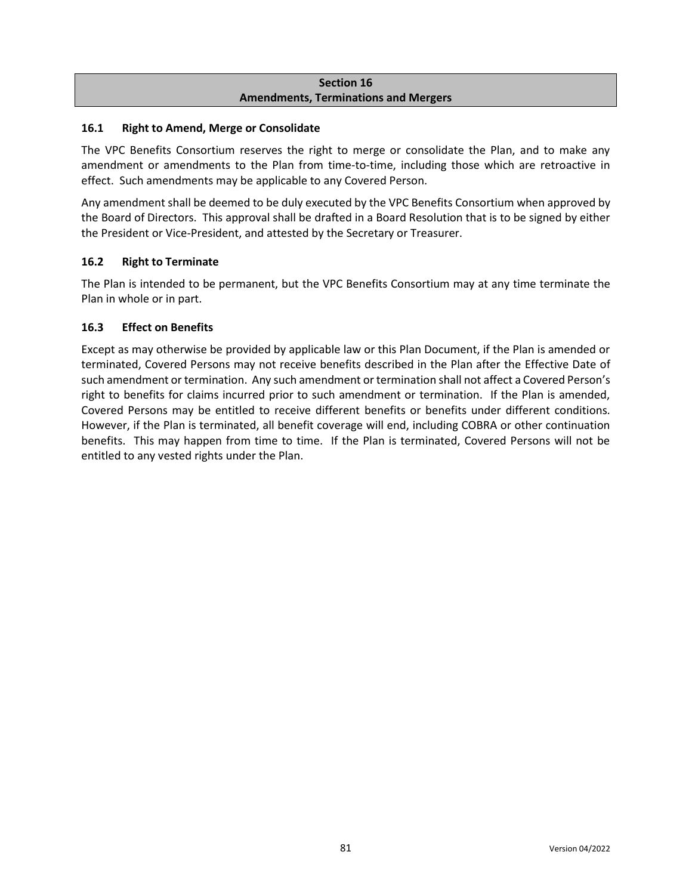## Section 16
## Amendments, Terminations and Mergers

### 16.1 Right to Amend, Merge or Consolidate

The VPC Benefits Consortium reserves the right to merge or consolidate the Plan, and to make any amendment or amendments to the Plan from time-to-time, including those which are retroactive in effect. Such amendments may be applicable to any Covered Person.

Any amendment shall be deemed to be duly executed by the VPC Benefits Consortium when approved by the Board of Directors. This approval shall be drafted in a Board Resolution that is to be signed by either the President or Vice-President, and attested by the Secretary or Treasurer.

### 16.2 Right to Terminate

The Plan is intended to be permanent, but the VPC Benefits Consortium may at any time terminate the Plan in whole or in part.

### 16.3 Effect on Benefits

Except as may otherwise be provided by applicable law or this Plan Document, if the Plan is amended or terminated, Covered Persons may not receive benefits described in the Plan after the Effective Date of such amendment or termination. Any such amendment or termination shall not affect a Covered Person's right to benefits for claims incurred prior to such amendment or termination. If the Plan is amended, Covered Persons may be entitled to receive different benefits or benefits under different conditions. However, if the Plan is terminated, all benefit coverage will end, including COBRA or other continuation benefits. This may happen from time to time. If the Plan is terminated, Covered Persons will not be entitled to any vested rights under the Plan.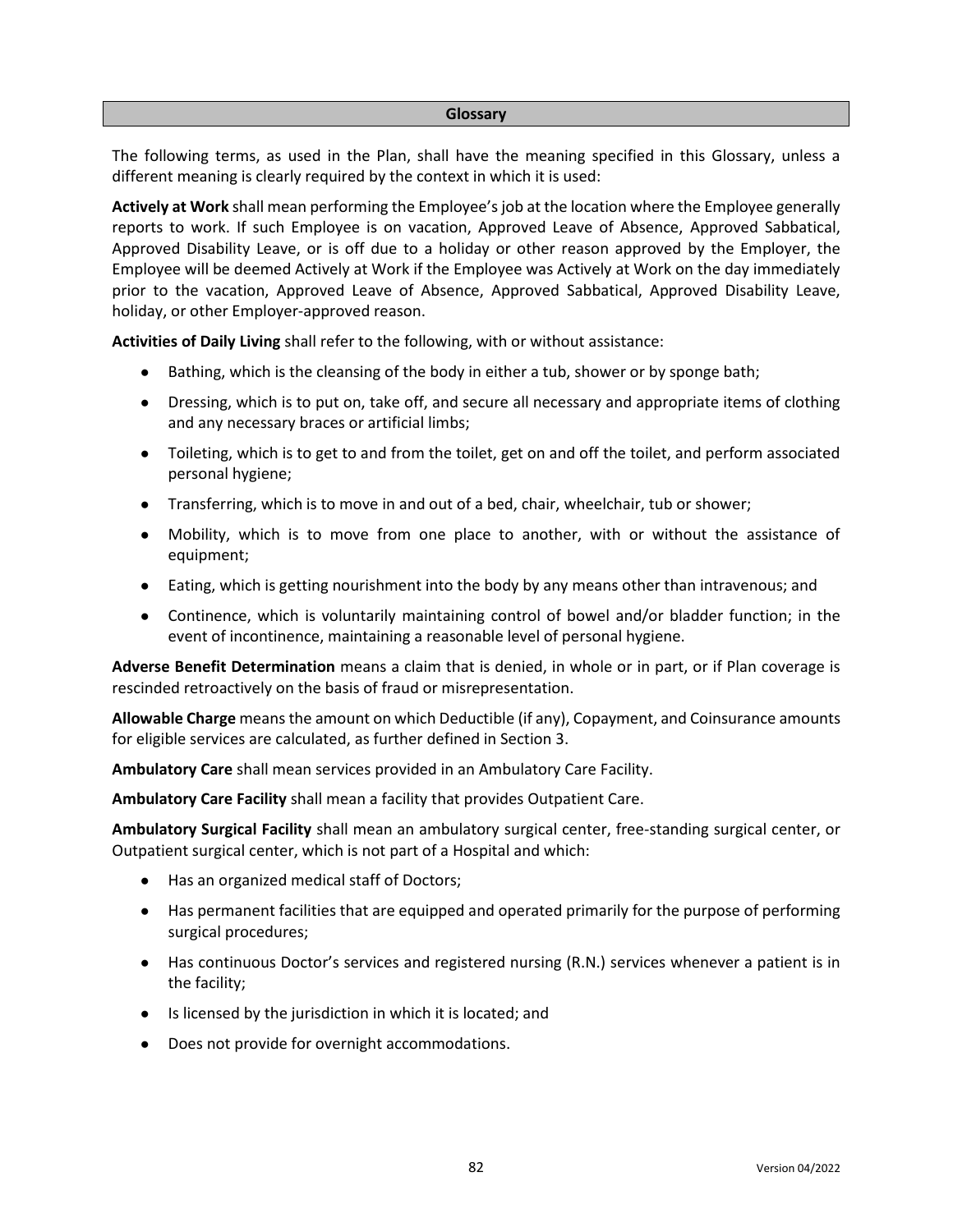## Glossary

The following terms, as used in the Plan, shall have the meaning specified in this Glossary, unless a different meaning is clearly required by the context in which it is used:

**Actively at Work** shall mean performing the Employee's job at the location where the Employee generally reports to work. If such Employee is on vacation, Approved Leave of Absence, Approved Sabbatical, Approved Disability Leave, or is off due to a holiday or other reason approved by the Employer, the Employee will be deemed Actively at Work if the Employee was Actively at Work on the day immediately prior to the vacation, Approved Leave of Absence, Approved Sabbatical, Approved Disability Leave, holiday, or other Employer-approved reason.

**Activities of Daily Living** shall refer to the following, with or without assistance:

- Bathing, which is the cleansing of the body in either a tub, shower or by sponge bath;
- Dressing, which is to put on, take off, and secure all necessary and appropriate items of clothing and any necessary braces or artificial limbs;
- Toileting, which is to get to and from the toilet, get on and off the toilet, and perform associated personal hygiene;
- Transferring, which is to move in and out of a bed, chair, wheelchair, tub or shower;
- Mobility, which is to move from one place to another, with or without the assistance of equipment;
- Eating, which is getting nourishment into the body by any means other than intravenous; and
- Continence, which is voluntarily maintaining control of bowel and/or bladder function; in the event of incontinence, maintaining a reasonable level of personal hygiene.

**Adverse Benefit Determination** means a claim that is denied, in whole or in part, or if Plan coverage is rescinded retroactively on the basis of fraud or misrepresentation.

**Allowable Charge** means the amount on which Deductible (if any), Copayment, and Coinsurance amounts for eligible services are calculated, as further defined in Section 3.

**Ambulatory Care** shall mean services provided in an Ambulatory Care Facility.

**Ambulatory Care Facility** shall mean a facility that provides Outpatient Care.

**Ambulatory Surgical Facility** shall mean an ambulatory surgical center, free-standing surgical center, or Outpatient surgical center, which is not part of a Hospital and which:

- Has an organized medical staff of Doctors;
- Has permanent facilities that are equipped and operated primarily for the purpose of performing surgical procedures;
- Has continuous Doctor's services and registered nursing (R.N.) services whenever a patient is in the facility;
- Is licensed by the jurisdiction in which it is located; and
- Does not provide for overnight accommodations.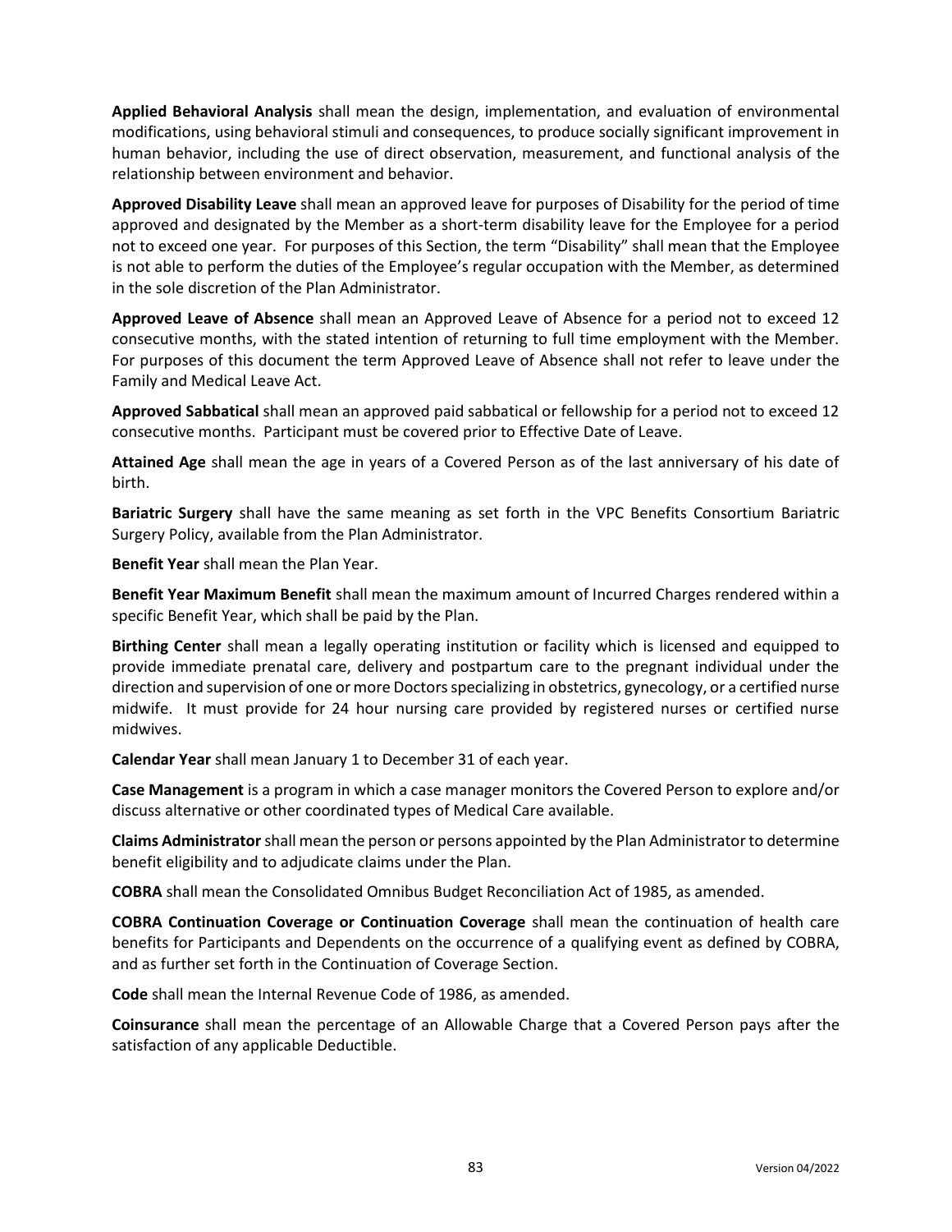**Applied Behavioral Analysis** shall mean the design, implementation, and evaluation of environmental modifications, using behavioral stimuli and consequences, to produce socially significant improvement in human behavior, including the use of direct observation, measurement, and functional analysis of the relationship between environment and behavior.

**Approved Disability Leave** shall mean an approved leave for purposes of Disability for the period of time approved and designated by the Member as a short-term disability leave for the Employee for a period not to exceed one year. For purposes of this Section, the term "Disability" shall mean that the Employee is not able to perform the duties of the Employee's regular occupation with the Member, as determined in the sole discretion of the Plan Administrator.

**Approved Leave of Absence** shall mean an Approved Leave of Absence for a period not to exceed 12 consecutive months, with the stated intention of returning to full time employment with the Member. For purposes of this document the term Approved Leave of Absence shall not refer to leave under the Family and Medical Leave Act.

**Approved Sabbatical** shall mean an approved paid sabbatical or fellowship for a period not to exceed 12 consecutive months. Participant must be covered prior to Effective Date of Leave.

**Attained Age** shall mean the age in years of a Covered Person as of the last anniversary of his date of birth.

**Bariatric Surgery** shall have the same meaning as set forth in the VPC Benefits Consortium Bariatric Surgery Policy, available from the Plan Administrator.

**Benefit Year** shall mean the Plan Year.

**Benefit Year Maximum Benefit** shall mean the maximum amount of Incurred Charges rendered within a specific Benefit Year, which shall be paid by the Plan.

**Birthing Center** shall mean a legally operating institution or facility which is licensed and equipped to provide immediate prenatal care, delivery and postpartum care to the pregnant individual under the direction and supervision of one or more Doctors specializing in obstetrics, gynecology, or a certified nurse midwife. It must provide for 24 hour nursing care provided by registered nurses or certified nurse midwives.

**Calendar Year** shall mean January 1 to December 31 of each year.

**Case Management** is a program in which a case manager monitors the Covered Person to explore and/or discuss alternative or other coordinated types of Medical Care available.

**Claims Administrator** shall mean the person or persons appointed by the Plan Administrator to determine benefit eligibility and to adjudicate claims under the Plan.

**COBRA** shall mean the Consolidated Omnibus Budget Reconciliation Act of 1985, as amended.

**COBRA Continuation Coverage or Continuation Coverage** shall mean the continuation of health care benefits for Participants and Dependents on the occurrence of a qualifying event as defined by COBRA, and as further set forth in the Continuation of Coverage Section.

**Code** shall mean the Internal Revenue Code of 1986, as amended.

**Coinsurance** shall mean the percentage of an Allowable Charge that a Covered Person pays after the satisfaction of any applicable Deductible.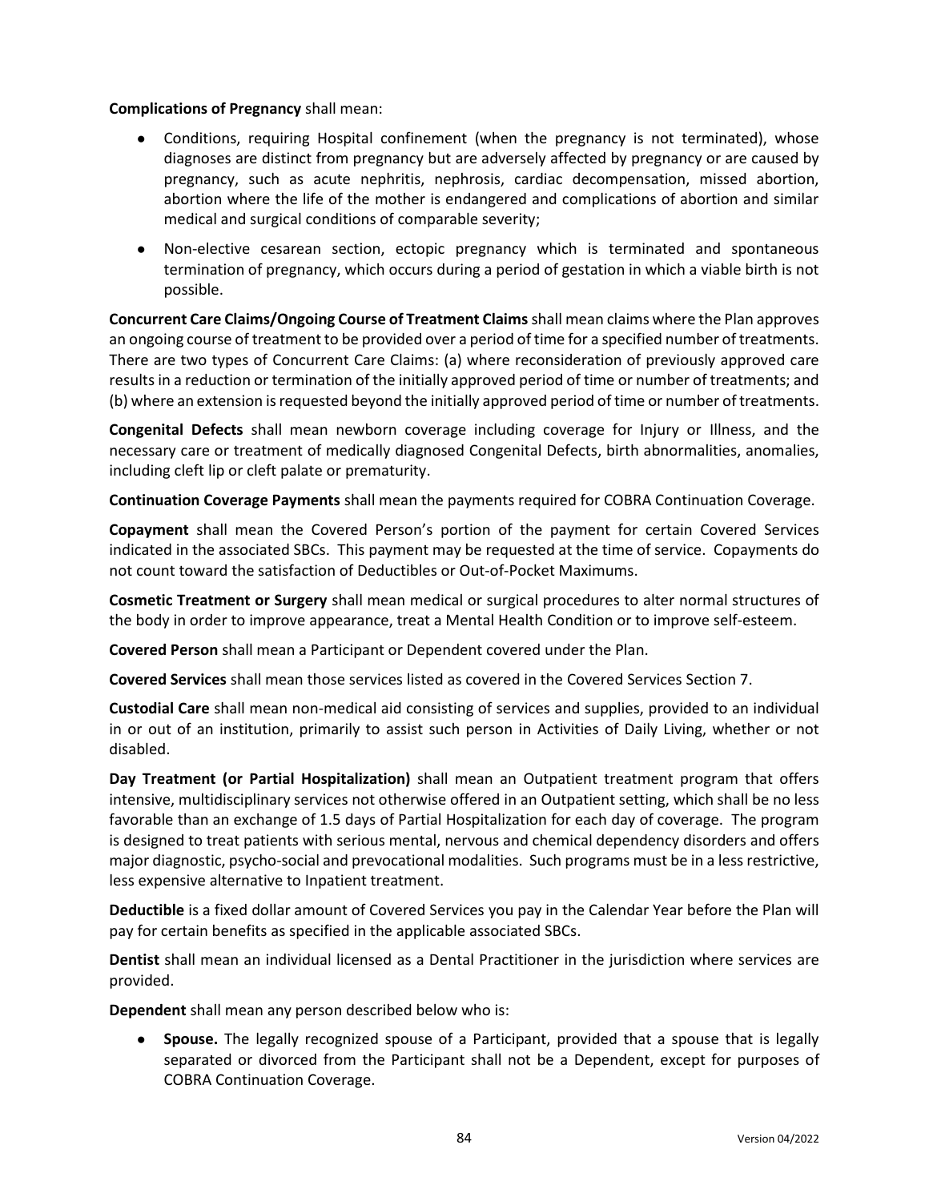**Complications of Pregnancy** shall mean:

- Conditions, requiring Hospital confinement (when the pregnancy is not terminated), whose diagnoses are distinct from pregnancy but are adversely affected by pregnancy or are caused by pregnancy, such as acute nephritis, nephrosis, cardiac decompensation, missed abortion, abortion where the life of the mother is endangered and complications of abortion and similar medical and surgical conditions of comparable severity;
- Non-elective cesarean section, ectopic pregnancy which is terminated and spontaneous termination of pregnancy, which occurs during a period of gestation in which a viable birth is not possible.

**Concurrent Care Claims/Ongoing Course of Treatment Claims** shall mean claims where the Plan approves an ongoing course of treatment to be provided over a period of time for a specified number of treatments. There are two types of Concurrent Care Claims: (a) where reconsideration of previously approved care results in a reduction or termination of the initially approved period of time or number of treatments; and (b) where an extension is requested beyond the initially approved period of time or number of treatments.

**Congenital Defects** shall mean newborn coverage including coverage for Injury or Illness, and the necessary care or treatment of medically diagnosed Congenital Defects, birth abnormalities, anomalies, including cleft lip or cleft palate or prematurity.

**Continuation Coverage Payments** shall mean the payments required for COBRA Continuation Coverage.

**Copayment** shall mean the Covered Person's portion of the payment for certain Covered Services indicated in the associated SBCs. This payment may be requested at the time of service. Copayments do not count toward the satisfaction of Deductibles or Out-of-Pocket Maximums.

**Cosmetic Treatment or Surgery** shall mean medical or surgical procedures to alter normal structures of the body in order to improve appearance, treat a Mental Health Condition or to improve self-esteem.

**Covered Person** shall mean a Participant or Dependent covered under the Plan.

**Covered Services** shall mean those services listed as covered in the Covered Services Section 7.

**Custodial Care** shall mean non-medical aid consisting of services and supplies, provided to an individual in or out of an institution, primarily to assist such person in Activities of Daily Living, whether or not disabled.

**Day Treatment (or Partial Hospitalization)** shall mean an Outpatient treatment program that offers intensive, multidisciplinary services not otherwise offered in an Outpatient setting, which shall be no less favorable than an exchange of 1.5 days of Partial Hospitalization for each day of coverage. The program is designed to treat patients with serious mental, nervous and chemical dependency disorders and offers major diagnostic, psycho-social and prevocational modalities. Such programs must be in a less restrictive, less expensive alternative to Inpatient treatment.

**Deductible** is a fixed dollar amount of Covered Services you pay in the Calendar Year before the Plan will pay for certain benefits as specified in the applicable associated SBCs.

**Dentist** shall mean an individual licensed as a Dental Practitioner in the jurisdiction where services are provided.

**Dependent** shall mean any person described below who is:

- **Spouse.** The legally recognized spouse of a Participant, provided that a spouse that is legally separated or divorced from the Participant shall not be a Dependent, except for purposes of COBRA Continuation Coverage.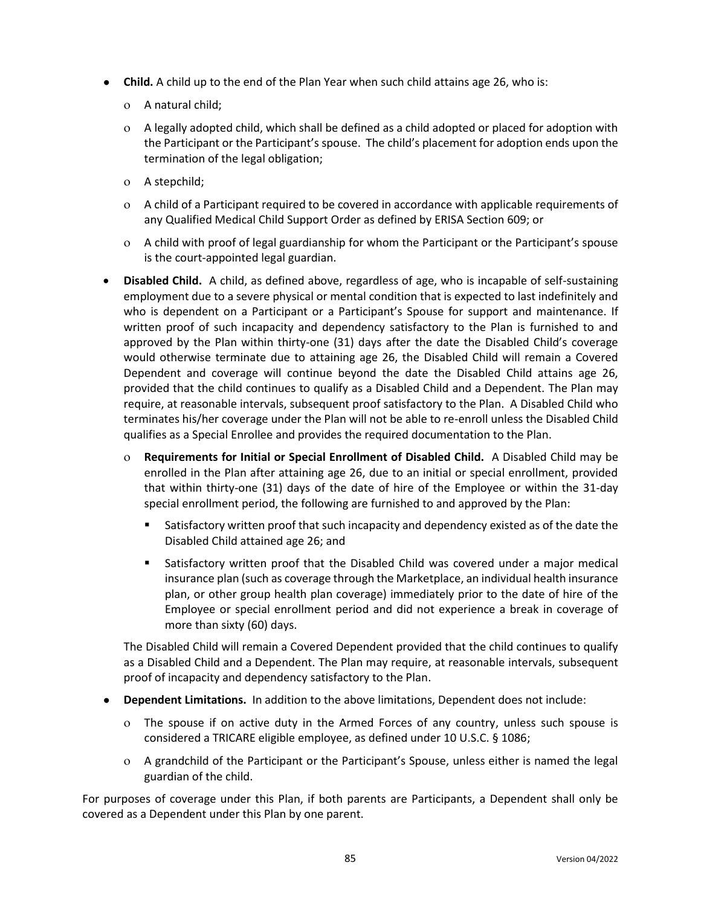- **Child.** A child up to the end of the Plan Year when such child attains age 26, who is:
  - A natural child;
  - A legally adopted child, which shall be defined as a child adopted or placed for adoption with the Participant or the Participant's spouse. The child's placement for adoption ends upon the termination of the legal obligation;
  - A stepchild;
  - A child of a Participant required to be covered in accordance with applicable requirements of any Qualified Medical Child Support Order as defined by ERISA Section 609; or
  - A child with proof of legal guardianship for whom the Participant or the Participant's spouse is the court-appointed legal guardian.
- **Disabled Child.** A child, as defined above, regardless of age, who is incapable of self-sustaining employment due to a severe physical or mental condition that is expected to last indefinitely and who is dependent on a Participant or a Participant's Spouse for support and maintenance. If written proof of such incapacity and dependency satisfactory to the Plan is furnished to and approved by the Plan within thirty-one (31) days after the date the Disabled Child's coverage would otherwise terminate due to attaining age 26, the Disabled Child will remain a Covered Dependent and coverage will continue beyond the date the Disabled Child attains age 26, provided that the child continues to qualify as a Disabled Child and a Dependent. The Plan may require, at reasonable intervals, subsequent proof satisfactory to the Plan. A Disabled Child who terminates his/her coverage under the Plan will not be able to re-enroll unless the Disabled Child qualifies as a Special Enrollee and provides the required documentation to the Plan.
  - **Requirements for Initial or Special Enrollment of Disabled Child.** A Disabled Child may be enrolled in the Plan after attaining age 26, due to an initial or special enrollment, provided that within thirty-one (31) days of the date of hire of the Employee or within the 31-day special enrollment period, the following are furnished to and approved by the Plan:
    - Satisfactory written proof that such incapacity and dependency existed as of the date the Disabled Child attained age 26; and
    - Satisfactory written proof that the Disabled Child was covered under a major medical insurance plan (such as coverage through the Marketplace, an individual health insurance plan, or other group health plan coverage) immediately prior to the date of hire of the Employee or special enrollment period and did not experience a break in coverage of more than sixty (60) days.

  The Disabled Child will remain a Covered Dependent provided that the child continues to qualify as a Disabled Child and a Dependent. The Plan may require, at reasonable intervals, subsequent proof of incapacity and dependency satisfactory to the Plan.
- **Dependent Limitations.** In addition to the above limitations, Dependent does not include:
  - The spouse if on active duty in the Armed Forces of any country, unless such spouse is considered a TRICARE eligible employee, as defined under 10 U.S.C. § 1086;
  - A grandchild of the Participant or the Participant's Spouse, unless either is named the legal guardian of the child.

For purposes of coverage under this Plan, if both parents are Participants, a Dependent shall only be covered as a Dependent under this Plan by one parent.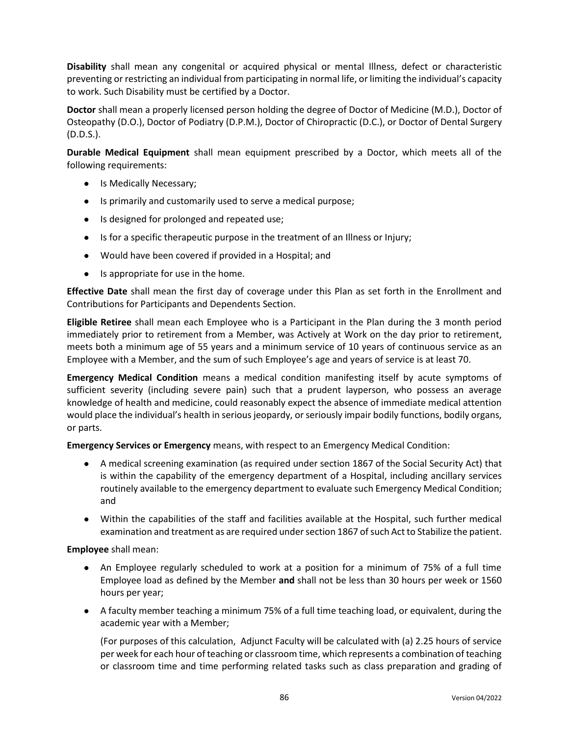**Disability** shall mean any congenital or acquired physical or mental Illness, defect or characteristic preventing or restricting an individual from participating in normal life, or limiting the individual's capacity to work. Such Disability must be certified by a Doctor.

**Doctor** shall mean a properly licensed person holding the degree of Doctor of Medicine (M.D.), Doctor of Osteopathy (D.O.), Doctor of Podiatry (D.P.M.), Doctor of Chiropractic (D.C.), or Doctor of Dental Surgery (D.D.S.).

**Durable Medical Equipment** shall mean equipment prescribed by a Doctor, which meets all of the following requirements:

- Is Medically Necessary;
- Is primarily and customarily used to serve a medical purpose;
- Is designed for prolonged and repeated use;
- Is for a specific therapeutic purpose in the treatment of an Illness or Injury;
- Would have been covered if provided in a Hospital; and
- Is appropriate for use in the home.

**Effective Date** shall mean the first day of coverage under this Plan as set forth in the Enrollment and Contributions for Participants and Dependents Section.

**Eligible Retiree** shall mean each Employee who is a Participant in the Plan during the 3 month period immediately prior to retirement from a Member, was Actively at Work on the day prior to retirement, meets both a minimum age of 55 years and a minimum service of 10 years of continuous service as an Employee with a Member, and the sum of such Employee's age and years of service is at least 70.

**Emergency Medical Condition** means a medical condition manifesting itself by acute symptoms of sufficient severity (including severe pain) such that a prudent layperson, who possess an average knowledge of health and medicine, could reasonably expect the absence of immediate medical attention would place the individual's health in serious jeopardy, or seriously impair bodily functions, bodily organs, or parts.

**Emergency Services or Emergency** means, with respect to an Emergency Medical Condition:

- A medical screening examination (as required under section 1867 of the Social Security Act) that is within the capability of the emergency department of a Hospital, including ancillary services routinely available to the emergency department to evaluate such Emergency Medical Condition; and
- Within the capabilities of the staff and facilities available at the Hospital, such further medical examination and treatment as are required under section 1867 of such Act to Stabilize the patient.

**Employee** shall mean:

- An Employee regularly scheduled to work at a position for a minimum of 75% of a full time Employee load as defined by the Member **and** shall not be less than 30 hours per week or 1560 hours per year;
- A faculty member teaching a minimum 75% of a full time teaching load, or equivalent, during the academic year with a Member;

  (For purposes of this calculation, Adjunct Faculty will be calculated with (a) 2.25 hours of service per week for each hour of teaching or classroom time, which represents a combination of teaching or classroom time and time performing related tasks such as class preparation and grading of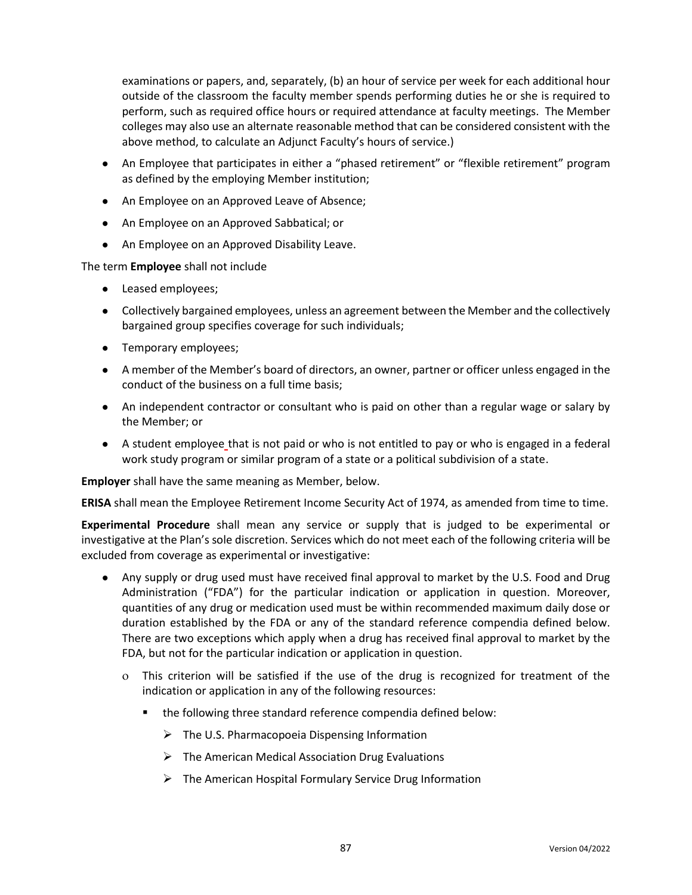examinations or papers, and, separately, (b) an hour of service per week for each additional hour outside of the classroom the faculty member spends performing duties he or she is required to perform, such as required office hours or required attendance at faculty meetings. The Member colleges may also use an alternate reasonable method that can be considered consistent with the above method, to calculate an Adjunct Faculty's hours of service.)

- An Employee that participates in either a "phased retirement" or "flexible retirement" program as defined by the employing Member institution;
- An Employee on an Approved Leave of Absence;
- An Employee on an Approved Sabbatical; or
- An Employee on an Approved Disability Leave.

The term **Employee** shall not include

- Leased employees;
- Collectively bargained employees, unless an agreement between the Member and the collectively bargained group specifies coverage for such individuals;
- Temporary employees;
- A member of the Member's board of directors, an owner, partner or officer unless engaged in the conduct of the business on a full time basis;
- An independent contractor or consultant who is paid on other than a regular wage or salary by the Member; or
- A student employee that is not paid or who is not entitled to pay or who is engaged in a federal work study program or similar program of a state or a political subdivision of a state.

**Employer** shall have the same meaning as Member, below.

**ERISA** shall mean the Employee Retirement Income Security Act of 1974, as amended from time to time.

**Experimental Procedure** shall mean any service or supply that is judged to be experimental or investigative at the Plan's sole discretion. Services which do not meet each of the following criteria will be excluded from coverage as experimental or investigative:

- Any supply or drug used must have received final approval to market by the U.S. Food and Drug Administration ("FDA") for the particular indication or application in question. Moreover, quantities of any drug or medication used must be within recommended maximum daily dose or duration established by the FDA or any of the standard reference compendia defined below. There are two exceptions which apply when a drug has received final approval to market by the FDA, but not for the particular indication or application in question.
  - This criterion will be satisfied if the use of the drug is recognized for treatment of the indication or application in any of the following resources:
    - the following three standard reference compendia defined below:
      - The U.S. Pharmacopoeia Dispensing Information
      - The American Medical Association Drug Evaluations
      - The American Hospital Formulary Service Drug Information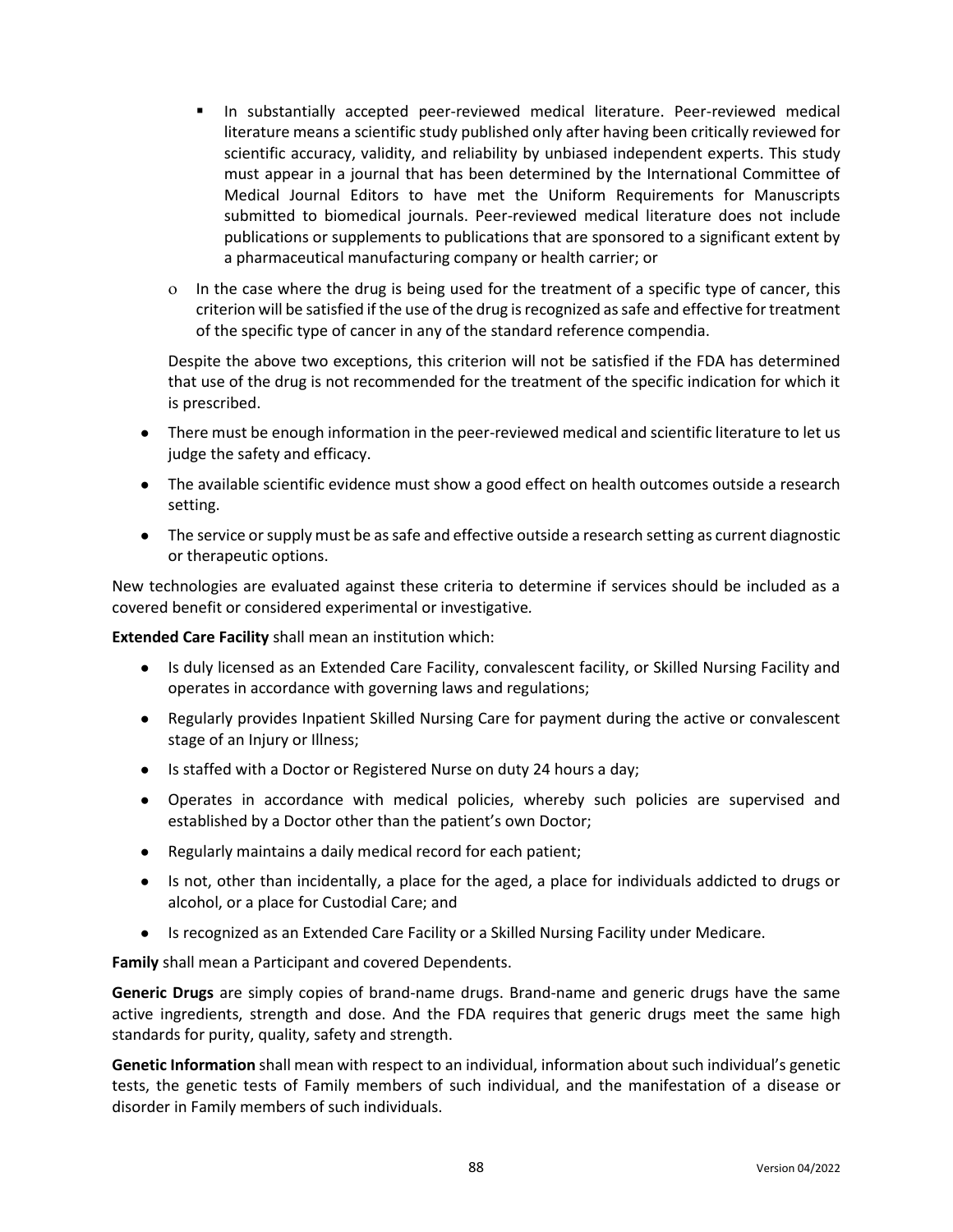- In substantially accepted peer-reviewed medical literature. Peer-reviewed medical literature means a scientific study published only after having been critically reviewed for scientific accuracy, validity, and reliability by unbiased independent experts. This study must appear in a journal that has been determined by the International Committee of Medical Journal Editors to have met the Uniform Requirements for Manuscripts submitted to biomedical journals. Peer-reviewed medical literature does not include publications or supplements to publications that are sponsored to a significant extent by a pharmaceutical manufacturing company or health carrier; or

  - In the case where the drug is being used for the treatment of a specific type of cancer, this criterion will be satisfied if the use of the drug is recognized as safe and effective for treatment of the specific type of cancer in any of the standard reference compendia.

  Despite the above two exceptions, this criterion will not be satisfied if the FDA has determined that use of the drug is not recommended for the treatment of the specific indication for which it is prescribed.

- There must be enough information in the peer-reviewed medical and scientific literature to let us judge the safety and efficacy.
- The available scientific evidence must show a good effect on health outcomes outside a research setting.
- The service or supply must be as safe and effective outside a research setting as current diagnostic or therapeutic options.

New technologies are evaluated against these criteria to determine if services should be included as a covered benefit or considered experimental or investigative.

**Extended Care Facility** shall mean an institution which:

- Is duly licensed as an Extended Care Facility, convalescent facility, or Skilled Nursing Facility and operates in accordance with governing laws and regulations;
- Regularly provides Inpatient Skilled Nursing Care for payment during the active or convalescent stage of an Injury or Illness;
- Is staffed with a Doctor or Registered Nurse on duty 24 hours a day;
- Operates in accordance with medical policies, whereby such policies are supervised and established by a Doctor other than the patient's own Doctor;
- Regularly maintains a daily medical record for each patient;
- Is not, other than incidentally, a place for the aged, a place for individuals addicted to drugs or alcohol, or a place for Custodial Care; and
- Is recognized as an Extended Care Facility or a Skilled Nursing Facility under Medicare.

**Family** shall mean a Participant and covered Dependents.

**Generic Drugs** are simply copies of brand-name drugs. Brand-name and generic drugs have the same active ingredients, strength and dose. And the FDA requires that generic drugs meet the same high standards for purity, quality, safety and strength.

**Genetic Information** shall mean with respect to an individual, information about such individual's genetic tests, the genetic tests of Family members of such individual, and the manifestation of a disease or disorder in Family members of such individuals.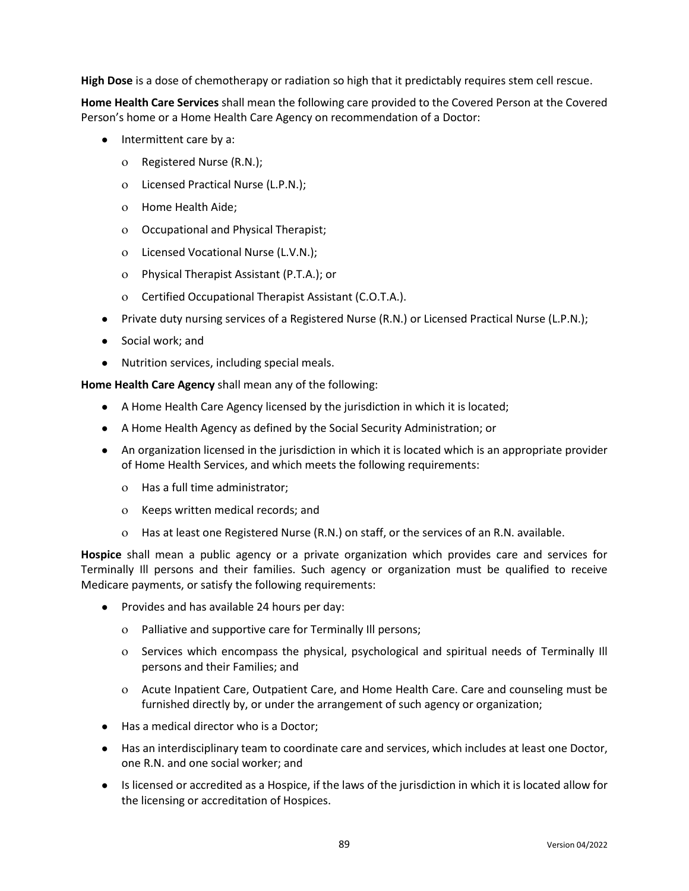**High Dose** is a dose of chemotherapy or radiation so high that it predictably requires stem cell rescue.

**Home Health Care Services** shall mean the following care provided to the Covered Person at the Covered Person's home or a Home Health Care Agency on recommendation of a Doctor:

- Intermittent care by a:
  - Registered Nurse (R.N.);
  - Licensed Practical Nurse (L.P.N.);
  - Home Health Aide;
  - Occupational and Physical Therapist;
  - Licensed Vocational Nurse (L.V.N.);
  - Physical Therapist Assistant (P.T.A.); or
  - Certified Occupational Therapist Assistant (C.O.T.A.).
- Private duty nursing services of a Registered Nurse (R.N.) or Licensed Practical Nurse (L.P.N.);
- Social work; and
- Nutrition services, including special meals.

**Home Health Care Agency** shall mean any of the following:

- A Home Health Care Agency licensed by the jurisdiction in which it is located;
- A Home Health Agency as defined by the Social Security Administration; or
- An organization licensed in the jurisdiction in which it is located which is an appropriate provider of Home Health Services, and which meets the following requirements:
  - Has a full time administrator;
  - Keeps written medical records; and
  - Has at least one Registered Nurse (R.N.) on staff, or the services of an R.N. available.

**Hospice** shall mean a public agency or a private organization which provides care and services for Terminally Ill persons and their families. Such agency or organization must be qualified to receive Medicare payments, or satisfy the following requirements:

- Provides and has available 24 hours per day:
  - Palliative and supportive care for Terminally Ill persons;
  - Services which encompass the physical, psychological and spiritual needs of Terminally Ill persons and their Families; and
  - Acute Inpatient Care, Outpatient Care, and Home Health Care. Care and counseling must be furnished directly by, or under the arrangement of such agency or organization;
- Has a medical director who is a Doctor;
- Has an interdisciplinary team to coordinate care and services, which includes at least one Doctor, one R.N. and one social worker; and
- Is licensed or accredited as a Hospice, if the laws of the jurisdiction in which it is located allow for the licensing or accreditation of Hospices.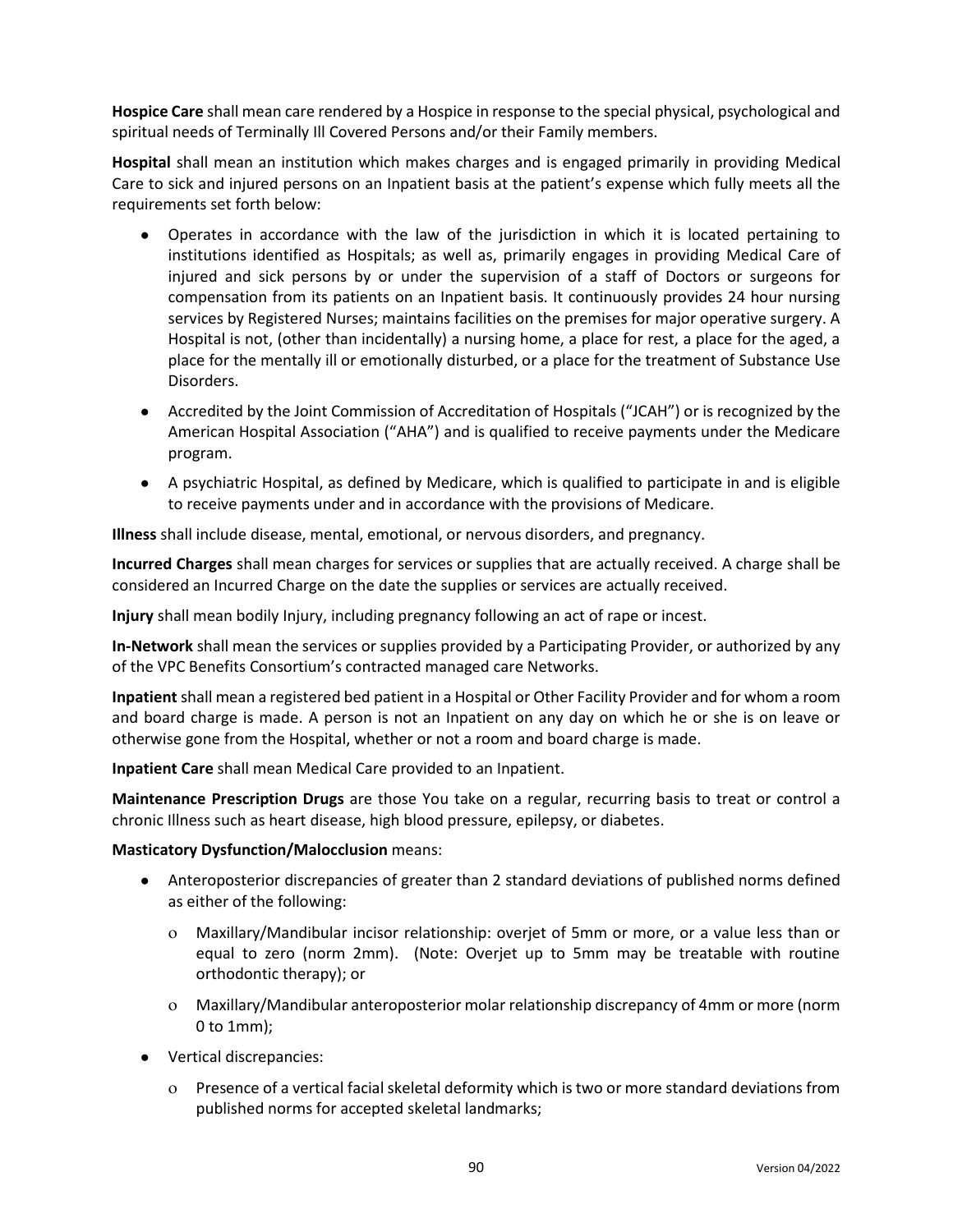**Hospice Care** shall mean care rendered by a Hospice in response to the special physical, psychological and spiritual needs of Terminally Ill Covered Persons and/or their Family members.

**Hospital** shall mean an institution which makes charges and is engaged primarily in providing Medical Care to sick and injured persons on an Inpatient basis at the patient's expense which fully meets all the requirements set forth below:

- Operates in accordance with the law of the jurisdiction in which it is located pertaining to institutions identified as Hospitals; as well as, primarily engages in providing Medical Care of injured and sick persons by or under the supervision of a staff of Doctors or surgeons for compensation from its patients on an Inpatient basis. It continuously provides 24 hour nursing services by Registered Nurses; maintains facilities on the premises for major operative surgery. A Hospital is not, (other than incidentally) a nursing home, a place for rest, a place for the aged, a place for the mentally ill or emotionally disturbed, or a place for the treatment of Substance Use Disorders.
- Accredited by the Joint Commission of Accreditation of Hospitals ("JCAH") or is recognized by the American Hospital Association ("AHA") and is qualified to receive payments under the Medicare program.
- A psychiatric Hospital, as defined by Medicare, which is qualified to participate in and is eligible to receive payments under and in accordance with the provisions of Medicare.

**Illness** shall include disease, mental, emotional, or nervous disorders, and pregnancy.

**Incurred Charges** shall mean charges for services or supplies that are actually received. A charge shall be considered an Incurred Charge on the date the supplies or services are actually received.

**Injury** shall mean bodily Injury, including pregnancy following an act of rape or incest.

**In-Network** shall mean the services or supplies provided by a Participating Provider, or authorized by any of the VPC Benefits Consortium's contracted managed care Networks.

**Inpatient** shall mean a registered bed patient in a Hospital or Other Facility Provider and for whom a room and board charge is made. A person is not an Inpatient on any day on which he or she is on leave or otherwise gone from the Hospital, whether or not a room and board charge is made.

**Inpatient Care** shall mean Medical Care provided to an Inpatient.

**Maintenance Prescription Drugs** are those You take on a regular, recurring basis to treat or control a chronic Illness such as heart disease, high blood pressure, epilepsy, or diabetes.

**Masticatory Dysfunction/Malocclusion** means:

- Anteroposterior discrepancies of greater than 2 standard deviations of published norms defined as either of the following:
  - Maxillary/Mandibular incisor relationship: overjet of 5mm or more, or a value less than or equal to zero (norm 2mm). (Note: Overjet up to 5mm may be treatable with routine orthodontic therapy); or
  - Maxillary/Mandibular anteroposterior molar relationship discrepancy of 4mm or more (norm 0 to 1mm);
- Vertical discrepancies:
  - Presence of a vertical facial skeletal deformity which is two or more standard deviations from published norms for accepted skeletal landmarks;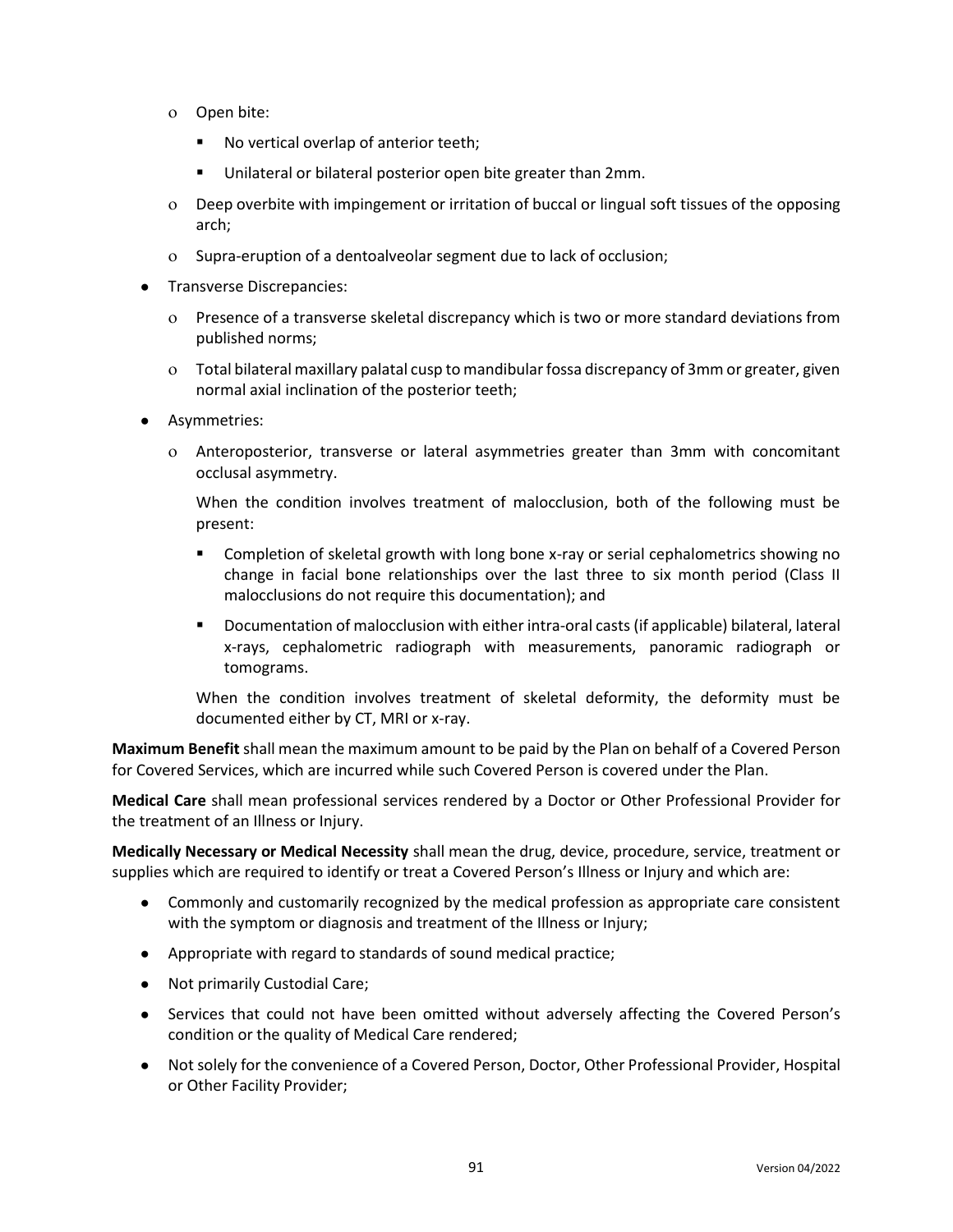- Open bite:
  - No vertical overlap of anterior teeth;
  - Unilateral or bilateral posterior open bite greater than 2mm.
- Deep overbite with impingement or irritation of buccal or lingual soft tissues of the opposing arch;
- Supra-eruption of a dentoalveolar segment due to lack of occlusion;

- Transverse Discrepancies:
  - Presence of a transverse skeletal discrepancy which is two or more standard deviations from published norms;
  - Total bilateral maxillary palatal cusp to mandibular fossa discrepancy of 3mm or greater, given normal axial inclination of the posterior teeth;
- Asymmetries:
  - Anteroposterior, transverse or lateral asymmetries greater than 3mm with concomitant occlusal asymmetry.

    When the condition involves treatment of malocclusion, both of the following must be present:

    - Completion of skeletal growth with long bone x-ray or serial cephalometrics showing no change in facial bone relationships over the last three to six month period (Class II malocclusions do not require this documentation); and
    - Documentation of malocclusion with either intra-oral casts (if applicable) bilateral, lateral x-rays, cephalometric radiograph with measurements, panoramic radiograph or tomograms.

    When the condition involves treatment of skeletal deformity, the deformity must be documented either by CT, MRI or x-ray.

**Maximum Benefit** shall mean the maximum amount to be paid by the Plan on behalf of a Covered Person for Covered Services, which are incurred while such Covered Person is covered under the Plan.

**Medical Care** shall mean professional services rendered by a Doctor or Other Professional Provider for the treatment of an Illness or Injury.

**Medically Necessary or Medical Necessity** shall mean the drug, device, procedure, service, treatment or supplies which are required to identify or treat a Covered Person's Illness or Injury and which are:

- Commonly and customarily recognized by the medical profession as appropriate care consistent with the symptom or diagnosis and treatment of the Illness or Injury;
- Appropriate with regard to standards of sound medical practice;
- Not primarily Custodial Care;
- Services that could not have been omitted without adversely affecting the Covered Person's condition or the quality of Medical Care rendered;
- Not solely for the convenience of a Covered Person, Doctor, Other Professional Provider, Hospital or Other Facility Provider;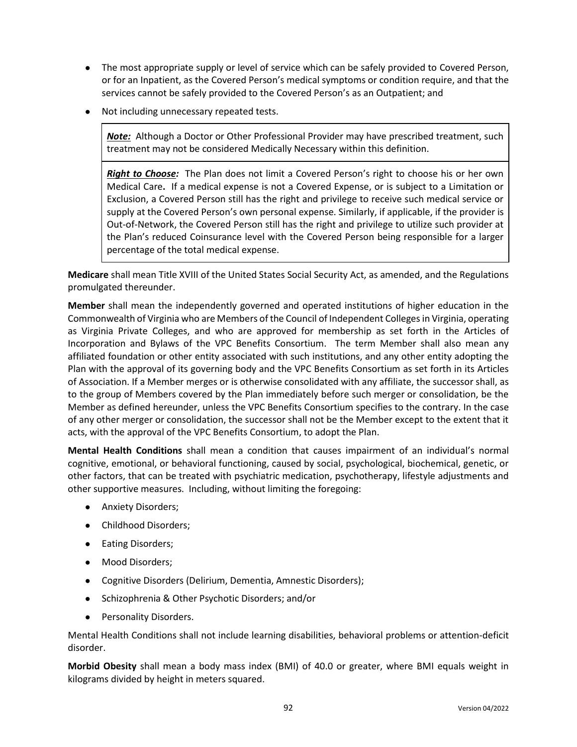- The most appropriate supply or level of service which can be safely provided to Covered Person, or for an Inpatient, as the Covered Person's medical symptoms or condition require, and that the services cannot be safely provided to the Covered Person's as an Outpatient; and
- Not including unnecessary repeated tests.

> ***Note:*** Although a Doctor or Other Professional Provider may have prescribed treatment, such treatment may not be considered Medically Necessary within this definition.
>
> ***Right to Choose:*** The Plan does not limit a Covered Person's right to choose his or her own Medical Care**.** If a medical expense is not a Covered Expense, or is subject to a Limitation or Exclusion, a Covered Person still has the right and privilege to receive such medical service or supply at the Covered Person's own personal expense. Similarly, if applicable, if the provider is Out-of-Network, the Covered Person still has the right and privilege to utilize such provider at the Plan's reduced Coinsurance level with the Covered Person being responsible for a larger percentage of the total medical expense.

**Medicare** shall mean Title XVIII of the United States Social Security Act, as amended, and the Regulations promulgated thereunder.

**Member** shall mean the independently governed and operated institutions of higher education in the Commonwealth of Virginia who are Members of the Council of Independent Colleges in Virginia, operating as Virginia Private Colleges, and who are approved for membership as set forth in the Articles of Incorporation and Bylaws of the VPC Benefits Consortium. The term Member shall also mean any affiliated foundation or other entity associated with such institutions, and any other entity adopting the Plan with the approval of its governing body and the VPC Benefits Consortium as set forth in its Articles of Association. If a Member merges or is otherwise consolidated with any affiliate, the successor shall, as to the group of Members covered by the Plan immediately before such merger or consolidation, be the Member as defined hereunder, unless the VPC Benefits Consortium specifies to the contrary. In the case of any other merger or consolidation, the successor shall not be the Member except to the extent that it acts, with the approval of the VPC Benefits Consortium, to adopt the Plan.

**Mental Health Conditions** shall mean a condition that causes impairment of an individual's normal cognitive, emotional, or behavioral functioning, caused by social, psychological, biochemical, genetic, or other factors, that can be treated with psychiatric medication, psychotherapy, lifestyle adjustments and other supportive measures. Including, without limiting the foregoing:

- Anxiety Disorders;
- Childhood Disorders;
- Eating Disorders;
- Mood Disorders;
- Cognitive Disorders (Delirium, Dementia, Amnestic Disorders);
- Schizophrenia & Other Psychotic Disorders; and/or
- Personality Disorders.

Mental Health Conditions shall not include learning disabilities, behavioral problems or attention-deficit disorder.

**Morbid Obesity** shall mean a body mass index (BMI) of 40.0 or greater, where BMI equals weight in kilograms divided by height in meters squared.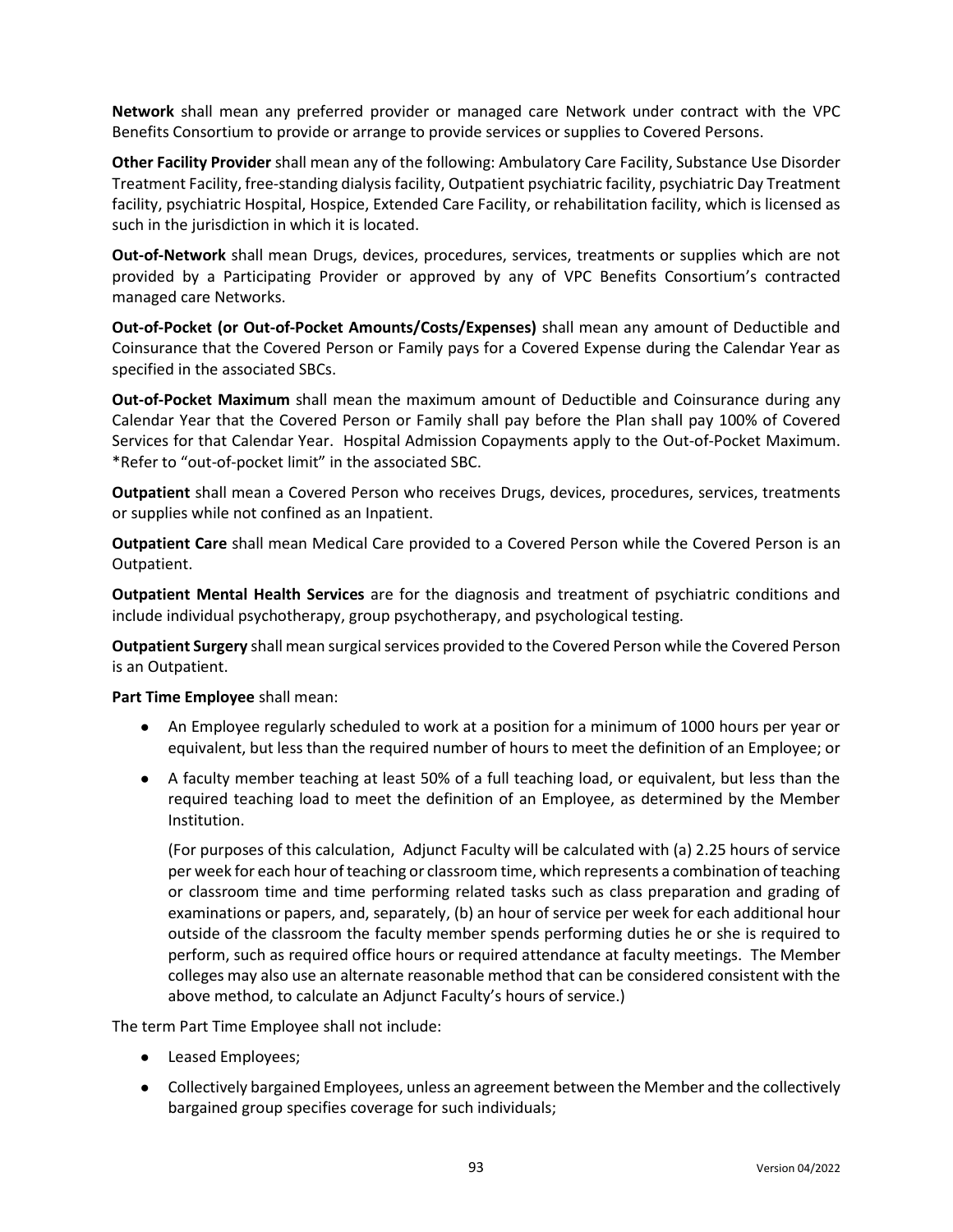**Network** shall mean any preferred provider or managed care Network under contract with the VPC Benefits Consortium to provide or arrange to provide services or supplies to Covered Persons.

**Other Facility Provider** shall mean any of the following: Ambulatory Care Facility, Substance Use Disorder Treatment Facility, free-standing dialysis facility, Outpatient psychiatric facility, psychiatric Day Treatment facility, psychiatric Hospital, Hospice, Extended Care Facility, or rehabilitation facility, which is licensed as such in the jurisdiction in which it is located.

**Out-of-Network** shall mean Drugs, devices, procedures, services, treatments or supplies which are not provided by a Participating Provider or approved by any of VPC Benefits Consortium's contracted managed care Networks.

**Out-of-Pocket (or Out-of-Pocket Amounts/Costs/Expenses)** shall mean any amount of Deductible and Coinsurance that the Covered Person or Family pays for a Covered Expense during the Calendar Year as specified in the associated SBCs.

**Out-of-Pocket Maximum** shall mean the maximum amount of Deductible and Coinsurance during any Calendar Year that the Covered Person or Family shall pay before the Plan shall pay 100% of Covered Services for that Calendar Year. Hospital Admission Copayments apply to the Out-of-Pocket Maximum. *Refer to "out-of-pocket limit" in the associated SBC.

**Outpatient** shall mean a Covered Person who receives Drugs, devices, procedures, services, treatments or supplies while not confined as an Inpatient.

**Outpatient Care** shall mean Medical Care provided to a Covered Person while the Covered Person is an Outpatient.

**Outpatient Mental Health Services** are for the diagnosis and treatment of psychiatric conditions and include individual psychotherapy, group psychotherapy, and psychological testing.

**Outpatient Surgery** shall mean surgical services provided to the Covered Person while the Covered Person is an Outpatient.

**Part Time Employee** shall mean:

- An Employee regularly scheduled to work at a position for a minimum of 1000 hours per year or equivalent, but less than the required number of hours to meet the definition of an Employee; or
- A faculty member teaching at least 50% of a full teaching load, or equivalent, but less than the required teaching load to meet the definition of an Employee, as determined by the Member Institution.

  (For purposes of this calculation, Adjunct Faculty will be calculated with (a) 2.25 hours of service per week for each hour of teaching or classroom time, which represents a combination of teaching or classroom time and time performing related tasks such as class preparation and grading of examinations or papers, and, separately, (b) an hour of service per week for each additional hour outside of the classroom the faculty member spends performing duties he or she is required to perform, such as required office hours or required attendance at faculty meetings. The Member colleges may also use an alternate reasonable method that can be considered consistent with the above method, to calculate an Adjunct Faculty's hours of service.)

The term Part Time Employee shall not include:

- Leased Employees;
- Collectively bargained Employees, unless an agreement between the Member and the collectively bargained group specifies coverage for such individuals;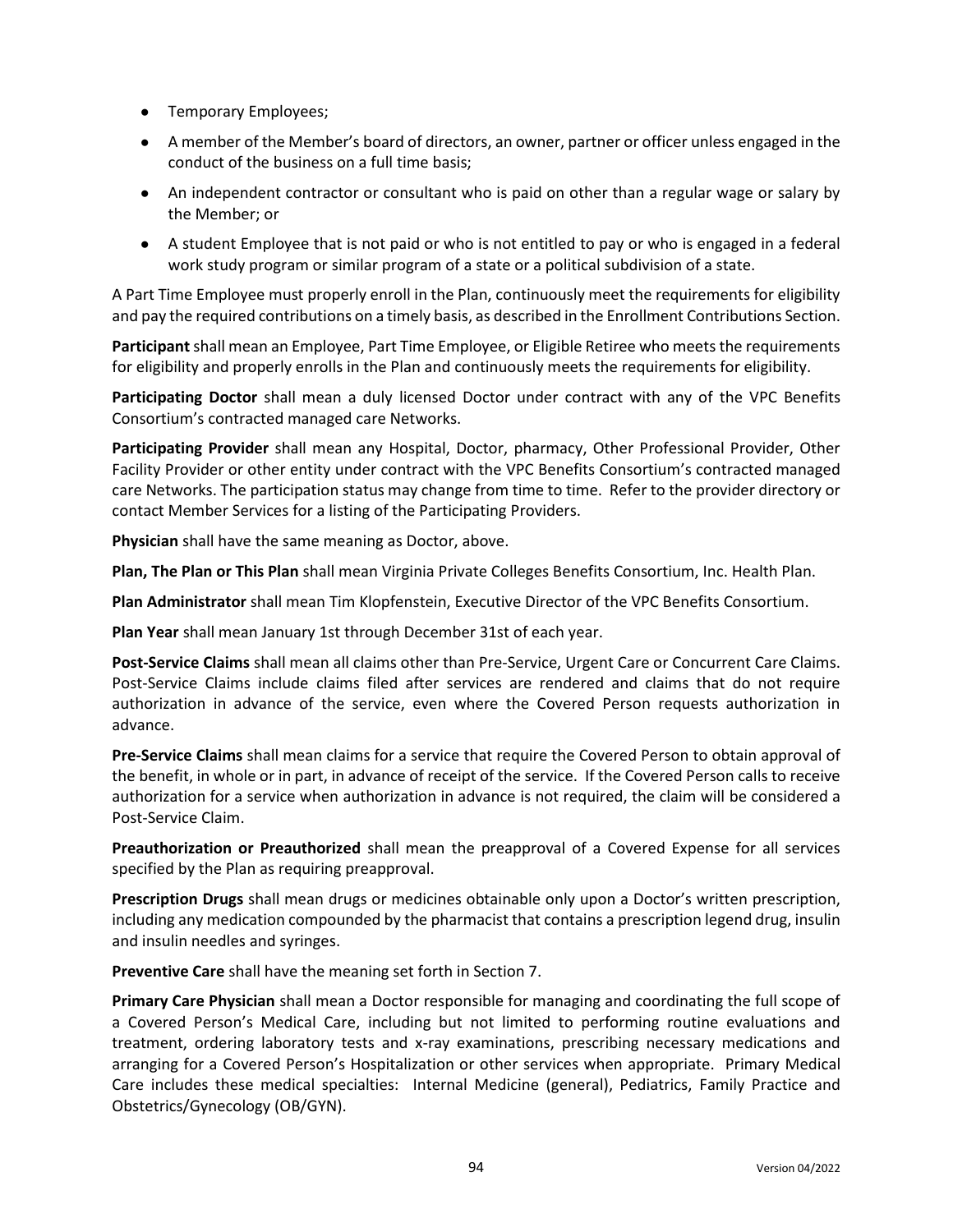- Temporary Employees;
- A member of the Member's board of directors, an owner, partner or officer unless engaged in the conduct of the business on a full time basis;
- An independent contractor or consultant who is paid on other than a regular wage or salary by the Member; or
- A student Employee that is not paid or who is not entitled to pay or who is engaged in a federal work study program or similar program of a state or a political subdivision of a state.

A Part Time Employee must properly enroll in the Plan, continuously meet the requirements for eligibility and pay the required contributions on a timely basis, as described in the Enrollment Contributions Section.

**Participant** shall mean an Employee, Part Time Employee, or Eligible Retiree who meets the requirements for eligibility and properly enrolls in the Plan and continuously meets the requirements for eligibility.

**Participating Doctor** shall mean a duly licensed Doctor under contract with any of the VPC Benefits Consortium's contracted managed care Networks.

**Participating Provider** shall mean any Hospital, Doctor, pharmacy, Other Professional Provider, Other Facility Provider or other entity under contract with the VPC Benefits Consortium's contracted managed care Networks. The participation status may change from time to time. Refer to the provider directory or contact Member Services for a listing of the Participating Providers.

**Physician** shall have the same meaning as Doctor, above.

**Plan, The Plan or This Plan** shall mean Virginia Private Colleges Benefits Consortium, Inc. Health Plan.

**Plan Administrator** shall mean Tim Klopfenstein, Executive Director of the VPC Benefits Consortium.

**Plan Year** shall mean January 1st through December 31st of each year.

**Post-Service Claims** shall mean all claims other than Pre-Service, Urgent Care or Concurrent Care Claims. Post-Service Claims include claims filed after services are rendered and claims that do not require authorization in advance of the service, even where the Covered Person requests authorization in advance.

**Pre-Service Claims** shall mean claims for a service that require the Covered Person to obtain approval of the benefit, in whole or in part, in advance of receipt of the service. If the Covered Person calls to receive authorization for a service when authorization in advance is not required, the claim will be considered a Post-Service Claim.

**Preauthorization or Preauthorized** shall mean the preapproval of a Covered Expense for all services specified by the Plan as requiring preapproval.

**Prescription Drugs** shall mean drugs or medicines obtainable only upon a Doctor's written prescription, including any medication compounded by the pharmacist that contains a prescription legend drug, insulin and insulin needles and syringes.

**Preventive Care** shall have the meaning set forth in Section 7.

**Primary Care Physician** shall mean a Doctor responsible for managing and coordinating the full scope of a Covered Person's Medical Care, including but not limited to performing routine evaluations and treatment, ordering laboratory tests and x-ray examinations, prescribing necessary medications and arranging for a Covered Person's Hospitalization or other services when appropriate. Primary Medical Care includes these medical specialties: Internal Medicine (general), Pediatrics, Family Practice and Obstetrics/Gynecology (OB/GYN).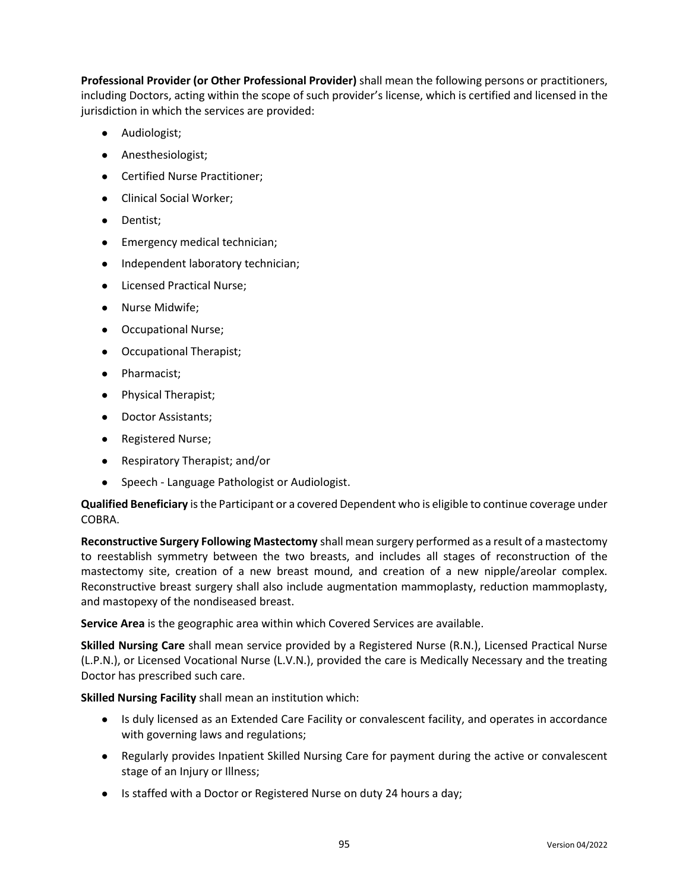**Professional Provider (or Other Professional Provider)** shall mean the following persons or practitioners, including Doctors, acting within the scope of such provider's license, which is certified and licensed in the jurisdiction in which the services are provided:

- Audiologist;
- Anesthesiologist;
- Certified Nurse Practitioner;
- Clinical Social Worker;
- Dentist;
- Emergency medical technician;
- Independent laboratory technician;
- Licensed Practical Nurse;
- Nurse Midwife;
- Occupational Nurse;
- Occupational Therapist;
- Pharmacist;
- Physical Therapist;
- Doctor Assistants;
- Registered Nurse;
- Respiratory Therapist; and/or
- Speech - Language Pathologist or Audiologist.

**Qualified Beneficiary** is the Participant or a covered Dependent who is eligible to continue coverage under COBRA.

**Reconstructive Surgery Following Mastectomy** shall mean surgery performed as a result of a mastectomy to reestablish symmetry between the two breasts, and includes all stages of reconstruction of the mastectomy site, creation of a new breast mound, and creation of a new nipple/areolar complex. Reconstructive breast surgery shall also include augmentation mammoplasty, reduction mammoplasty, and mastopexy of the nondiseased breast.

**Service Area** is the geographic area within which Covered Services are available.

**Skilled Nursing Care** shall mean service provided by a Registered Nurse (R.N.), Licensed Practical Nurse (L.P.N.), or Licensed Vocational Nurse (L.V.N.), provided the care is Medically Necessary and the treating Doctor has prescribed such care.

**Skilled Nursing Facility** shall mean an institution which:

- Is duly licensed as an Extended Care Facility or convalescent facility, and operates in accordance with governing laws and regulations;
- Regularly provides Inpatient Skilled Nursing Care for payment during the active or convalescent stage of an Injury or Illness;
- Is staffed with a Doctor or Registered Nurse on duty 24 hours a day;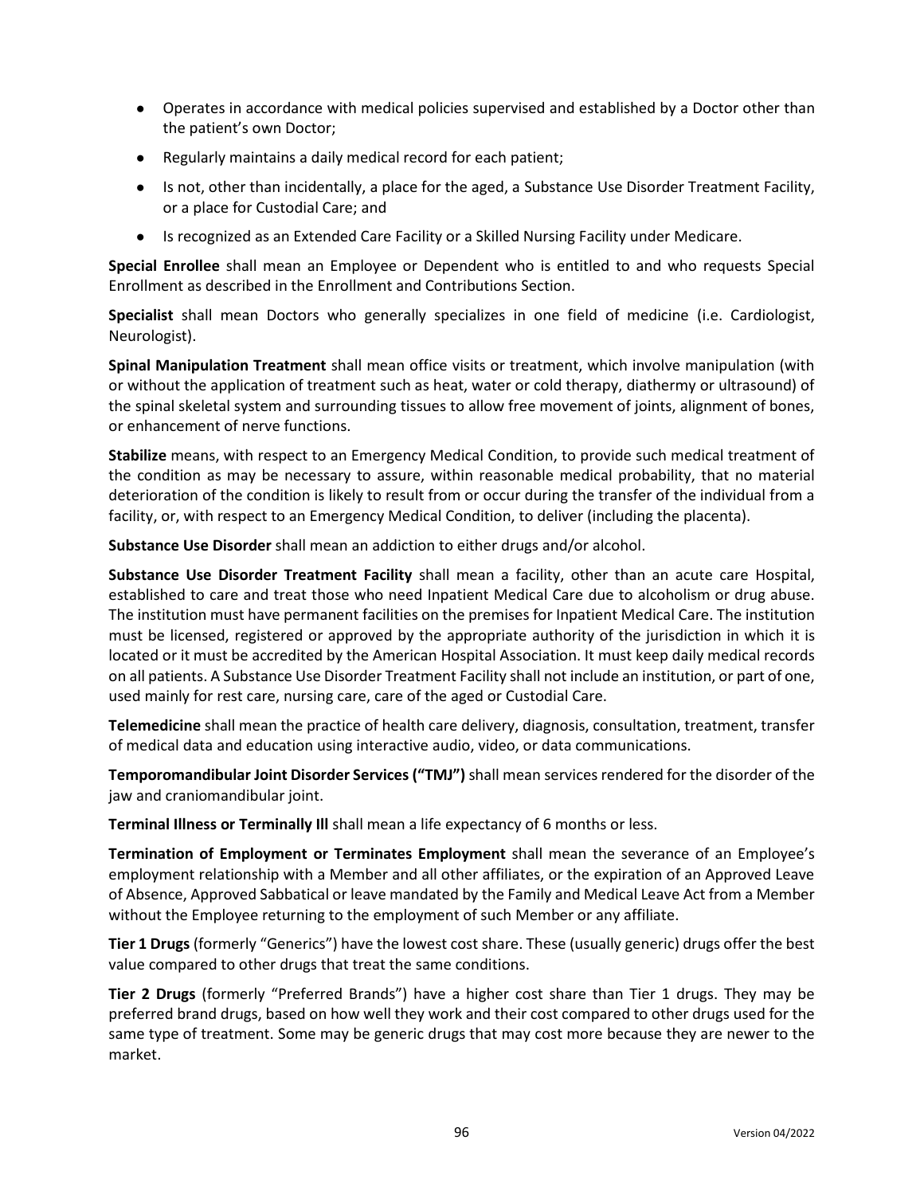- Operates in accordance with medical policies supervised and established by a Doctor other than the patient's own Doctor;
- Regularly maintains a daily medical record for each patient;
- Is not, other than incidentally, a place for the aged, a Substance Use Disorder Treatment Facility, or a place for Custodial Care; and
- Is recognized as an Extended Care Facility or a Skilled Nursing Facility under Medicare.

**Special Enrollee** shall mean an Employee or Dependent who is entitled to and who requests Special Enrollment as described in the Enrollment and Contributions Section.

**Specialist** shall mean Doctors who generally specializes in one field of medicine (i.e. Cardiologist, Neurologist).

**Spinal Manipulation Treatment** shall mean office visits or treatment, which involve manipulation (with or without the application of treatment such as heat, water or cold therapy, diathermy or ultrasound) of the spinal skeletal system and surrounding tissues to allow free movement of joints, alignment of bones, or enhancement of nerve functions.

**Stabilize** means, with respect to an Emergency Medical Condition, to provide such medical treatment of the condition as may be necessary to assure, within reasonable medical probability, that no material deterioration of the condition is likely to result from or occur during the transfer of the individual from a facility, or, with respect to an Emergency Medical Condition, to deliver (including the placenta).

**Substance Use Disorder** shall mean an addiction to either drugs and/or alcohol.

**Substance Use Disorder Treatment Facility** shall mean a facility, other than an acute care Hospital, established to care and treat those who need Inpatient Medical Care due to alcoholism or drug abuse. The institution must have permanent facilities on the premises for Inpatient Medical Care. The institution must be licensed, registered or approved by the appropriate authority of the jurisdiction in which it is located or it must be accredited by the American Hospital Association. It must keep daily medical records on all patients. A Substance Use Disorder Treatment Facility shall not include an institution, or part of one, used mainly for rest care, nursing care, care of the aged or Custodial Care.

**Telemedicine** shall mean the practice of health care delivery, diagnosis, consultation, treatment, transfer of medical data and education using interactive audio, video, or data communications.

**Temporomandibular Joint Disorder Services ("TMJ")** shall mean services rendered for the disorder of the jaw and craniomandibular joint.

**Terminal Illness or Terminally Ill** shall mean a life expectancy of 6 months or less.

**Termination of Employment or Terminates Employment** shall mean the severance of an Employee's employment relationship with a Member and all other affiliates, or the expiration of an Approved Leave of Absence, Approved Sabbatical or leave mandated by the Family and Medical Leave Act from a Member without the Employee returning to the employment of such Member or any affiliate.

**Tier 1 Drugs** (formerly "Generics") have the lowest cost share. These (usually generic) drugs offer the best value compared to other drugs that treat the same conditions.

**Tier 2 Drugs** (formerly "Preferred Brands") have a higher cost share than Tier 1 drugs. They may be preferred brand drugs, based on how well they work and their cost compared to other drugs used for the same type of treatment. Some may be generic drugs that may cost more because they are newer to the market.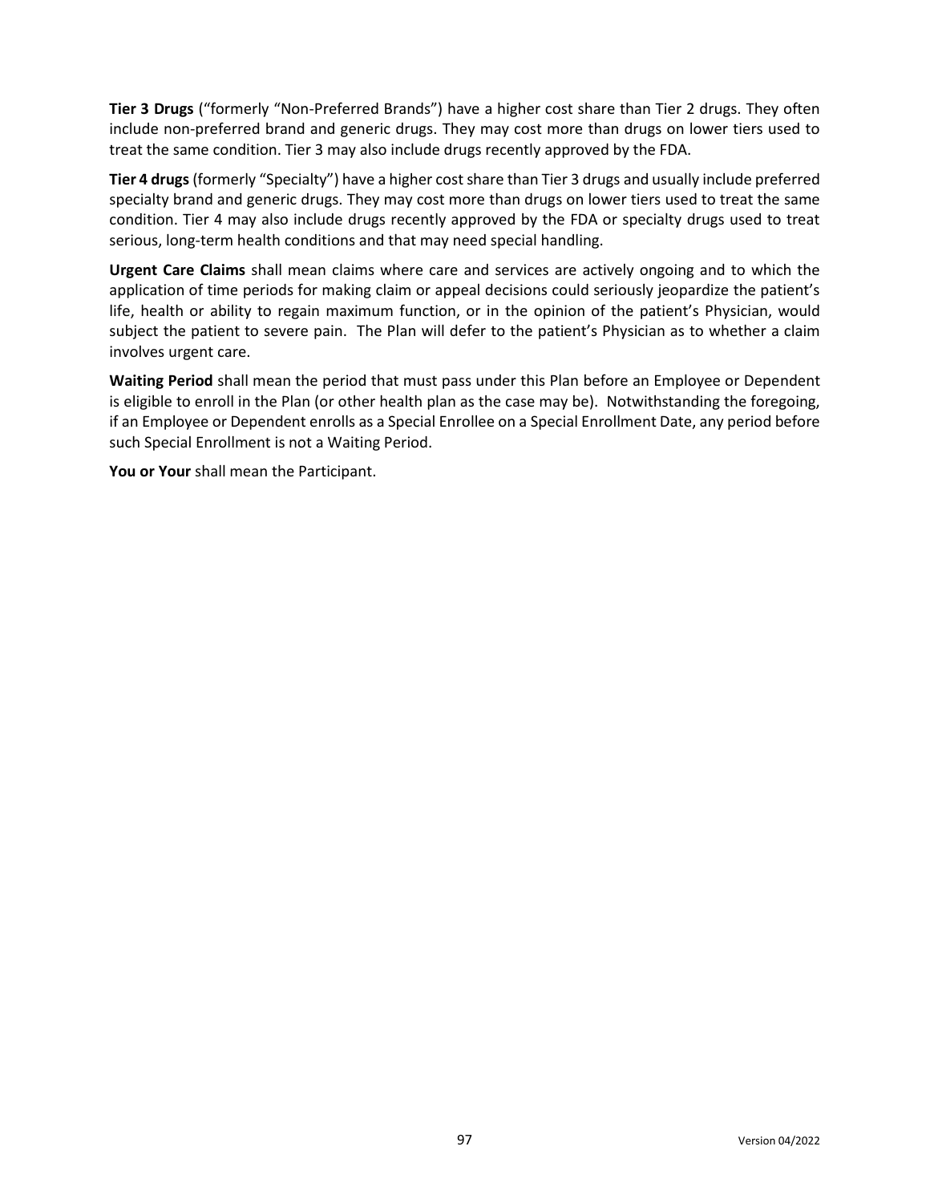**Tier 3 Drugs** (“formerly “Non-Preferred Brands”) have a higher cost share than Tier 2 drugs. They often include non-preferred brand and generic drugs. They may cost more than drugs on lower tiers used to treat the same condition. Tier 3 may also include drugs recently approved by the FDA.

**Tier 4 drugs** (formerly “Specialty”) have a higher cost share than Tier 3 drugs and usually include preferred specialty brand and generic drugs. They may cost more than drugs on lower tiers used to treat the same condition. Tier 4 may also include drugs recently approved by the FDA or specialty drugs used to treat serious, long-term health conditions and that may need special handling.

**Urgent Care Claims** shall mean claims where care and services are actively ongoing and to which the application of time periods for making claim or appeal decisions could seriously jeopardize the patient’s life, health or ability to regain maximum function, or in the opinion of the patient’s Physician, would subject the patient to severe pain. The Plan will defer to the patient’s Physician as to whether a claim involves urgent care.

**Waiting Period** shall mean the period that must pass under this Plan before an Employee or Dependent is eligible to enroll in the Plan (or other health plan as the case may be). Notwithstanding the foregoing, if an Employee or Dependent enrolls as a Special Enrollee on a Special Enrollment Date, any period before such Special Enrollment is not a Waiting Period.

**You or Your** shall mean the Participant.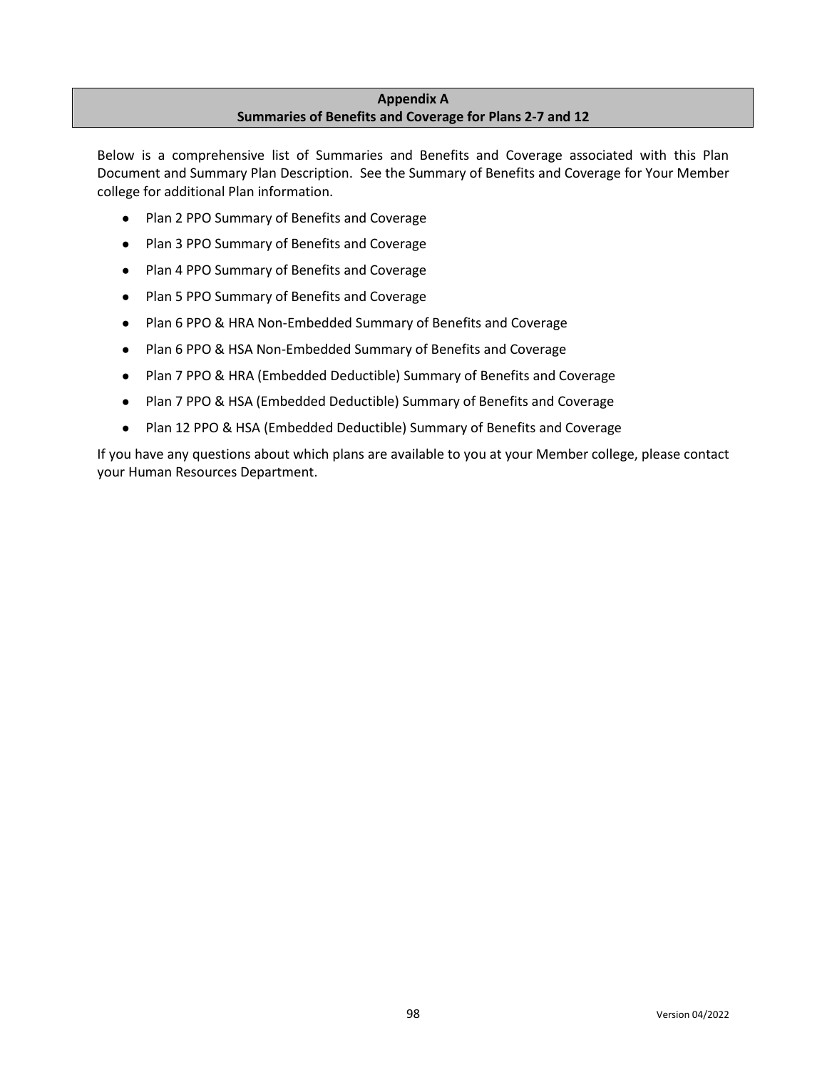## Appendix A
## Summaries of Benefits and Coverage for Plans 2-7 and 12

Below is a comprehensive list of Summaries and Benefits and Coverage associated with this Plan Document and Summary Plan Description. See the Summary of Benefits and Coverage for Your Member college for additional Plan information.

- Plan 2 PPO Summary of Benefits and Coverage
- Plan 3 PPO Summary of Benefits and Coverage
- Plan 4 PPO Summary of Benefits and Coverage
- Plan 5 PPO Summary of Benefits and Coverage
- Plan 6 PPO & HRA Non-Embedded Summary of Benefits and Coverage
- Plan 6 PPO & HSA Non-Embedded Summary of Benefits and Coverage
- Plan 7 PPO & HRA (Embedded Deductible) Summary of Benefits and Coverage
- Plan 7 PPO & HSA (Embedded Deductible) Summary of Benefits and Coverage
- Plan 12 PPO & HSA (Embedded Deductible) Summary of Benefits and Coverage

If you have any questions about which plans are available to you at your Member college, please contact your Human Resources Department.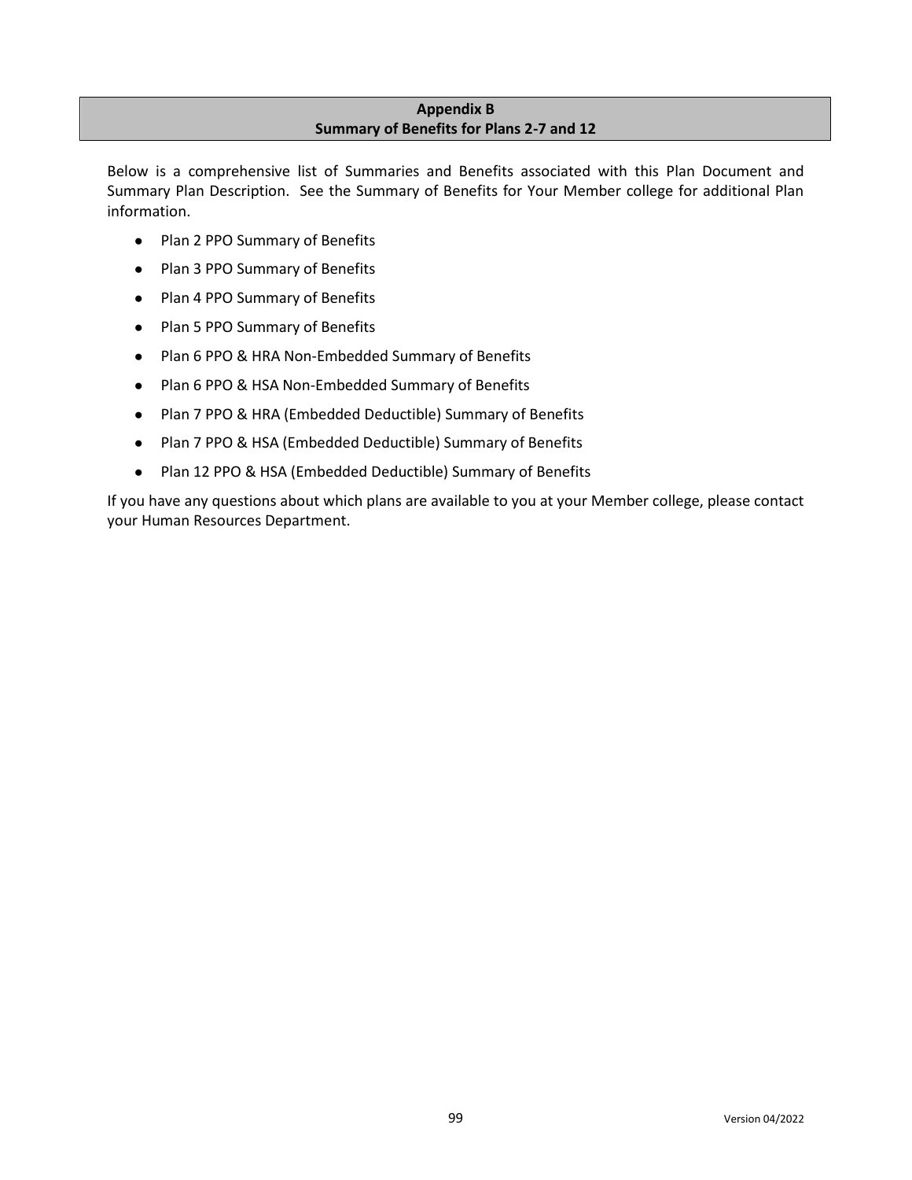## Appendix B
## Summary of Benefits for Plans 2-7 and 12

Below is a comprehensive list of Summaries and Benefits associated with this Plan Document and Summary Plan Description. See the Summary of Benefits for Your Member college for additional Plan information.

- Plan 2 PPO Summary of Benefits
- Plan 3 PPO Summary of Benefits
- Plan 4 PPO Summary of Benefits
- Plan 5 PPO Summary of Benefits
- Plan 6 PPO & HRA Non-Embedded Summary of Benefits
- Plan 6 PPO & HSA Non-Embedded Summary of Benefits
- Plan 7 PPO & HRA (Embedded Deductible) Summary of Benefits
- Plan 7 PPO & HSA (Embedded Deductible) Summary of Benefits
- Plan 12 PPO & HSA (Embedded Deductible) Summary of Benefits

If you have any questions about which plans are available to you at your Member college, please contact your Human Resources Department.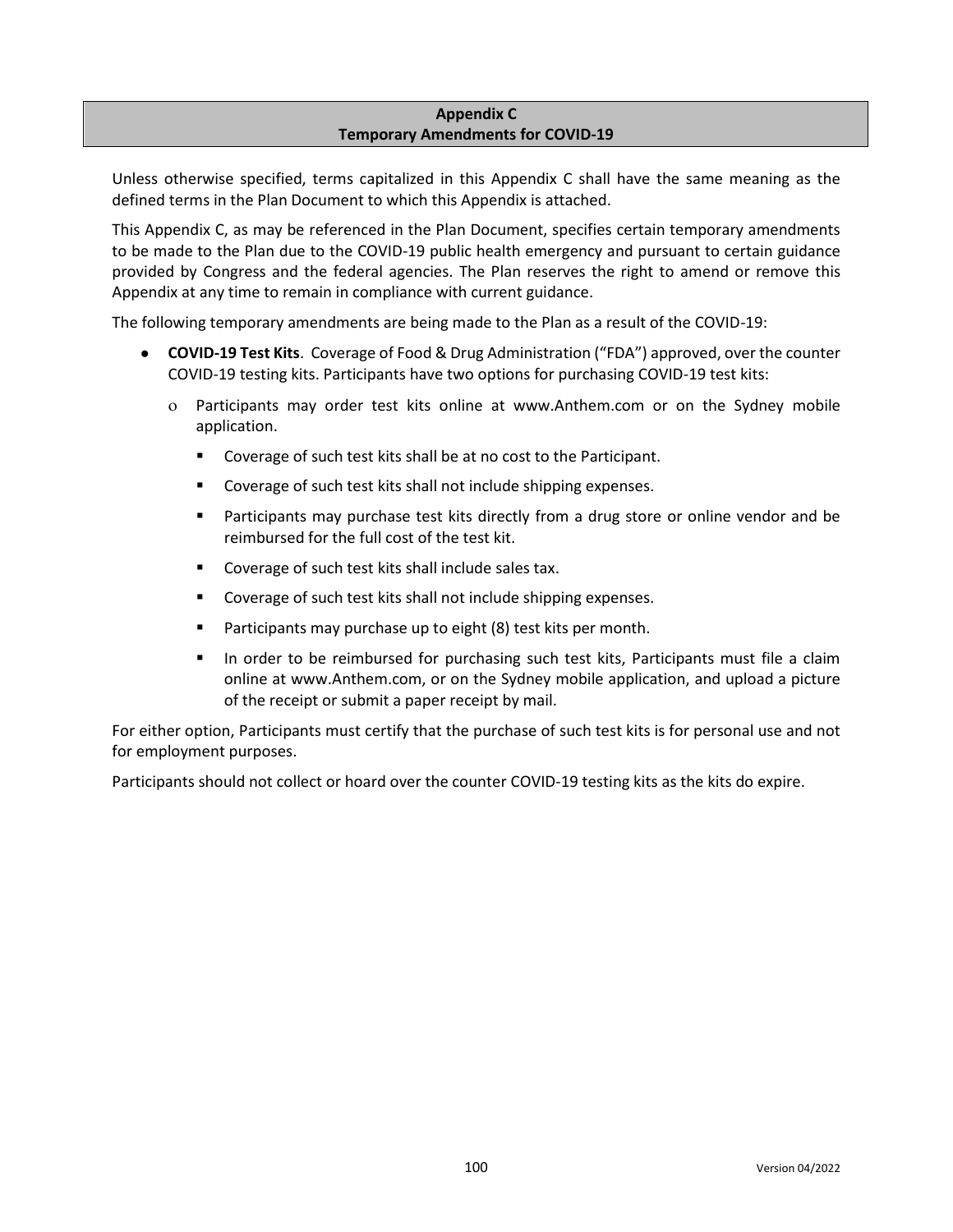## Appendix C
## Temporary Amendments for COVID-19

Unless otherwise specified, terms capitalized in this Appendix C shall have the same meaning as the defined terms in the Plan Document to which this Appendix is attached.

This Appendix C, as may be referenced in the Plan Document, specifies certain temporary amendments to be made to the Plan due to the COVID-19 public health emergency and pursuant to certain guidance provided by Congress and the federal agencies. The Plan reserves the right to amend or remove this Appendix at any time to remain in compliance with current guidance.

The following temporary amendments are being made to the Plan as a result of the COVID-19:

- **COVID-19 Test Kits**. Coverage of Food & Drug Administration ("FDA") approved, over the counter COVID-19 testing kits. Participants have two options for purchasing COVID-19 test kits:
  - Participants may order test kits online at www.Anthem.com or on the Sydney mobile application.
    - Coverage of such test kits shall be at no cost to the Participant.
    - Coverage of such test kits shall not include shipping expenses.
    - Participants may purchase test kits directly from a drug store or online vendor and be reimbursed for the full cost of the test kit.
    - Coverage of such test kits shall include sales tax.
    - Coverage of such test kits shall not include shipping expenses.
    - Participants may purchase up to eight (8) test kits per month.
    - In order to be reimbursed for purchasing such test kits, Participants must file a claim online at www.Anthem.com, or on the Sydney mobile application, and upload a picture of the receipt or submit a paper receipt by mail.

For either option, Participants must certify that the purchase of such test kits is for personal use and not for employment purposes.

Participants should not collect or hoard over the counter COVID-19 testing kits as the kits do expire.